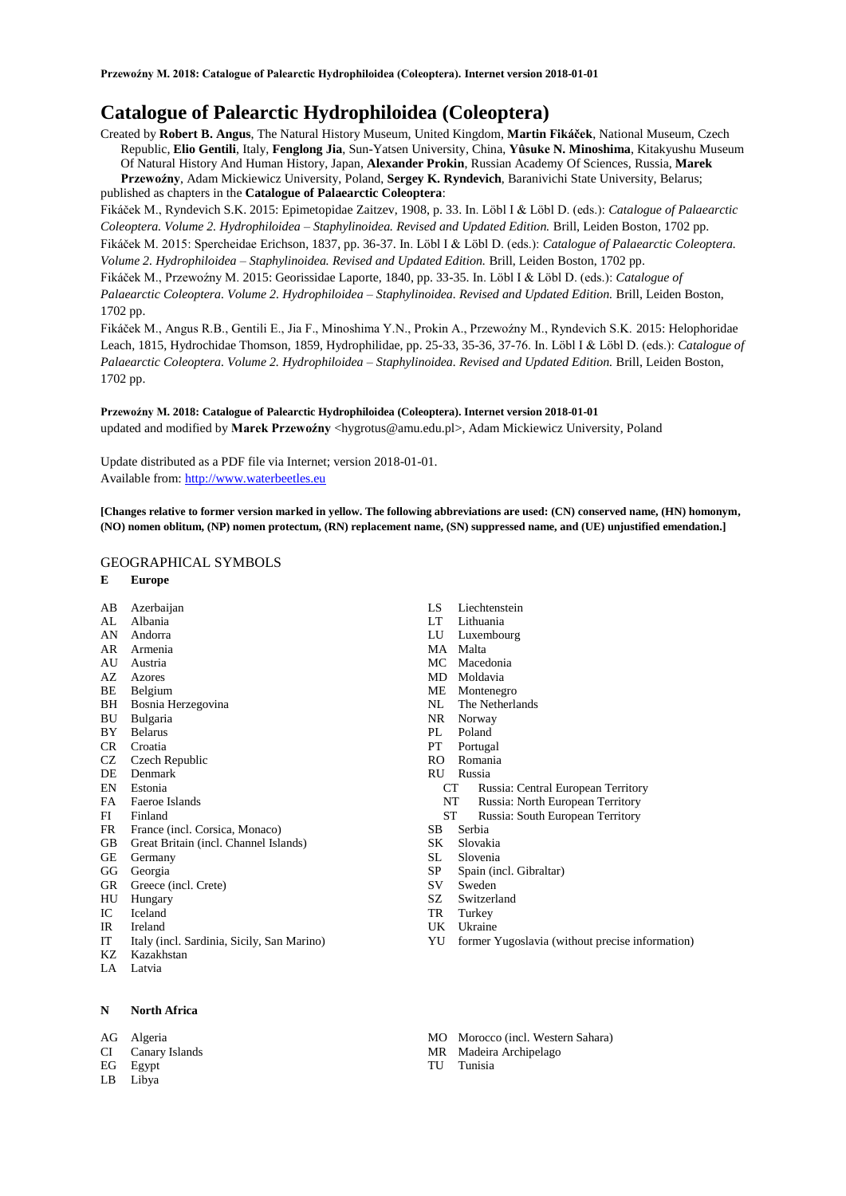# Catalogue of Palearctic Hydrophiloidea (Coleoptera)

Created by **Robert B. Angus**, The Natural History Museum, United Kingdom, **Martin Fikáček**, National Museum, Czech Republic, **Elio Gentili**, Italy, **Fenglong Jia**, Sun-Yatsen University, China, **Yûsuke N. Minoshima**, Kitakyushu Museum Of Natural History And Human History, Japan, **Alexander Prokin**, Russian Academy Of Sciences, Russia, **Marek Przewoźny**, Adam Mickiewicz University, Poland, **Sergey K. Ryndevich**, Baranivichi State University, Belarus; published as chapters in the **Catalogue of Palaearctic Coleoptera**:

Fikáček M., Ryndevich S.K. 2015: Epimetopidae Zaitzev, 1908, p. 33. In. Löbl I & Löbl D. (eds.): *Catalogue of Palaearctic Coleoptera. Volume 2. Hydrophiloidea – Staphylinoidea. Revised and Updated Edition.* Brill, Leiden Boston, 1702 pp.

Fikáček M. 2015: Spercheidae Erichson, 1837, pp. 36-37. In. Löbl I & Löbl D. (eds.): *Catalogue of Palaearctic Coleoptera. Volume 2. Hydrophiloidea – Staphylinoidea. Revised and Updated Edition.* Brill, Leiden Boston, 1702 pp.

Fikáček M., Przewoźny M. 2015: Georissidae Laporte, 1840, pp. 33-35. In. Löbl I & Löbl D. (eds.): *Catalogue of Palaearctic Coleoptera. Volume 2. Hydrophiloidea – Staphylinoidea. Revised and Updated Edition.* Brill, Leiden Boston, 1702 pp.

Fikáček M., Angus R.B., Gentili E., Jia F., Minoshima Y.N., Prokin A., Przewoźny M., Ryndevich S.K. 2015: Helophoridae Leach, 1815, Hydrochidae Thomson, 1859, Hydrophilidae, pp. 25-33, 35-36, 37-76. In. Löbl I & Löbl D. (eds.): *Catalogue of Palaearctic Coleoptera. Volume 2. Hydrophiloidea – Staphylinoidea. Revised and Updated Edition.* Brill, Leiden Boston, 1702 pp.

**Przewoźny M. 2018: Catalogue of Palearctic Hydrophiloidea (Coleoptera). Internet version 2018-01-01**
updated and modified by **Marek Przewoźny** <hygrotus@amu.edu.pl>, Adam Mickiewicz University, Poland

Update distributed as a PDF file via Internet; version 2018-01-01.
Available from: http://www.waterbeetles.eu

**[Changes relative to former version marked in yellow. The following abbreviations are used: (CN) conserved name, (HN) homonym, (NO) nomen oblitum, (NP) nomen protectum, (RN) replacement name, (SN) suppressed name, and (UE) unjustified emendation.]**

## GEOGRAPHICAL SYMBOLS

**E Europe**

- AB Azerbaijan
- AL Albania
- AN Andorra
- AR Armenia
- AU Austria
- AZ Azores
- BE Belgium
- BH Bosnia Herzegovina
- BU Bulgaria
- BY Belarus
- CR Croatia
- CZ Czech Republic
- DE Denmark
- EN Estonia
- FA Faeroe Islands
- FI Finland
- FR France (incl. Corsica, Monaco)
- GB Great Britain (incl. Channel Islands)
- GE Germany
- GG Georgia
- GR Greece (incl. Crete)
- HU Hungary
- IC Iceland
- IR Ireland
- IT Italy (incl. Sardinia, Sicily, San Marino)
- KZ Kazakhstan
- LA Latvia
- LS Liechtenstein
- LT Lithuania
- LU Luxembourg
- MA Malta
- MC Macedonia
- MD Moldavia
- ME Montenegro
- NL The Netherlands
- NR Norway
- PL Poland
- PT Portugal
- RO Romania
- RU Russia
  - CT Russia: Central European Territory
  - NT Russia: North European Territory
  - ST Russia: South European Territory
- SB Serbia
- SK Slovakia
- SL Slovenia
- SP Spain (incl. Gibraltar)
- SV Sweden
- SZ Switzerland
- TR Turkey
- UK Ukraine
- YU former Yugoslavia (without precise information)

**N North Africa**

- AG Algeria
- CI Canary Islands
- EG Egypt
- LB Libya
- MO Morocco (incl. Western Sahara)
- MR Madeira Archipelago
- TU Tunisia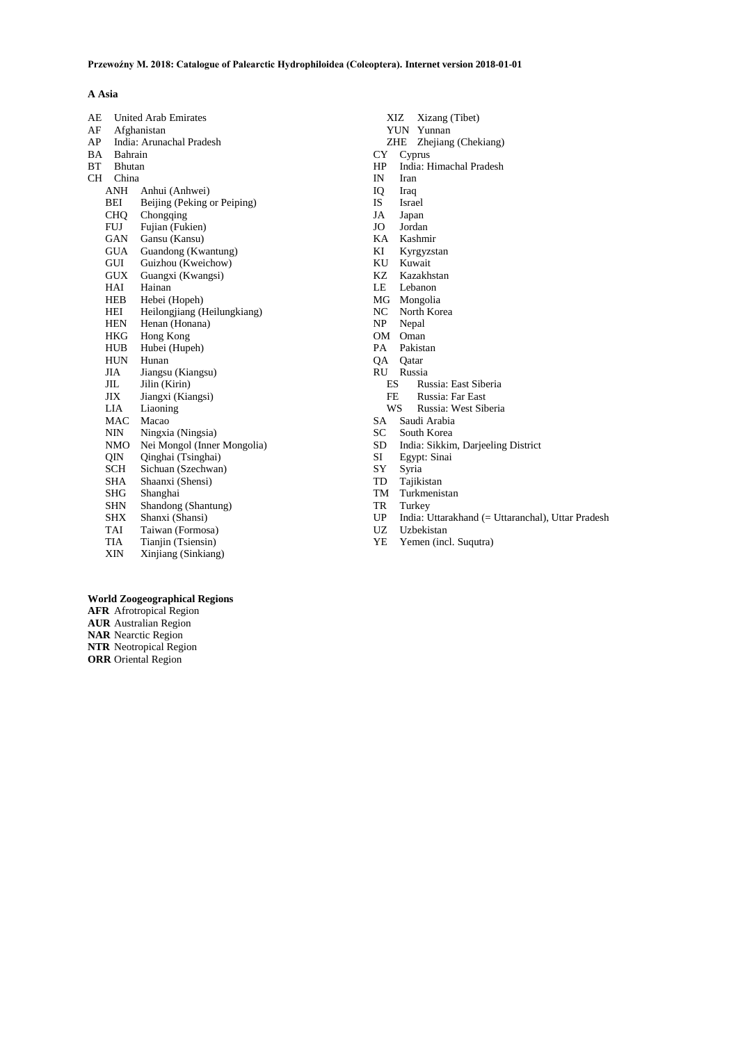## A Asia

- AE United Arab Emirates
- AF Afghanistan
- AP India: Arunachal Pradesh
- BA Bahrain
- BT Bhutan
- CH China
  - ANH Anhui (Anhwei)
  - BEI Beijing (Peking or Peiping)
  - CHQ Chongqing
  - FUJ Fujian (Fukien)
  - GAN Gansu (Kansu)
  - GUA Guandong (Kwantung)
  - GUI Guizhou (Kweichow)
  - GUX Guangxi (Kwangsi)
  - HAI Hainan
  - HEB Hebei (Hopeh)
  - HEI Heilongjiang (Heilungkiang)
  - HEN Henan (Honana)
  - HKG Hong Kong
  - HUB Hubei (Hupeh)
  - HUN Hunan
  - JIA Jiangsu (Kiangsu)
  - JIL Jilin (Kirin)
  - JIX Jiangxi (Kiangsi)
  - LIA Liaoning
  - MAC Macao
  - NIN Ningxia (Ningsia)
  - NMO Nei Mongol (Inner Mongolia)
  - QIN Qinghai (Tsinghai)
  - SCH Sichuan (Szechwan)
  - SHA Shaanxi (Shensi)
  - SHG Shanghai
  - SHN Shandong (Shantung)
  - SHX Shanxi (Shansi)
  - TAI Taiwan (Formosa)
  - TIA Tianjin (Tsiensin)
  - XIN Xinjiang (Sinkiang)
  - XIZ Xizang (Tibet)
  - YUN Yunnan
  - ZHE Zhejiang (Chekiang)
- CY Cyprus
- HP India: Himachal Pradesh
- IN Iran
- IQ Iraq
- IS Israel
- JA Japan
- JO Jordan
- KA Kashmir
- KI Kyrgyzstan
- KU Kuwait
- KZ Kazakhstan
- LE Lebanon
- MG Mongolia
- NC North Korea
- NP Nepal
- OM Oman
- PA Pakistan
- QA Qatar
- RU Russia
  - ES Russia: East Siberia
  - FE Russia: Far East
  - WS Russia: West Siberia
- SA Saudi Arabia
- SC South Korea
- SD India: Sikkim, Darjeeling District
- SI Egypt: Sinai
- SY Syria
- TD Tajikistan
- TM Turkmenistan
- TR Turkey
- UP India: Uttarakhand (= Uttaranchal), Uttar Pradesh
- UZ Uzbekistan
- YE Yemen (incl. Suqutra)

**World Zoogeographical Regions**

**AFR** Afrotropical Region
**AUR** Australian Region
**NAR** Nearctic Region
**NTR** Neotropical Region
**ORR** Oriental Region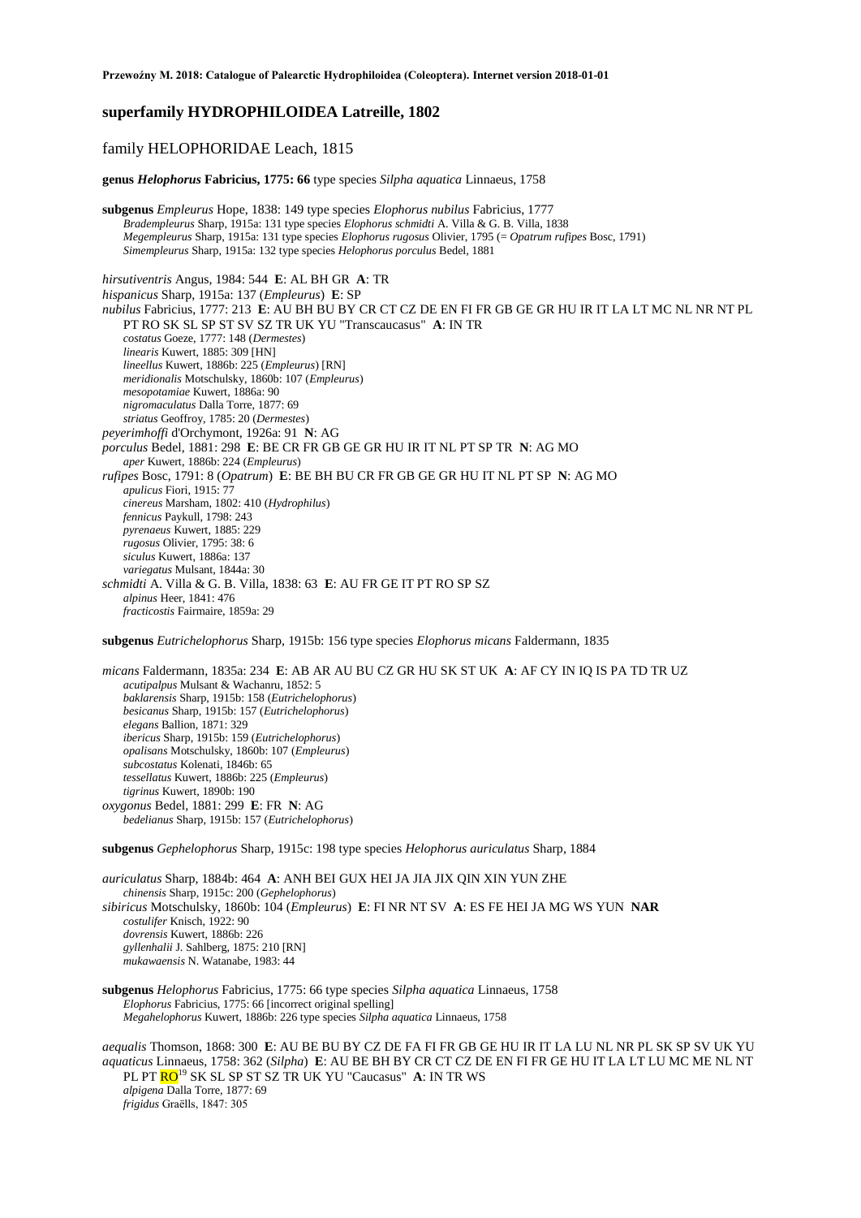## superfamily HYDROPHILOIDEA Latreille, 1802

### family HELOPHORIDAE Leach, 1815

**genus *Helophorus* Fabricius, 1775: 66** type species *Silpha aquatica* Linnaeus, 1758

**subgenus** *Empleurus* Hope, 1838: 149 type species *Elophorus nubilus* Fabricius, 1777
*Bradempleurus* Sharp, 1915a: 131 type species *Elophorus schmidti* A. Villa & G. B. Villa, 1838
*Megempleurus* Sharp, 1915a: 131 type species *Elophorus rugosus* Olivier, 1795 (= *Opatrum rufipes* Bosc, 1791)
*Simempleurus* Sharp, 1915a: 132 type species *Helophorus porculus* Bedel, 1881

*hirsutiventris* Angus, 1984: 544 **E**: AL BH GR **A**: TR
*hispanicus* Sharp, 1915a: 137 (*Empleurus*) **E**: SP
*nubilus* Fabricius, 1777: 213 **E**: AU BH BU BY CR CT CZ DE EN FI FR GB GE GR HU IR IT LA LT MC NL NR NT PL PT RO SK SL SP ST SV SZ TR UK YU "Transcaucasus" **A**: IN TR
*costatus* Goeze, 1777: 148 (*Dermestes*)
*linearis* Kuwert, 1885: 309 [HN]
*lineellus* Kuwert, 1886b: 225 (*Empleurus*) [RN]
*meridionalis* Motschulsky, 1860b: 107 (*Empleurus*)
*mesopotamiae* Kuwert, 1886a: 90
*nigromaculatus* Dalla Torre, 1877: 69
*striatus* Geoffroy, 1785: 20 (*Dermestes*)
*peyerimhoffi* d'Orchymont, 1926a: 91 **N**: AG
*porculus* Bedel, 1881: 298 **E**: BE CR FR GB GE GR HU IR IT NL PT SP TR **N**: AG MO
*aper* Kuwert, 1886b: 224 (*Empleurus*)
*rufipes* Bosc, 1791: 8 (*Opatrum*) **E**: BE BH BU CR FR GB GE GR HU IT NL PT SP **N**: AG MO
*apulicus* Fiori, 1915: 77
*cinereus* Marsham, 1802: 410 (*Hydrophilus*)
*fennicus* Paykull, 1798: 243
*pyrenaeus* Kuwert, 1885: 229
*rugosus* Olivier, 1795: 38: 6
*siculus* Kuwert, 1886a: 137
*variegatus* Mulsant, 1844a: 30
*schmidti* A. Villa & G. B. Villa, 1838: 63 **E**: AU FR GE IT PT RO SP SZ
*alpinus* Heer, 1841: 476
*fracticostis* Fairmaire, 1859a: 29

**subgenus** *Eutrichelophorus* Sharp, 1915b: 156 type species *Elophorus micans* Faldermann, 1835

*micans* Faldermann, 1835a: 234 **E**: AB AR AU BU CZ GR HU SK ST UK **A**: AF CY IN IQ IS PA TD TR UZ
*acutipalpus* Mulsant & Wachanru, 1852: 5
*baklarensis* Sharp, 1915b: 158 (*Eutrichelophorus*)
*besicanus* Sharp, 1915b: 157 (*Eutrichelophorus*)
*elegans* Ballion, 1871: 329
*ibericus* Sharp, 1915b: 159 (*Eutrichelophorus*)
*opalisans* Motschulsky, 1860b: 107 (*Empleurus*)
*subcostatus* Kolenati, 1846b: 65
*tessellatus* Kuwert, 1886b: 225 (*Empleurus*)
*tigrinus* Kuwert, 1890b: 190
*oxygonus* Bedel, 1881: 299 **E**: FR **N**: AG
*bedelianus* Sharp, 1915b: 157 (*Eutrichelophorus*)

**subgenus** *Gephelophorus* Sharp, 1915c: 198 type species *Helophorus auriculatus* Sharp, 1884

*auriculatus* Sharp, 1884b: 464 **A**: ANH BEI GUX HEI JA JIA JIX QIN XIN YUN ZHE
*chinensis* Sharp, 1915c: 200 (*Gephelophorus*)
*sibiricus* Motschulsky, 1860b: 104 (*Empleurus*) **E**: FI NR NT SV **A**: ES FE HEI JA MG WS YUN **NAR**
*costulifer* Knisch, 1922: 90
*dovrensis* Kuwert, 1886b: 226
*gyllenhalii* J. Sahlberg, 1875: 210 [RN]
*mukawaensis* N. Watanabe, 1983: 44

**subgenus** *Helophorus* Fabricius, 1775: 66 type species *Silpha aquatica* Linnaeus, 1758
*Elophorus* Fabricius, 1775: 66 [incorrect original spelling]
*Megahelophorus* Kuwert, 1886b: 226 type species *Silpha aquatica* Linnaeus, 1758

*aequalis* Thomson, 1868: 300 **E**: AU BE BU BY CZ DE FA FI FR GB GE HU IR IT LA LU NL NR PL SK SP SV UK YU
*aquaticus* Linnaeus, 1758: 362 (*Silpha*) **E**: AU BE BH BY CR CT CZ DE EN FI FR GE HU IT LA LT LU MC ME NL NT PL PT RO[19] SK SL SP ST SZ TR UK YU "Caucasus" **A**: IN TR WS
*alpigena* Dalla Torre, 1877: 69
*frigidus* Graëlls, 1847: 305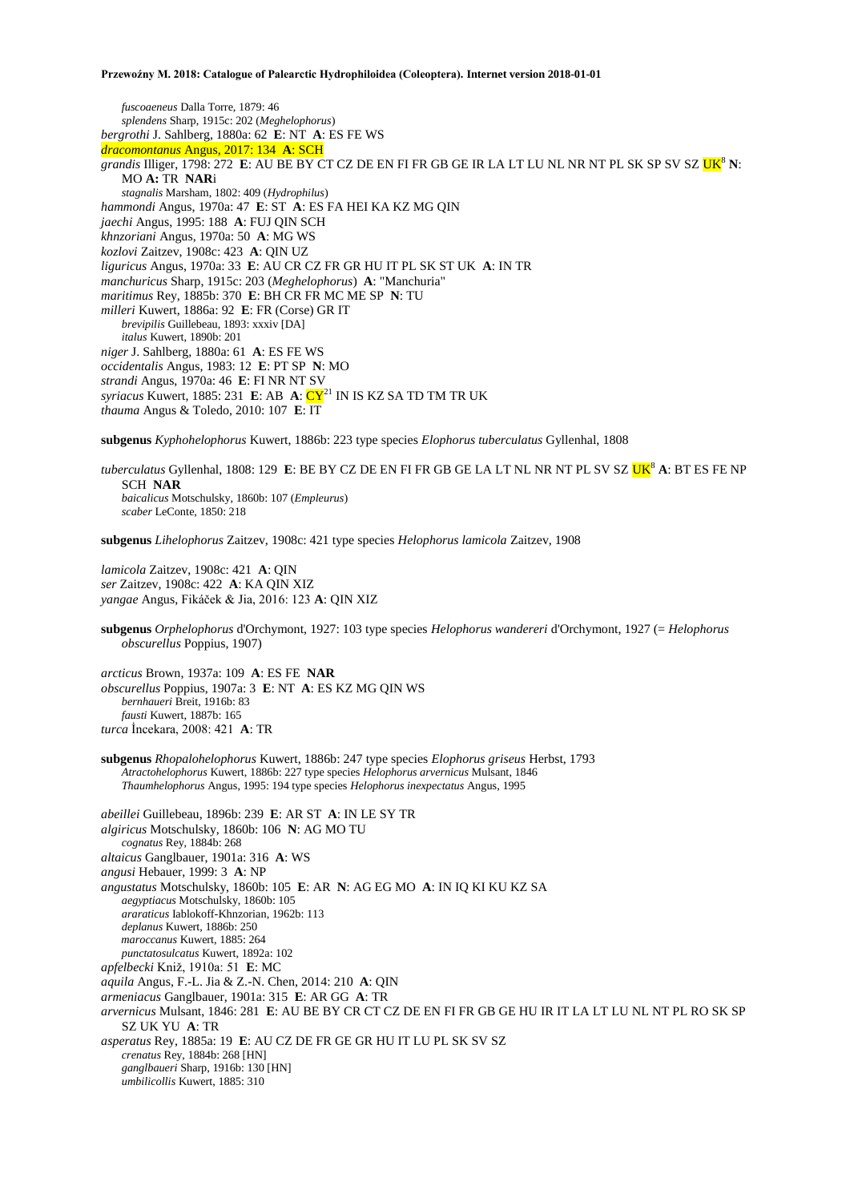*fuscoaeneus* Dalla Torre, 1879: 46
*splendens* Sharp, 1915c: 202 (*Meghelophorus*)
*bergrothi* J. Sahlberg, 1880a: 62 **E**: NT **A**: ES FE WS
*dracomontanus* Angus, 2017: 134 **A**: SCH
*grandis* Illiger, 1798: 272 **E**: AU BE BY CT CZ DE EN FI FR GB GE IR LA LT LU NL NR NT PL SK SP SV SZ UK[8] **N**: MO **A:** TR **NAR**i
*stagnalis* Marsham, 1802: 409 (*Hydrophilus*)
*hammondi* Angus, 1970a: 47 **E**: ST **A**: ES FA HEI KA KZ MG QIN
*jaechi* Angus, 1995: 188 **A**: FUJ QIN SCH
*khnzoriani* Angus, 1970a: 50 **A**: MG WS
*kozlovi* Zaitzev, 1908c: 423 **A**: QIN UZ
*liguricus* Angus, 1970a: 33 **E**: AU CR CZ FR GR HU IT PL SK ST UK **A**: IN TR
*manchuricus* Sharp, 1915c: 203 (*Meghelophorus*) **A**: "Manchuria"
*maritimus* Rey, 1885b: 370 **E**: BH CR FR MC ME SP **N**: TU
*milleri* Kuwert, 1886a: 92 **E**: FR (Corse) GR IT
*brevipilis* Guillebeau, 1893: xxxiv [DA]
*italus* Kuwert, 1890b: 201
*niger* J. Sahlberg, 1880a: 61 **A**: ES FE WS
*occidentalis* Angus, 1983: 12 **E**: PT SP **N**: MO
*strandi* Angus, 1970a: 46 **E**: FI NR NT SV
*syriacus* Kuwert, 1885: 231 **E**: AB **A**: CY[21] IN IS KZ SA TD TM TR UK
*thauma* Angus & Toledo, 2010: 107 **E**: IT

**subgenus** *Kyphohelophorus* Kuwert, 1886b: 223 type species *Elophorus tuberculatus* Gyllenhal, 1808

*tuberculatus* Gyllenhal, 1808: 129 **E**: BE BY CZ DE EN FI FR GB GE LA LT NL NR NT PL SV SZ UK[8] **A**: BT ES FE NP SCH **NAR**
*baicalicus* Motschulsky, 1860b: 107 (*Empleurus*)
*scaber* LeConte, 1850: 218

**subgenus** *Lihelophorus* Zaitzev, 1908c: 421 type species *Helophorus lamicola* Zaitzev, 1908

*lamicola* Zaitzev, 1908c: 421 **A**: QIN
*ser* Zaitzev, 1908c: 422 **A**: KA QIN XIZ
*yangae* Angus, Fikáček & Jia, 2016: 123 **A**: QIN XIZ

**subgenus** *Orphelophorus* d'Orchymont, 1927: 103 type species *Helophorus wandereri* d'Orchymont, 1927 (= *Helophorus obscurellus* Poppius, 1907)

*arcticus* Brown, 1937a: 109 **A**: ES FE **NAR**
*obscurellus* Poppius, 1907a: 3 **E**: NT **A**: ES KZ MG QIN WS
*bernhaueri* Breit, 1916b: 83
*fausti* Kuwert, 1887b: 165
*turca* İncekara, 2008: 421 **A**: TR

**subgenus** *Rhopalohelophorus* Kuwert, 1886b: 247 type species *Elophorus griseus* Herbst, 1793
*Atractohelophorus* Kuwert, 1886b: 227 type species *Helophorus arvernicus* Mulsant, 1846
*Thaumhelophorus* Angus, 1995: 194 type species *Helophorus inexpectatus* Angus, 1995

*abeillei* Guillebeau, 1896b: 239 **E**: AR ST **A**: IN LE SY TR
*algiricus* Motschulsky, 1860b: 106 **N**: AG MO TU
*cognatus* Rey, 1884b: 268
*altaicus* Ganglbauer, 1901a: 316 **A**: WS
*angusi* Hebauer, 1999: 3 **A**: NP
*angustatus* Motschulsky, 1860b: 105 **E**: AR **N**: AG EG MO **A**: IN IQ KI KU KZ SA
*aegyptiacus* Motschulsky, 1860b: 105
*araraticus* Iablokoff-Khnzorian, 1962b: 113
*deplanus* Kuwert, 1886b: 250
*maroccanus* Kuwert, 1885: 264
*punctatosulcatus* Kuwert, 1892a: 102
*apfelbecki* Kniž, 1910a: 51 **E**: MC
*aquila* Angus, F.-L. Jia & Z.-N. Chen, 2014: 210 **A**: QIN
*armeniacus* Ganglbauer, 1901a: 315 **E**: AR GG **A**: TR
*arvernicus* Mulsant, 1846: 281 **E**: AU BE BY CR CT CZ DE EN FI FR GB GE HU IR IT LA LT LU NL NT PL RO SK SP SZ UK YU **A**: TR
*asperatus* Rey, 1885a: 19 **E**: AU CZ DE FR GE GR HU IT LU PL SK SV SZ
*crenatus* Rey, 1884b: 268 [HN]
*ganglbaueri* Sharp, 1916b: 130 [HN]
*umbilicollis* Kuwert, 1885: 310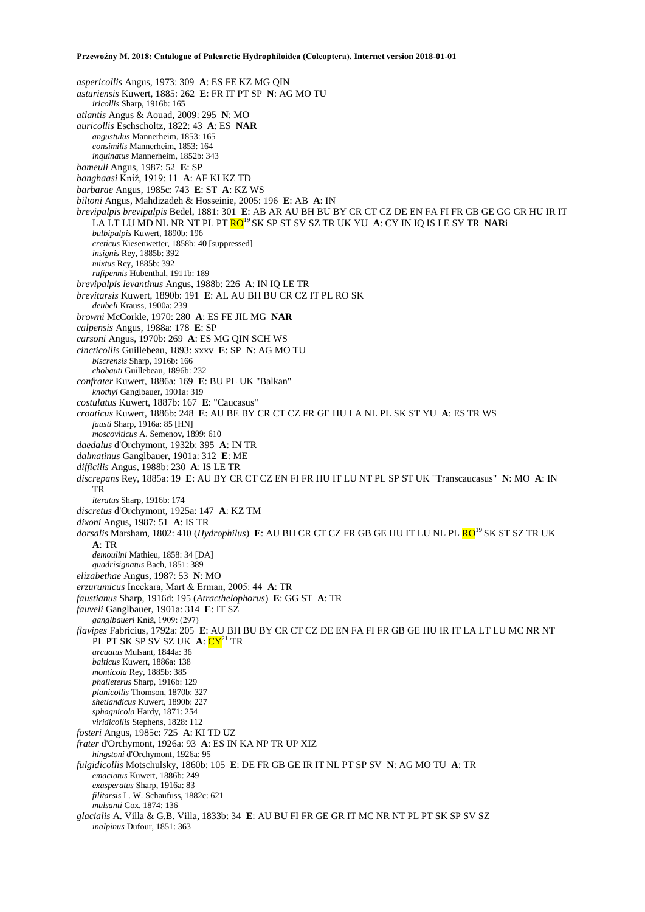*aspericollis* Angus, 1973: 309 **A**: ES FE KZ MG QIN
*asturiensis* Kuwert, 1885: 262 **E**: FR IT PT SP **N**: AG MO TU
*iricollis* Sharp, 1916b: 165
*atlantis* Angus & Aouad, 2009: 295 **N**: MO
*auricollis* Eschscholtz, 1822: 43 **A**: ES **NAR**
*angustulus* Mannerheim, 1853: 165
*consimilis* Mannerheim, 1853: 164
*inquinatus* Mannerheim, 1852b: 343
*bameuli* Angus, 1987: 52 **E**: SP
*banghaasi* Kniž, 1919: 11 **A**: AF KI KZ TD
*barbarae* Angus, 1985c: 743 **E**: ST **A**: KZ WS
*biltoni* Angus, Mahdizadeh & Hosseinie, 2005: 196 **E**: AB **A**: IN
*brevipalpis brevipalpis* Bedel, 1881: 301 **E**: AB AR AU BH BU BY CR CT CZ DE EN FA FI FR GB GE GG GR HU IR IT LA LT LU MD NL NR NT PL PT RO[19] SK SP ST SV SZ TR UK YU **A**: CY IN IQ IS LE SY TR **NAR**i
*bulbipalpis* Kuwert, 1890b: 196
*creticus* Kiesenwetter, 1858b: 40 [suppressed]
*insignis* Rey, 1885b: 392
*mixtus* Rey, 1885b: 392
*rufipennis* Hubenthal, 1911b: 189
*brevipalpis levantinus* Angus, 1988b: 226 **A**: IN IQ LE TR
*brevitarsis* Kuwert, 1890b: 191 **E**: AL AU BH BU CR CZ IT PL RO SK
*deubeli* Krauss, 1900a: 239
*browni* McCorkle, 1970: 280 **A**: ES FE JIL MG **NAR**
*calpensis* Angus, 1988a: 178 **E**: SP
*carsoni* Angus, 1970b: 269 **A**: ES MG QIN SCH WS
*cincticollis* Guillebeau, 1893: xxxv **E**: SP **N**: AG MO TU
*biscrensis* Sharp, 1916b: 166
*chobauti* Guillebeau, 1896b: 232
*confrater* Kuwert, 1886a: 169 **E**: BU PL UK "Balkan"
*knothyi* Ganglbauer, 1901a: 319
*costulatus* Kuwert, 1887b: 167 **E**: "Caucasus"
*croaticus* Kuwert, 1886b: 248 **E**: AU BE BY CR CT CZ FR GE HU LA NL PL SK ST YU **A**: ES TR WS
*fausti* Sharp, 1916a: 85 [HN]
*moscoviticus* A. Semenov, 1899: 610
*daedalus* d'Orchymont, 1932b: 395 **A**: IN TR
*dalmatinus* Ganglbauer, 1901a: 312 **E**: ME
*difficilis* Angus, 1988b: 230 **A**: IS LE TR
*discrepans* Rey, 1885a: 19 **E**: AU BY CR CT CZ EN FI FR HU IT LU NT PL SP ST UK "Transcaucasus" **N**: MO **A**: IN TR
*iteratus* Sharp, 1916b: 174
*discretus* d'Orchymont, 1925a: 147 **A**: KZ TM
*dixoni* Angus, 1987: 51 **A**: IS TR
*dorsalis* Marsham, 1802: 410 (*Hydrophilus*) **E**: AU BH CR CT CZ FR GB GE HU IT LU NL PL RO[19] SK ST SZ TR UK **A**: TR
*demoulini* Mathieu, 1858: 34 [DA]
*quadrisignatus* Bach, 1851: 389
*elizabethae* Angus, 1987: 53 **N**: MO
*erzurumicus* İncekara, Mart & Erman, 2005: 44 **A**: TR
*faustianus* Sharp, 1916d: 195 (*Atracthelophorus*) **E**: GG ST **A**: TR
*fauveli* Ganglbauer, 1901a: 314 **E**: IT SZ
*ganglbaueri* Kniž, 1909: (297)
*flavipes* Fabricius, 1792a: 205 **E**: AU BH BU CR CT CZ DE EN FA FI FR GB GE HU IR IT LA LT LU MC NR NT PL PT SK SP SV SZ UK **A**: CY[21] TR
*arcuatus* Mulsant, 1844a: 36
*balticus* Kuwert, 1886a: 138
*monticola* Rey, 1885b: 385
*phalleterus* Sharp, 1916b: 129
*planicollis* Thomson, 1870b: 327
*shetlandicus* Kuwert, 1890b: 227
*sphagnicola* Hardy, 1871: 254
*viridicollis* Stephens, 1828: 112
*fosteri* Angus, 1985c: 725 **A**: KI TD UZ
*frater* d'Orchymont, 1926a: 93 **A**: ES IN KA NP TR UP XIZ
*hingstoni* d'Orchymont, 1926a: 95
*fulgidicollis* Motschulsky, 1860b: 105 **E**: DE FR GB GE IR IT NL PT SP SV **N**: AG MO TU **A**: TR
*emaciatus* Kuwert, 1886b: 249
*exasperatus* Sharp, 1916a: 83
*filitarsis* L. W. Schaufuss, 1882c: 621
*mulsanti* Cox, 1874: 136
*glacialis* A. Villa & G.B. Villa, 1833b: 34 **E**: AU BU FI FR GE GR IT MC NR NT PL PT SK SP SV SZ
*inalpinus* Dufour, 1851: 363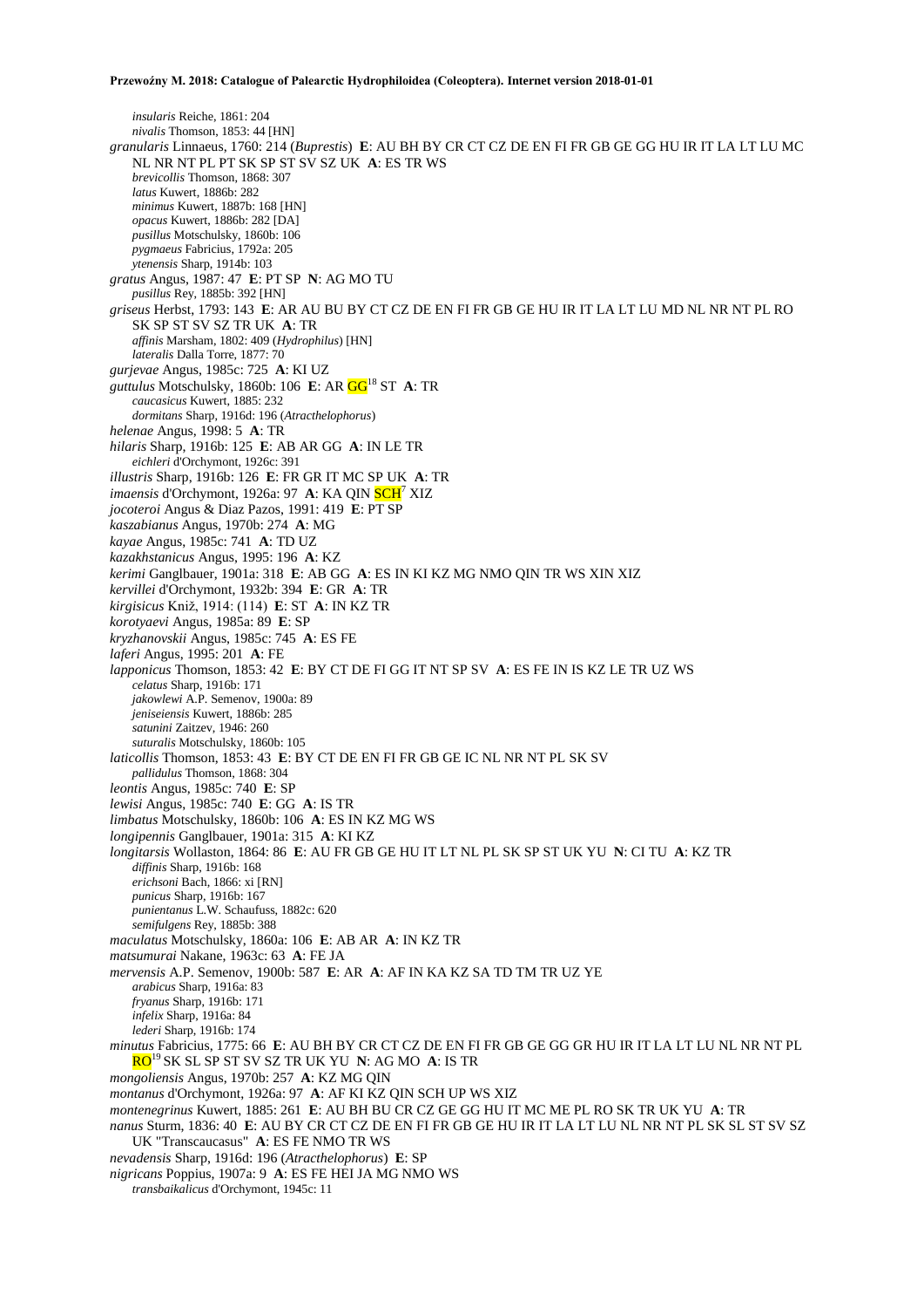*insularis* Reiche, 1861: 204
*nivalis* Thomson, 1853: 44 [HN]

*granularis* Linnaeus, 1760: 214 (*Buprestis*) **E**: AU BH BY CR CT CZ DE EN FI FR GB GE GG HU IR IT LA LT LU MC NL NR NT PL PT SK SP ST SV SZ UK **A**: ES TR WS
*brevicollis* Thomson, 1868: 307
*latus* Kuwert, 1886b: 282
*minimus* Kuwert, 1887b: 168 [HN]
*opacus* Kuwert, 1886b: 282 [DA]
*pusillus* Motschulsky, 1860b: 106
*pygmaeus* Fabricius, 1792a: 205
*ytenensis* Sharp, 1914b: 103

*gratus* Angus, 1987: 47 **E**: PT SP **N**: AG MO TU
*pusillus* Rey, 1885b: 392 [HN]

*griseus* Herbst, 1793: 143 **E**: AR AU BU BY CT CZ DE EN FI FR GB GE HU IR IT LA LT LU MD NL NR NT PL RO SK SP ST SV SZ TR UK **A**: TR
*affinis* Marsham, 1802: 409 (*Hydrophilus*) [HN]
*lateralis* Dalla Torre, 1877: 70

*gurjevae* Angus, 1985c: 725 **A**: KI UZ

*guttulus* Motschulsky, 1860b: 106 **E**: AR GG[18] ST **A**: TR
*caucasicus* Kuwert, 1885: 232
*dormitans* Sharp, 1916d: 196 (*Atracthelophorus*)

*helenae* Angus, 1998: 5 **A**: TR

*hilaris* Sharp, 1916b: 125 **E**: AB AR GG **A**: IN LE TR
*eichleri* d'Orchymont, 1926c: 391

*illustris* Sharp, 1916b: 126 **E**: FR GR IT MC SP UK **A**: TR

*imaensis* d'Orchymont, 1926a: 97 **A**: KA QIN SCH[7] XIZ

*jocoteroi* Angus & Diaz Pazos, 1991: 419 **E**: PT SP

*kaszabianus* Angus, 1970b: 274 **A**: MG

*kayae* Angus, 1985c: 741 **A**: TD UZ

*kazakhstanicus* Angus, 1995: 196 **A**: KZ

*kerimi* Ganglbauer, 1901a: 318 **E**: AB GG **A**: ES IN KI KZ MG NMO QIN TR WS XIN XIZ

*kervillei* d'Orchymont, 1932b: 394 **E**: GR **A**: TR

*kirgisicus* Kniž, 1914: (114) **E**: ST **A**: IN KZ TR

*korotyaevi* Angus, 1985a: 89 **E**: SP

*kryzhanovskii* Angus, 1985c: 745 **A**: ES FE

*laferi* Angus, 1995: 201 **A**: FE

*lapponicus* Thomson, 1853: 42 **E**: BY CT DE FI GG IT NT SP SV **A**: ES FE IN IS KZ LE TR UZ WS
*celatus* Sharp, 1916b: 171
*jakowlewi* A.P. Semenov, 1900a: 89
*jeniseiensis* Kuwert, 1886b: 285
*satunini* Zaitzev, 1946: 260
*suturalis* Motschulsky, 1860b: 105

*laticollis* Thomson, 1853: 43 **E**: BY CT DE EN FI FR GB GE IC NL NR NT PL SK SV
*pallidulus* Thomson, 1868: 304

*leontis* Angus, 1985c: 740 **E**: SP

*lewisi* Angus, 1985c: 740 **E**: GG **A**: IS TR

*limbatus* Motschulsky, 1860b: 106 **A**: ES IN KZ MG WS

*longipennis* Ganglbauer, 1901a: 315 **A**: KI KZ

*longitarsis* Wollaston, 1864: 86 **E**: AU FR GB GE HU IT LT NL PL SK SP ST UK YU **N**: CI TU **A**: KZ TR
*diffinis* Sharp, 1916b: 168
*erichsoni* Bach, 1866: xi [RN]
*punicus* Sharp, 1916b: 167
*punientanus* L.W. Schaufuss, 1882c: 620
*semifulgens* Rey, 1885b: 388

*maculatus* Motschulsky, 1860a: 106 **E**: AB AR **A**: IN KZ TR

*matsumurai* Nakane, 1963c: 63 **A**: FE JA

*mervensis* A.P. Semenov, 1900b: 587 **E**: AR **A**: AF IN KA KZ SA TD TM TR UZ YE
*arabicus* Sharp, 1916a: 83
*fryanus* Sharp, 1916b: 171
*infelix* Sharp, 1916a: 84
*lederi* Sharp, 1916b: 174

*minutus* Fabricius, 1775: 66 **E**: AU BH BY CR CT CZ DE EN FI FR GB GE GG GR HU IR IT LA LT LU NL NR NT PL RO[19] SK SL SP ST SV SZ TR UK YU **N**: AG MO **A**: IS TR

*mongoliensis* Angus, 1970b: 257 **A**: KZ MG QIN

*montanus* d'Orchymont, 1926a: 97 **A**: AF KI KZ QIN SCH UP WS XIZ

*montenegrinus* Kuwert, 1885: 261 **E**: AU BH BU CR CZ GE GG HU IT MC ME PL RO SK TR UK YU **A**: TR

*nanus* Sturm, 1836: 40 **E**: AU BY CR CT CZ DE EN FI FR GB GE HU IR IT LA LT LU NL NR NT PL SK SL ST SV SZ UK "Transcaucasus" **A**: ES FE NMO TR WS

*nevadensis* Sharp, 1916d: 196 (*Atracthelophorus*) **E**: SP

*nigricans* Poppius, 1907a: 9 **A**: ES FE HEI JA MG NMO WS
*transbaikalicus* d'Orchymont, 1945c: 11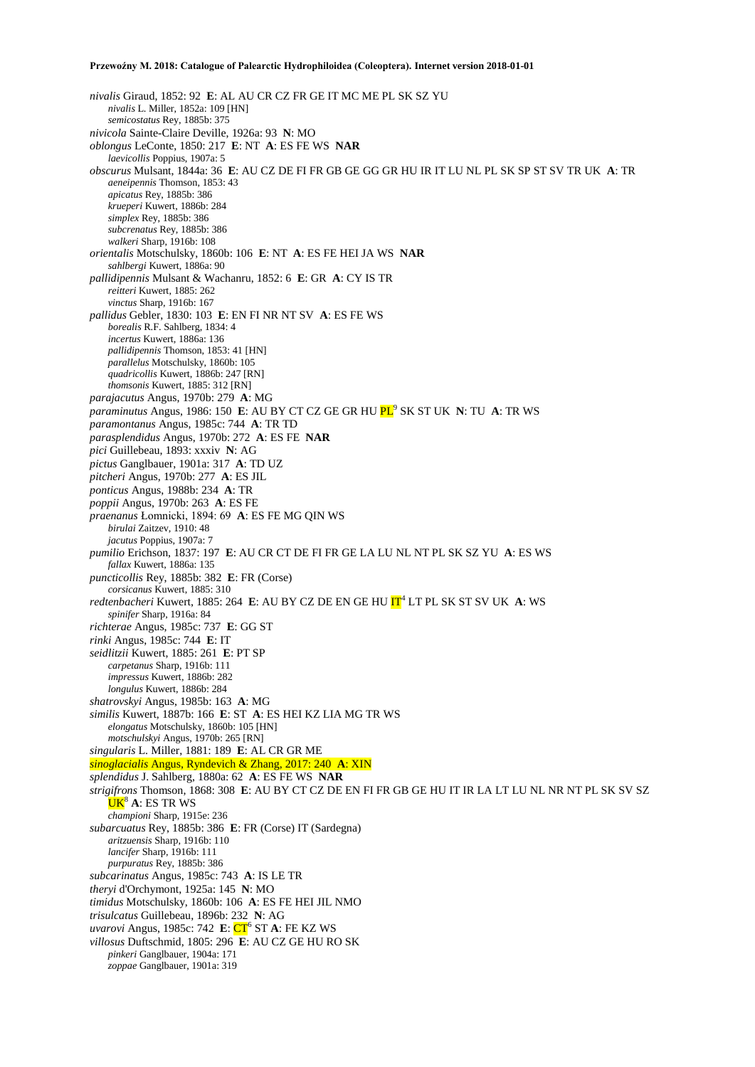*nivalis* Giraud, 1852: 92 **E**: AL AU CR CZ FR GE IT MC ME PL SK SZ YU
  *nivalis* L. Miller, 1852a: 109 [HN]
  *semicostatus* Rey, 1885b: 375
*nivicola* Sainte-Claire Deville, 1926a: 93 **N**: MO
*oblongus* LeConte, 1850: 217 **E**: NT **A**: ES FE WS **NAR**
  *laevicollis* Poppius, 1907a: 5
*obscurus* Mulsant, 1844a: 36 **E**: AU CZ DE FI FR GB GE GG GR HU IR IT LU NL PL SK SP ST SV TR UK **A**: TR
  *aeneipennis* Thomson, 1853: 43
  *apicatus* Rey, 1885b: 386
  *krueperi* Kuwert, 1886b: 284
  *simplex* Rey, 1885b: 386
  *subcrenatus* Rey, 1885b: 386
  *walkeri* Sharp, 1916b: 108
*orientalis* Motschulsky, 1860b: 106 **E**: NT **A**: ES FE HEI JA WS **NAR**
  *sahlbergi* Kuwert, 1886a: 90
*pallidipennis* Mulsant & Wachanru, 1852: 6 **E**: GR **A**: CY IS TR
  *reitteri* Kuwert, 1885: 262
  *vinctus* Sharp, 1916b: 167
*pallidus* Gebler, 1830: 103 **E**: EN FI NR NT SV **A**: ES FE WS
  *borealis* R.F. Sahlberg, 1834: 4
  *incertus* Kuwert, 1886a: 136
  *pallidipennis* Thomson, 1853: 41 [HN]
  *parallelus* Motschulsky, 1860b: 105
  *quadricollis* Kuwert, 1886b: 247 [RN]
  *thomsonis* Kuwert, 1885: 312 [RN]
*parajacutus* Angus, 1970b: 279 **A**: MG
*paraminutus* Angus, 1986: 150 **E**: AU BY CT CZ GE GR HU PL[9] SK ST UK **N**: TU **A**: TR WS
*paramontanus* Angus, 1985c: 744 **A**: TR TD
*parasplendidus* Angus, 1970b: 272 **A**: ES FE **NAR**
*pici* Guillebeau, 1893: xxxiv **N**: AG
*pictus* Ganglbauer, 1901a: 317 **A**: TD UZ
*pitcheri* Angus, 1970b: 277 **A**: ES JIL
*ponticus* Angus, 1988b: 234 **A**: TR
*poppii* Angus, 1970b: 263 **A**: ES FE
*praenanus* Łomnicki, 1894: 69 **A**: ES FE MG QIN WS
  *birulai* Zaitzev, 1910: 48
  *jacutus* Poppius, 1907a: 7
*pumilio* Erichson, 1837: 197 **E**: AU CR CT DE FI FR GE LA LU NL NT PL SK SZ YU **A**: ES WS
  *fallax* Kuwert, 1886a: 135
*puncticollis* Rey, 1885b: 382 **E**: FR (Corse)
  *corsicanus* Kuwert, 1885: 310
*redtenbacheri* Kuwert, 1885: 264 **E**: AU BY CZ DE EN GE HU IT[4] LT PL SK ST SV UK **A**: WS
  *spinifer* Sharp, 1916a: 84
*richterae* Angus, 1985c: 737 **E**: GG ST
*rinki* Angus, 1985c: 744 **E**: IT
*seidlitzii* Kuwert, 1885: 261 **E**: PT SP
  *carpetanus* Sharp, 1916b: 111
  *impressus* Kuwert, 1886b: 282
  *longulus* Kuwert, 1886b: 284
*shatrovskyi* Angus, 1985b: 163 **A**: MG
*similis* Kuwert, 1887b: 166 **E**: ST **A**: ES HEI KZ LIA MG TR WS
  *elongatus* Motschulsky, 1860b: 105 [HN]
  *motschulskyi* Angus, 1970b: 265 [RN]
*singularis* L. Miller, 1881: 189 **E**: AL CR GR ME
*sinoglacialis* Angus, Ryndevich & Zhang, 2017: 240 **A**: XIN
*splendidus* J. Sahlberg, 1880a: 62 **A**: ES FE WS **NAR**
*strigifrons* Thomson, 1868: 308 **E**: AU BY CT CZ DE EN FI FR GB GE HU IT IR LA LT LU NL NR NT PL SK SV SZ UK[8] **A**: ES TR WS
  *championi* Sharp, 1915e: 236
*subarcuatus* Rey, 1885b: 386 **E**: FR (Corse) IT (Sardegna)
  *aritzuensis* Sharp, 1916b: 110
  *lancifer* Sharp, 1916b: 111
  *purpuratus* Rey, 1885b: 386
*subcarinatus* Angus, 1985c: 743 **A**: IS LE TR
*theryi* d'Orchymont, 1925a: 145 **N**: MO
*timidus* Motschulsky, 1860b: 106 **A**: ES FE HEI JIL NMO
*trisulcatus* Guillebeau, 1896b: 232 **N**: AG
*uvarovi* Angus, 1985c: 742 **E**: CT[6] ST **A**: FE KZ WS
*villosus* Duftschmid, 1805: 296 **E**: AU CZ GE HU RO SK
  *pinkeri* Ganglbauer, 1904a: 171
  *zoppae* Ganglbauer, 1901a: 319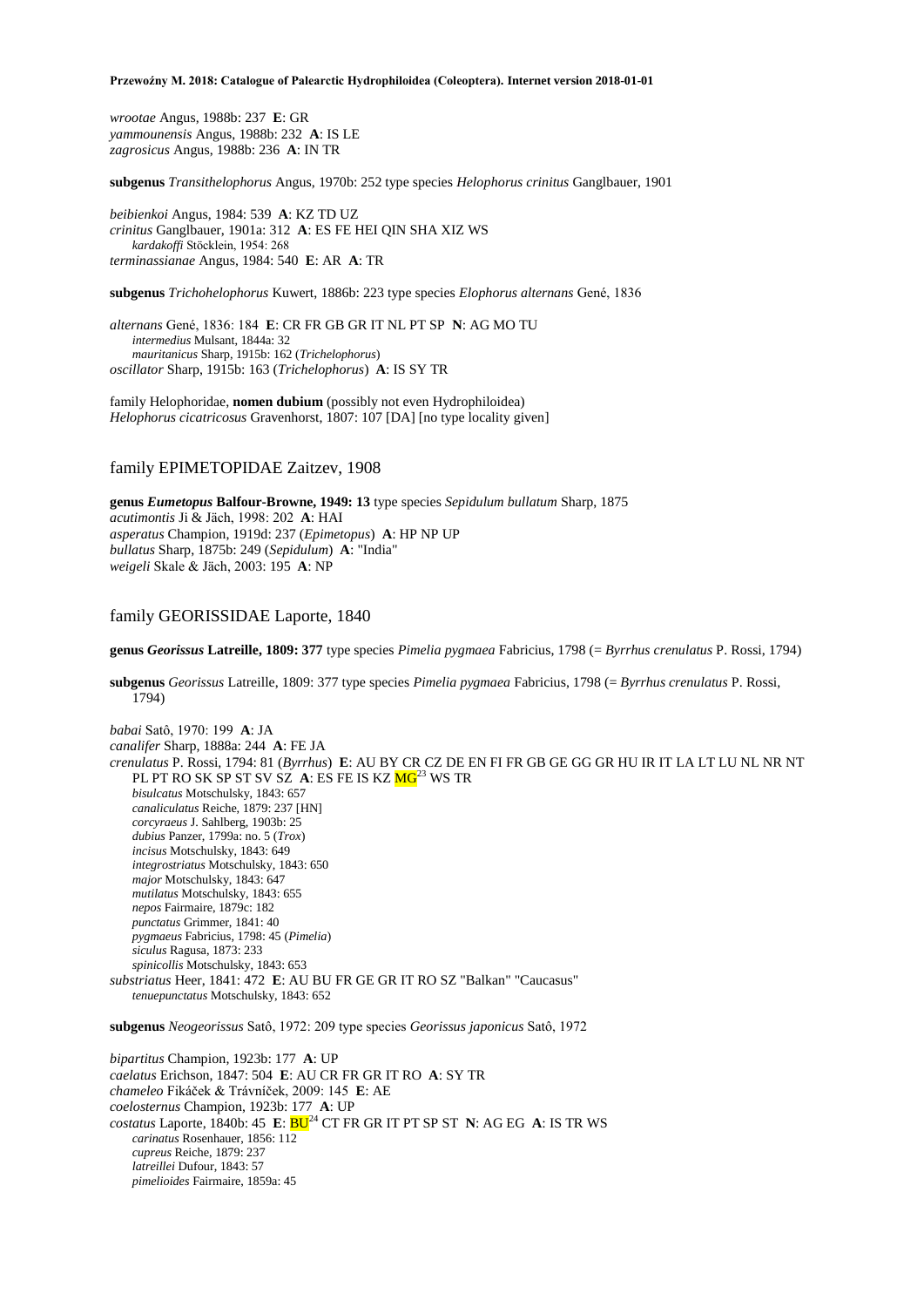*wrootae* Angus, 1988b: 237 **E**: GR
*yammounensis* Angus, 1988b: 232 **A**: IS LE
*zagrosicus* Angus, 1988b: 236 **A**: IN TR

**subgenus** *Transithelophorus* Angus, 1970b: 252 type species *Helophorus crinitus* Ganglbauer, 1901

*beibienkoi* Angus, 1984: 539 **A**: KZ TD UZ
*crinitus* Ganglbauer, 1901a: 312 **A**: ES FE HEI QIN SHA XIZ WS
*kardakoffi* Stöcklein, 1954: 268
*terminassianae* Angus, 1984: 540 **E**: AR **A**: TR

**subgenus** *Trichohelophorus* Kuwert, 1886b: 223 type species *Elophorus alternans* Gené, 1836

*alternans* Gené, 1836: 184 **E**: CR FR GB GR IT NL PT SP **N**: AG MO TU
*intermedius* Mulsant, 1844a: 32
*mauritanicus* Sharp, 1915b: 162 (*Trichelophorus*)
*oscillator* Sharp, 1915b: 163 (*Trichelophorus*) **A**: IS SY TR

family Helophoridae, **nomen dubium** (possibly not even Hydrophiloidea)
*Helophorus cicatricosus* Gravenhorst, 1807: 107 [DA] [no type locality given]

## family EPIMETOPIDAE Zaitzev, 1908

**genus *Eumetopus* Balfour-Browne, 1949: 13** type species *Sepidulum bullatum* Sharp, 1875
*acutimontis* Ji & Jäch, 1998: 202 **A**: HAI
*asperatus* Champion, 1919d: 237 (*Epimetopus*) **A**: HP NP UP
*bullatus* Sharp, 1875b: 249 (*Sepidulum*) **A**: "India"
*weigeli* Skale & Jäch, 2003: 195 **A**: NP

## family GEORISSIDAE Laporte, 1840

**genus *Georissus* Latreille, 1809: 377** type species *Pimelia pygmaea* Fabricius, 1798 (= *Byrrhus crenulatus* P. Rossi, 1794)

**subgenus** *Georissus* Latreille, 1809: 377 type species *Pimelia pygmaea* Fabricius, 1798 (= *Byrrhus crenulatus* P. Rossi, 1794)

*babai* Satô, 1970: 199 **A**: JA
*canalifer* Sharp, 1888a: 244 **A**: FE JA
*crenulatus* P. Rossi, 1794: 81 (*Byrrhus*) **E**: AU BY CR CZ DE EN FI FR GB GE GG GR HU IR IT LA LT LU NL NR NT PL PT RO SK SP ST SV SZ **A**: ES FE IS KZ MG[23] WS TR
*bisulcatus* Motschulsky, 1843: 657
*canaliculatus* Reiche, 1879: 237 [HN]
*corcyraeus* J. Sahlberg, 1903b: 25
*dubius* Panzer, 1799a: no. 5 (*Trox*)
*incisus* Motschulsky, 1843: 649
*integrostriatus* Motschulsky, 1843: 650
*major* Motschulsky, 1843: 647
*mutilatus* Motschulsky, 1843: 655
*nepos* Fairmaire, 1879c: 182
*punctatus* Grimmer, 1841: 40
*pygmaeus* Fabricius, 1798: 45 (*Pimelia*)
*siculus* Ragusa, 1873: 233
*spinicollis* Motschulsky, 1843: 653
*substriatus* Heer, 1841: 472 **E**: AU BU FR GE GR IT RO SZ "Balkan" "Caucasus"
*tenuepunctatus* Motschulsky, 1843: 652

**subgenus** *Neogeorissus* Satô, 1972: 209 type species *Georissus japonicus* Satô, 1972

*bipartitus* Champion, 1923b: 177 **A**: UP
*caelatus* Erichson, 1847: 504 **E**: AU CR FR GR IT RO **A**: SY TR
*chameleo* Fikáček & Trávníček, 2009: 145 **E**: AE
*coelosternus* Champion, 1923b: 177 **A**: UP
*costatus* Laporte, 1840b: 45 **E**: BU[24] CT FR GR IT PT SP ST **N**: AG EG **A**: IS TR WS
*carinatus* Rosenhauer, 1856: 112
*cupreus* Reiche, 1879: 237
*latreillei* Dufour, 1843: 57
*pimelioides* Fairmaire, 1859a: 45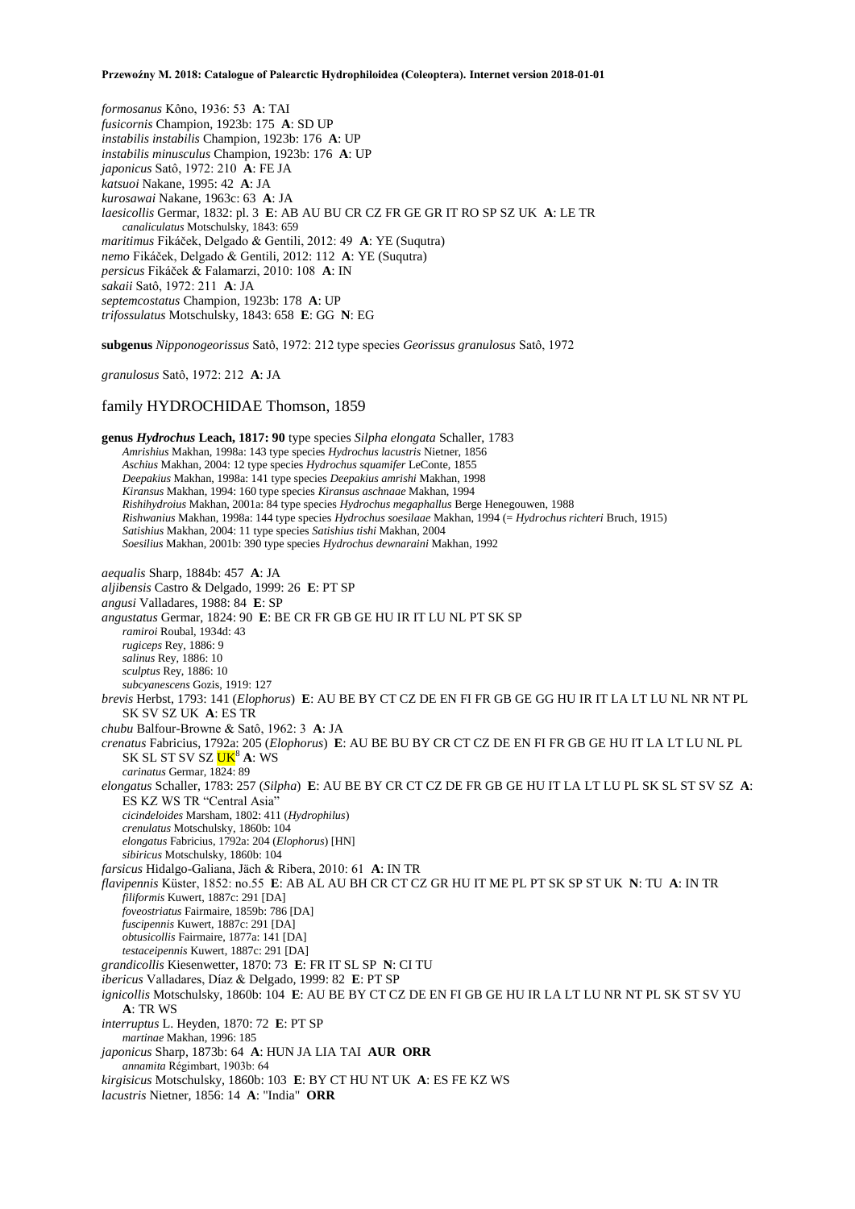*formosanus* Kôno, 1936: 53 **A**: TAI
*fusicornis* Champion, 1923b: 175 **A**: SD UP
*instabilis instabilis* Champion, 1923b: 176 **A**: UP
*instabilis minusculus* Champion, 1923b: 176 **A**: UP
*japonicus* Satô, 1972: 210 **A**: FE JA
*katsuoi* Nakane, 1995: 42 **A**: JA
*kurosawai* Nakane, 1963c: 63 **A**: JA
*laesicollis* Germar, 1832: pl. 3 **E**: AB AU BU CR CZ FR GE GR IT RO SP SZ UK **A**: LE TR
*canaliculatus* Motschulsky, 1843: 659
*maritimus* Fikáček, Delgado & Gentili, 2012: 49 **A**: YE (Suqutra)
*nemo* Fikáček, Delgado & Gentili, 2012: 112 **A**: YE (Suqutra)
*persicus* Fikáček & Falamarzi, 2010: 108 **A**: IN
*sakaii* Satô, 1972: 211 **A**: JA
*septemcostatus* Champion, 1923b: 178 **A**: UP
*trifossulatus* Motschulsky, 1843: 658 **E**: GG **N**: EG

**subgenus** *Nipponogeorissus* Satô, 1972: 212 type species *Georissus granulosus* Satô, 1972

*granulosus* Satô, 1972: 212 **A**: JA

## family HYDROCHIDAE Thomson, 1859

**genus *Hydrochus* Leach, 1817: 90** type species *Silpha elongata* Schaller, 1783
*Amrishius* Makhan, 1998a: 143 type species *Hydrochus lacustris* Nietner, 1856
*Aschius* Makhan, 2004: 12 type species *Hydrochus squamifer* LeConte, 1855
*Deepakius* Makhan, 1998a: 141 type species *Deepakius amrishi* Makhan, 1998
*Kiransus* Makhan, 1994: 160 type species *Kiransus aschnaae* Makhan, 1994
*Rishihydroius* Makhan, 2001a: 84 type species *Hydrochus megaphallus* Berge Henegouwen, 1988
*Rishwanius* Makhan, 1998a: 144 type species *Hydrochus soesilaae* Makhan, 1994 (= *Hydrochus richteri* Bruch, 1915)
*Satishius* Makhan, 2004: 11 type species *Satishius tishi* Makhan, 2004
*Soesilius* Makhan, 2001b: 390 type species *Hydrochus dewnaraini* Makhan, 1992

*aequalis* Sharp, 1884b: 457 **A**: JA
*aljibensis* Castro & Delgado, 1999: 26 **E**: PT SP
*angusi* Valladares, 1988: 84 **E**: SP
*angustatus* Germar, 1824: 90 **E**: BE CR FR GB GE HU IR IT LU NL PT SK SP
*ramiroi* Roubal, 1934d: 43
*rugiceps* Rey, 1886: 9
*salinus* Rey, 1886: 10
*sculptus* Rey, 1886: 10
*subcyanescens* Gozis, 1919: 127
*brevis* Herbst, 1793: 141 (*Elophorus*) **E**: AU BE BY CT CZ DE EN FI FR GB GE GG HU IR IT LA LT LU NL NR NT PL SK SV SZ UK **A**: ES TR
*chubu* Balfour-Browne & Satô, 1962: 3 **A**: JA
*crenatus* Fabricius, 1792a: 205 (*Elophorus*) **E**: AU BE BU BY CR CT CZ DE EN FI FR GB GE HU IT LA LT LU NL PL SK SL ST SV SZ UK[8] **A**: WS
*carinatus* Germar, 1824: 89
*elongatus* Schaller, 1783: 257 (*Silpha*) **E**: AU BE BY CR CT CZ DE FR GB GE HU IT LA LT LU PL SK SL ST SV SZ **A**: ES KZ WS TR "Central Asia"
*cicindeloides* Marsham, 1802: 411 (*Hydrophilus*)
*crenulatus* Motschulsky, 1860b: 104
*elongatus* Fabricius, 1792a: 204 (*Elophorus*) [HN]
*sibiricus* Motschulsky, 1860b: 104
*farsicus* Hidalgo-Galiana, Jäch & Ribera, 2010: 61 **A**: IN TR
*flavipennis* Küster, 1852: no.55 **E**: AB AL AU BH CR CT CZ GR HU IT ME PL PT SK SP ST UK **N**: TU **A**: IN TR
*filiformis* Kuwert, 1887c: 291 [DA]
*foveostriatus* Fairmaire, 1859b: 786 [DA]
*fuscipennis* Kuwert, 1887c: 291 [DA]
*obtusicollis* Fairmaire, 1877a: 141 [DA]
*testaceipennis* Kuwert, 1887c: 291 [DA]
*grandicollis* Kiesenwetter, 1870: 73 **E**: FR IT SL SP **N**: CI TU
*ibericus* Valladares, Díaz & Delgado, 1999: 82 **E**: PT SP
*ignicollis* Motschulsky, 1860b: 104 **E**: AU BE BY CT CZ DE EN FI GB GE HU IR LA LT LU NR NT PL SK ST SV YU **A**: TR WS
*interruptus* L. Heyden, 1870: 72 **E**: PT SP
*martinae* Makhan, 1996: 185
*japonicus* Sharp, 1873b: 64 **A**: HUN JA LIA TAI **AUR ORR**
*annamita* Régimbart, 1903b: 64
*kirgisicus* Motschulsky, 1860b: 103 **E**: BY CT HU NT UK **A**: ES FE KZ WS
*lacustris* Nietner, 1856: 14 **A**: "India" **ORR**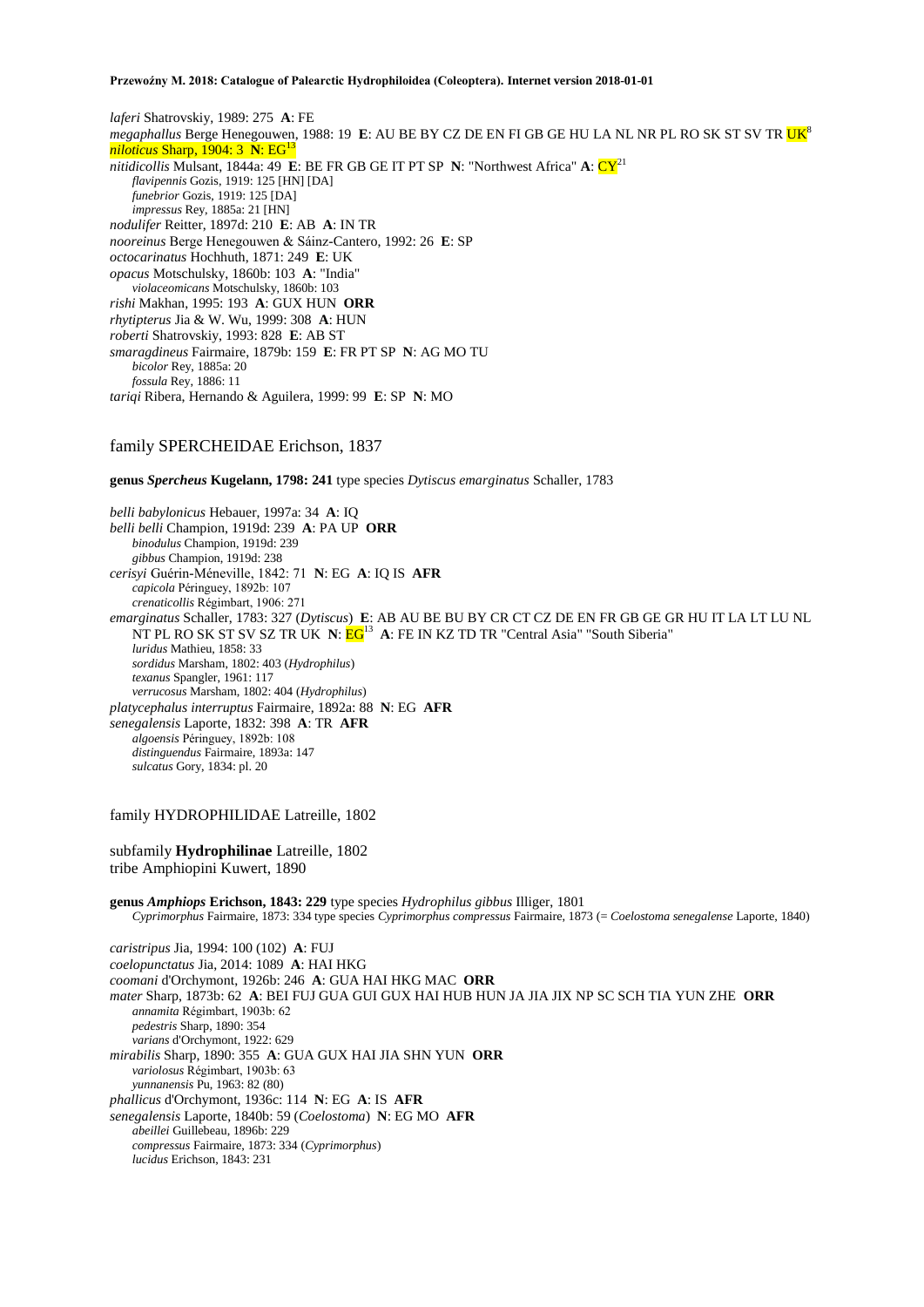*laferi* Shatrovskiy, 1989: 275 **A**: FE
*megaphallus* Berge Henegouwen, 1988: 19 **E**: AU BE BY CZ DE EN FI GB GE HU LA NL NR PL RO SK ST SV TR UK[8]
*niloticus* Sharp, 1904: 3 **N**: EG[13]
*nitidicollis* Mulsant, 1844a: 49 **E**: BE FR GB GE IT PT SP **N**: "Northwest Africa" **A**: CY[21]
*flavipennis* Gozis, 1919: 125 [HN] [DA]
*funebrior* Gozis, 1919: 125 [DA]
*impressus* Rey, 1885a: 21 [HN]
*nodulifer* Reitter, 1897d: 210 **E**: AB **A**: IN TR
*nooreinus* Berge Henegouwen & Sáinz-Cantero, 1992: 26 **E**: SP
*octocarinatus* Hochhuth, 1871: 249 **E**: UK
*opacus* Motschulsky, 1860b: 103 **A**: "India"
*violaceomicans* Motschulsky, 1860b: 103
*rishi* Makhan, 1995: 193 **A**: GUX HUN **ORR**
*rhytipterus* Jia & W. Wu, 1999: 308 **A**: HUN
*roberti* Shatrovskiy, 1993: 828 **E**: AB ST
*smaragdineus* Fairmaire, 1879b: 159 **E**: FR PT SP **N**: AG MO TU
*bicolor* Rey, 1885a: 20
*fossula* Rey, 1886: 11
*tariqi* Ribera, Hernando & Aguilera, 1999: 99 **E**: SP **N**: MO

## family SPERCHEIDAE Erichson, 1837

**genus *Spercheus* Kugelann, 1798: 241** type species *Dytiscus emarginatus* Schaller, 1783

*belli babylonicus* Hebauer, 1997a: 34 **A**: IQ
*belli belli* Champion, 1919d: 239 **A**: PA UP **ORR**
*binodulus* Champion, 1919d: 239
*gibbus* Champion, 1919d: 238
*cerisyi* Guérin-Méneville, 1842: 71 **N**: EG **A**: IQ IS **AFR**
*capicola* Péringuey, 1892b: 107
*crenaticollis* Régimbart, 1906: 271
*emarginatus* Schaller, 1783: 327 (*Dytiscus*) **E**: AB AU BE BU BY CR CT CZ DE EN FR GB GE GR HU IT LA LT LU NL NT PL RO SK ST SV SZ TR UK **N**: EG[13] **A**: FE IN KZ TD TR "Central Asia" "South Siberia"
*luridus* Mathieu, 1858: 33
*sordidus* Marsham, 1802: 403 (*Hydrophilus*)
*texanus* Spangler, 1961: 117
*verrucosus* Marsham, 1802: 404 (*Hydrophilus*)
*platycephalus interruptus* Fairmaire, 1892a: 88 **N**: EG **AFR**
*senegalensis* Laporte, 1832: 398 **A**: TR **AFR**
*algoensis* Péringuey, 1892b: 108
*distinguendus* Fairmaire, 1893a: 147
*sulcatus* Gory, 1834: pl. 20

## family HYDROPHILIDAE Latreille, 1802

### subfamily **Hydrophilinae** Latreille, 1802
tribe Amphiopini Kuwert, 1890

**genus *Amphiops* Erichson, 1843: 229** type species *Hydrophilus gibbus* Illiger, 1801
*Cyprimorphus* Fairmaire, 1873: 334 type species *Cyprimorphus compressus* Fairmaire, 1873 (= *Coelostoma senegalense* Laporte, 1840)

*caristripus* Jia, 1994: 100 (102) **A**: FUJ
*coelopunctatus* Jia, 2014: 1089 **A**: HAI HKG
*coomani* d'Orchymont, 1926b: 246 **A**: GUA HAI HKG MAC **ORR**
*mater* Sharp, 1873b: 62 **A**: BEI FUJ GUA GUI GUX HAI HUB HUN JA JIA JIX NP SC SCH TIA YUN ZHE **ORR**
*annamita* Régimbart, 1903b: 62
*pedestris* Sharp, 1890: 354
*varians* d'Orchymont, 1922: 629
*mirabilis* Sharp, 1890: 355 **A**: GUA GUX HAI JIA SHN YUN **ORR**
*variolosus* Régimbart, 1903b: 63
*yunnanensis* Pu, 1963: 82 (80)
*phallicus* d'Orchymont, 1936c: 114 **N**: EG **A**: IS **AFR**
*senegalensis* Laporte, 1840b: 59 (*Coelostoma*) **N**: EG MO **AFR**
*abeillei* Guillebeau, 1896b: 229
*compressus* Fairmaire, 1873: 334 (*Cyprimorphus*)
*lucidus* Erichson, 1843: 231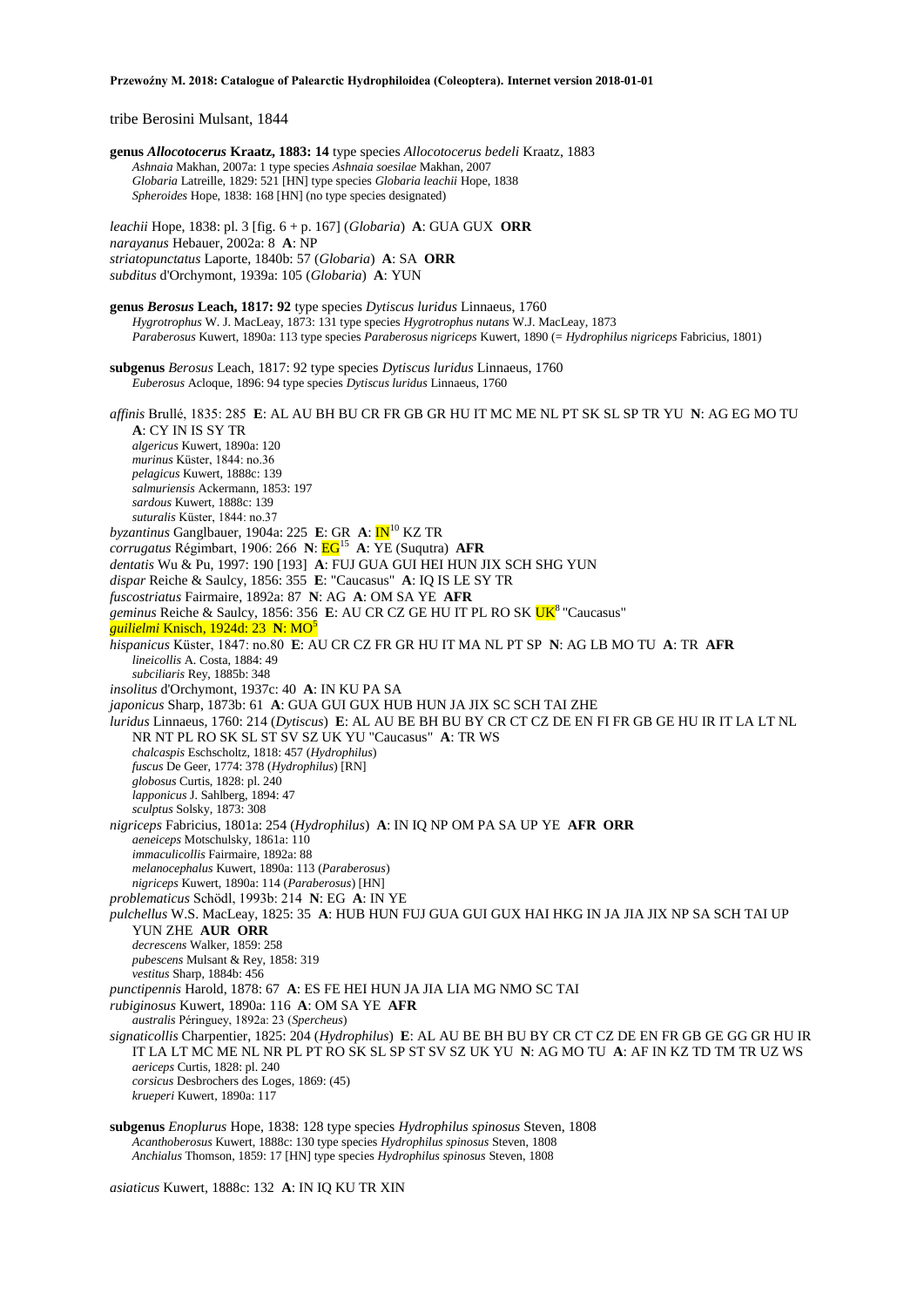tribe Berosini Mulsant, 1844

**genus *Allocotocerus* Kraatz, 1883: 14** type species *Allocotocerus bedeli* Kraatz, 1883
*Ashnaia* Makhan, 2007a: 1 type species *Ashnaia soesilae* Makhan, 2007
*Globaria* Latreille, 1829: 521 [HN] type species *Globaria leachii* Hope, 1838
*Spheroides* Hope, 1838: 168 [HN] (no type species designated)

*leachii* Hope, 1838: pl. 3 [fig. 6 + p. 167] (*Globaria*) **A**: GUA GUX **ORR**
*narayanus* Hebauer, 2002a: 8 **A**: NP
*striatopunctatus* Laporte, 1840b: 57 (*Globaria*) **A**: SA **ORR**
*subditus* d'Orchymont, 1939a: 105 (*Globaria*) **A**: YUN

**genus *Berosus* Leach, 1817: 92** type species *Dytiscus luridus* Linnaeus, 1760
*Hygrotrophus* W. J. MacLeay, 1873: 131 type species *Hygrotrophus nutans* W.J. MacLeay, 1873
*Paraberosus* Kuwert, 1890a: 113 type species *Paraberosus nigriceps* Kuwert, 1890 (= *Hydrophilus nigriceps* Fabricius, 1801)

**subgenus** *Berosus* Leach, 1817: 92 type species *Dytiscus luridus* Linnaeus, 1760
*Euberosus* Acloque, 1896: 94 type species *Dytiscus luridus* Linnaeus, 1760

*affinis* Brullé, 1835: 285 **E**: AL AU BH BU CR FR GB GR HU IT MC ME NL PT SK SL SP TR YU **N**: AG EG MO TU **A**: CY IN IS SY TR
*algericus* Kuwert, 1890a: 120
*murinus* Küster, 1844: no.36
*pelagicus* Kuwert, 1888c: 139
*salmuriensis* Ackermann, 1853: 197
*sardous* Kuwert, 1888c: 139
*suturalis* Küster, 1844: no.37
*byzantinus* Ganglbauer, 1904a: 225 **E**: GR **A**: IN[10] KZ TR
*corrugatus* Régimbart, 1906: 266 **N**: EG[15] **A**: YE (Suqutra) **AFR**
*dentatis* Wu & Pu, 1997: 190 [193] **A**: FUJ GUA GUI HEI HUN JIX SCH SHG YUN
*dispar* Reiche & Saulcy, 1856: 355 **E**: "Caucasus" **A**: IQ IS LE SY TR
*fuscostriatus* Fairmaire, 1892a: 87 **N**: AG **A**: OM SA YE **AFR**
*geminus* Reiche & Saulcy, 1856: 356 **E**: AU CR CZ GE HU IT PL RO SK UK[8] "Caucasus"
*guilielmi* Knisch, 1924d: 23 **N**: MO[5]
*hispanicus* Küster, 1847: no.80 **E**: AU CR CZ FR GR HU IT MA NL PT SP **N**: AG LB MO TU **A**: TR **AFR**
*lineicollis* A. Costa, 1884: 49
*subciliaris* Rey, 1885b: 348
*insolitus* d'Orchymont, 1937c: 40 **A**: IN KU PA SA
*japonicus* Sharp, 1873b: 61 **A**: GUA GUI GUX HUB HUN JA JIX SC SCH TAI ZHE
*luridus* Linnaeus, 1760: 214 (*Dytiscus*) **E**: AL AU BE BH BU BY CR CT CZ DE EN FI FR GB GE HU IR IT LA LT NL NR NT PL RO SK SL ST SV SZ UK YU "Caucasus" **A**: TR WS
*chalcaspis* Eschscholtz, 1818: 457 (*Hydrophilus*)
*fuscus* De Geer, 1774: 378 (*Hydrophilus*) [RN]
*globosus* Curtis, 1828: pl. 240
*lapponicus* J. Sahlberg, 1894: 47
*sculptus* Solsky, 1873: 308
*nigriceps* Fabricius, 1801a: 254 (*Hydrophilus*) **A**: IN IQ NP OM PA SA UP YE **AFR ORR**
*aeneiceps* Motschulsky, 1861a: 110
*immaculicollis* Fairmaire, 1892a: 88
*melanocephalus* Kuwert, 1890a: 113 (*Paraberosus*)
*nigriceps* Kuwert, 1890a: 114 (*Paraberosus*) [HN]
*problematicus* Schödl, 1993b: 214 **N**: EG **A**: IN YE
*pulchellus* W.S. MacLeay, 1825: 35 **A**: HUB HUN FUJ GUA GUI GUX HAI HKG IN JA JIA JIX NP SA SCH TAI UP YUN ZHE **AUR ORR**
*decrescens* Walker, 1859: 258
*pubescens* Mulsant & Rey, 1858: 319
*vestitus* Sharp, 1884b: 456
*punctipennis* Harold, 1878: 67 **A**: ES FE HEI HUN JA JIA LIA MG NMO SC TAI
*rubiginosus* Kuwert, 1890a: 116 **A**: OM SA YE **AFR**
*australis* Péringuey, 1892a: 23 (*Spercheus*)
*signaticollis* Charpentier, 1825: 204 (*Hydrophilus*) **E**: AL AU BE BH BU BY CR CT CZ DE EN FR GB GE GG GR HU IR IT LA LT MC ME NL NR PL PT RO SK SL SP ST SV SZ UK YU **N**: AG MO TU **A**: AF IN KZ TD TM TR UZ WS
*aericeps* Curtis, 1828: pl. 240
*corsicus* Desbrochers des Loges, 1869: (45)
*krueperi* Kuwert, 1890a: 117

**subgenus** *Enoplurus* Hope, 1838: 128 type species *Hydrophilus spinosus* Steven, 1808
*Acanthoberosus* Kuwert, 1888c: 130 type species *Hydrophilus spinosus* Steven, 1808
*Anchialus* Thomson, 1859: 17 [HN] type species *Hydrophilus spinosus* Steven, 1808

*asiaticus* Kuwert, 1888c: 132 **A**: IN IQ KU TR XIN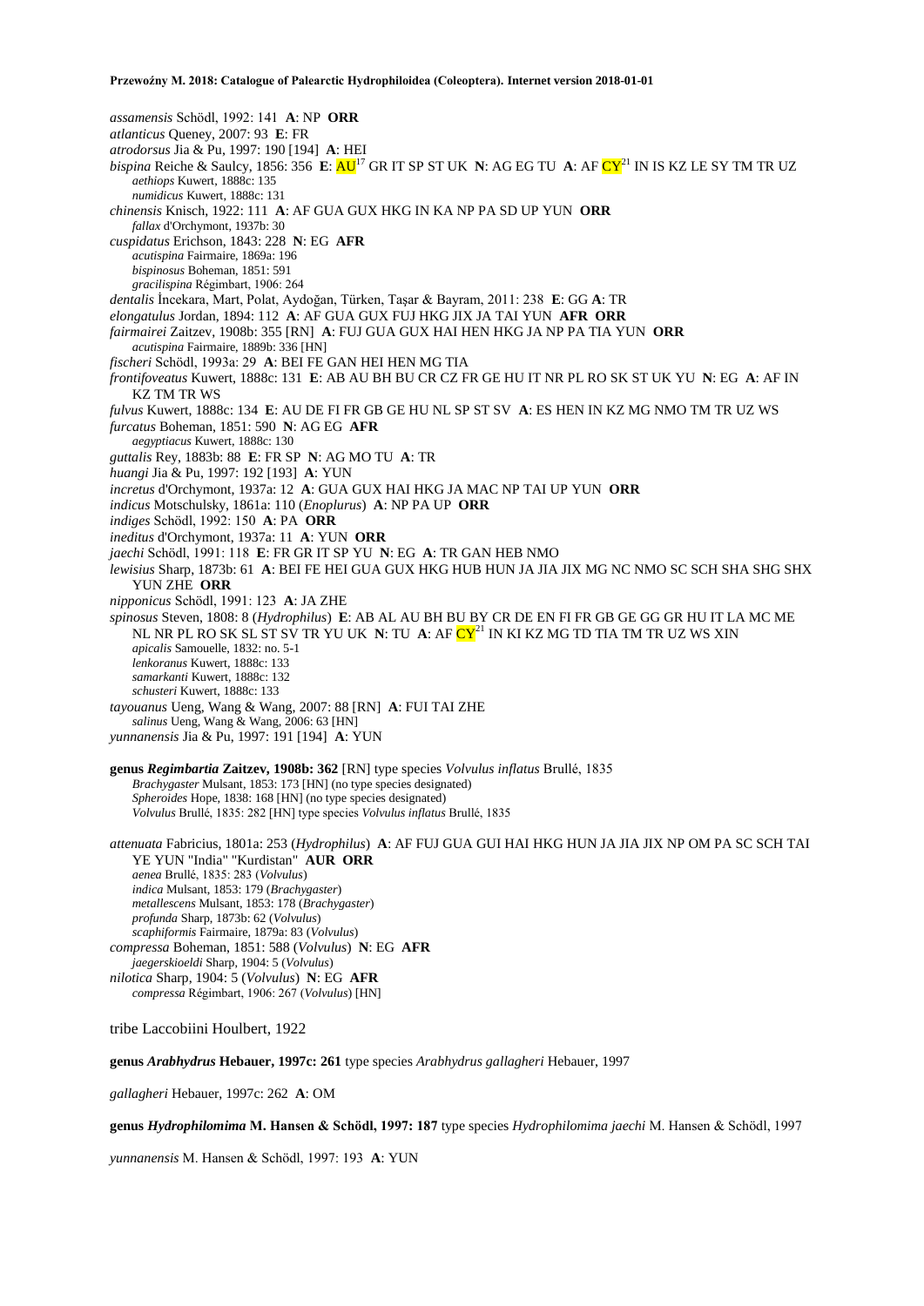*assamensis* Schödl, 1992: 141 **A**: NP **ORR**
*atlanticus* Queney, 2007: 93 **E**: FR
*atrodorsus* Jia & Pu, 1997: 190 [194] **A**: HEI
*bispina* Reiche & Saulcy, 1856: 356 **E**: AU[17] GR IT SP ST UK **N**: AG EG TU **A**: AF CY[21] IN IS KZ LE SY TM TR UZ
  *aethiops* Kuwert, 1888c: 135
  *numidicus* Kuwert, 1888c: 131
*chinensis* Knisch, 1922: 111 **A**: AF GUA GUX HKG IN KA NP PA SD UP YUN **ORR**
  *fallax* d'Orchymont, 1937b: 30
*cuspidatus* Erichson, 1843: 228 **N**: EG **AFR**
  *acutispina* Fairmaire, 1869a: 196
  *bispinosus* Boheman, 1851: 591
  *gracilispina* Régimbart, 1906: 264
*dentalis* İncekara, Mart, Polat, Aydoğan, Türken, Taşar & Bayram, 2011: 238 **E**: GG **A**: TR
*elongatulus* Jordan, 1894: 112 **A**: AF GUA GUX FUJ HKG JIX JA TAI YUN **AFR ORR**
*fairmairei* Zaitzev, 1908b: 355 [RN] **A**: FUJ GUA GUX HAI HEN HKG JA NP PA TIA YUN **ORR**
  *acutispina* Fairmaire, 1889b: 336 [HN]
*fischeri* Schödl, 1993a: 29 **A**: BEI FE GAN HEI HEN MG TIA
*frontifoveatus* Kuwert, 1888c: 131 **E**: AB AU BH BU CR CZ FR GE HU IT NR PL RO SK ST UK YU **N**: EG **A**: AF IN KZ TM TR WS
*fulvus* Kuwert, 1888c: 134 **E**: AU DE FI FR GB GE HU NL SP ST SV **A**: ES HEN IN KZ MG NMO TM TR UZ WS
*furcatus* Boheman, 1851: 590 **N**: AG EG **AFR**
  *aegyptiacus* Kuwert, 1888c: 130
*guttalis* Rey, 1883b: 88 **E**: FR SP **N**: AG MO TU **A**: TR
*huangi* Jia & Pu, 1997: 192 [193] **A**: YUN
*incretus* d'Orchymont, 1937a: 12 **A**: GUA GUX HAI HKG JA MAC NP TAI UP YUN **ORR**
*indicus* Motschulsky, 1861a: 110 (*Enoplurus*) **A**: NP PA UP **ORR**
*indiges* Schödl, 1992: 150 **A**: PA **ORR**
*ineditus* d'Orchymont, 1937a: 11 **A**: YUN **ORR**
*jaechi* Schödl, 1991: 118 **E**: FR GR IT SP YU **N**: EG **A**: TR GAN HEB NMO
*lewisius* Sharp, 1873b: 61 **A**: BEI FE HEI GUA GUX HKG HUB HUN JA JIA JIX MG NC NMO SC SCH SHA SHG SHX YUN ZHE **ORR**
*nipponicus* Schödl, 1991: 123 **A**: JA ZHE
*spinosus* Steven, 1808: 8 (*Hydrophilus*) **E**: AB AL AU BH BU BY CR DE EN FI FR GB GE GG GR HU IT LA MC ME NL NR PL RO SK SL ST SV TR YU UK **N**: TU **A**: AF CY[21] IN KI KZ MG TD TIA TM TR UZ WS XIN
  *apicalis* Samouelle, 1832: no. 5-1
  *lenkoranus* Kuwert, 1888c: 133
  *samarkanti* Kuwert, 1888c: 132
  *schusteri* Kuwert, 1888c: 133
*tayouanus* Ueng, Wang & Wang, 2007: 88 [RN] **A**: FUI TAI ZHE
  *salinus* Ueng, Wang & Wang, 2006: 63 [HN]
*yunnanensis* Jia & Pu, 1997: 191 [194] **A**: YUN

**genus *Regimbartia* Zaitzev, 1908b: 362** [RN] type species *Volvulus inflatus* Brullé, 1835
  *Brachygaster* Mulsant, 1853: 173 [HN] (no type species designated)
  *Spheroides* Hope, 1838: 168 [HN] (no type species designated)
  *Volvulus* Brullé, 1835: 282 [HN] type species *Volvulus inflatus* Brullé, 1835

*attenuata* Fabricius, 1801a: 253 (*Hydrophilus*) **A**: AF FUJ GUA GUI HAI HKG HUN JA JIA JIX NP OM PA SC SCH TAI YE YUN "India" "Kurdistan" **AUR ORR**
  *aenea* Brullé, 1835: 283 (*Volvulus*)
  *indica* Mulsant, 1853: 179 (*Brachygaster*)
  *metallescens* Mulsant, 1853: 178 (*Brachygaster*)
  *profunda* Sharp, 1873b: 62 (*Volvulus*)
  *scaphiformis* Fairmaire, 1879a: 83 (*Volvulus*)
*compressa* Boheman, 1851: 588 (*Volvulus*) **N**: EG **AFR**
  *jaegerskioeldi* Sharp, 1904: 5 (*Volvulus*)
*nilotica* Sharp, 1904: 5 (*Volvulus*) **N**: EG **AFR**
  *compressa* Régimbart, 1906: 267 (*Volvulus*) [HN]

tribe Laccobiini Houlbert, 1922

**genus *Arabhydrus* Hebauer, 1997c: 261** type species *Arabhydrus gallagheri* Hebauer, 1997

*gallagheri* Hebauer, 1997c: 262 **A**: OM

**genus *Hydrophilomima* M. Hansen & Schödl, 1997: 187** type species *Hydrophilomima jaechi* M. Hansen & Schödl, 1997

*yunnanensis* M. Hansen & Schödl, 1997: 193 **A**: YUN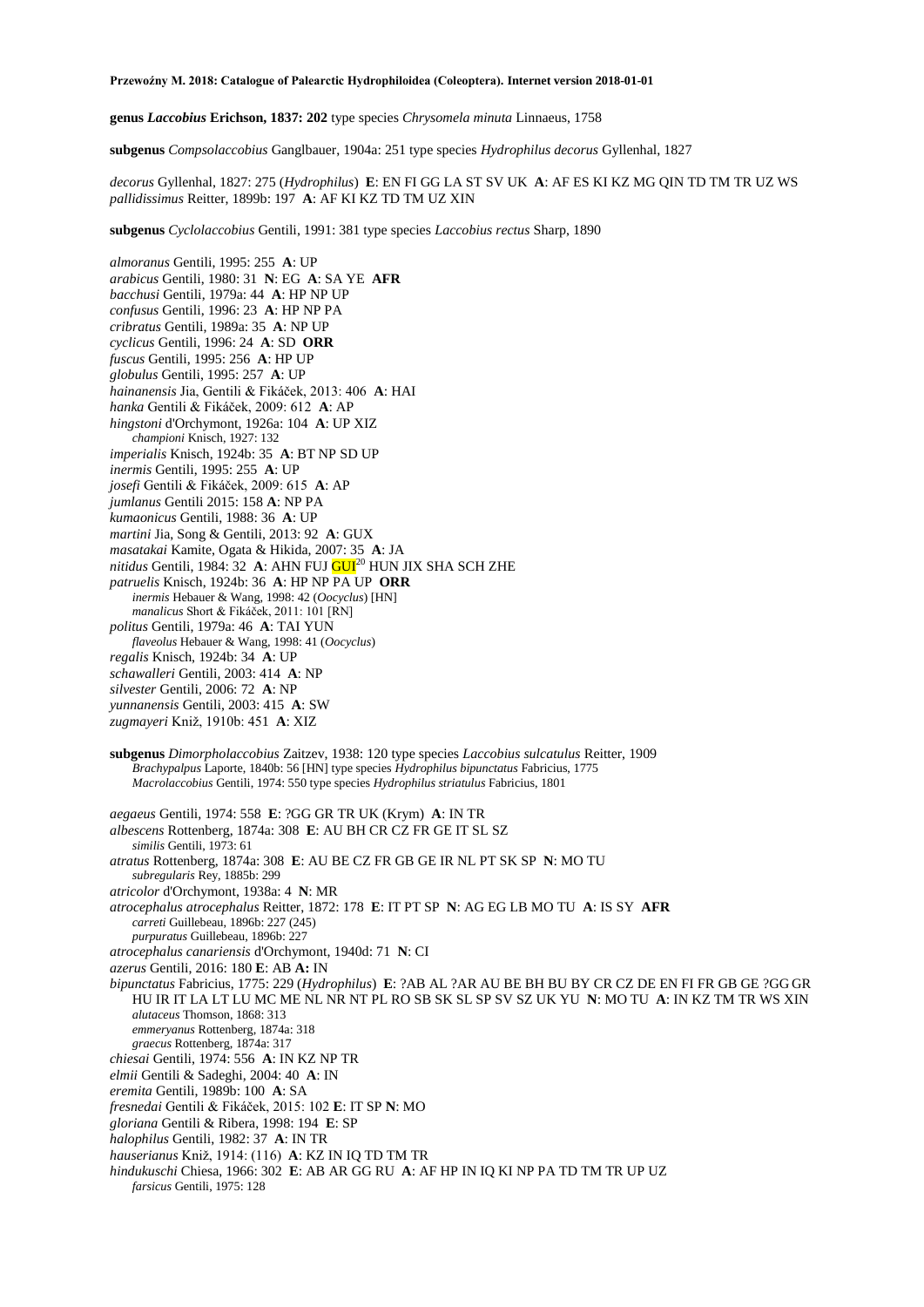**genus *Laccobius* Erichson, 1837: 202** type species *Chrysomela minuta* Linnaeus, 1758

**subgenus** *Compsolaccobius* Ganglbauer, 1904a: 251 type species *Hydrophilus decorus* Gyllenhal, 1827

*decorus* Gyllenhal, 1827: 275 (*Hydrophilus*) **E**: EN FI GG LA ST SV UK **A**: AF ES KI KZ MG QIN TD TM TR UZ WS
*pallidissimus* Reitter, 1899b: 197 **A**: AF KI KZ TD TM UZ XIN

**subgenus** *Cyclolaccobius* Gentili, 1991: 381 type species *Laccobius rectus* Sharp, 1890

*almoranus* Gentili, 1995: 255 **A**: UP
*arabicus* Gentili, 1980: 31 **N**: EG **A**: SA YE **AFR**
*bacchusi* Gentili, 1979a: 44 **A**: HP NP UP
*confusus* Gentili, 1996: 23 **A**: HP NP PA
*cribratus* Gentili, 1989a: 35 **A**: NP UP
*cyclicus* Gentili, 1996: 24 **A**: SD **ORR**
*fuscus* Gentili, 1995: 256 **A**: HP UP
*globulus* Gentili, 1995: 257 **A**: UP
*hainanensis* Jia, Gentili & Fikáček, 2013: 406 **A**: HAI
*hanka* Gentili & Fikáček, 2009: 612 **A**: AP
*hingstoni* d'Orchymont, 1926a: 104 **A**: UP XIZ
   *championi* Knisch, 1927: 132
*imperialis* Knisch, 1924b: 35 **A**: BT NP SD UP
*inermis* Gentili, 1995: 255 **A**: UP
*josefi* Gentili & Fikáček, 2009: 615 **A**: AP
*jumlanus* Gentili 2015: 158 **A**: NP PA
*kumaonicus* Gentili, 1988: 36 **A**: UP
*martini* Jia, Song & Gentili, 2013: 92 **A**: GUX
*masatakai* Kamite, Ogata & Hikida, 2007: 35 **A**: JA
*nitidus* Gentili, 1984: 32 **A**: AHN FUJ GUI[20] HUN JIX SHA SCH ZHE
*patruelis* Knisch, 1924b: 36 **A**: HP NP PA UP **ORR**
   *inermis* Hebauer & Wang, 1998: 42 (*Oocyclus*) [HN]
   *manalicus* Short & Fikáček, 2011: 101 [RN]
*politus* Gentili, 1979a: 46 **A**: TAI YUN
   *flaveolus* Hebauer & Wang, 1998: 41 (*Oocyclus*)
*regalis* Knisch, 1924b: 34 **A**: UP
*schawalleri* Gentili, 2003: 414 **A**: NP
*silvester* Gentili, 2006: 72 **A**: NP
*yunnanensis* Gentili, 2003: 415 **A**: SW
*zugmayeri* Kniž, 1910b: 451 **A**: XIZ

**subgenus** *Dimorpholaccobius* Zaitzev, 1938: 120 type species *Laccobius sulcatulus* Reitter, 1909
   *Brachypalpus* Laporte, 1840b: 56 [HN] type species *Hydrophilus bipunctatus* Fabricius, 1775
   *Macrolaccobius* Gentili, 1974: 550 type species *Hydrophilus striatulus* Fabricius, 1801

*aegaeus* Gentili, 1974: 558 **E**: ?GG GR TR UK (Krym) **A**: IN TR
*albescens* Rottenberg, 1874a: 308 **E**: AU BH CR CZ FR GE IT SL SZ
   *similis* Gentili, 1973: 61
*atratus* Rottenberg, 1874a: 308 **E**: AU BE CZ FR GB GE IR NL PT SK SP **N**: MO TU
   *subregularis* Rey, 1885b: 299
*atricolor* d'Orchymont, 1938a: 4 **N**: MR
*atrocephalus atrocephalus* Reitter, 1872: 178 **E**: IT PT SP **N**: AG EG LB MO TU **A**: IS SY **AFR**
   *carreti* Guillebeau, 1896b: 227 (245)
   *purpuratus* Guillebeau, 1896b: 227
*atrocephalus canariensis* d'Orchymont, 1940d: 71 **N**: CI
*azerus* Gentili, 2016: 180 **E**: AB **A:** IN
*bipunctatus* Fabricius, 1775: 229 (*Hydrophilus*) **E**: ?AB AL ?AR AU BE BH BU BY CR CZ DE EN FI FR GB GE ?GG GR HU IR IT LA LT LU MC ME NL NR NT PL RO SB SK SL SP SV SZ UK YU **N**: MO TU **A**: IN KZ TM TR WS XIN
   *alutaceus* Thomson, 1868: 313
   *emmeryanus* Rottenberg, 1874a: 318
   *graecus* Rottenberg, 1874a: 317
*chiesai* Gentili, 1974: 556 **A**: IN KZ NP TR
*elmii* Gentili & Sadeghi, 2004: 40 **A**: IN
*eremita* Gentili, 1989b: 100 **A**: SA
*fresnedai* Gentili & Fikáček, 2015: 102 **E**: IT SP **N**: MO
*gloriana* Gentili & Ribera, 1998: 194 **E**: SP
*halophilus* Gentili, 1982: 37 **A**: IN TR
*hauserianus* Kniž, 1914: (116) **A**: KZ IN IQ TD TM TR
*hindukuschi* Chiesa, 1966: 302 **E**: AB AR GG RU **A**: AF HP IN IQ KI NP PA TD TM TR UP UZ
   *farsicus* Gentili, 1975: 128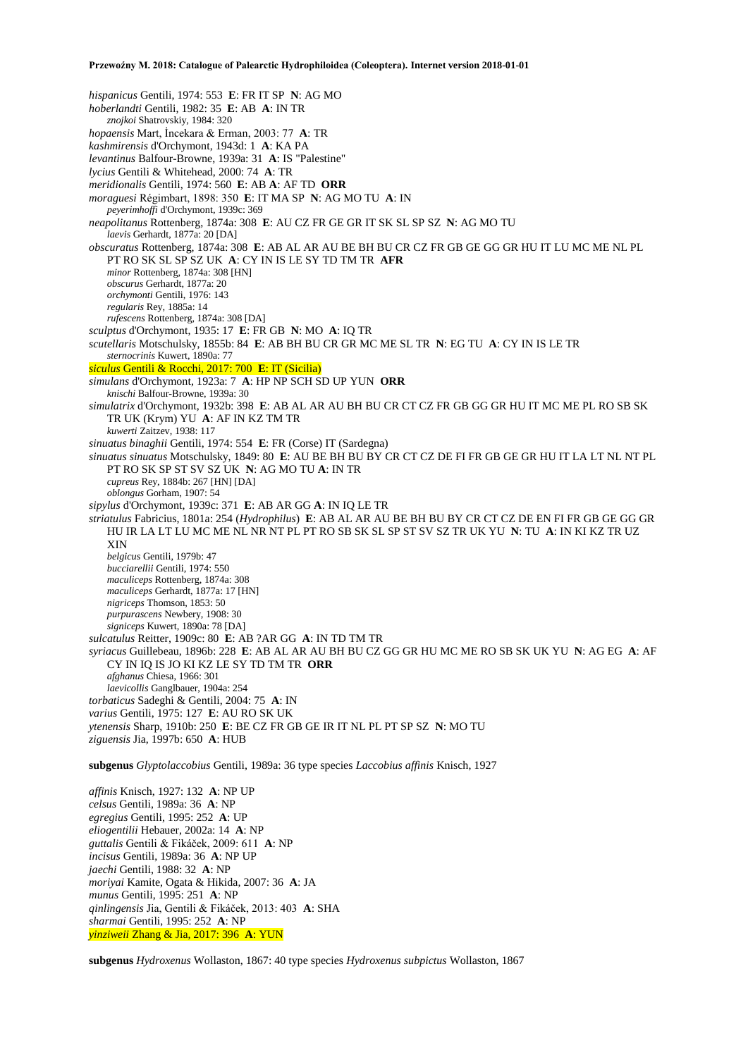*hispanicus* Gentili, 1974: 553 **E**: FR IT SP **N**: AG MO
*hoberlandti* Gentili, 1982: 35 **E**: AB **A**: IN TR
*znojkoi* Shatrovskiy, 1984: 320
*hopaensis* Mart, İncekara & Erman, 2003: 77 **A**: TR
*kashmirensis* d'Orchymont, 1943d: 1 **A**: KA PA
*levantinus* Balfour-Browne, 1939a: 31 **A**: IS "Palestine"
*lycius* Gentili & Whitehead, 2000: 74 **A**: TR
*meridionalis* Gentili, 1974: 560 **E**: AB **A**: AF TD **ORR**
*moraguesi* Régimbart, 1898: 350 **E**: IT MA SP **N**: AG MO TU **A**: IN
*peyerimhoffi* d'Orchymont, 1939c: 369
*neapolitanus* Rottenberg, 1874a: 308 **E**: AU CZ FR GE GR IT SK SL SP SZ **N**: AG MO TU
*laevis* Gerhardt, 1877a: 20 [DA]
*obscuratus* Rottenberg, 1874a: 308 **E**: AB AL AR AU BE BH BU CR CZ FR GB GE GG GR HU IT LU MC ME NL PL PT RO SK SL SP SZ UK **A**: CY IN IS LE SY TD TM TR **AFR**
*minor* Rottenberg, 1874a: 308 [HN]
*obscurus* Gerhardt, 1877a: 20
*orchymonti* Gentili, 1976: 143
*regularis* Rey, 1885a: 14
*rufescens* Rottenberg, 1874a: 308 [DA]
*sculptus* d'Orchymont, 1935: 17 **E**: FR GB **N**: MO **A**: IQ TR
*scutellaris* Motschulsky, 1855b: 84 **E**: AB BH BU CR GR MC ME SL TR **N**: EG TU **A**: CY IN IS LE TR
*sternocrinis* Kuwert, 1890a: 77
*siculus* Gentili & Rocchi, 2017: 700 **E**: IT (Sicilia)
*simulans* d'Orchymont, 1923a: 7 **A**: HP NP SCH SD UP YUN **ORR**
*knischi* Balfour-Browne, 1939a: 30
*simulatrix* d'Orchymont, 1932b: 398 **E**: AB AL AR AU BH BU CR CT CZ FR GB GG GR HU IT MC ME PL RO SB SK TR UK (Krym) YU **A**: AF IN KZ TM TR
*kuwerti* Zaitzev, 1938: 117
*sinuatus binaghii* Gentili, 1974: 554 **E**: FR (Corse) IT (Sardegna)
*sinuatus sinuatus* Motschulsky, 1849: 80 **E**: AU BE BH BU BY CR CT CZ DE FI FR GB GE GR HU IT LA LT NL NT PL PT RO SK SP ST SV SZ UK **N**: AG MO TU **A**: IN TR
*cupreus* Rey, 1884b: 267 [HN] [DA]
*oblongus* Gorham, 1907: 54
*sipylus* d'Orchymont, 1939c: 371 **E**: AB AR GG **A**: IN IQ LE TR
*striatulus* Fabricius, 1801a: 254 (*Hydrophilus*) **E**: AB AL AR AU BE BH BU BY CR CT CZ DE EN FI FR GB GE GG GR HU IR LA LT LU MC ME NL NR NT PL PT RO SB SK SL SP ST SV SZ TR UK YU **N**: TU **A**: IN KI KZ TR UZ XIN
*belgicus* Gentili, 1979b: 47
*bucciarellii* Gentili, 1974: 550
*maculiceps* Rottenberg, 1874a: 308
*maculiceps* Gerhardt, 1877a: 17 [HN]
*nigriceps* Thomson, 1853: 50
*purpurascens* Newbery, 1908: 30
*signiceps* Kuwert, 1890a: 78 [DA]
*sulcatulus* Reitter, 1909c: 80 **E**: AB ?AR GG **A**: IN TD TM TR
*syriacus* Guillebeau, 1896b: 228 **E**: AB AL AR AU BH BU CZ GG GR HU MC ME RO SB SK UK YU **N**: AG EG **A**: AF CY IN IQ IS JO KI KZ LE SY TD TM TR **ORR**
*afghanus* Chiesa, 1966: 301
*laevicollis* Ganglbauer, 1904a: 254
*torbaticus* Sadeghi & Gentili, 2004: 75 **A**: IN
*varius* Gentili, 1975: 127 **E**: AU RO SK UK
*ytenensis* Sharp, 1910b: 250 **E**: BE CZ FR GB GE IR IT NL PL PT SP SZ **N**: MO TU
*ziguensis* Jia, 1997b: 650 **A**: HUB

**subgenus** *Glyptolaccobius* Gentili, 1989a: 36 type species *Laccobius affinis* Knisch, 1927

*affinis* Knisch, 1927: 132 **A**: NP UP
*celsus* Gentili, 1989a: 36 **A**: NP
*egregius* Gentili, 1995: 252 **A**: UP
*eliogentilii* Hebauer, 2002a: 14 **A**: NP
*guttalis* Gentili & Fikáček, 2009: 611 **A**: NP
*incisus* Gentili, 1989a: 36 **A**: NP UP
*jaechi* Gentili, 1988: 32 **A**: NP
*moriyai* Kamite, Ogata & Hikida, 2007: 36 **A**: JA
*munus* Gentili, 1995: 251 **A**: NP
*qinlingensis* Jia, Gentili & Fikáček, 2013: 403 **A**: SHA
*sharmai* Gentili, 1995: 252 **A**: NP
*yinziweii* Zhang & Jia, 2017: 396 **A**: YUN

**subgenus** *Hydroxenus* Wollaston, 1867: 40 type species *Hydroxenus subpictus* Wollaston, 1867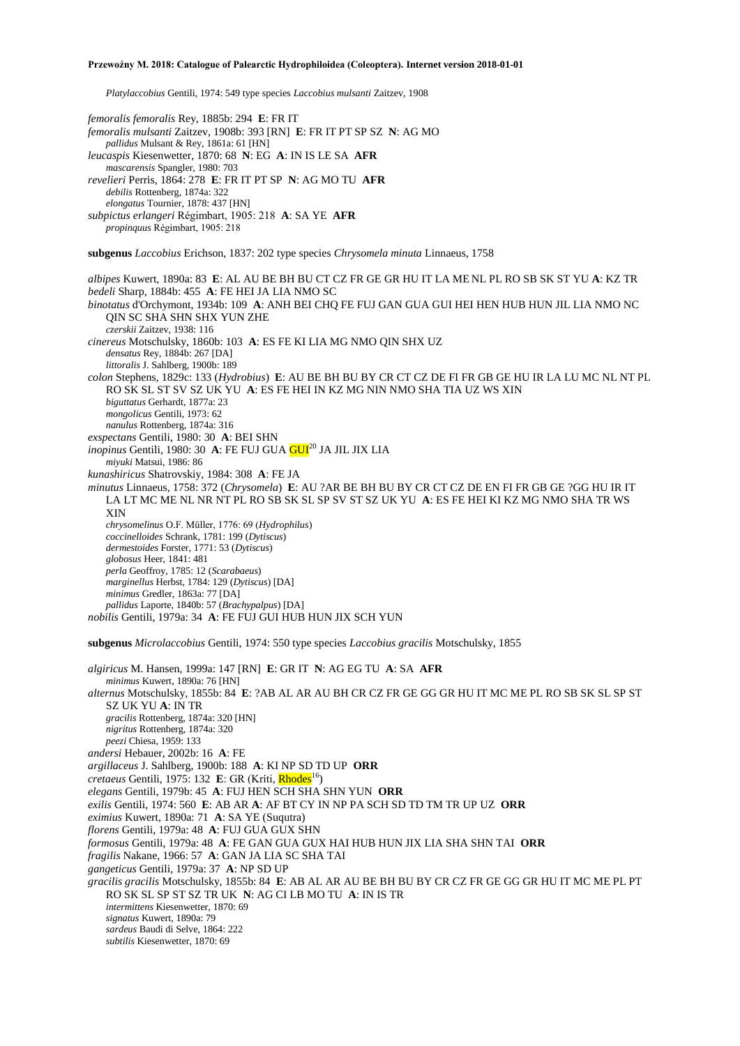*Platylaccobius* Gentili, 1974: 549 type species *Laccobius mulsanti* Zaitzev, 1908

*femoralis femoralis* Rey, 1885b: 294 **E**: FR IT
*femoralis mulsanti* Zaitzev, 1908b: 393 [RN] **E**: FR IT PT SP SZ **N**: AG MO
*pallidus* Mulsant & Rey, 1861a: 61 [HN]
*leucaspis* Kiesenwetter, 1870: 68 **N**: EG **A**: IN IS LE SA **AFR**
*mascarensis* Spangler, 1980: 703
*revelieri* Perris, 1864: 278 **E**: FR IT PT SP **N**: AG MO TU **AFR**
*debilis* Rottenberg, 1874a: 322
*elongatus* Tournier, 1878: 437 [HN]
*subpictus erlangeri* Régimbart, 1905: 218 **A**: SA YE **AFR**
*propinquus* Régimbart, 1905: 218

**subgenus** *Laccobius* Erichson, 1837: 202 type species *Chrysomela minuta* Linnaeus, 1758

*albipes* Kuwert, 1890a: 83 **E**: AL AU BE BH BU CT CZ FR GE GR HU IT LA ME NL PL RO SB SK ST YU **A**: KZ TR
*bedeli* Sharp, 1884b: 455 **A**: FE HEI JA LIA NMO SC
*binotatus* d'Orchymont, 1934b: 109 **A**: ANH BEI CHQ FE FUJ GAN GUA GUI HEI HEN HUB HUN JIL LIA NMO NC QIN SC SHA SHN SHX YUN ZHE
*czerskii* Zaitzev, 1938: 116
*cinereus* Motschulsky, 1860b: 103 **A**: ES FE KI LIA MG NMO QIN SHX UZ
*densatus* Rey, 1884b: 267 [DA]
*littoralis* J. Sahlberg, 1900b: 189
*colon* Stephens, 1829c: 133 (*Hydrobius*) **E**: AU BE BH BU BY CR CT CZ DE FI FR GB GE HU IR LA LU MC NL NT PL RO SK SL ST SV SZ UK YU **A**: ES FE HEI IN KZ MG NIN NMO SHA TIA UZ WS XIN
*biguttatus* Gerhardt, 1877a: 23
*mongolicus* Gentili, 1973: 62
*nanulus* Rottenberg, 1874a: 316
*exspectans* Gentili, 1980: 30 **A**: BEI SHN
*inopinus* Gentili, 1980: 30 **A**: FE FUJ GUA GUI[20] JA JIL JIX LIA
*miyuki* Matsui, 1986: 86
*kunashiricus* Shatrovskiy, 1984: 308 **A**: FE JA
*minutus* Linnaeus, 1758: 372 (*Chrysomela*) **E**: AU ?AR BE BH BU BY CR CT CZ DE EN FI FR GB GE ?GG HU IR IT LA LT MC ME NL NR NT PL RO SB SK SL SP SV ST SZ UK YU **A**: ES FE HEI KI KZ MG NMO SHA TR WS XIN
*chrysomelinus* O.F. Müller, 1776: 69 (*Hydrophilus*)
*coccinelloides* Schrank, 1781: 199 (*Dytiscus*)
*dermestoides* Forster, 1771: 53 (*Dytiscus*)
*globosus* Heer, 1841: 481
*perla* Geoffroy, 1785: 12 (*Scarabaeus*)
*marginellus* Herbst, 1784: 129 (*Dytiscus*) [DA]
*minimus* Gredler, 1863a: 77 [DA]
*pallidus* Laporte, 1840b: 57 (*Brachypalpus*) [DA]
*nobilis* Gentili, 1979a: 34 **A**: FE FUJ GUI HUB HUN JIX SCH YUN

**subgenus** *Microlaccobius* Gentili, 1974: 550 type species *Laccobius gracilis* Motschulsky, 1855

*algiricus* M. Hansen, 1999a: 147 [RN] **E**: GR IT **N**: AG EG TU **A**: SA **AFR**
*minimus* Kuwert, 1890a: 76 [HN]
*alternus* Motschulsky, 1855b: 84 **E**: ?AB AL AR AU BH CR CZ FR GE GG GR HU IT MC ME PL RO SB SK SL SP ST SZ UK YU **A**: IN TR
*gracilis* Rottenberg, 1874a: 320 [HN]
*nigritus* Rottenberg, 1874a: 320
*peezi* Chiesa, 1959: 133
*andersi* Hebauer, 2002b: 16 **A**: FE
*argillaceus* J. Sahlberg, 1900b: 188 **A**: KI NP SD TD UP **ORR**
*cretaeus* Gentili, 1975: 132 **E**: GR (Kriti, Rhodes[16])
*elegans* Gentili, 1979b: 45 **A**: FUJ HEN SCH SHA SHN YUN **ORR**
*exilis* Gentili, 1974: 560 **E**: AB AR **A**: AF BT CY IN NP PA SCH SD TD TM TR UP UZ **ORR**
*eximius* Kuwert, 1890a: 71 **A**: SA YE (Suqutra)
*florens* Gentili, 1979a: 48 **A**: FUJ GUA GUX SHN
*formosus* Gentili, 1979a: 48 **A**: FE GAN GUA GUX HAI HUB HUN JIX LIA SHA SHN TAI **ORR**
*fragilis* Nakane, 1966: 57 **A**: GAN JA LIA SC SHA TAI
*gangeticus* Gentili, 1979a: 37 **A**: NP SD UP
*gracilis gracilis* Motschulsky, 1855b: 84 **E**: AB AL AR AU BE BH BU BY CR CZ FR GE GG GR HU IT MC ME PL PT RO SK SL SP ST SZ TR UK **N**: AG CI LB MO TU **A**: IN IS TR
*intermittens* Kiesenwetter, 1870: 69
*signatus* Kuwert, 1890a: 79
*sardeus* Baudi di Selve, 1864: 222
*subtilis* Kiesenwetter, 1870: 69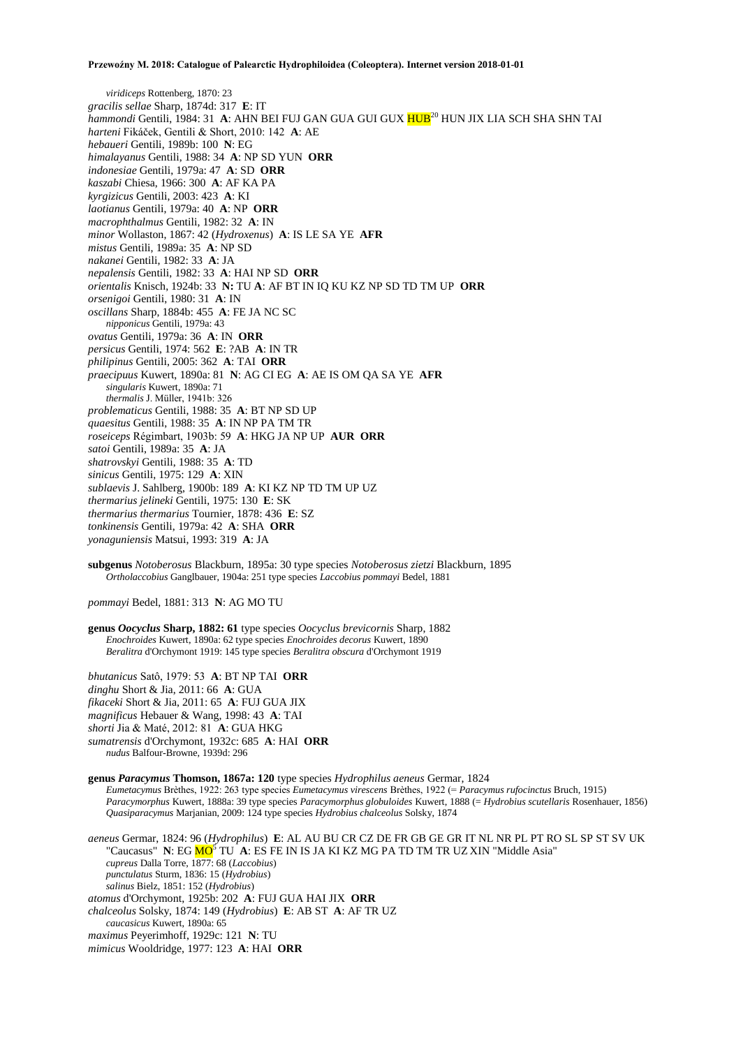*viridiceps* Rottenberg, 1870: 23
*gracilis sellae* Sharp, 1874d: 317 **E**: IT
*hammondi* Gentili, 1984: 31 **A**: AHN BEI FUJ GAN GUA GUI GUX HUB[20] HUN JIX LIA SCH SHA SHN TAI
*harteni* Fikáček, Gentili & Short, 2010: 142 **A**: AE
*hebaueri* Gentili, 1989b: 100 **N**: EG
*himalayanus* Gentili, 1988: 34 **A**: NP SD YUN **ORR**
*indonesiae* Gentili, 1979a: 47 **A**: SD **ORR**
*kaszabi* Chiesa, 1966: 300 **A**: AF KA PA
*kyrgizicus* Gentili, 2003: 423 **A**: KI
*laotianus* Gentili, 1979a: 40 **A**: NP **ORR**
*macrophthalmus* Gentili, 1982: 32 **A**: IN
*minor* Wollaston, 1867: 42 (*Hydroxenus*) **A**: IS LE SA YE **AFR**
*mistus* Gentili, 1989a: 35 **A**: NP SD
*nakanei* Gentili, 1982: 33 **A**: JA
*nepalensis* Gentili, 1982: 33 **A**: HAI NP SD **ORR**
*orientalis* Knisch, 1924b: 33 **N:** TU **A**: AF BT IN IQ KU KZ NP SD TD TM UP **ORR**
*orsenigoi* Gentili, 1980: 31 **A**: IN
*oscillans* Sharp, 1884b: 455 **A**: FE JA NC SC
*nipponicus* Gentili, 1979a: 43
*ovatus* Gentili, 1979a: 36 **A**: IN **ORR**
*persicus* Gentili, 1974: 562 **E**: ?AB **A**: IN TR
*philipinus* Gentili, 2005: 362 **A**: TAI **ORR**
*praecipuus* Kuwert, 1890a: 81 **N**: AG CI EG **A**: AE IS OM QA SA YE **AFR**
*singularis* Kuwert, 1890a: 71
*thermalis* J. Müller, 1941b: 326
*problematicus* Gentili, 1988: 35 **A**: BT NP SD UP
*quaesitus* Gentili, 1988: 35 **A**: IN NP PA TM TR
*roseiceps* Régimbart, 1903b: 59 **A**: HKG JA NP UP **AUR ORR**
*satoi* Gentili, 1989a: 35 **A**: JA
*shatrovskyi* Gentili, 1988: 35 **A**: TD
*sinicus* Gentili, 1975: 129 **A**: XIN
*sublaevis* J. Sahlberg, 1900b: 189 **A**: KI KZ NP TD TM UP UZ
*thermarius jelineki* Gentili, 1975: 130 **E**: SK
*thermarius thermarius* Tournier, 1878: 436 **E**: SZ
*tonkinensis* Gentili, 1979a: 42 **A**: SHA **ORR**
*yonaguniensis* Matsui, 1993: 319 **A**: JA

**subgenus** *Notoberosus* Blackburn, 1895a: 30 type species *Notoberosus zietzi* Blackburn, 1895
*Ortholaccobius* Ganglbauer, 1904a: 251 type species *Laccobius pommayi* Bedel, 1881

*pommayi* Bedel, 1881: 313 **N**: AG MO TU

**genus *Oocyclus* Sharp, 1882: 61** type species *Oocyclus brevicornis* Sharp, 1882
*Enochroides* Kuwert, 1890a: 62 type species *Enochroides decorus* Kuwert, 1890
*Beralitra* d'Orchymont 1919: 145 type species *Beralitra obscura* d'Orchymont 1919

*bhutanicus* Satô, 1979: 53 **A**: BT NP TAI **ORR**
*dinghu* Short & Jia, 2011: 66 **A**: GUA
*fikaceki* Short & Jia, 2011: 65 **A**: FUJ GUA JIX
*magnificus* Hebauer & Wang, 1998: 43 **A**: TAI
*shorti* Jia & Maté, 2012: 81 **A**: GUA HKG
*sumatrensis* d'Orchymont, 1932c: 685 **A**: HAI **ORR**
*nudus* Balfour-Browne, 1939d: 296

**genus *Paracymus* Thomson, 1867a: 120** type species *Hydrophilus aeneus* Germar, 1824
*Eumetacymus* Brèthes, 1922: 263 type species *Eumetacymus virescens* Brèthes, 1922 (= *Paracymus rufocinctus* Bruch, 1915)
*Paracymorphus* Kuwert, 1888a: 39 type species *Paracymorphus globuloides* Kuwert, 1888 (= *Hydrobius scutellaris* Rosenhauer, 1856)
*Quasiparacymus* Marjanian, 2009: 124 type species *Hydrobius chalceolus* Solsky, 1874

*aeneus* Germar, 1824: 96 (*Hydrophilus*) **E**: AL AU BU CR CZ DE FR GB GE GR IT NL NR PL PT RO SL SP ST SV UK "Caucasus" **N**: EG MO[5] TU **A**: ES FE IN IS JA KI KZ MG PA TD TM TR UZ XIN "Middle Asia"
*cupreus* Dalla Torre, 1877: 68 (*Laccobius*)
*punctulatus* Sturm, 1836: 15 (*Hydrobius*)
*salinus* Bielz, 1851: 152 (*Hydrobius*)
*atomus* d'Orchymont, 1925b: 202 **A**: FUJ GUA HAI JIX **ORR**
*chalceolus* Solsky, 1874: 149 (*Hydrobius*) **E**: AB ST **A**: AF TR UZ
*caucasicus* Kuwert, 1890a: 65
*maximus* Peyerimhoff, 1929c: 121 **N**: TU
*mimicus* Wooldridge, 1977: 123 **A**: HAI **ORR**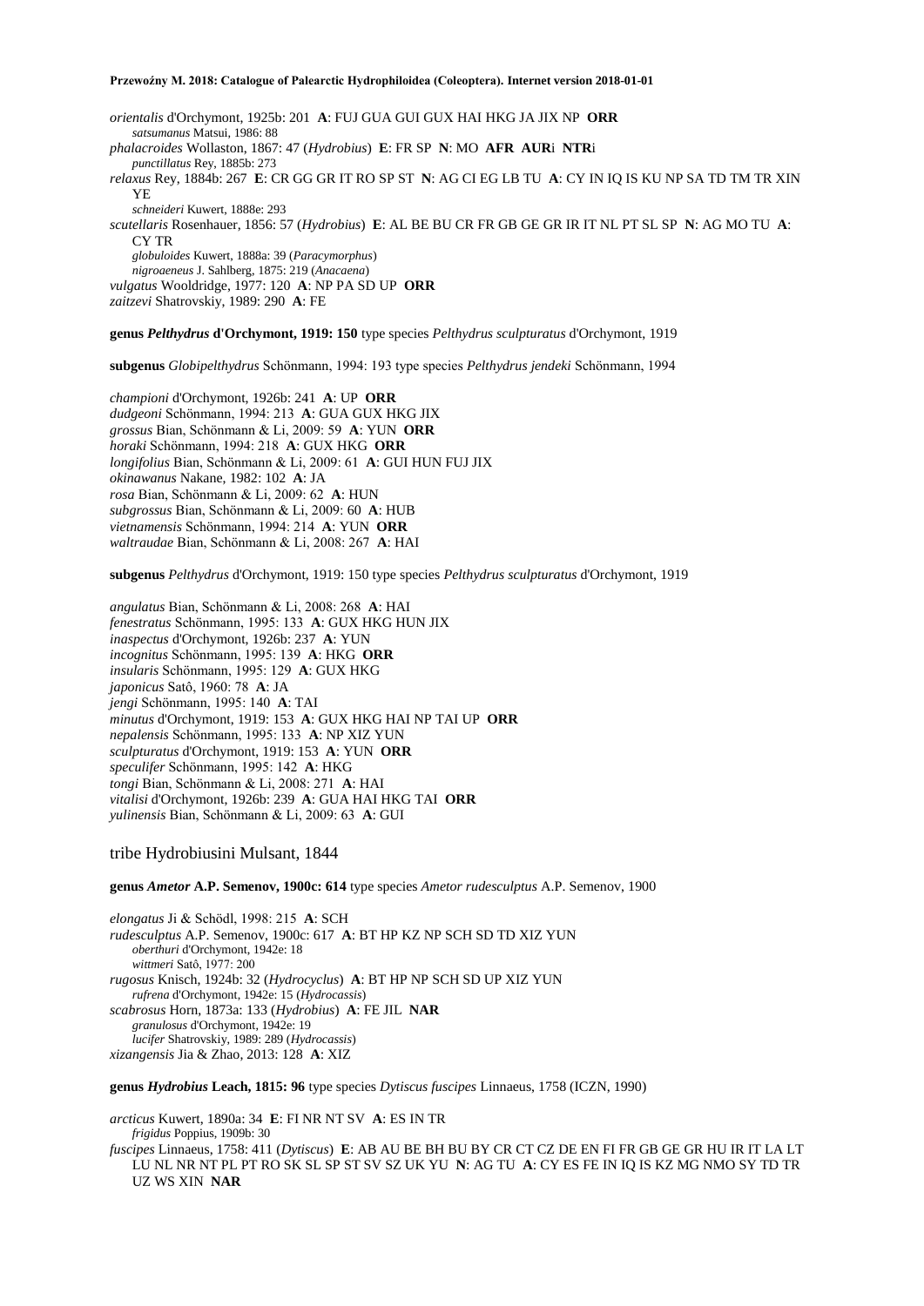*orientalis* d'Orchymont, 1925b: 201 **A**: FUJ GUA GUI GUX HAI HKG JA JIX NP **ORR**
*satsumanus* Matsui, 1986: 88
*phalacroides* Wollaston, 1867: 47 (*Hydrobius*) **E**: FR SP **N**: MO **AFR AUR**i **NTR**i
*punctillatus* Rey, 1885b: 273
*relaxus* Rey, 1884b: 267 **E**: CR GG GR IT RO SP ST **N**: AG CI EG LB TU **A**: CY IN IQ IS KU NP SA TD TM TR XIN YE
*schneideri* Kuwert, 1888e: 293
*scutellaris* Rosenhauer, 1856: 57 (*Hydrobius*) **E**: AL BE BU CR FR GB GE GR IR IT NL PT SL SP **N**: AG MO TU **A**: CY TR
*globuloides* Kuwert, 1888a: 39 (*Paracymorphus*)
*nigroaeneus* J. Sahlberg, 1875: 219 (*Anacaena*)
*vulgatus* Wooldridge, 1977: 120 **A**: NP PA SD UP **ORR**
*zaitzevi* Shatrovskiy, 1989: 290 **A**: FE

**genus *Pelthydrus* d'Orchymont, 1919: 150** type species *Pelthydrus sculpturatus* d'Orchymont, 1919

**subgenus** *Globipelthydrus* Schönmann, 1994: 193 type species *Pelthydrus jendeki* Schönmann, 1994

*championi* d'Orchymont, 1926b: 241 **A**: UP **ORR**
*dudgeoni* Schönmann, 1994: 213 **A**: GUA GUX HKG JIX
*grossus* Bian, Schönmann & Li, 2009: 59 **A**: YUN **ORR**
*horaki* Schönmann, 1994: 218 **A**: GUX HKG **ORR**
*longifolius* Bian, Schönmann & Li, 2009: 61 **A**: GUI HUN FUJ JIX
*okinawanus* Nakane, 1982: 102 **A**: JA
*rosa* Bian, Schönmann & Li, 2009: 62 **A**: HUN
*subgrossus* Bian, Schönmann & Li, 2009: 60 **A**: HUB
*vietnamensis* Schönmann, 1994: 214 **A**: YUN **ORR**
*waltraudae* Bian, Schönmann & Li, 2008: 267 **A**: HAI

**subgenus** *Pelthydrus* d'Orchymont, 1919: 150 type species *Pelthydrus sculpturatus* d'Orchymont, 1919

*angulatus* Bian, Schönmann & Li, 2008: 268 **A**: HAI
*fenestratus* Schönmann, 1995: 133 **A**: GUX HKG HUN JIX
*inaspectus* d'Orchymont, 1926b: 237 **A**: YUN
*incognitus* Schönmann, 1995: 139 **A**: HKG **ORR**
*insularis* Schönmann, 1995: 129 **A**: GUX HKG
*japonicus* Satô, 1960: 78 **A**: JA
*jengi* Schönmann, 1995: 140 **A**: TAI
*minutus* d'Orchymont, 1919: 153 **A**: GUX HKG HAI NP TAI UP **ORR**
*nepalensis* Schönmann, 1995: 133 **A**: NP XIZ YUN
*sculpturatus* d'Orchymont, 1919: 153 **A**: YUN **ORR**
*speculifer* Schönmann, 1995: 142 **A**: HKG
*tongi* Bian, Schönmann & Li, 2008: 271 **A**: HAI
*vitalisi* d'Orchymont, 1926b: 239 **A**: GUA HAI HKG TAI **ORR**
*yulinensis* Bian, Schönmann & Li, 2009: 63 **A**: GUI

## tribe Hydrobiusini Mulsant, 1844

**genus *Ametor* A.P. Semenov, 1900c: 614** type species *Ametor rudesculptus* A.P. Semenov, 1900

*elongatus* Ji & Schödl, 1998: 215 **A**: SCH
*rudesculptus* A.P. Semenov, 1900c: 617 **A**: BT HP KZ NP SCH SD TD XIZ YUN
*oberthuri* d'Orchymont, 1942e: 18
*wittmeri* Satô, 1977: 200
*rugosus* Knisch, 1924b: 32 (*Hydrocyclus*) **A**: BT HP NP SCH SD UP XIZ YUN
*rufrena* d'Orchymont, 1942e: 15 (*Hydrocassis*)
*scabrosus* Horn, 1873a: 133 (*Hydrobius*) **A**: FE JIL **NAR**
*granulosus* d'Orchymont, 1942e: 19
*lucifer* Shatrovskiy, 1989: 289 (*Hydrocassis*)
*xizangensis* Jia & Zhao, 2013: 128 **A**: XIZ

**genus *Hydrobius* Leach, 1815: 96** type species *Dytiscus fuscipes* Linnaeus, 1758 (ICZN, 1990)

*arcticus* Kuwert, 1890a: 34 **E**: FI NR NT SV **A**: ES IN TR
*frigidus* Poppius, 1909b: 30
*fuscipes* Linnaeus, 1758: 411 (*Dytiscus*) **E**: AB AU BE BH BU BY CR CT CZ DE EN FI FR GB GE GR HU IR IT LA LT LU NL NR NT PL PT RO SK SL SP ST SV SZ UK YU **N**: AG TU **A**: CY ES FE IN IQ IS KZ MG NMO SY TD TR UZ WS XIN **NAR**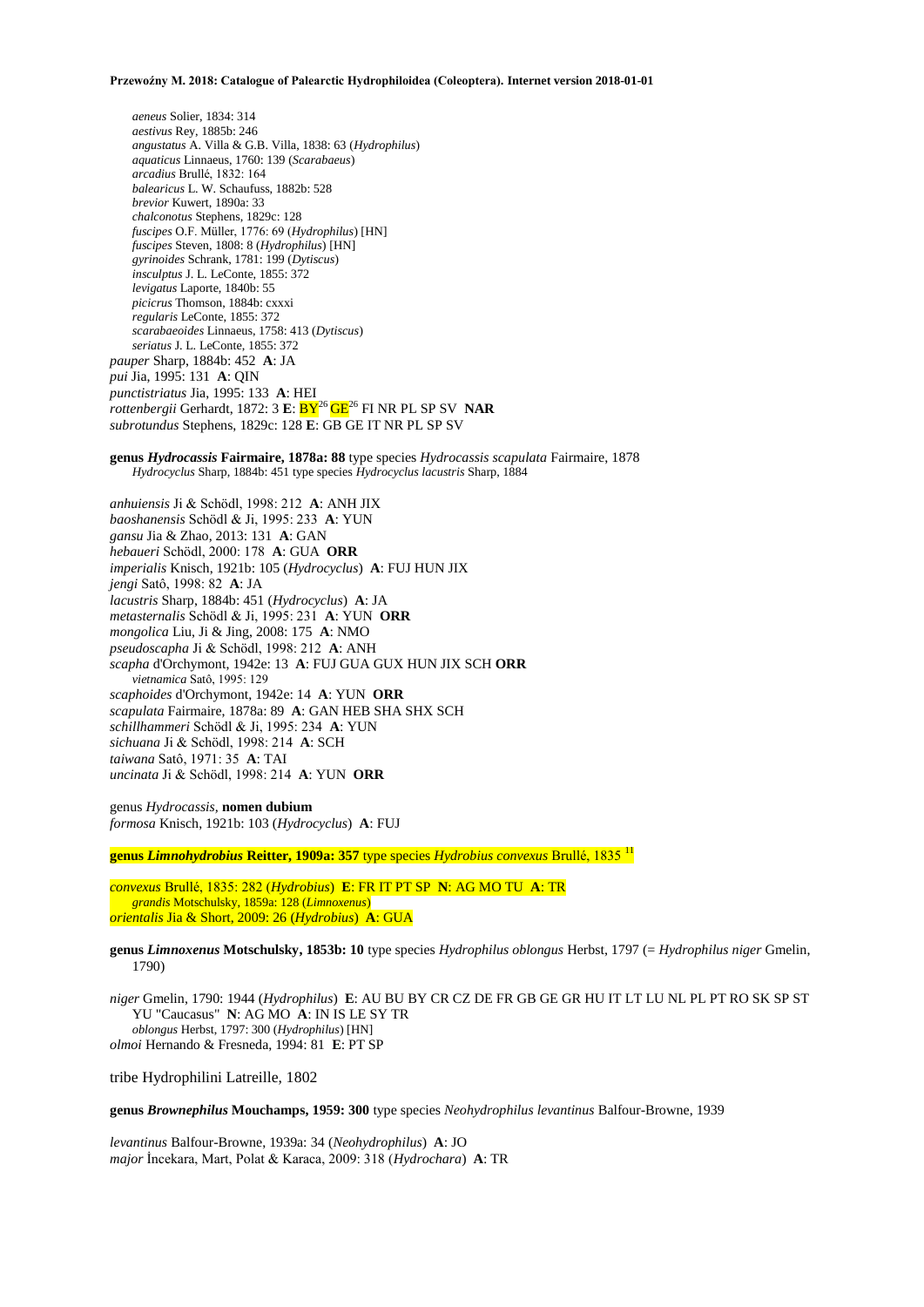*aeneus* Solier, 1834: 314
*aestivus* Rey, 1885b: 246
*angustatus* A. Villa & G.B. Villa, 1838: 63 (*Hydrophilus*)
*aquaticus* Linnaeus, 1760: 139 (*Scarabaeus*)
*arcadius* Brullé, 1832: 164
*balearicus* L. W. Schaufuss, 1882b: 528
*brevior* Kuwert, 1890a: 33
*chalconotus* Stephens, 1829c: 128
*fuscipes* O.F. Müller, 1776: 69 (*Hydrophilus*) [HN]
*fuscipes* Steven, 1808: 8 (*Hydrophilus*) [HN]
*gyrinoides* Schrank, 1781: 199 (*Dytiscus*)
*insculptus* J. L. LeConte, 1855: 372
*levigatus* Laporte, 1840b: 55
*picicrus* Thomson, 1884b: cxxxi
*regularis* LeConte, 1855: 372
*scarabaeoides* Linnaeus, 1758: 413 (*Dytiscus*)
*seriatus* J. L. LeConte, 1855: 372

*pauper* Sharp, 1884b: 452 **A**: JA
*pui* Jia, 1995: 131 **A**: QIN
*punctistriatus* Jia, 1995: 133 **A**: HEI
*rottenbergii* Gerhardt, 1872: 3 **E**: BY[26] GE[26] FI NR PL SP SV **NAR**
*subrotundus* Stephens, 1829c: 128 **E**: GB GE IT NR PL SP SV

**genus *Hydrocassis* Fairmaire, 1878a: 88** type species *Hydrocassis scapulata* Fairmaire, 1878
*Hydrocyclus* Sharp, 1884b: 451 type species *Hydrocyclus lacustris* Sharp, 1884

*anhuiensis* Ji & Schödl, 1998: 212 **A**: ANH JIX
*baoshanensis* Schödl & Ji, 1995: 233 **A**: YUN
*gansu* Jia & Zhao, 2013: 131 **A**: GAN
*hebaueri* Schödl, 2000: 178 **A**: GUA **ORR**
*imperialis* Knisch, 1921b: 105 (*Hydrocyclus*) **A**: FUJ HUN JIX
*jengi* Satô, 1998: 82 **A**: JA
*lacustris* Sharp, 1884b: 451 (*Hydrocyclus*) **A**: JA
*metasternalis* Schödl & Ji, 1995: 231 **A**: YUN **ORR**
*mongolica* Liu, Ji & Jing, 2008: 175 **A**: NMO
*pseudoscapha* Ji & Schödl, 1998: 212 **A**: ANH
*scapha* d'Orchymont, 1942e: 13 **A**: FUJ GUA GUX HUN JIX SCH **ORR**
*vietnamica* Satô, 1995: 129
*scaphoides* d'Orchymont, 1942e: 14 **A**: YUN **ORR**
*scapulata* Fairmaire, 1878a: 89 **A**: GAN HEB SHA SHX SCH
*schillhammeri* Schödl & Ji, 1995: 234 **A**: YUN
*sichuana* Ji & Schödl, 1998: 214 **A**: SCH
*taiwana* Satô, 1971: 35 **A**: TAI
*uncinata* Ji & Schödl, 1998: 214 **A**: YUN **ORR**

genus *Hydrocassis*, **nomen dubium**
*formosa* Knisch, 1921b: 103 (*Hydrocyclus*) **A**: FUJ

**genus *Limnohydrobius* Reitter, 1909a: 357** type species *Hydrobius convexus* Brullé, 1835 [11]

*convexus* Brullé, 1835: 282 (*Hydrobius*) **E**: FR IT PT SP **N**: AG MO TU **A**: TR
*grandis* Motschulsky, 1859a: 128 (*Limnoxenus*)
*orientalis* Jia & Short, 2009: 26 (*Hydrobius*) **A**: GUA

**genus *Limnoxenus* Motschulsky, 1853b: 10** type species *Hydrophilus oblongus* Herbst, 1797 (= *Hydrophilus niger* Gmelin, 1790)

*niger* Gmelin, 1790: 1944 (*Hydrophilus*) **E**: AU BU BY CR CZ DE FR GB GE GR HU IT LT LU NL PL PT RO SK SP ST YU "Caucasus" **N**: AG MO **A**: IN IS LE SY TR
*oblongus* Herbst, 1797: 300 (*Hydrophilus*) [HN]
*olmoi* Hernando & Fresneda, 1994: 81 **E**: PT SP

tribe Hydrophilini Latreille, 1802

**genus *Brownephilus* Mouchamps, 1959: 300** type species *Neohydrophilus levantinus* Balfour-Browne, 1939

*levantinus* Balfour-Browne, 1939a: 34 (*Neohydrophilus*) **A**: JO
*major* İncekara, Mart, Polat & Karaca, 2009: 318 (*Hydrochara*) **A**: TR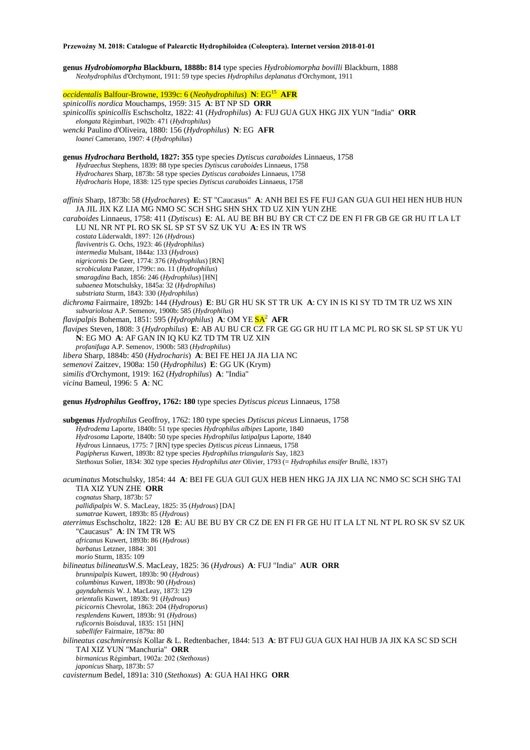**genus *Hydrobiomorpha* Blackburn, 1888b: 814** type species *Hydrobiomorpha bovilli* Blackburn, 1888

*Neohydrophilus* d'Orchymont, 1911: 59 type species *Hydrophilus deplanatus* d'Orchymont, 1911

*occidentalis* Balfour-Browne, 1939c: 6 (*Neohydrophilus*) **N**: EG[15] **AFR**

*spinicollis nordica* Mouchamps, 1959: 315 **A**: BT NP SD **ORR**

*spinicollis spinicollis* Eschscholtz, 1822: 41 (*Hydrophilus*) **A**: FUJ GUA GUX HKG JIX YUN "India" **ORR**

*elongata* Régimbart, 1902b: 471 (*Hydrophilus*)

*wencki* Paulino d'Oliveira, 1880: 156 (*Hydrophilus*) **N**: EG **AFR**

*loanei* Camerano, 1907: 4 (*Hydrophilus*)

**genus *Hydrochara* Berthold, 1827: 355** type species *Dytiscus caraboides* Linnaeus, 1758

*Hydraechus* Stephens, 1839: 88 type species *Dytiscus caraboides* Linnaeus, 1758
*Hydrochares* Sharp, 1873b: 58 type species *Dytiscus caraboides* Linnaeus, 1758
*Hydrocharis* Hope, 1838: 125 type species *Dytiscus caraboides* Linnaeus, 1758

*affinis* Sharp, 1873b: 58 (*Hydrochares*) **E**: ST "Caucasus" **A**: ANH BEI ES FE FUJ GAN GUA GUI HEI HEN HUB HUN JA JIL JIX KZ LIA MG NMO SC SCH SHG SHN SHX TD UZ XIN YUN ZHE

*caraboides* Linnaeus, 1758: 411 (*Dytiscus*) **E**: AL AU BE BH BU BY CR CT CZ DE EN FI FR GB GE GR HU IT LA LT LU NL NR NT PL RO SK SL SP ST SV SZ UK YU **A**: ES IN TR WS

*costata* Lüderwaldt, 1897: 126 (*Hydrous*)
*flaviventris* G. Ochs, 1923: 46 (*Hydrophilus*)
*intermedia* Mulsant, 1844a: 133 (*Hydrous*)
*nigricornis* De Geer, 1774: 376 (*Hydrophilus*) [RN]
*scrobiculata* Panzer, 1799c: no. 11 (*Hydrophilus*)
*smaragdina* Bach, 1856: 246 (*Hydrophilus*) [HN]
*subaenea* Motschulsky, 1845a: 32 (*Hydrophilus*)
*substriata* Sturm, 1843: 330 (*Hydrophilus*)

*dichroma* Fairmaire, 1892b: 144 (*Hydrous*) **E**: BU GR HU SK ST TR UK **A**: CY IN IS KI SY TD TM TR UZ WS XIN

*subvariolosa* A.P. Semenov, 1900b: 585 (*Hydrophilus*)

*flavipalpis* Boheman, 1851: 595 (*Hydrophilus*) **A**: OM YE SA[2] **AFR**

*flavipes* Steven, 1808: 3 (*Hydrophilus*) **E**: AB AU BU CR CZ FR GE GG GR HU IT LA MC PL RO SK SL SP ST UK YU **N**: EG MO **A**: AF GAN IN IQ KU KZ TD TM TR UZ XIN

*profanifuga* A.P. Semenov, 1900b: 583 (*Hydrophilus*)

*libera* Sharp, 1884b: 450 (*Hydrocharis*) **A**: BEI FE HEI JA JIA LIA NC

*semenovi* Zaitzev, 1908a: 150 (*Hydrophilus*) **E**: GG UK (Krym)

*similis* d'Orchymont, 1919: 162 (*Hydrophilus*) **A**: "India"

*vicina* Bameul, 1996: 5 **A**: NC

**genus *Hydrophilus* Geoffroy, 1762: 180** type species *Dytiscus piceus* Linnaeus, 1758

**subgenus *Hydrophilus* Geoffroy, 1762: 180** type species *Dytiscus piceus* Linnaeus, 1758

*Hydrodema* Laporte, 1840b: 51 type species *Hydrophilus albipes* Laporte, 1840
*Hydrosoma* Laporte, 1840b: 50 type species *Hydrophilus latipalpus* Laporte, 1840
*Hydrous* Linnaeus, 1775: 7 [RN] type species *Dytiscus piceus* Linnaeus, 1758
*Pagipherus* Kuwert, 1893b: 82 type species *Hydrophilus triangularis* Say, 1823
*Stethoxus* Solier, 1834: 302 type species *Hydrophilus ater* Olivier, 1793 (= *Hydrophilus ensifer* Brullé, 1837)

*acuminatus* Motschulsky, 1854: 44 **A**: BEI FE GUA GUI GUX HEB HEN HKG JA JIX LIA NC NMO SC SCH SHG TAI TIA XIZ YUN ZHE **ORR**

*cognatus* Sharp, 1873b: 57
*pallidipalpis* W. S. MacLeay, 1825: 35 (*Hydrous*) [DA]
*sumatrae* Kuwert, 1893b: 85 (*Hydrous*)

*aterrimus* Eschscholtz, 1822: 128 **E**: AU BE BU BY CR CZ DE EN FI FR GE HU IT LA LT NL NT PL RO SK SV SZ UK "Caucasus" **A**: IN TM TR WS

*africanus* Kuwert, 1893b: 86 (*Hydrous*)
*barbatus* Letzner, 1884: 301
*morio* Sturm, 1835: 109

*bilineatus bilineatus*W.S. MacLeay, 1825: 36 (*Hydrous*) **A**: FUJ "India" **AUR ORR**

*brunnipalpis* Kuwert, 1893b: 90 (*Hydrous*)
*columbinus* Kuwert, 1893b: 90 (*Hydrous*)
*gayndahensis* W. J. MacLeay, 1873: 129
*orientalis* Kuwert, 1893b: 91 (*Hydrous*)
*picicornis* Chevrolat, 1863: 204 (*Hydroporus*)
*resplendens* Kuwert, 1893b: 91 (*Hydrous*)
*ruficornis* Boisduval, 1835: 151 [HN]
*sabellifer* Fairmaire, 1879a: 80

*bilineatus caschmirensis* Kollar & L. Redtenbacher, 1844: 513 **A**: BT FUJ GUA GUX HAI HUB JA JIX KA SC SD SCH TAI XIZ YUN "Manchuria" **ORR**

*birmanicus* Régimbart, 1902a: 202 (*Stethoxus*)
*japonicus* Sharp, 1873b: 57

*cavisternum* Bedel, 1891a: 310 (*Stethoxus*) **A**: GUA HAI HKG **ORR**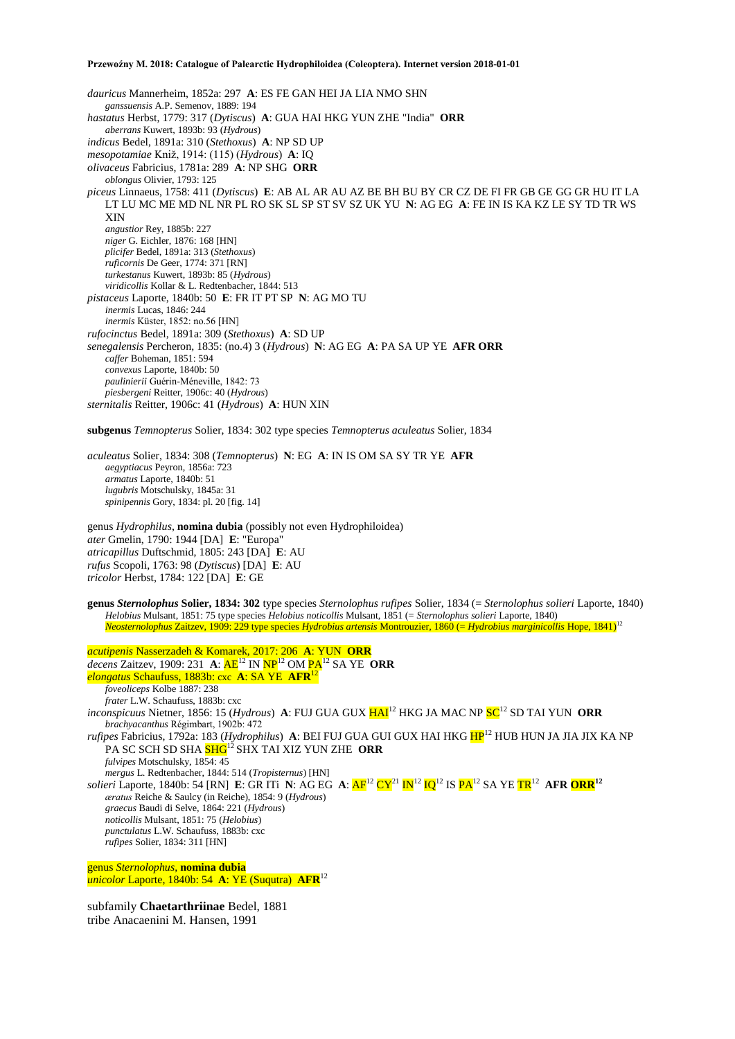*dauricus* Mannerheim, 1852a: 297 **A**: ES FE GAN HEI JA LIA NMO SHN
*ganssuensis* A.P. Semenov, 1889: 194
*hastatus* Herbst, 1779: 317 (*Dytiscus*) **A**: GUA HAI HKG YUN ZHE "India" **ORR**
*aberrans* Kuwert, 1893b: 93 (*Hydrous*)
*indicus* Bedel, 1891a: 310 (*Stethoxus*) **A**: NP SD UP
*mesopotamiae* Kniž, 1914: (115) (*Hydrous*) **A**: IQ
*olivaceus* Fabricius, 1781a: 289 **A**: NP SHG **ORR**
*oblongus* Olivier, 1793: 125
*piceus* Linnaeus, 1758: 411 (*Dytiscus*) **E**: AB AL AR AU AZ BE BH BU BY CR CZ DE FI FR GB GE GG GR HU IT LA LT LU MC ME MD NL NR PL RO SK SL SP ST SV SZ UK YU **N**: AG EG **A**: FE IN IS KA KZ LE SY TD TR WS XIN
*angustior* Rey, 1885b: 227
*niger* G. Eichler, 1876: 168 [HN]
*plicifer* Bedel, 1891a: 313 (*Stethoxus*)
*ruficornis* De Geer, 1774: 371 [RN]
*turkestanus* Kuwert, 1893b: 85 (*Hydrous*)
*viridicollis* Kollar & L. Redtenbacher, 1844: 513
*pistaceus* Laporte, 1840b: 50 **E**: FR IT PT SP **N**: AG MO TU
*inermis* Lucas, 1846: 244
*inermis* Küster, 1852: no.56 [HN]
*rufocinctus* Bedel, 1891a: 309 (*Stethoxus*) **A**: SD UP
*senegalensis* Percheron, 1835: (no.4) 3 (*Hydrous*) **N**: AG EG **A**: PA SA UP YE **AFR ORR**
*caffer* Boheman, 1851: 594
*convexus* Laporte, 1840b: 50
*paulinierii* Guérin-Méneville, 1842: 73
*piesbergeni* Reitter, 1906c: 40 (*Hydrous*)
*sternitalis* Reitter, 1906c: 41 (*Hydrous*) **A**: HUN XIN

**subgenus** *Temnopterus* Solier, 1834: 302 type species *Temnopterus aculeatus* Solier, 1834

*aculeatus* Solier, 1834: 308 (*Temnopterus*) **N**: EG **A**: IN IS OM SA SY TR YE **AFR**
*aegyptiacus* Peyron, 1856a: 723
*armatus* Laporte, 1840b: 51
*lugubris* Motschulsky, 1845a: 31
*spinipennis* Gory, 1834: pl. 20 [fig. 14]

genus *Hydrophilus*, **nomina dubia** (possibly not even Hydrophiloidea)
*ater* Gmelin, 1790: 1944 [DA] **E**: "Europa"
*atricapillus* Duftschmid, 1805: 243 [DA] **E**: AU
*rufus* Scopoli, 1763: 98 (*Dytiscus*) [DA] **E**: AU
*tricolor* Herbst, 1784: 122 [DA] **E**: GE

**genus *Sternolophus* Solier, 1834: 302** type species *Sternolophus rufipes* Solier, 1834 (= *Sternolophus solieri* Laporte, 1840)
*Helobius* Mulsant, 1851: 75 type species *Helobius noticollis* Mulsant, 1851 (= *Sternolophus solieri* Laporte, 1840)
*Neosternolophus* Zaitzev, 1909: 229 type species *Hydrobius artensis* Montrouzier, 1860 (= *Hydrobius marginicollis* Hope, 1841)[12]

*acutipenis* Nasserzadeh & Komarek, 2017: 206 **A**: YUN **ORR**
*decens* Zaitzev, 1909: 231 **A**: AE[12] IN NP[12] OM PA[12] SA YE **ORR**
*elongatus* Schaufuss, 1883b: cxc **A**: SA YE **AFR**[12]
*foveoliceps* Kolbe 1887: 238
*frater* L.W. Schaufuss, 1883b: cxc
*inconspicuus* Nietner, 1856: 15 (*Hydrous*) **A**: FUJ GUA GUX HAI[12] HKG JA MAC NP SC[12] SD TAI YUN **ORR**
*brachyacanthus* Régimbart, 1902b: 472
*rufipes* Fabricius, 1792a: 183 (*Hydrophilus*) **A**: BEI FUJ GUA GUI GUX HAI HKG HP[12] HUB HUN JA JIA JIX KA NP PA SC SCH SD SHA SHG[12] SHX TAI XIZ YUN ZHE **ORR**
*fulvipes* Motschulsky, 1854: 45
*mergus* L. Redtenbacher, 1844: 514 (*Tropisternus*) [HN]
*solieri* Laporte, 1840b: 54 [RN] **E**: GR ITi **N**: AG EG **A**: AF[12] CY[21] IN[12] IQ[12] IS PA[12] SA YE TR[12] **AFR ORR**[12]
*æratus* Reiche & Saulcy (in Reiche), 1854: 9 (*Hydrous*)
*graecus* Baudi di Selve, 1864: 221 (*Hydrous*)
*noticollis* Mulsant, 1851: 75 (*Helobius*)
*punctulatus* L.W. Schaufuss, 1883b: cxc
*rufipes* Solier, 1834: 311 [HN]

genus *Sternolophus*, **nomina dubia**
*unicolor* Laporte, 1840b: 54 **A**: YE (Suqutra) **AFR**[12]

subfamily **Chaetarthriinae** Bedel, 1881
tribe Anacaenini M. Hansen, 1991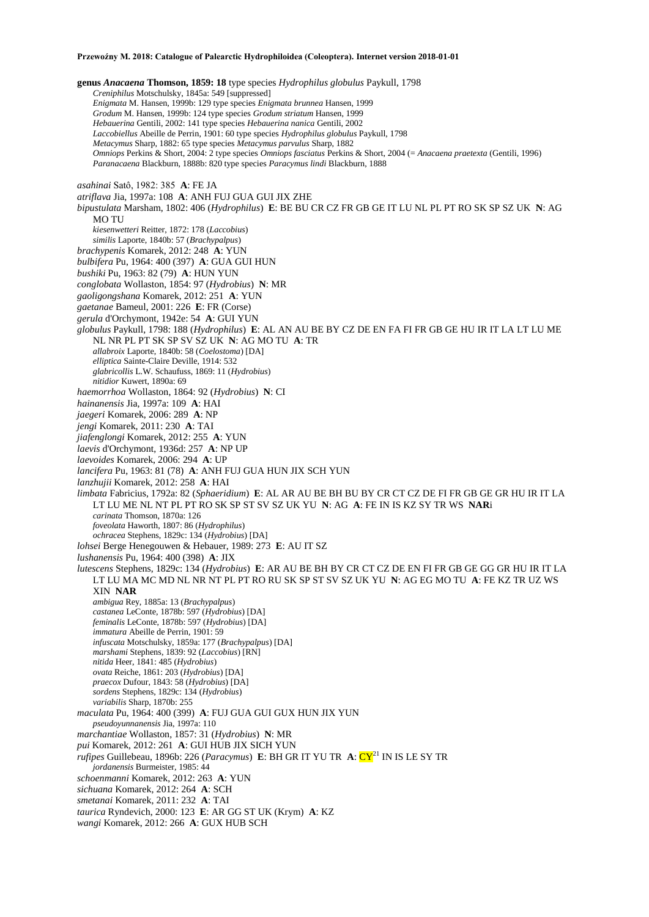**genus *Anacaena* Thomson, 1859: 18** type species *Hydrophilus globulus* Paykull, 1798

*Creniphilus* Motschulsky, 1845a: 549 [suppressed]
*Enigmata* M. Hansen, 1999b: 129 type species *Enigmata brunnea* Hansen, 1999
*Grodum* M. Hansen, 1999b: 124 type species *Grodum striatum* Hansen, 1999
*Hebauerina* Gentili, 2002: 141 type species *Hebauerina nanica* Gentili, 2002
*Laccobiellus* Abeille de Perrin, 1901: 60 type species *Hydrophilus globulus* Paykull, 1798
*Metacymus* Sharp, 1882: 65 type species *Metacymus parvulus* Sharp, 1882
*Omniops* Perkins & Short, 2004: 2 type species *Omniops fasciatus* Perkins & Short, 2004 (= *Anacaena praetexta* (Gentili, 1996)
*Paranacaena* Blackburn, 1888b: 820 type species *Paracymus lindi* Blackburn, 1888

*asahinai* Satô, 1982: 385 **A**: FE JA
*atriflava* Jia, 1997a: 108 **A**: ANH FUJ GUA GUI JIX ZHE
*bipustulata* Marsham, 1802: 406 (*Hydrophilus*) **E**: BE BU CR CZ FR GB GE IT LU NL PL PT RO SK SP SZ UK **N**: AG MO TU
*kiesenwetteri* Reitter, 1872: 178 (*Laccobius*)
*similis* Laporte, 1840b: 57 (*Brachypalpus*)
*brachypenis* Komarek, 2012: 248 **A**: YUN
*bulbifera* Pu, 1964: 400 (397) **A**: GUA GUI HUN
*bushiki* Pu, 1963: 82 (79) **A**: HUN YUN
*conglobata* Wollaston, 1854: 97 (*Hydrobius*) **N**: MR
*gaoligongshana* Komarek, 2012: 251 **A**: YUN
*gaetanae* Bameul, 2001: 226 **E**: FR (Corse)
*gerula* d'Orchymont, 1942e: 54 **A**: GUI YUN
*globulus* Paykull, 1798: 188 (*Hydrophilus*) **E**: AL AN AU BE BY CZ DE EN FA FI FR GB GE HU IR IT LA LT LU ME NL NR PL PT SK SP SV SZ UK **N**: AG MO TU **A**: TR
*allabroix* Laporte, 1840b: 58 (*Coelostoma*) [DA]
*elliptica* Sainte-Claire Deville, 1914: 532
*glabricollis* L.W. Schaufuss, 1869: 11 (*Hydrobius*)
*nitidior* Kuwert, 1890a: 69
*haemorrhoa* Wollaston, 1864: 92 (*Hydrobius*) **N**: CI
*hainanensis* Jia, 1997a: 109 **A**: HAI
*jaegeri* Komarek, 2006: 289 **A**: NP
*jengi* Komarek, 2011: 230 **A**: TAI
*jiafenglongi* Komarek, 2012: 255 **A**: YUN
*laevis* d'Orchymont, 1936d: 257 **A**: NP UP
*laevoides* Komarek, 2006: 294 **A**: UP
*lancifera* Pu, 1963: 81 (78) **A**: ANH FUJ GUA HUN JIX SCH YUN
*lanzhujii* Komarek, 2012: 258 **A**: HAI
*limbata* Fabricius, 1792a: 82 (*Sphaeridium*) **E**: AL AR AU BE BH BU BY CR CT CZ DE FI FR GB GE GR HU IR IT LA LT LU ME NL NT PL PT RO SK SP ST SV SZ UK YU **N**: AG **A**: FE IN IS KZ SY TR WS **NAR**i
*carinata* Thomson, 1870a: 126
*foveolata* Haworth, 1807: 86 (*Hydrophilus*)
*ochracea* Stephens, 1829c: 134 (*Hydrobius*) [DA]
*lohsei* Berge Henegouwen & Hebauer, 1989: 273 **E**: AU IT SZ
*lushanensis* Pu, 1964: 400 (398) **A**: JIX
*lutescens* Stephens, 1829c: 134 (*Hydrobius*) **E**: AR AU BE BH BY CR CT CZ DE EN FI FR GB GE GG GR HU IR IT LA LT LU MA MC MD NL NR NT PL PT RO RU SK SP ST SV SZ UK YU **N**: AG EG MO TU **A**: FE KZ TR UZ WS XIN **NAR**
*ambigua* Rey, 1885a: 13 (*Brachypalpus*)
*castanea* LeConte, 1878b: 597 (*Hydrobius*) [DA]
*feminalis* LeConte, 1878b: 597 (*Hydrobius*) [DA]
*immatura* Abeille de Perrin, 1901: 59
*infuscata* Motschulsky, 1859a: 177 (*Brachypalpus*) [DA]
*marshami* Stephens, 1839: 92 (*Laccobius*) [RN]
*nitida* Heer, 1841: 485 (*Hydrobius*)
*ovata* Reiche, 1861: 203 (*Hydrobius*) [DA]
*praecox* Dufour, 1843: 58 (*Hydrobius*) [DA]
*sordens* Stephens, 1829c: 134 (*Hydrobius*)
*variabilis* Sharp, 1870b: 255
*maculata* Pu, 1964: 400 (399) **A**: FUJ GUA GUI GUX HUN JIX YUN
*pseudoyunnanensis* Jia, 1997a: 110
*marchantiae* Wollaston, 1857: 31 (*Hydrobius*) **N**: MR
*pui* Komarek, 2012: 261 **A**: GUI HUB JIX SICH YUN
*rufipes* Guillebeau, 1896b: 226 (*Paracymus*) **E**: BH GR IT YU TR **A**: CY[21] IN IS LE SY TR
*jordanensis* Burmeister, 1985: 44
*schoenmanni* Komarek, 2012: 263 **A**: YUN
*sichuana* Komarek, 2012: 264 **A**: SCH
*smetanai* Komarek, 2011: 232 **A**: TAI
*taurica* Ryndevich, 2000: 123 **E**: AR GG ST UK (Krym) **A**: KZ
*wangi* Komarek, 2012: 266 **A**: GUX HUB SCH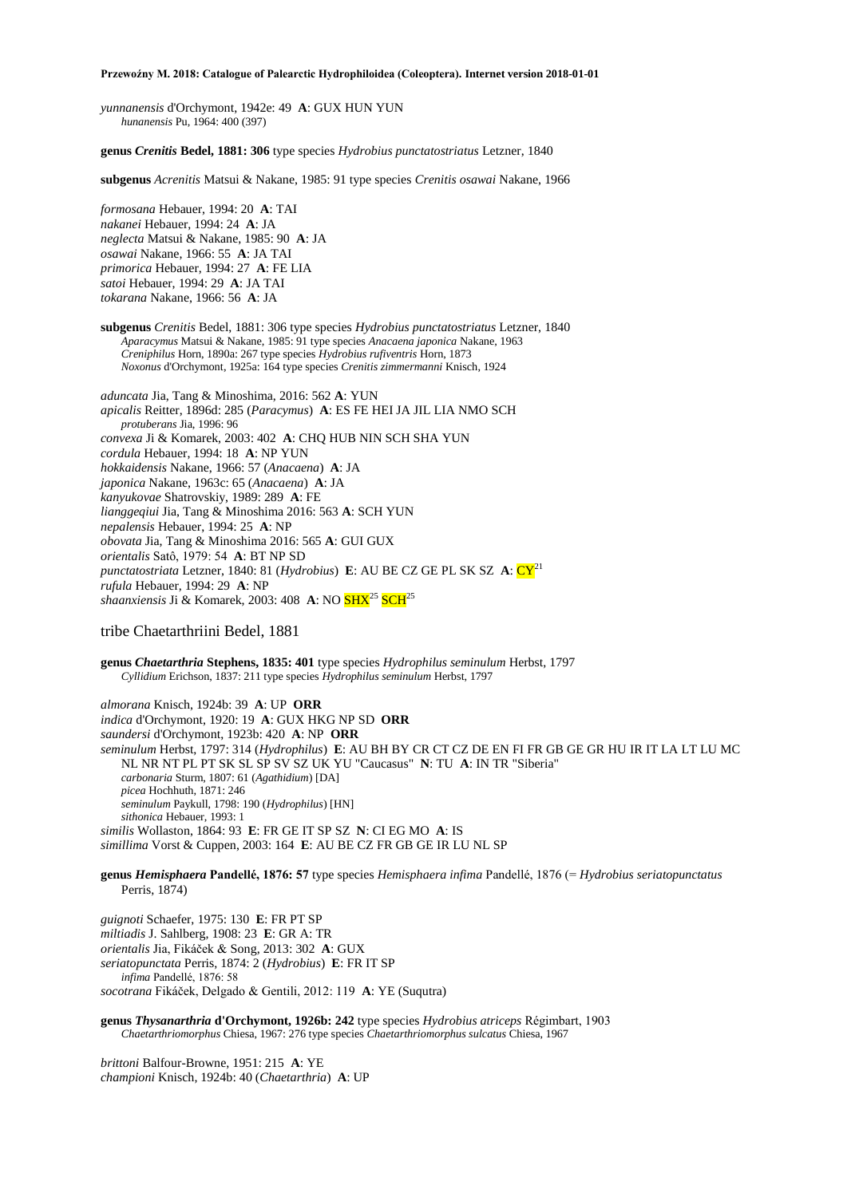*yunnanensis* d'Orchymont, 1942e: 49 **A**: GUX HUN YUN
*hunanensis* Pu, 1964: 400 (397)

**genus *Crenitis* Bedel, 1881: 306** type species *Hydrobius punctatostriatus* Letzner, 1840

**subgenus** *Acrenitis* Matsui & Nakane, 1985: 91 type species *Crenitis osawai* Nakane, 1966

*formosana* Hebauer, 1994: 20 **A**: TAI
*nakanei* Hebauer, 1994: 24 **A**: JA
*neglecta* Matsui & Nakane, 1985: 90 **A**: JA
*osawai* Nakane, 1966: 55 **A**: JA TAI
*primorica* Hebauer, 1994: 27 **A**: FE LIA
*satoi* Hebauer, 1994: 29 **A**: JA TAI
*tokarana* Nakane, 1966: 56 **A**: JA

**subgenus** *Crenitis* Bedel, 1881: 306 type species *Hydrobius punctatostriatus* Letzner, 1840
*Aparacymus* Matsui & Nakane, 1985: 91 type species *Anacaena japonica* Nakane, 1963
*Creniphilus* Horn, 1890a: 267 type species *Hydrobius rufiventris* Horn, 1873
*Noxonus* d'Orchymont, 1925a: 164 type species *Crenitis zimmermanni* Knisch, 1924

*aduncata* Jia, Tang & Minoshima, 2016: 562 **A**: YUN
*apicalis* Reitter, 1896d: 285 (*Paracymus*) **A**: ES FE HEI JA JIL LIA NMO SCH
*protuberans* Jia, 1996: 96
*convexa* Ji & Komarek, 2003: 402 **A**: CHQ HUB NIN SCH SHA YUN
*cordula* Hebauer, 1994: 18 **A**: NP YUN
*hokkaidensis* Nakane, 1966: 57 (*Anacaena*) **A**: JA
*japonica* Nakane, 1963c: 65 (*Anacaena*) **A**: JA
*kanyukovae* Shatrovskiy, 1989: 289 **A**: FE
*lianggeqiui* Jia, Tang & Minoshima 2016: 563 **A**: SCH YUN
*nepalensis* Hebauer, 1994: 25 **A**: NP
*obovata* Jia, Tang & Minoshima 2016: 565 **A**: GUI GUX
*orientalis* Satô, 1979: 54 **A**: BT NP SD
*punctatostriata* Letzner, 1840: 81 (*Hydrobius*) **E**: AU BE CZ GE PL SK SZ **A**: CY[21]
*rufula* Hebauer, 1994: 29 **A**: NP
*shaanxiensis* Ji & Komarek, 2003: 408 **A**: NO SHX[25] SCH[25]

## tribe Chaetarthriini Bedel, 1881

**genus *Chaetarthria* Stephens, 1835: 401** type species *Hydrophilus seminulum* Herbst, 1797
*Cyllidium* Erichson, 1837: 211 type species *Hydrophilus seminulum* Herbst, 1797

*almorana* Knisch, 1924b: 39 **A**: UP **ORR**
*indica* d'Orchymont, 1920: 19 **A**: GUX HKG NP SD **ORR**
*saundersi* d'Orchymont, 1923b: 420 **A**: NP **ORR**
*seminulum* Herbst, 1797: 314 (*Hydrophilus*) **E**: AU BH BY CR CT CZ DE EN FI FR GB GE GR HU IR IT LA LT LU MC NL NR NT PL PT SK SL SP SV SZ UK YU "Caucasus" **N**: TU **A**: IN TR "Siberia"
*carbonaria* Sturm, 1807: 61 (*Agathidium*) [DA]
*picea* Hochhuth, 1871: 246
*seminulum* Paykull, 1798: 190 (*Hydrophilus*) [HN]
*sithonica* Hebauer, 1993: 1
*similis* Wollaston, 1864: 93 **E**: FR GE IT SP SZ **N**: CI EG MO **A**: IS
*simillima* Vorst & Cuppen, 2003: 164 **E**: AU BE CZ FR GB GE IR LU NL SP

**genus *Hemisphaera* Pandellé, 1876: 57** type species *Hemisphaera infima* Pandellé, 1876 (= *Hydrobius seriatopunctatus* Perris, 1874)

*guignoti* Schaefer, 1975: 130 **E**: FR PT SP
*miltiadis* J. Sahlberg, 1908: 23 **E**: GR A: TR
*orientalis* Jia, Fikáček & Song, 2013: 302 **A**: GUX
*seriatopunctata* Perris, 1874: 2 (*Hydrobius*) **E**: FR IT SP
*infima* Pandellé, 1876: 58
*socotrana* Fikáček, Delgado & Gentili, 2012: 119 **A**: YE (Suqutra)

**genus *Thysanarthria* d'Orchymont, 1926b: 242** type species *Hydrobius atriceps* Régimbart, 1903
*Chaetarthriomorphus* Chiesa, 1967: 276 type species *Chaetarthriomorphus sulcatus* Chiesa, 1967

*brittoni* Balfour-Browne, 1951: 215 **A**: YE
*championi* Knisch, 1924b: 40 (*Chaetarthria*) **A**: UP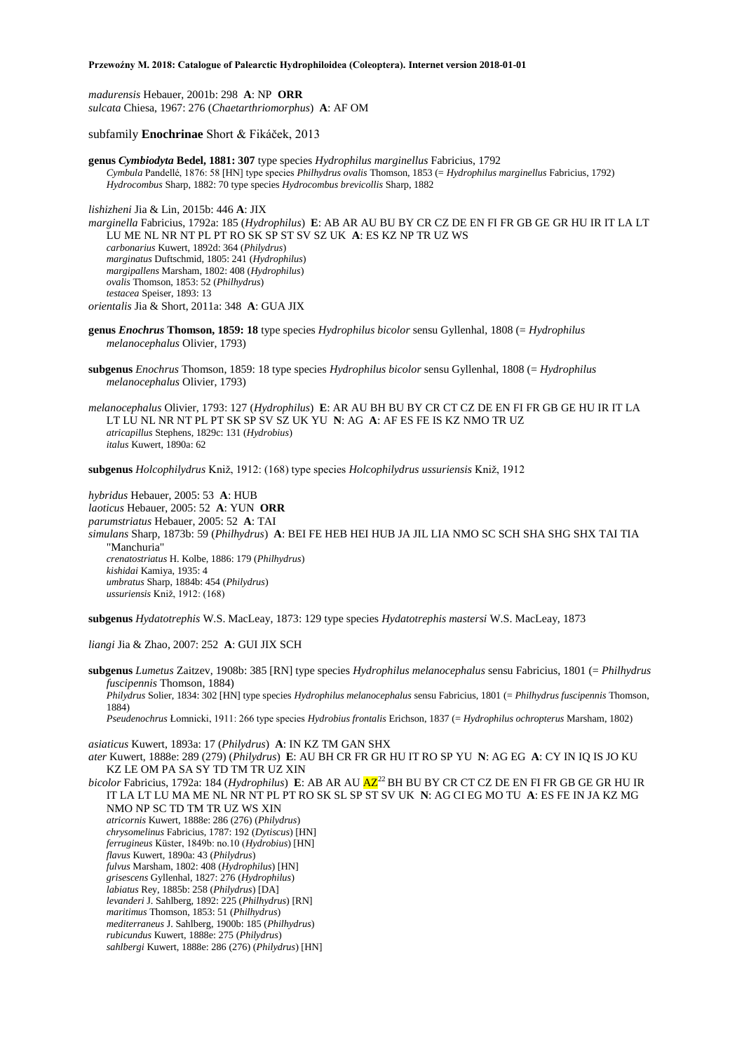*madurensis* Hebauer, 2001b: 298 **A**: NP **ORR**
*sulcata* Chiesa, 1967: 276 (*Chaetarthriomorphus*) **A**: AF OM

subfamily **Enochrinae** Short & Fikáček, 2013

**genus *Cymbiodyta* Bedel, 1881: 307** type species *Hydrophilus marginellus* Fabricius, 1792
*Cymbula* Pandellé, 1876: 58 [HN] type species *Philhydrus ovalis* Thomson, 1853 (= *Hydrophilus marginellus* Fabricius, 1792)
*Hydrocombus* Sharp, 1882: 70 type species *Hydrocombus brevicollis* Sharp, 1882

*lishizheni* Jia & Lin, 2015b: 446 **A**: JIX
*marginella* Fabricius, 1792a: 185 (*Hydrophilus*) **E**: AB AR AU BU BY CR CZ DE EN FI FR GB GE GR HU IR IT LA LT LU ME NL NR NT PL PT RO SK SP ST SV SZ UK **A**: ES KZ NP TR UZ WS
*carbonarius* Kuwert, 1892d: 364 (*Philydrus*)
*marginatus* Duftschmid, 1805: 241 (*Hydrophilus*)
*margipallens* Marsham, 1802: 408 (*Hydrophilus*)
*ovalis* Thomson, 1853: 52 (*Philhydrus*)
*testacea* Speiser, 1893: 13
*orientalis* Jia & Short, 2011a: 348 **A**: GUA JIX

**genus *Enochrus* Thomson, 1859: 18** type species *Hydrophilus bicolor* sensu Gyllenhal, 1808 (= *Hydrophilus melanocephalus* Olivier, 1793)

**subgenus** *Enochrus* Thomson, 1859: 18 type species *Hydrophilus bicolor* sensu Gyllenhal, 1808 (= *Hydrophilus melanocephalus* Olivier, 1793)

*melanocephalus* Olivier, 1793: 127 (*Hydrophilus*) **E**: AR AU BH BU BY CR CT CZ DE EN FI FR GB GE HU IR IT LA LT LU NL NR NT PL PT SK SP SV SZ UK YU **N**: AG **A**: AF ES FE IS KZ NMO TR UZ
*atricapillus* Stephens, 1829c: 131 (*Hydrobius*)
*italus* Kuwert, 1890a: 62

**subgenus** *Holcophilydrus* Kniž, 1912: (168) type species *Holcophilydrus ussuriensis* Kniž, 1912

*hybridus* Hebauer, 2005: 53 **A**: HUB
*laoticus* Hebauer, 2005: 52 **A**: YUN **ORR**
*parumstriatus* Hebauer, 2005: 52 **A**: TAI
*simulans* Sharp, 1873b: 59 (*Philhydrus*) **A**: BEI FE HEB HEI HUB JA JIL LIA NMO SC SCH SHA SHG SHX TAI TIA "Manchuria"
*crenatostriatus* H. Kolbe, 1886: 179 (*Philhydrus*)
*kishidai* Kamiya, 1935: 4
*umbratus* Sharp, 1884b: 454 (*Philydrus*)
*ussuriensis* Kniž, 1912: (168)

**subgenus** *Hydatotrephis* W.S. MacLeay, 1873: 129 type species *Hydatotrephis mastersi* W.S. MacLeay, 1873

*liangi* Jia & Zhao, 2007: 252 **A**: GUI JIX SCH

**subgenus** *Lumetus* Zaitzev, 1908b: 385 [RN] type species *Hydrophilus melanocephalus* sensu Fabricius, 1801 (= *Philhydrus fuscipennis* Thomson, 1884)
*Philydrus* Solier, 1834: 302 [HN] type species *Hydrophilus melanocephalus* sensu Fabricius, 1801 (= *Philhydrus fuscipennis* Thomson, 1884)
*Pseudenochrus* Łomnicki, 1911: 266 type species *Hydrobius frontalis* Erichson, 1837 (= *Hydrophilus ochropterus* Marsham, 1802)

*asiaticus* Kuwert, 1893a: 17 (*Philydrus*) **A**: IN KZ TM GAN SHX
*ater* Kuwert, 1888e: 289 (279) (*Philydrus*) **E**: AU BH CR FR GR HU IT RO SP YU **N**: AG EG **A**: CY IN IQ IS JO KU KZ LE OM PA SA SY TD TM TR UZ WS XIN
*bicolor* Fabricius, 1792a: 184 (*Hydrophilus*) **E**: AB AR AU AZ[22] BH BU BY CR CT CZ DE EN FI FR GB GE GR HU IR IT LA LT LU MA ME NL NR NT PL PT RO SK SL SP ST SV UK **N**: AG CI EG MO TU **A**: ES FE IN JA KZ MG NMO NP SC TD TM TR UZ WS XIN
*atricornis* Kuwert, 1888e: 286 (276) (*Philydrus*)
*chrysomelinus* Fabricius, 1787: 192 (*Dytiscus*) [HN]
*ferrugineus* Küster, 1849b: no.10 (*Hydrobius*) [HN]
*flavus* Kuwert, 1890a: 43 (*Philydrus*)
*fulvus* Marsham, 1802: 408 (*Hydrophilus*) [HN]
*grisescens* Gyllenhal, 1827: 276 (*Hydrophilus*)
*labiatus* Rey, 1885b: 258 (*Philydrus*) [DA]
*levanderi* J. Sahlberg, 1892: 225 (*Philhydrus*) [RN]
*maritimus* Thomson, 1853: 51 (*Philhydrus*)
*mediterraneus* J. Sahlberg, 1900b: 185 (*Philhydrus*)
*rubicundus* Kuwert, 1888e: 275 (*Philydrus*)
*sahlbergi* Kuwert, 1888e: 286 (276) (*Philydrus*) [HN]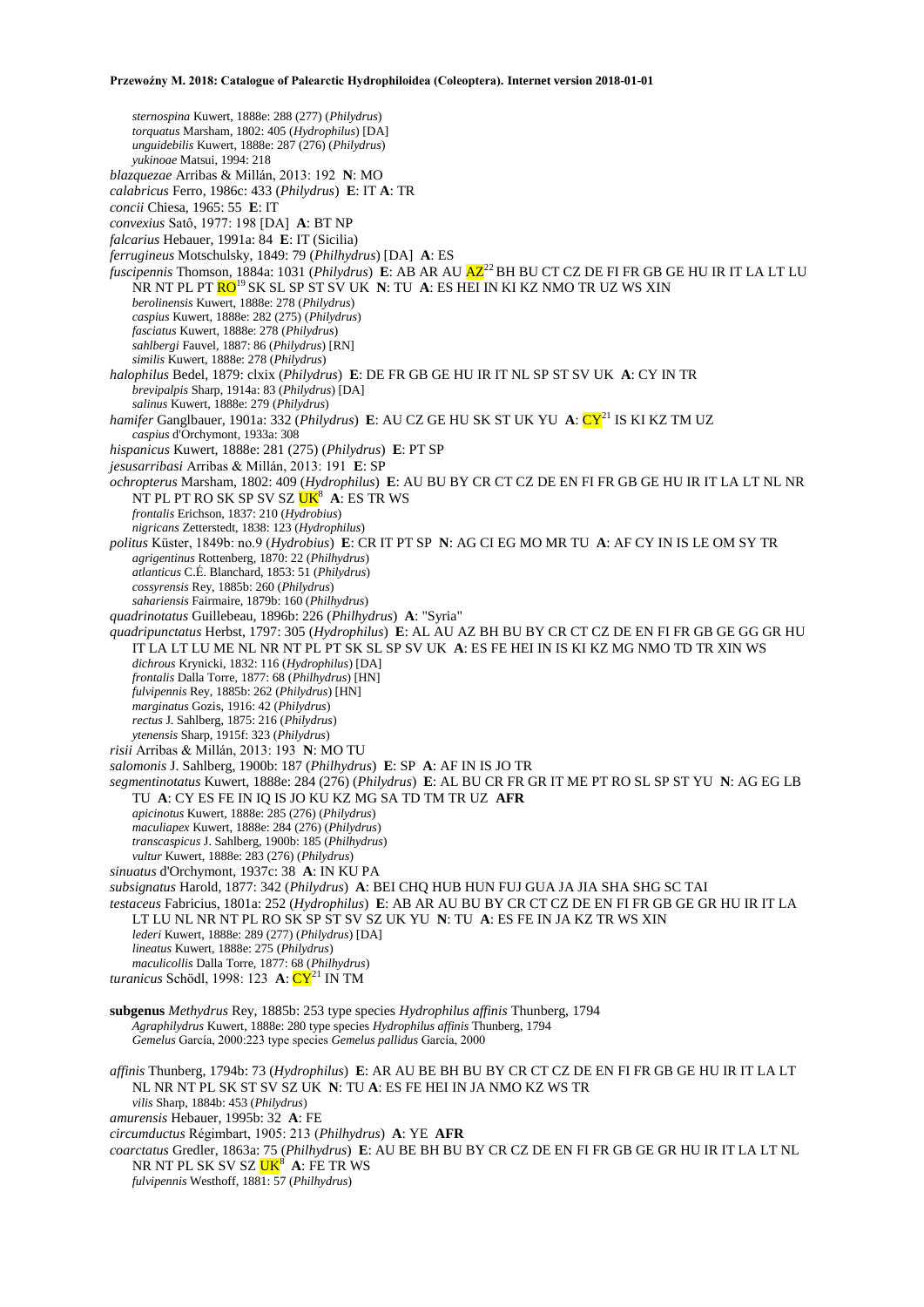*sternospina* Kuwert, 1888e: 288 (277) (*Philydrus*)
*torquatus* Marsham, 1802: 405 (*Hydrophilus*) [DA]
*unguidebilis* Kuwert, 1888e: 287 (276) (*Philydrus*)
*yukinoae* Matsui, 1994: 218

*blazquezae* Arribas & Millán, 2013: 192 **N**: MO
*calabricus* Ferro, 1986c: 433 (*Philydrus*) **E**: IT **A**: TR
*concii* Chiesa, 1965: 55 **E**: IT
*convexius* Satô, 1977: 198 [DA] **A**: BT NP
*falcarius* Hebauer, 1991a: 84 **E**: IT (Sicilia)
*ferrugineus* Motschulsky, 1849: 79 (*Philhydrus*) [DA] **A**: ES
*fuscipennis* Thomson, 1884a: 1031 (*Philydrus*) **E**: AB AR AU AZ[22] BH BU CT CZ DE FI FR GB GE HU IR IT LA LT LU NR NT PL PT RO[19] SK SL SP ST SV UK **N**: TU **A**: ES HEI IN KI KZ NMO TR UZ WS XIN
*berolinensis* Kuwert, 1888e: 278 (*Philydrus*)
*caspius* Kuwert, 1888e: 282 (275) (*Philydrus*)
*fasciatus* Kuwert, 1888e: 278 (*Philydrus*)
*sahlbergi* Fauvel, 1887: 86 (*Philydrus*) [RN]
*similis* Kuwert, 1888e: 278 (*Philydrus*)

*halophilus* Bedel, 1879: clxix (*Philydrus*) **E**: DE FR GB GE HU IR IT NL SP ST SV UK **A**: CY IN TR
*brevipalpis* Sharp, 1914a: 83 (*Philydrus*) [DA]
*salinus* Kuwert, 1888e: 279 (*Philydrus*)

*hamifer* Ganglbauer, 1901a: 332 (*Philydrus*) **E**: AU CZ GE HU SK ST UK YU **A**: CY[21] IS KI KZ TM UZ
*caspius* d'Orchymont, 1933a: 308

*hispanicus* Kuwert, 1888e: 281 (275) (*Philydrus*) **E**: PT SP
*jesusarribasi* Arribas & Millán, 2013: 191 **E**: SP
*ochropterus* Marsham, 1802: 409 (*Hydrophilus*) **E**: AU BU BY CR CT CZ DE EN FI FR GB GE HU IR IT LA LT NL NR NT PL PT RO SK SP SV SZ UK[8] **A**: ES TR WS
*frontalis* Erichson, 1837: 210 (*Hydrobius*)
*nigricans* Zetterstedt, 1838: 123 (*Hydrophilus*)

*politus* Küster, 1849b: no.9 (*Hydrobius*) **E**: CR IT PT SP **N**: AG CI EG MO MR TU **A**: AF CY IN IS LE OM SY TR
*agrigentinus* Rottenberg, 1870: 22 (*Philhydrus*)
*atlanticus* C.É. Blanchard, 1853: 51 (*Philydrus*)
*cossyrensis* Rey, 1885b: 260 (*Philydrus*)
*sahariensis* Fairmaire, 1879b: 160 (*Philhydrus*)

*quadrinotatus* Guillebeau, 1896b: 226 (*Philhydrus*) **A**: "Syria"
*quadripunctatus* Herbst, 1797: 305 (*Hydrophilus*) **E**: AL AU AZ BH BU BY CR CT CZ DE EN FI FR GB GE GG GR HU IT LA LT LU ME NL NR NT PL PT SK SL SP SV UK **A**: ES FE HEI IN IS KI KZ MG NMO TD TR XIN WS
*dichrous* Krynicki, 1832: 116 (*Hydrophilus*) [DA]
*frontalis* Dalla Torre, 1877: 68 (*Philhydrus*) [HN]
*fulvipennis* Rey, 1885b: 262 (*Philydrus*) [HN]
*marginatus* Gozis, 1916: 42 (*Philydrus*)
*rectus* J. Sahlberg, 1875: 216 (*Philydrus*)
*ytenensis* Sharp, 1915f: 323 (*Philydrus*)

*risii* Arribas & Millán, 2013: 193 **N**: MO TU
*salomonis* J. Sahlberg, 1900b: 187 (*Philhydrus*) **E**: SP **A**: AF IN IS JO TR
*segmentinotatus* Kuwert, 1888e: 284 (276) (*Philydrus*) **E**: AL BU CR FR GR IT ME PT RO SL SP ST YU **N**: AG EG LB TU **A**: CY ES FE IN IQ IS JO KU KZ MG SA TD TM TR UZ **AFR**
*apicinotus* Kuwert, 1888e: 285 (276) (*Philydrus*)
*maculiapex* Kuwert, 1888e: 284 (276) (*Philydrus*)
*transcaspicus* J. Sahlberg, 1900b: 185 (*Philhydrus*)
*vultur* Kuwert, 1888e: 283 (276) (*Philydrus*)

*sinuatus* d'Orchymont, 1937c: 38 **A**: IN KU PA
*subsignatus* Harold, 1877: 342 (*Philydrus*) **A**: BEI CHQ HUB HUN FUJ GUA JA JIA SHA SHG SC TAI
*testaceus* Fabricius, 1801a: 252 (*Hydrophilus*) **E**: AB AR AU BU BY CR CT CZ DE EN FI FR GB GE GR HU IR IT LA LT LU NL NR NT PL RO SK SP ST SV SZ UK YU **N**: TU **A**: ES FE IN JA KZ TR WS XIN
*lederi* Kuwert, 1888e: 289 (277) (*Philydrus*) [DA]
*lineatus* Kuwert, 1888e: 275 (*Philydrus*)
*maculicollis* Dalla Torre, 1877: 68 (*Philhydrus*)

*turanicus* Schödl, 1998: 123 **A**: CY[21] IN TM

**subgenus** *Methydrus* Rey, 1885b: 253 type species *Hydrophilus affinis* Thunberg, 1794
*Agraphilydrus* Kuwert, 1888e: 280 type species *Hydrophilus affinis* Thunberg, 1794
*Gemelus* García, 2000:223 type species *Gemelus pallidus* García, 2000

*affinis* Thunberg, 1794b: 73 (*Hydrophilus*) **E**: AR AU BE BH BU BY CR CT CZ DE EN FI FR GB GE HU IR IT LA LT NL NR NT PL SK ST SV SZ UK **N**: TU **A**: ES FE HEI IN JA NMO KZ WS TR
*vilis* Sharp, 1884b: 453 (*Philydrus*)

*amurensis* Hebauer, 1995b: 32 **A**: FE
*circumductus* Régimbart, 1905: 213 (*Philhydrus*) **A**: YE **AFR**
*coarctatus* Gredler, 1863a: 75 (*Philhydrus*) **E**: AU BE BH BU BY CR CZ DE EN FI FR GB GE GR HU IR IT LA LT NL NR NT PL SK SV SZ UK[8] **A**: FE TR WS
*fulvipennis* Westhoff, 1881: 57 (*Philhydrus*)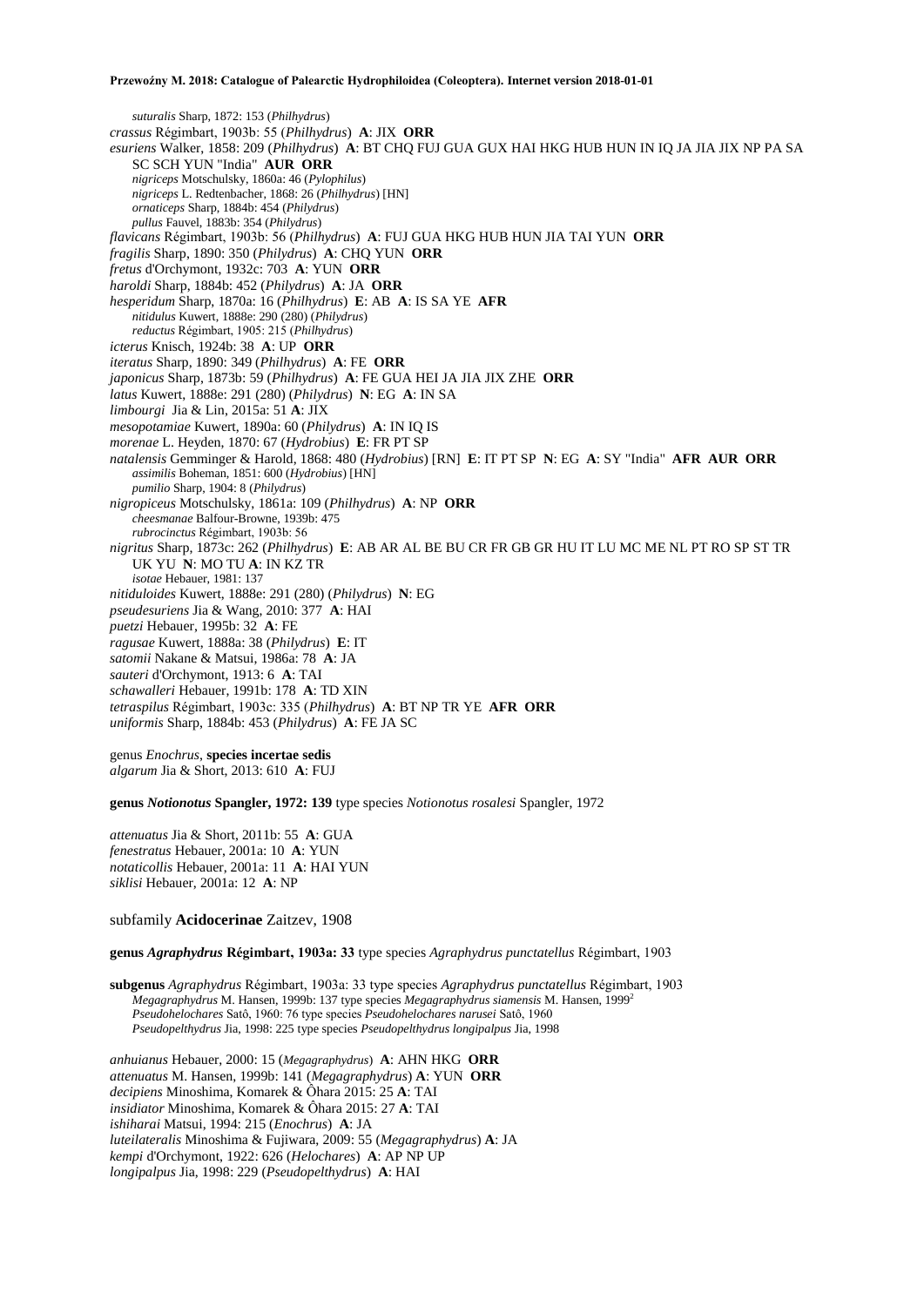*suturalis* Sharp, 1872: 153 (*Philhydrus*)

*crassus* Régimbart, 1903b: 55 (*Philhydrus*) **A**: JIX **ORR**

*esuriens* Walker, 1858: 209 (*Philhydrus*) **A**: BT CHQ FUJ GUA GUX HAI HKG HUB HUN IN IQ JA JIA JIX NP PA SA SC SCH YUN "India" **AUR ORR**

*nigriceps* Motschulsky, 1860a: 46 (*Pylophilus*)

*nigriceps* L. Redtenbacher, 1868: 26 (*Philhydrus*) [HN]

*ornaticeps* Sharp, 1884b: 454 (*Philydrus*)

*pullus* Fauvel, 1883b: 354 (*Philydrus*)

*flavicans* Régimbart, 1903b: 56 (*Philhydrus*) **A**: FUJ GUA HKG HUB HUN JIA TAI YUN **ORR**

*fragilis* Sharp, 1890: 350 (*Philydrus*) **A**: CHQ YUN **ORR**

*fretus* d'Orchymont, 1932c: 703 **A**: YUN **ORR**

*haroldi* Sharp, 1884b: 452 (*Philydrus*) **A**: JA **ORR**

*hesperidum* Sharp, 1870a: 16 (*Philhydrus*) **E**: AB **A**: IS SA YE **AFR**

*nitidulus* Kuwert, 1888e: 290 (280) (*Philydrus*)

*reductus* Régimbart, 1905: 215 (*Philhydrus*)

*icterus* Knisch, 1924b: 38 **A**: UP **ORR**

*iteratus* Sharp, 1890: 349 (*Philhydrus*) **A**: FE **ORR**

*japonicus* Sharp, 1873b: 59 (*Philhydrus*) **A**: FE GUA HEI JA JIA JIX ZHE **ORR**

*latus* Kuwert, 1888e: 291 (280) (*Philydrus*) **N**: EG **A**: IN SA

*limbourgi* Jia & Lin, 2015a: 51 **A**: JIX

*mesopotamiae* Kuwert, 1890a: 60 (*Philydrus*) **A**: IN IQ IS

*morenae* L. Heyden, 1870: 67 (*Hydrobius*) **E**: FR PT SP

*natalensis* Gemminger & Harold, 1868: 480 (*Hydrobius*) [RN] **E**: IT PT SP **N**: EG **A**: SY "India" **AFR AUR ORR**

*assimilis* Boheman, 1851: 600 (*Hydrobius*) [HN]

*pumilio* Sharp, 1904: 8 (*Philydrus*)

*nigropiceus* Motschulsky, 1861a: 109 (*Philhydrus*) **A**: NP **ORR**

*cheesmanae* Balfour-Browne, 1939b: 475

*rubrocinctus* Régimbart, 1903b: 56

*nigritus* Sharp, 1873c: 262 (*Philhydrus*) **E**: AB AR AL BE BU CR FR GB GR HU IT LU MC ME NL PT RO SP ST TR UK YU **N**: MO TU **A**: IN KZ TR

*isotae* Hebauer, 1981: 137

*nitiduloides* Kuwert, 1888e: 291 (280) (*Philydrus*) **N**: EG

*pseudesuriens* Jia & Wang, 2010: 377 **A**: HAI

*puetzi* Hebauer, 1995b: 32 **A**: FE

*ragusae* Kuwert, 1888a: 38 (*Philydrus*) **E**: IT

*satomii* Nakane & Matsui, 1986a: 78 **A**: JA

*sauteri* d'Orchymont, 1913: 6 **A**: TAI

*schawalleri* Hebauer, 1991b: 178 **A**: TD XIN

*tetraspilus* Régimbart, 1903c: 335 (*Philhydrus*) **A**: BT NP TR YE **AFR ORR**

*uniformis* Sharp, 1884b: 453 (*Philydrus*) **A**: FE JA SC

genus *Enochrus*, **species incertae sedis**

*algarum* Jia & Short, 2013: 610 **A**: FUJ

**genus *Notionotus* Spangler, 1972: 139** type species *Notionotus rosalesi* Spangler, 1972

*attenuatus* Jia & Short, 2011b: 55 **A**: GUA

*fenestratus* Hebauer, 2001a: 10 **A**: YUN

*notaticollis* Hebauer, 2001a: 11 **A**: HAI YUN

*siklisi* Hebauer, 2001a: 12 **A**: NP

subfamily **Acidocerinae** Zaitzev, 1908

**genus *Agraphydrus* Régimbart, 1903a: 33** type species *Agraphydrus punctatellus* Régimbart, 1903

**subgenus** *Agraphydrus* Régimbart, 1903a: 33 type species *Agraphydrus punctatellus* Régimbart, 1903

*Megagraphydrus* M. Hansen, 1999b: 137 type species *Megagraphydrus siamensis* M. Hansen, 1999[2]

*Pseudohelochares* Satô, 1960: 76 type species *Pseudohelochares narusei* Satô, 1960

*Pseudopelthydrus* Jia, 1998: 225 type species *Pseudopelthydrus longipalpus* Jia, 1998

*anhuianus* Hebauer, 2000: 15 (*Megagraphydrus*) **A**: AHN HKG **ORR**

*attenuatus* M. Hansen, 1999b: 141 (*Megagraphydrus*) **A**: YUN **ORR**

*decipiens* Minoshima, Komarek & Ôhara 2015: 25 **A**: TAI

*insidiator* Minoshima, Komarek & Ôhara 2015: 27 **A**: TAI

*ishiharai* Matsui, 1994: 215 (*Enochrus*) **A**: JA

*luteilateralis* Minoshima & Fujiwara, 2009: 55 (*Megagraphydrus*) **A**: JA

*kempi* d'Orchymont, 1922: 626 (*Helochares*) **A**: AP NP UP

*longipalpus* Jia, 1998: 229 (*Pseudopelthydrus*) **A**: HAI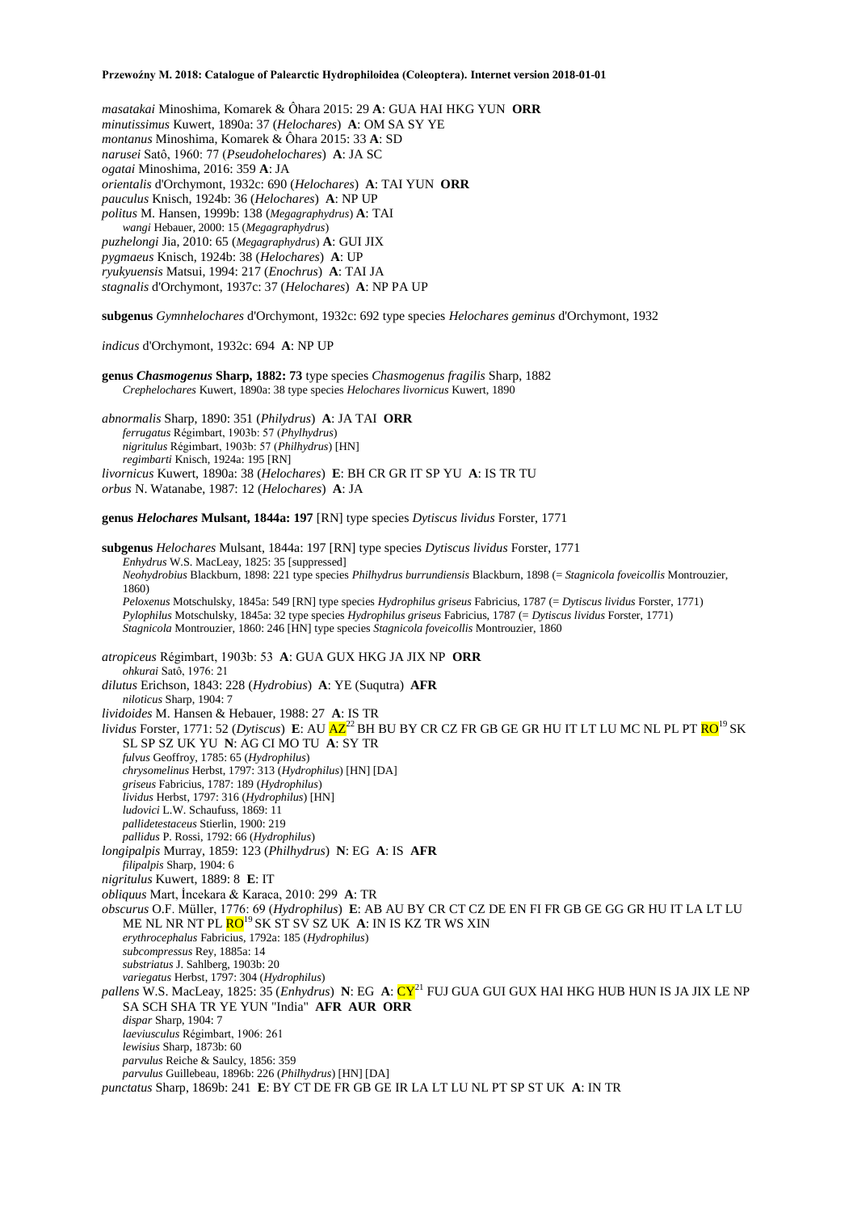*masatakai* Minoshima, Komarek & Ôhara 2015: 29 **A**: GUA HAI HKG YUN **ORR**
*minutissimus* Kuwert, 1890a: 37 (*Helochares*) **A**: OM SA SY YE
*montanus* Minoshima, Komarek & Ôhara 2015: 33 **A**: SD
*narusei* Satô, 1960: 77 (*Pseudohelochares*) **A**: JA SC
*ogatai* Minoshima, 2016: 359 **A**: JA
*orientalis* d'Orchymont, 1932c: 690 (*Helochares*) **A**: TAI YUN **ORR**
*pauculus* Knisch, 1924b: 36 (*Helochares*) **A**: NP UP
*politus* M. Hansen, 1999b: 138 (*Megagraphydrus*) **A**: TAI
 *wangi* Hebauer, 2000: 15 (*Megagraphydrus*)
*puzhelongi* Jia, 2010: 65 (*Megagraphydrus*) **A**: GUI JIX
*pygmaeus* Knisch, 1924b: 38 (*Helochares*) **A**: UP
*ryukyuensis* Matsui, 1994: 217 (*Enochrus*) **A**: TAI JA
*stagnalis* d'Orchymont, 1937c: 37 (*Helochares*) **A**: NP PA UP

**subgenus** *Gymnhelochares* d'Orchymont, 1932c: 692 type species *Helochares geminus* d'Orchymont, 1932

*indicus* d'Orchymont, 1932c: 694 **A**: NP UP

**genus *Chasmogenus* Sharp, 1882: 73** type species *Chasmogenus fragilis* Sharp, 1882
 *Crephelochares* Kuwert, 1890a: 38 type species *Helochares livornicus* Kuwert, 1890

*abnormalis* Sharp, 1890: 351 (*Philydrus*) **A**: JA TAI **ORR**
 *ferrugatus* Régimbart, 1903b: 57 (*Phylhydrus*)
 *nigritulus* Régimbart, 1903b: 57 (*Philhydrus*) [HN]
 *regimbarti* Knisch, 1924a: 195 [RN]
*livornicus* Kuwert, 1890a: 38 (*Helochares*) **E**: BH CR GR IT SP YU **A**: IS TR TU
*orbus* N. Watanabe, 1987: 12 (*Helochares*) **A**: JA

**genus *Helochares* Mulsant, 1844a: 197** [RN] type species *Dytiscus lividus* Forster, 1771

**subgenus** *Helochares* Mulsant, 1844a: 197 [RN] type species *Dytiscus lividus* Forster, 1771
 *Enhydrus* W.S. MacLeay, 1825: 35 [suppressed]
 *Neohydrobius* Blackburn, 1898: 221 type species *Philhydrus burrundiensis* Blackburn, 1898 (= *Stagnicola foveicollis* Montrouzier, 1860)
 *Peloxenus* Motschulsky, 1845a: 549 [RN] type species *Hydrophilus griseus* Fabricius, 1787 (= *Dytiscus lividus* Forster, 1771)
 *Pylophilus* Motschulsky, 1845a: 32 type species *Hydrophilus griseus* Fabricius, 1787 (= *Dytiscus lividus* Forster, 1771)
 *Stagnicola* Montrouzier, 1860: 246 [HN] type species *Stagnicola foveicollis* Montrouzier, 1860

*atropiceus* Régimbart, 1903b: 53 **A**: GUA GUX HKG JA JIX NP **ORR**
 *ohkurai* Satô, 1976: 21
*dilutus* Erichson, 1843: 228 (*Hydrobius*) **A**: YE (Suqutra) **AFR**
 *niloticus* Sharp, 1904: 7
*lividoides* M. Hansen & Hebauer, 1988: 27 **A**: IS TR
*lividus* Forster, 1771: 52 (*Dytiscus*) **E**: AU AZ[22] BH BU BY CR CZ FR GB GE GR HU IT LT LU MC NL PL PT RO[19] SK SL SP SZ UK YU **N**: AG CI MO TU **A**: SY TR
 *fulvus* Geoffroy, 1785: 65 (*Hydrophilus*)
 *chrysomelinus* Herbst, 1797: 313 (*Hydrophilus*) [HN] [DA]
 *griseus* Fabricius, 1787: 189 (*Hydrophilus*)
 *lividus* Herbst, 1797: 316 (*Hydrophilus*) [HN]
 *ludovici* L.W. Schaufuss, 1869: 11
 *pallidetestaceus* Stierlin, 1900: 219
 *pallidus* P. Rossi, 1792: 66 (*Hydrophilus*)
*longipalpis* Murray, 1859: 123 (*Philhydrus*) **N**: EG **A**: IS **AFR**
 *filipalpis* Sharp, 1904: 6
*nigritulus* Kuwert, 1889: 8 **E**: IT
*obliquus* Mart, İncekara & Karaca, 2010: 299 **A**: TR
*obscurus* O.F. Müller, 1776: 69 (*Hydrophilus*) **E**: AB AU BY CR CT CZ DE EN FI FR GB GE GG GR HU IT LA LT LU ME NL NR NT PL RO[19] SK ST SV SZ UK **A**: IN IS KZ TR WS XIN
 *erythrocephalus* Fabricius, 1792a: 185 (*Hydrophilus*)
 *subcompressus* Rey, 1885a: 14
 *substriatus* J. Sahlberg, 1903b: 20
 *variegatus* Herbst, 1797: 304 (*Hydrophilus*)
*pallens* W.S. MacLeay, 1825: 35 (*Enhydrus*) **N**: EG **A**: CY[21] FUJ GUA GUI GUX HAI HKG HUB HUN IS JA JIX LE NP SA SCH SHA TR YE YUN "India" **AFR AUR ORR**
 *dispar* Sharp, 1904: 7
 *laeviusculus* Régimbart, 1906: 261
 *lewisius* Sharp, 1873b: 60
 *parvulus* Reiche & Saulcy, 1856: 359
 *parvulus* Guillebeau, 1896b: 226 (*Philhydrus*) [HN] [DA]
*punctatus* Sharp, 1869b: 241 **E**: BY CT DE FR GB GE IR LA LT LU NL PT SP ST UK **A**: IN TR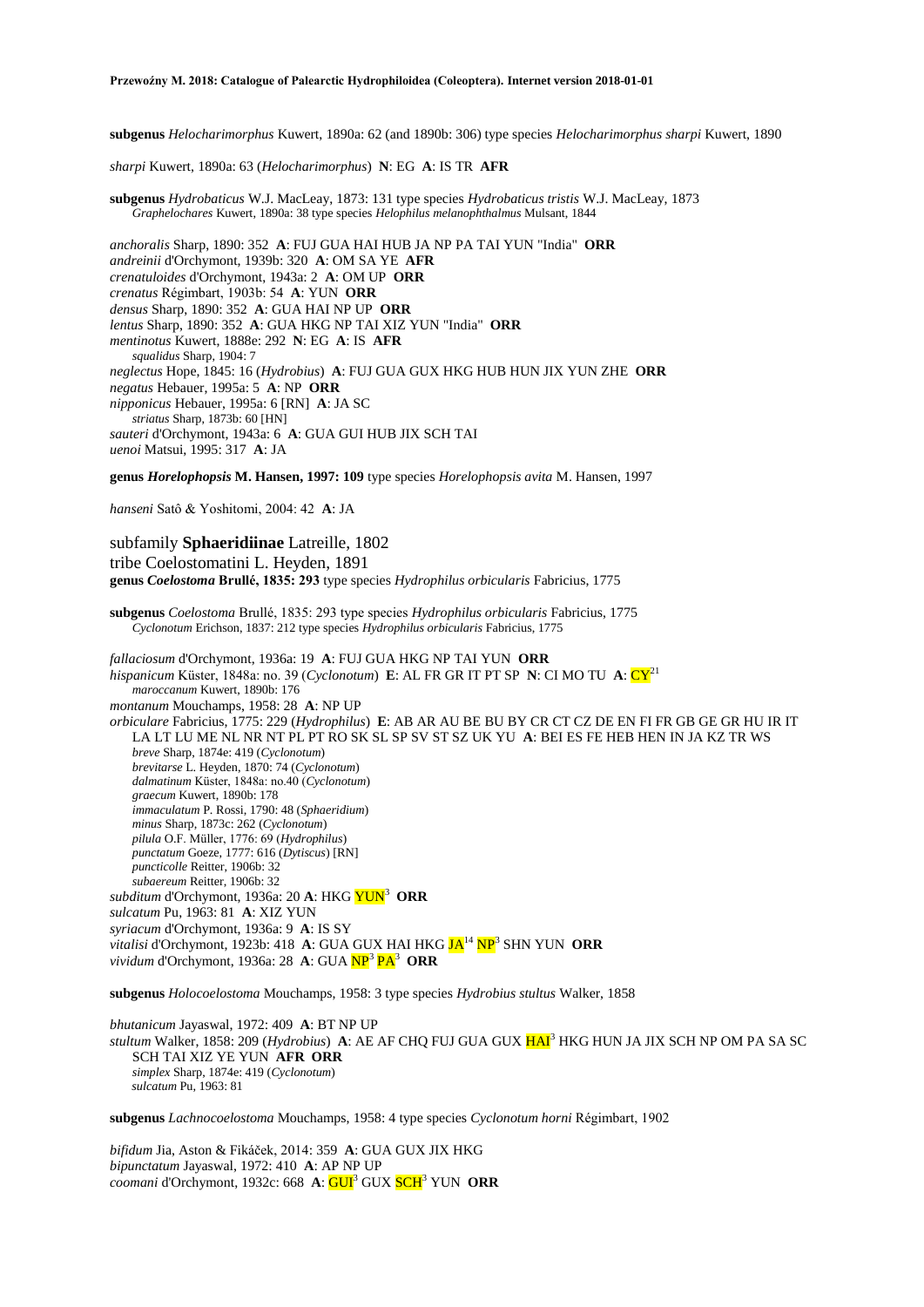**subgenus** *Helocharimorphus* Kuwert, 1890a: 62 (and 1890b: 306) type species *Helocharimorphus sharpi* Kuwert, 1890

*sharpi* Kuwert, 1890a: 63 (*Helocharimorphus*) **N**: EG **A**: IS TR **AFR**

**subgenus** *Hydrobaticus* W.J. MacLeay, 1873: 131 type species *Hydrobaticus tristis* W.J. MacLeay, 1873
*Graphelochares* Kuwert, 1890a: 38 type species *Helophilus melanophthalmus* Mulsant, 1844

*anchoralis* Sharp, 1890: 352 **A**: FUJ GUA HAI HUB JA NP PA TAI YUN "India" **ORR**
*andreinii* d'Orchymont, 1939b: 320 **A**: OM SA YE **AFR**
*crenatuloides* d'Orchymont, 1943a: 2 **A**: OM UP **ORR**
*crenatus* Régimbart, 1903b: 54 **A**: YUN **ORR**
*densus* Sharp, 1890: 352 **A**: GUA HAI NP UP **ORR**
*lentus* Sharp, 1890: 352 **A**: GUA HKG NP TAI XIZ YUN "India" **ORR**
*mentinotus* Kuwert, 1888e: 292 **N**: EG **A**: IS **AFR**
*squalidus* Sharp, 1904: 7
*neglectus* Hope, 1845: 16 (*Hydrobius*) **A**: FUJ GUA GUX HKG HUB HUN JIX YUN ZHE **ORR**
*negatus* Hebauer, 1995a: 5 **A**: NP **ORR**
*nipponicus* Hebauer, 1995a: 6 [RN] **A**: JA SC
*striatus* Sharp, 1873b: 60 [HN]
*sauteri* d'Orchymont, 1943a: 6 **A**: GUA GUI HUB JIX SCH TAI
*uenoi* Matsui, 1995: 317 **A**: JA

**genus *Horelophopsis* M. Hansen, 1997: 109** type species *Horelophopsis avita* M. Hansen, 1997

*hanseni* Satô & Yoshitomi, 2004: 42 **A**: JA

subfamily **Sphaeridiinae** Latreille, 1802
tribe Coelostomatini L. Heyden, 1891
**genus *Coelostoma* Brullé, 1835: 293** type species *Hydrophilus orbicularis* Fabricius, 1775

**subgenus** *Coelostoma* Brullé, 1835: 293 type species *Hydrophilus orbicularis* Fabricius, 1775
*Cyclonotum* Erichson, 1837: 212 type species *Hydrophilus orbicularis* Fabricius, 1775

*fallaciosum* d'Orchymont, 1936a: 19 **A**: FUJ GUA HKG NP TAI YUN **ORR**
*hispanicum* Küster, 1848a: no. 39 (*Cyclonotum*) **E**: AL FR GR IT PT SP **N**: CI MO TU **A**: CY[21]
*maroccanum* Kuwert, 1890b: 176
*montanum* Mouchamps, 1958: 28 **A**: NP UP
*orbiculare* Fabricius, 1775: 229 (*Hydrophilus*) **E**: AB AR AU BE BU BY CR CT CZ DE EN FI FR GB GE GR HU IR IT LA LT LU ME NL NR NT PL PT RO SK SL SP SV ST SZ UK YU **A**: BEI ES FE HEB HEN IN JA KZ TR WS
*breve* Sharp, 1874e: 419 (*Cyclonotum*)
*brevitarse* L. Heyden, 1870: 74 (*Cyclonotum*)
*dalmatinum* Küster, 1848a: no.40 (*Cyclonotum*)
*graecum* Kuwert, 1890b: 178
*immaculatum* P. Rossi, 1790: 48 (*Sphaeridium*)
*minus* Sharp, 1873c: 262 (*Cyclonotum*)
*pilula* O.F. Müller, 1776: 69 (*Hydrophilus*)
*punctatum* Goeze, 1777: 616 (*Dytiscus*) [RN]
*puncticolle* Reitter, 1906b: 32
*subaereum* Reitter, 1906b: 32
*subditum* d'Orchymont, 1936a: 20 **A**: HKG YUN[3] **ORR**
*sulcatum* Pu, 1963: 81 **A**: XIZ YUN
*syriacum* d'Orchymont, 1936a: 9 **A**: IS SY
*vitalisi* d'Orchymont, 1923b: 418 **A**: GUA GUX HAI HKG JA[14] NP[3] SHN YUN **ORR**
*vividum* d'Orchymont, 1936a: 28 **A**: GUA NP[3] PA[3] **ORR**

**subgenus** *Holocoelostoma* Mouchamps, 1958: 3 type species *Hydrobius stultus* Walker, 1858

*bhutanicum* Jayaswal, 1972: 409 **A**: BT NP UP
*stultum* Walker, 1858: 209 (*Hydrobius*) **A**: AE AF CHQ FUJ GUA GUX HAI[3] HKG HUN JA JIX SCH NP OM PA SA SC SCH TAI XIZ YE YUN **AFR ORR**
*simplex* Sharp, 1874e: 419 (*Cyclonotum*)
*sulcatum* Pu, 1963: 81

**subgenus** *Lachnocoelostoma* Mouchamps, 1958: 4 type species *Cyclonotum horni* Régimbart, 1902

*bifidum* Jia, Aston & Fikáček, 2014: 359 **A**: GUA GUX JIX HKG
*bipunctatum* Jayaswal, 1972: 410 **A**: AP NP UP
*coomani* d'Orchymont, 1932c: 668 **A**: GUI[3] GUX SCH[3] YUN **ORR**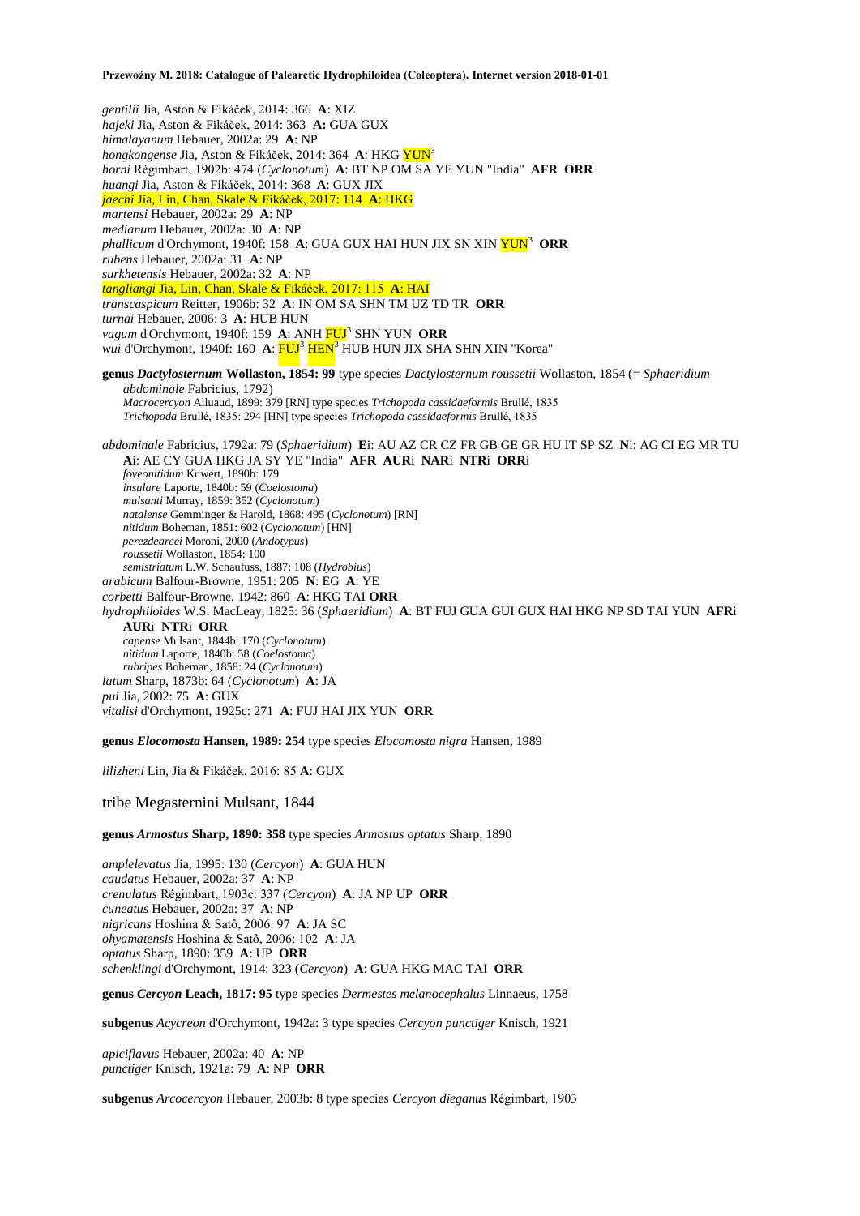*gentilii* Jia, Aston & Fikáček, 2014: 366 **A**: XIZ
*hajeki* Jia, Aston & Fikáček, 2014: 363 **A:** GUA GUX
*himalayanum* Hebauer, 2002a: 29 **A**: NP
*hongkongense* Jia, Aston & Fikáček, 2014: 364 **A**: HKG YUN[3]
*horni* Régimbart, 1902b: 474 (*Cyclonotum*) **A**: BT NP OM SA YE YUN "India" **AFR ORR**
*huangi* Jia, Aston & Fikáček, 2014: 368 **A**: GUX JIX
*jaechi* Jia, Lin, Chan, Skale & Fikáček, 2017: 114 **A**: HKG
*martensi* Hebauer, 2002a: 29 **A**: NP
*medianum* Hebauer, 2002a: 30 **A**: NP
*phallicum* d'Orchymont, 1940f: 158 **A**: GUA GUX HAI HUN JIX SN XIN YUN[3] **ORR**
*rubens* Hebauer, 2002a: 31 **A**: NP
*surkhetensis* Hebauer, 2002a: 32 **A**: NP
*tangliangi* Jia, Lin, Chan, Skale & Fikáček, 2017: 115 **A**: HAI
*transcaspicum* Reitter, 1906b: 32 **A**: IN OM SA SHN TM UZ TD TR **ORR**
*turnai* Hebauer, 2006: 3 **A**: HUB HUN
*vagum* d'Orchymont, 1940f: 159 **A**: ANH FUJ[3] SHN YUN **ORR**
*wui* d'Orchymont, 1940f: 160 **A**: FUJ[3] HEN[3] HUB HUN JIX SHA SHN XIN "Korea"

**genus *Dactylosternum* Wollaston, 1854: 99** type species *Dactylosternum roussetii* Wollaston, 1854 (= *Sphaeridium abdominale* Fabricius, 1792)
*Macrocercyon* Alluaud, 1899: 379 [RN] type species *Trichopoda cassidaeformis* Brullé, 1835
*Trichopoda* Brullé, 1835: 294 [HN] type species *Trichopoda cassidaeformis* Brullé, 1835

*abdominale* Fabricius, 1792a: 79 (*Sphaeridium*) **E**i: AU AZ CR CZ FR GB GE GR HU IT SP SZ **N**i: AG CI EG MR TU **A**i: AE CY GUA HKG JA SY YE "India" **AFR AUR**i **NAR**i **NTR**i **ORR**i
*foveonitidum* Kuwert, 1890b: 179
*insulare* Laporte, 1840b: 59 (*Coelostoma*)
*mulsanti* Murray, 1859: 352 (*Cyclonotum*)
*natalense* Gemminger & Harold, 1868: 495 (*Cyclonotum*) [RN]
*nitidum* Boheman, 1851: 602 (*Cyclonotum*) [HN]
*perezdearcei* Moroni, 2000 (*Andotypus*)
*roussetii* Wollaston, 1854: 100
*semistriatum* L.W. Schaufuss, 1887: 108 (*Hydrobius*)
*arabicum* Balfour-Browne, 1951: 205 **N**: EG **A**: YE
*corbetti* Balfour-Browne, 1942: 860 **A**: HKG TAI **ORR**
*hydrophiloides* W.S. MacLeay, 1825: 36 (*Sphaeridium*) **A**: BT FUJ GUA GUI GUX HAI HKG NP SD TAI YUN **AFR**i **AUR**i **NTR**i **ORR**
*capense* Mulsant, 1844b: 170 (*Cyclonotum*)
*nitidum* Laporte, 1840b: 58 (*Coelostoma*)
*rubripes* Boheman, 1858: 24 (*Cyclonotum*)
*latum* Sharp, 1873b: 64 (*Cyclonotum*) **A**: JA
*pui* Jia, 2002: 75 **A**: GUX
*vitalisi* d'Orchymont, 1925c: 271 **A**: FUJ HAI JIX YUN **ORR**

**genus *Elocomosta* Hansen, 1989: 254** type species *Elocomosta nigra* Hansen, 1989

*lilizheni* Lin, Jia & Fikáček, 2016: 85 **A**: GUX

## tribe Megasternini Mulsant, 1844

**genus *Armostus* Sharp, 1890: 358** type species *Armostus optatus* Sharp, 1890

*amplelevatus* Jia, 1995: 130 (*Cercyon*) **A**: GUA HUN
*caudatus* Hebauer, 2002a: 37 **A**: NP
*crenulatus* Régimbart, 1903c: 337 (*Cercyon*) **A**: JA NP UP **ORR**
*cuneatus* Hebauer, 2002a: 37 **A**: NP
*nigricans* Hoshina & Satô, 2006: 97 **A**: JA SC
*ohyamatensis* Hoshina & Satô, 2006: 102 **A**: JA
*optatus* Sharp, 1890: 359 **A**: UP **ORR**
*schenklingi* d'Orchymont, 1914: 323 (*Cercyon*) **A**: GUA HKG MAC TAI **ORR**

**genus *Cercyon* Leach, 1817: 95** type species *Dermestes melanocephalus* Linnaeus, 1758

**subgenus** *Acycreon* d'Orchymont, 1942a: 3 type species *Cercyon punctiger* Knisch, 1921

*apiciflavus* Hebauer, 2002a: 40 **A**: NP
*punctiger* Knisch, 1921a: 79 **A**: NP **ORR**

**subgenus** *Arcocercyon* Hebauer, 2003b: 8 type species *Cercyon dieganus* Régimbart, 1903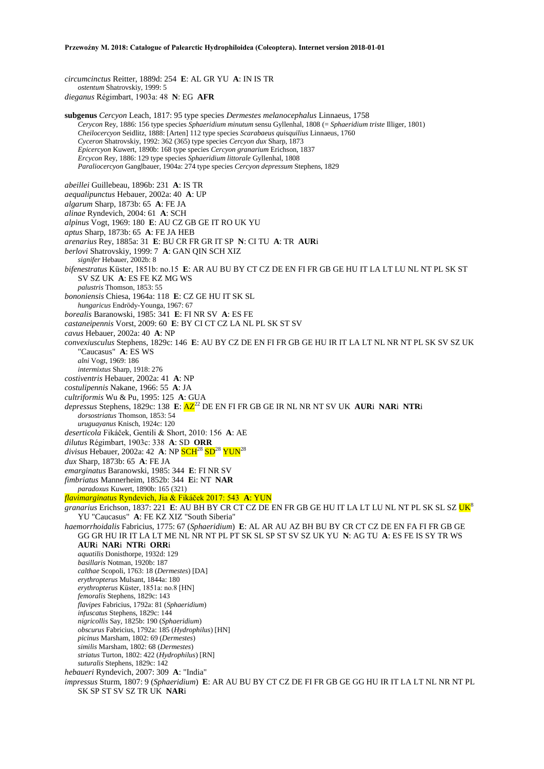*circumcinctus* Reitter, 1889d: 254 **E**: AL GR YU **A**: IN IS TR
*ostentum* Shatrovskiy, 1999: 5
*dieganus* Régimbart, 1903a: 48 **N**: EG **AFR**

**subgenus** *Cercyon* Leach, 1817: 95 type species *Dermestes melanocephalus* Linnaeus, 1758
*Cerycon* Rey, 1886: 156 type species *Sphaeridium minutum* sensu Gyllenhal, 1808 (= *Sphaeridium triste* Illiger, 1801)
*Cheilocercyon* Seidlitz, 1888: [Arten] 112 type species *Scarabaeus quisquilius* Linnaeus, 1760
*Cyceron* Shatrovskiy, 1992: 362 (365) type species *Cercyon dux* Sharp, 1873
*Epicercyon* Kuwert, 1890b: 168 type species *Cercyon granarium* Erichson, 1837
*Ercycon* Rey, 1886: 129 type species *Sphaeridium littorale* Gyllenhal, 1808
*Paraliocercyon* Ganglbauer, 1904a: 274 type species *Cercyon depressum* Stephens, 1829

*abeillei* Guillebeau, 1896b: 231 **A**: IS TR
*aequalipunctus* Hebauer, 2002a: 40 **A**: UP
*algarum* Sharp, 1873b: 65 **A**: FE JA
*alinae* Ryndevich, 2004: 61 **A**: SCH
*alpinus* Vogt, 1969: 180 **E**: AU CZ GB GE IT RO UK YU
*aptus* Sharp, 1873b: 65 **A**: FE JA HEB
*arenarius* Rey, 1885a: 31 **E**: BU CR FR GR IT SP **N**: CI TU **A**: TR **AUR**i
*berlovi* Shatrovskiy, 1999: 7 **A**: GAN QIN SCH XIZ
*signifer* Hebauer, 2002b: 8
*bifenestratus* Küster, 1851b: no.15 **E**: AR AU BU BY CT CZ DE EN FI FR GB GE HU IT LA LT LU NL NT PL SK ST SV SZ UK **A**: ES FE KZ MG WS
*palustris* Thomson, 1853: 55
*bononiensis* Chiesa, 1964a: 118 **E**: CZ GE HU IT SK SL
*hungaricus* Endrödy-Younga, 1967: 67
*borealis* Baranowski, 1985: 341 **E**: FI NR SV **A**: ES FE
*castaneipennis* Vorst, 2009: 60 **E**: BY CI CT CZ LA NL PL SK ST SV
*cavus* Hebauer, 2002a: 40 **A**: NP
*convexiusculus* Stephens, 1829c: 146 **E**: AU BY CZ DE EN FI FR GB GE HU IR IT LA LT NL NR NT PL SK SV SZ UK "Caucasus" **A**: ES WS
*alni* Vogt, 1969: 186
*intermixtus* Sharp, 1918: 276
*costiventris* Hebauer, 2002a: 41 **A**: NP
*costulipennis* Nakane, 1966: 55 **A**: JA
*cultriformis* Wu & Pu, 1995: 125 **A**: GUA
*depressus* Stephens, 1829c: 138 **E**: AZ[22] DE EN FI FR GB GE IR NL NR NT SV UK **AUR**i **NAR**i **NTR**i
*dorsostriatus* Thomson, 1853: 54
*uruguayanus* Knisch, 1924c: 120
*deserticola* Fikáček, Gentili & Short, 2010: 156 **A**: AE
*dilutus* Régimbart, 1903c: 338 **A**: SD **ORR**
*divisus* Hebauer, 2002a: 42 **A**: NP SCH[28] SD[28] YUN[28]
*dux* Sharp, 1873b: 65 **A**: FE JA
*emarginatus* Baranowski, 1985: 344 **E**: FI NR SV
*fimbriatus* Mannerheim, 1852b: 344 **E**i: NT **NAR**
*paradoxus* Kuwert, 1890b: 165 (321)
*flavimarginatus* Ryndevich, Jia & Fikáček 2017: 543 **A**: YUN
*granarius* Erichson, 1837: 221 **E**: AU BH BY CR CT CZ DE EN FR GB GE HU IT LA LT LU NL NT PL SK SL SZ UK[8] YU "Caucasus" **A**: FE KZ XIZ "South Siberia"
*haemorrhoidalis* Fabricius, 1775: 67 (*Sphaeridium*) **E**: AL AR AU AZ BH BU BY CR CT CZ DE EN FA FI FR GB GE GG GR HU IR IT LA LT ME NL NR NT PL PT SK SL SP ST SV SZ UK YU **N**: AG TU **A**: ES FE IS SY TR WS **AUR**i **NAR**i **NTR**i **ORR**i
*aquatilis* Donisthorpe, 1932d: 129
*basillaris* Notman, 1920b: 187
*calthae* Scopoli, 1763: 18 (*Dermestes*) [DA]
*erythropterus* Mulsant, 1844a: 180
*erythropterus* Küster, 1851a: no.8 [HN]
*femoralis* Stephens, 1829c: 143
*flavipes* Fabricius, 1792a: 81 (*Sphaeridium*)
*infuscatus* Stephens, 1829c: 144
*nigricollis* Say, 1825b: 190 (*Sphaeridium*)
*obscurus* Fabricius, 1792a: 185 (*Hydrophilus*) [HN]
*picinus* Marsham, 1802: 69 (*Dermestes*)
*similis* Marsham, 1802: 68 (*Dermestes*)
*striatus* Turton, 1802: 422 (*Hydrophilus*) [RN]
*suturalis* Stephens, 1829c: 142
*hebaueri* Ryndevich, 2007: 309 **A**: "India"
*impressus* Sturm, 1807: 9 (*Sphaeridium*) **E**: AR AU BU BY CT CZ DE FI FR GB GE GG HU IR IT LA LT NL NR NT PL SK SP ST SV SZ TR UK **NAR**i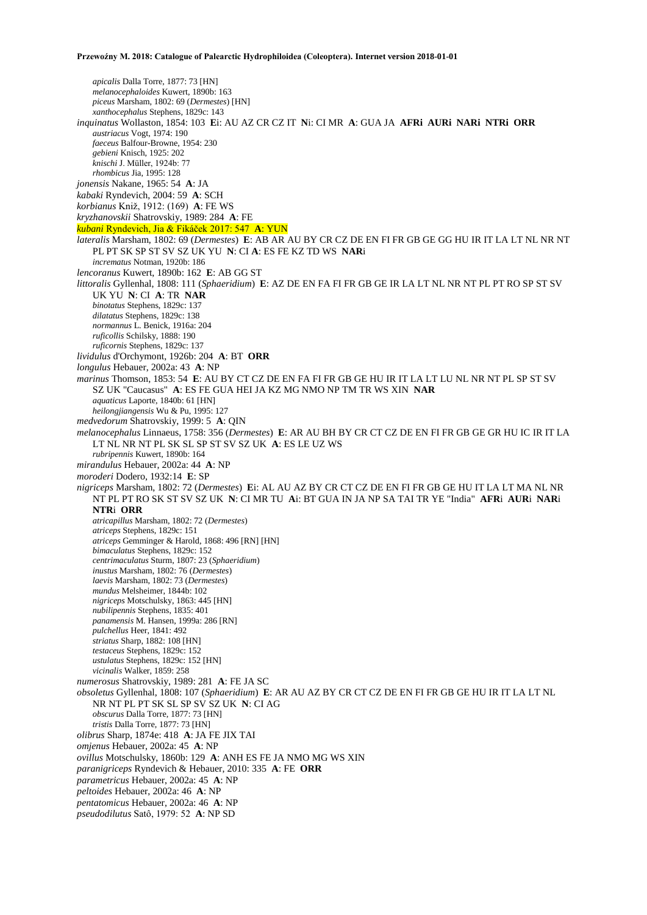*apicalis* Dalla Torre, 1877: 73 [HN]
*melanocephaloides* Kuwert, 1890b: 163
*piceus* Marsham, 1802: 69 (*Dermestes*) [HN]
*xanthocephalus* Stephens, 1829c: 143

*inquinatus* Wollaston, 1854: 103 **E**i: AU AZ CR CZ IT **N**i: CI MR **A**: GUA JA **AFRi AURi NARi NTRi ORR**
*austriacus* Vogt, 1974: 190
*faeceus* Balfour-Browne, 1954: 230
*gebieni* Knisch, 1925: 202
*knischi* J. Müller, 1924b: 77
*rhombicus* Jia, 1995: 128

*jonensis* Nakane, 1965: 54 **A**: JA

*kabaki* Ryndevich, 2004: 59 **A**: SCH

*korbianus* Kniž, 1912: (169) **A**: FE WS

*kryzhanovskii* Shatrovskiy, 1989: 284 **A**: FE

*kubani* Ryndevich, Jia & Fikáček 2017: 547 **A**: YUN

*lateralis* Marsham, 1802: 69 (*Dermestes*) **E**: AB AR AU BY CR CZ DE EN FI FR GB GE GG HU IR IT LA LT NL NR NT PL PT SK SP ST SV SZ UK YU **N**: CI **A**: ES FE KZ TD WS **NAR**i
*incrematus* Notman, 1920b: 186

*lencoranus* Kuwert, 1890b: 162 **E**: AB GG ST

*littoralis* Gyllenhal, 1808: 111 (*Sphaeridium*) **E**: AZ DE EN FA FI FR GB GE IR LA LT NL NR NT PL PT RO SP ST SV UK YU **N**: CI **A**: TR **NAR**
*binotatus* Stephens, 1829c: 137
*dilatatus* Stephens, 1829c: 138
*normannus* L. Benick, 1916a: 204
*ruficollis* Schilsky, 1888: 190
*ruficornis* Stephens, 1829c: 137

*lividulus* d'Orchymont, 1926b: 204 **A**: BT **ORR**

*longulus* Hebauer, 2002a: 43 **A**: NP

*marinus* Thomson, 1853: 54 **E**: AU BY CT CZ DE EN FA FI FR GB GE HU IR IT LA LT LU NL NR NT PL SP ST SV SZ UK "Caucasus" **A**: ES FE GUA HEI JA KZ MG NMO NP TM TR WS XIN **NAR**
*aquaticus* Laporte, 1840b: 61 [HN]
*heilongjiangensis* Wu & Pu, 1995: 127

*medvedorum* Shatrovskiy, 1999: 5 **A**: QIN

*melanocephalus* Linnaeus, 1758: 356 (*Dermestes*) **E**: AR AU BH BY CR CT CZ DE EN FI FR GB GE GR HU IC IR IT LA LT NL NR NT PL SK SL SP ST SV SZ UK **A**: ES LE UZ WS
*rubripennis* Kuwert, 1890b: 164

*mirandulus* Hebauer, 2002a: 44 **A**: NP

*moroderi* Dodero, 1932:14 **E**: SP

*nigriceps* Marsham, 1802: 72 (*Dermestes*) **E**i: AL AU AZ BY CR CT CZ DE EN FI FR GB GE HU IT LA LT MA NL NR NT PL PT RO SK ST SV SZ UK **N**: CI MR TU **A**i: BT GUA IN JA NP SA TAI TR YE "India" **AFR**i **AUR**i **NAR**i **NTR**i **ORR**
*atricapillus* Marsham, 1802: 72 (*Dermestes*)
*atriceps* Stephens, 1829c: 151
*atriceps* Gemminger & Harold, 1868: 496 [RN] [HN]
*bimaculatus* Stephens, 1829c: 152
*centrimaculatus* Sturm, 1807: 23 (*Sphaeridium*)
*inustus* Marsham, 1802: 76 (*Dermestes*)
*laevis* Marsham, 1802: 73 (*Dermestes*)
*mundus* Melsheimer, 1844b: 102
*nigriceps* Motschulsky, 1863: 445 [HN]
*nubilipennis* Stephens, 1835: 401
*panamensis* M. Hansen, 1999a: 286 [RN]
*pulchellus* Heer, 1841: 492
*striatus* Sharp, 1882: 108 [HN]
*testaceus* Stephens, 1829c: 152
*ustulatus* Stephens, 1829c: 152 [HN]
*vicinalis* Walker, 1859: 258

*numerosus* Shatrovskiy, 1989: 281 **A**: FE JA SC

*obsoletus* Gyllenhal, 1808: 107 (*Sphaeridium*) **E**: AR AU AZ BY CR CT CZ DE EN FI FR GB GE HU IR IT LA LT NL NR NT PL PT SK SL SP SV SZ UK **N**: CI AG
*obscurus* Dalla Torre, 1877: 73 [HN]
*tristis* Dalla Torre, 1877: 73 [HN]

*olibrus* Sharp, 1874e: 418 **A**: JA FE JIX TAI

*omjenus* Hebauer, 2002a: 45 **A**: NP

*ovillus* Motschulsky, 1860b: 129 **A**: ANH ES FE JA NMO MG WS XIN

*paranigriceps* Ryndevich & Hebauer, 2010: 335 **A**: FE **ORR**

*parametricus* Hebauer, 2002a: 45 **A**: NP

*peltoides* Hebauer, 2002a: 46 **A**: NP

*pentatomicus* Hebauer, 2002a: 46 **A**: NP

*pseudodilutus* Satô, 1979: 52 **A**: NP SD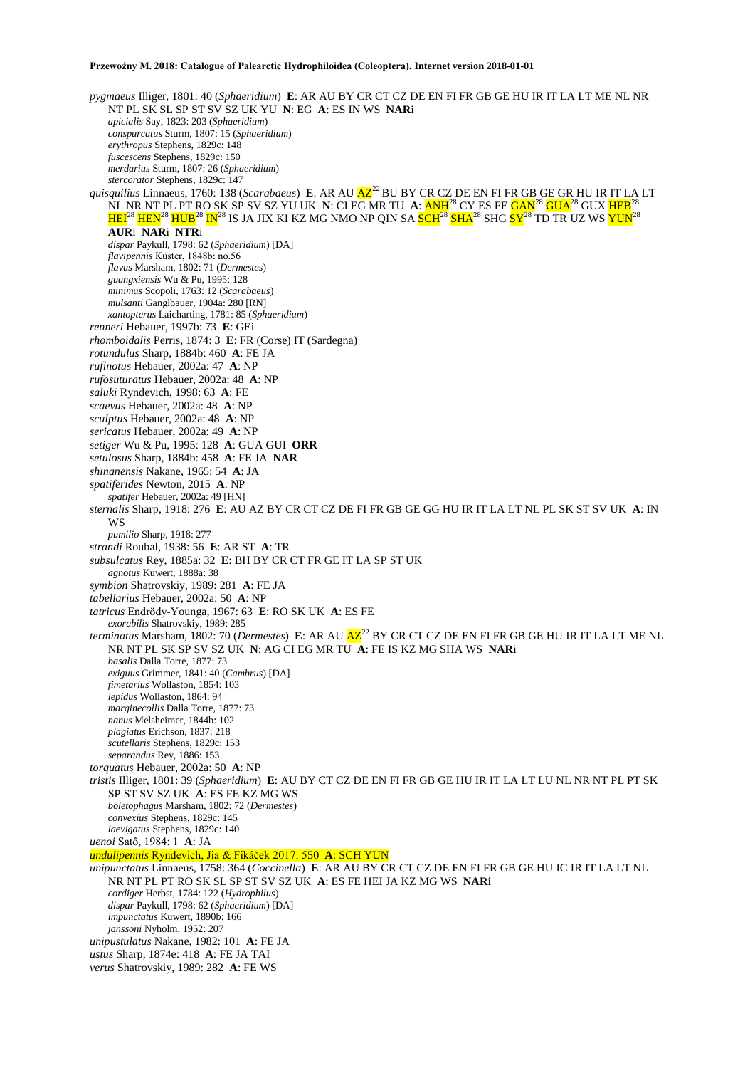*pygmaeus* Illiger, 1801: 40 (*Sphaeridium*) **E**: AR AU BY CR CT CZ DE EN FI FR GB GE HU IR IT LA LT ME NL NR NT PL SK SL SP ST SV SZ UK YU **N**: EG **A**: ES IN WS **NAR**i

*apicialis* Say, 1823: 203 (*Sphaeridium*)
*conspurcatus* Sturm, 1807: 15 (*Sphaeridium*)
*erythropus* Stephens, 1829c: 148
*fuscescens* Stephens, 1829c: 150
*merdarius* Sturm, 1807: 26 (*Sphaeridium*)
*stercorator* Stephens, 1829c: 147

*quisquilius* Linnaeus, 1760: 138 (*Scarabaeus*) **E**: AR AU AZ[22] BU BY CR CZ DE EN FI FR GB GE GR HU IR IT LA LT NL NR NT PL PT RO SK SP SV SZ YU UK **N**: CI EG MR TU **A**: ANH[28] CY ES FE GAN[28] GUA[28] GUX HEB[28] HEI[28] HEN[28] HUB[28] IN[28] IS JA JIX KI KZ MG NMO NP QIN SA SCH[28] SHA[28] SHG SY[28] TD TR UZ WS YUN[28] **AUR**i **NAR**i **NTR**i

*dispar* Paykull, 1798: 62 (*Sphaeridium*) [DA]
*flavipennis* Küster, 1848b: no.56
*flavus* Marsham, 1802: 71 (*Dermestes*)
*guangxiensis* Wu & Pu, 1995: 128
*minimus* Scopoli, 1763: 12 (*Scarabaeus*)
*mulsanti* Ganglbauer, 1904a: 280 [RN]
*xantopterus* Laicharting, 1781: 85 (*Sphaeridium*)

*renneri* Hebauer, 1997b: 73 **E**: GEi
*rhomboidalis* Perris, 1874: 3 **E**: FR (Corse) IT (Sardegna)
*rotundulus* Sharp, 1884b: 460 **A**: FE JA
*rufinotus* Hebauer, 2002a: 47 **A**: NP
*rufosuturatus* Hebauer, 2002a: 48 **A**: NP
*saluki* Ryndevich, 1998: 63 **A**: FE
*scaevus* Hebauer, 2002a: 48 **A**: NP
*sculptus* Hebauer, 2002a: 48 **A**: NP
*sericatus* Hebauer, 2002a: 49 **A**: NP
*setiger* Wu & Pu, 1995: 128 **A**: GUA GUI **ORR**
*setulosus* Sharp, 1884b: 458 **A**: FE JA **NAR**
*shinanensis* Nakane, 1965: 54 **A**: JA
*spatiferides* Newton, 2015 **A**: NP

*spatifer* Hebauer, 2002a: 49 [HN]

*sternalis* Sharp, 1918: 276 **E**: AU AZ BY CR CT CZ DE FI FR GB GE GG HU IR IT LA LT NL PL SK ST SV UK **A**: IN WS

*pumilio* Sharp, 1918: 277

*strandi* Roubal, 1938: 56 **E**: AR ST **A**: TR
*subsulcatus* Rey, 1885a: 32 **E**: BH BY CR CT FR GE IT LA SP ST UK

*agnotus* Kuwert, 1888a: 38

*symbion* Shatrovskiy, 1989: 281 **A**: FE JA
*tabellarius* Hebauer, 2002a: 50 **A**: NP
*tatricus* Endrödy-Younga, 1967: 63 **E**: RO SK UK **A**: ES FE

*exorabilis* Shatrovskiy, 1989: 285

*terminatus* Marsham, 1802: 70 (*Dermestes*) **E**: AR AU AZ[22] BY CR CT CZ DE EN FI FR GB GE HU IR IT LA LT ME NL NR NT PL SK SP SV SZ UK **N**: AG CI EG MR TU **A**: FE IS KZ MG SHA WS **NAR**i

*basalis* Dalla Torre, 1877: 73
*exiguus* Grimmer, 1841: 40 (*Cambrus*) [DA]
*fimetarius* Wollaston, 1854: 103
*lepidus* Wollaston, 1864: 94
*marginecollis* Dalla Torre, 1877: 73
*nanus* Melsheimer, 1844b: 102
*plagiatus* Erichson, 1837: 218
*scutellaris* Stephens, 1829c: 153
*separandus* Rey, 1886: 153

*torquatus* Hebauer, 2002a: 50 **A**: NP
*tristis* Illiger, 1801: 39 (*Sphaeridium*) **E**: AU BY CT CZ DE EN FI FR GB GE HU IR IT LA LT LU NL NR NT PL PT SK SP ST SV SZ UK **A**: ES FE KZ MG WS

*boletophagus* Marsham, 1802: 72 (*Dermestes*)
*convexius* Stephens, 1829c: 145
*laevigatus* Stephens, 1829c: 140

*uenoi* Satô, 1984: 1 **A**: JA
*undulipennis* Ryndevich, Jia & Fikáček 2017: 550 **A**: SCH YUN
*unipunctatus* Linnaeus, 1758: 364 (*Coccinella*) **E**: AR AU BY CR CT CZ DE EN FI FR GB GE HU IC IR IT LA LT NL NR NT PL PT RO SK SL SP ST SV SZ UK **A**: ES FE HEI JA KZ MG WS **NAR**i

*cordiger* Herbst, 1784: 122 (*Hydrophilus*)
*dispar* Paykull, 1798: 62 (*Sphaeridium*) [DA]
*impunctatus* Kuwert, 1890b: 166
*janssoni* Nyholm, 1952: 207

*unipustulatus* Nakane, 1982: 101 **A**: FE JA
*ustus* Sharp, 1874e: 418 **A**: FE JA TAI
*verus* Shatrovskiy, 1989: 282 **A**: FE WS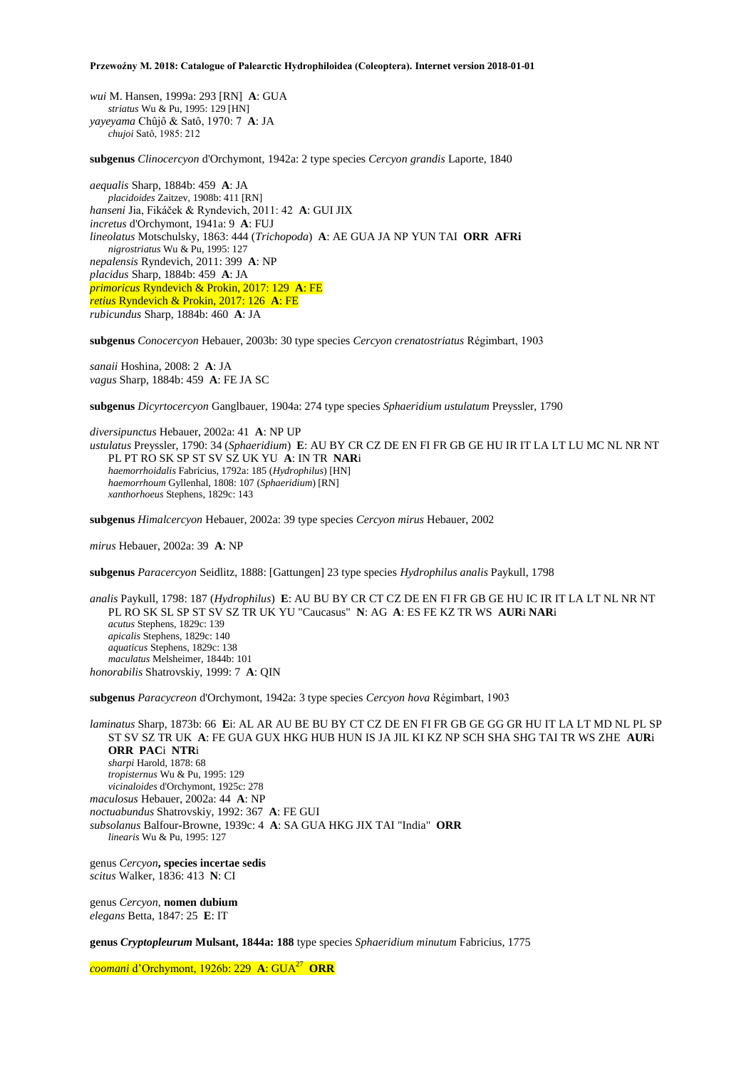*wui* M. Hansen, 1999a: 293 [RN] **A**: GUA
*striatus* Wu & Pu, 1995: 129 [HN]
*yayeyama* Chûjô & Satô, 1970: 7 **A**: JA
*chujoi* Satô, 1985: 212

**subgenus** *Clinocercyon* d'Orchymont, 1942a: 2 type species *Cercyon grandis* Laporte, 1840

*aequalis* Sharp, 1884b: 459 **A**: JA
*placidoides* Zaitzev, 1908b: 411 [RN]
*hanseni* Jia, Fikáček & Ryndevich, 2011: 42 **A**: GUI JIX
*incretus* d'Orchymont, 1941a: 9 **A**: FUJ
*lineolatus* Motschulsky, 1863: 444 (*Trichopoda*) **A**: AE GUA JA NP YUN TAI **ORR AFRi**
*nigrostriatus* Wu & Pu, 1995: 127
*nepalensis* Ryndevich, 2011: 399 **A**: NP
*placidus* Sharp, 1884b: 459 **A**: JA
*primoricus* Ryndevich & Prokin, 2017: 129 **A**: FE
*retius* Ryndevich & Prokin, 2017: 126 **A**: FE
*rubicundus* Sharp, 1884b: 460 **A**: JA

**subgenus** *Conocercyon* Hebauer, 2003b: 30 type species *Cercyon crenatostriatus* Régimbart, 1903

*sanaii* Hoshina, 2008: 2 **A**: JA
*vagus* Sharp, 1884b: 459 **A**: FE JA SC

**subgenus** *Dicyrtocercyon* Ganglbauer, 1904a: 274 type species *Sphaeridium ustulatum* Preyssler, 1790

*diversipunctus* Hebauer, 2002a: 41 **A**: NP UP
*ustulatus* Preyssler, 1790: 34 (*Sphaeridium*) **E**: AU BY CR CZ DE EN FI FR GB GE HU IR IT LA LT LU MC NL NR NT PL PT RO SK SP ST SV SZ UK YU **A**: IN TR **NAR**i
*haemorrhoidalis* Fabricius, 1792a: 185 (*Hydrophilus*) [HN]
*haemorrhoum* Gyllenhal, 1808: 107 (*Sphaeridium*) [RN]
*xanthorhoeus* Stephens, 1829c: 143

**subgenus** *Himalcercyon* Hebauer, 2002a: 39 type species *Cercyon mirus* Hebauer, 2002

*mirus* Hebauer, 2002a: 39 **A**: NP

**subgenus** *Paracercyon* Seidlitz, 1888: [Gattungen] 23 type species *Hydrophilus analis* Paykull, 1798

*analis* Paykull, 1798: 187 (*Hydrophilus*) **E**: AU BU BY CR CT CZ DE EN FI FR GB GE HU IC IR IT LA LT NL NR NT PL RO SK SL SP ST SV SZ TR UK YU "Caucasus" **N**: AG **A**: ES FE KZ TR WS **AUR**i **NAR**i
*acutus* Stephens, 1829c: 139
*apicalis* Stephens, 1829c: 140
*aquaticus* Stephens, 1829c: 138
*maculatus* Melsheimer, 1844b: 101
*honorabilis* Shatrovskiy, 1999: 7 **A**: QIN

**subgenus** *Paracycreon* d'Orchymont, 1942a: 3 type species *Cercyon hova* Régimbart, 1903

*laminatus* Sharp, 1873b: 66 **E**i: AL AR AU BE BU BY CT CZ DE EN FI FR GB GE GG GR HU IT LA LT MD NL PL SP ST SV SZ TR UK **A**: FE GUA GUX HKG HUB HUN IS JA JIL KI KZ NP SCH SHA SHG TAI TR WS ZHE **AUR**i **ORR PAC**i **NTR**i
*sharpi* Harold, 1878: 68
*tropisternus* Wu & Pu, 1995: 129
*vicinaloides* d'Orchymont, 1925c: 278
*maculosus* Hebauer, 2002a: 44 **A**: NP
*noctuabundus* Shatrovskiy, 1992: 367 **A**: FE GUI
*subsolanus* Balfour-Browne, 1939c: 4 **A**: SA GUA HKG JIX TAI "India" **ORR**
*linearis* Wu & Pu, 1995: 127

genus *Cercyon***, species incertae sedis**
*scitus* Walker, 1836: 413 **N**: CI

genus *Cercyon*, **nomen dubium**
*elegans* Betta, 1847: 25 **E**: IT

**genus *Cryptopleurum* Mulsant, 1844a: 188** type species *Sphaeridium minutum* Fabricius, 1775

*coomani* d'Orchymont, 1926b: 229 **A**: GUA[27] **ORR**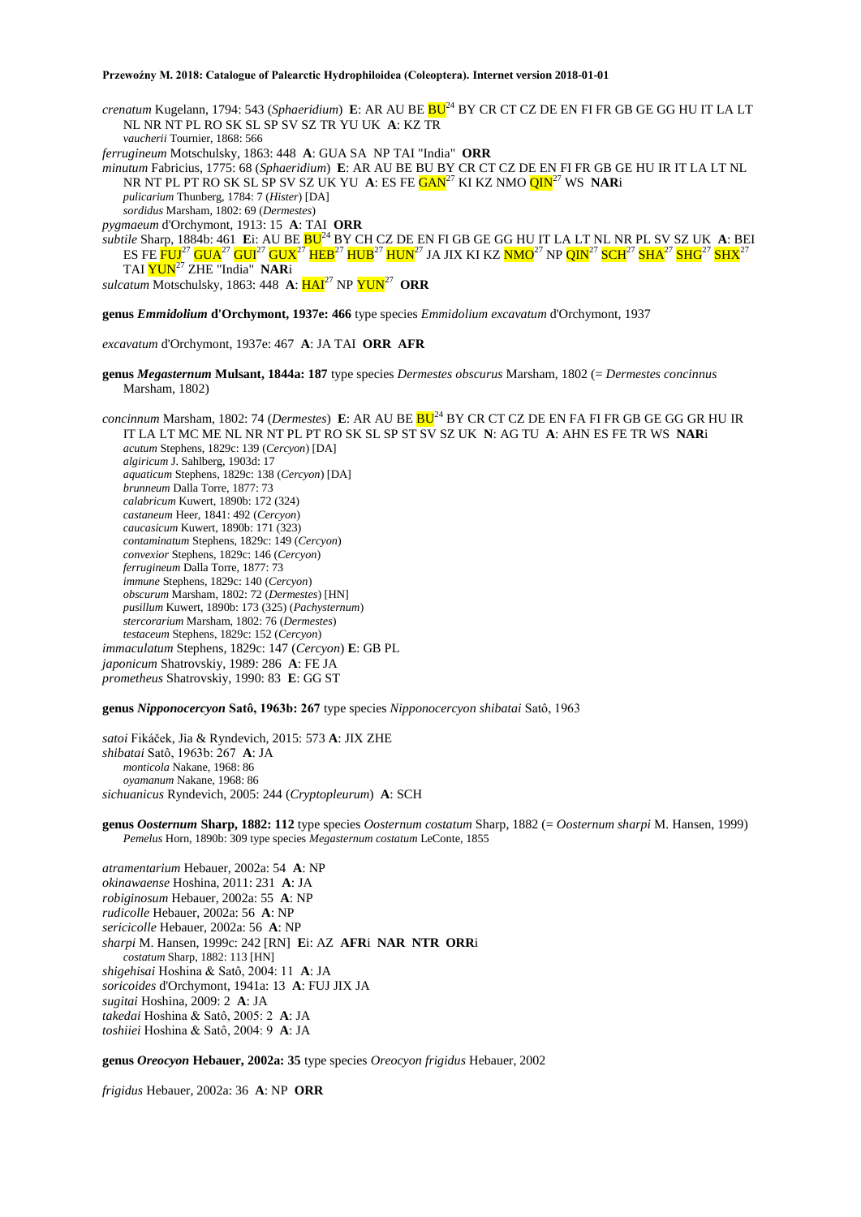*crenatum* Kugelann, 1794: 543 (*Sphaeridium*) **E**: AR AU BE BU[24] BY CR CT CZ DE EN FI FR GB GE GG HU IT LA LT NL NR NT PL RO SK SL SP SV SZ TR YU UK **A**: KZ TR
*vaucherii* Tournier, 1868: 566

*ferrugineum* Motschulsky, 1863: 448 **A**: GUA SA NP TAI "India" **ORR**

*minutum* Fabricius, 1775: 68 (*Sphaeridium*) **E**: AR AU BE BU BY CR CT CZ DE EN FI FR GB GE HU IR IT LA LT NL NR NT PL PT RO SK SL SP SV SZ UK YU **A**: ES FE GAN[27] KI KZ NMO QIN[27] WS **NAR**i
*pulicarium* Thunberg, 1784: 7 (*Hister*) [DA]
*sordidus* Marsham, 1802: 69 (*Dermestes*)

*pygmaeum* d'Orchymont, 1913: 15 **A**: TAI **ORR**

*subtile* Sharp, 1884b: 461 **E**i: AU BE BU[24] BY CH CZ DE EN FI GB GE GG HU IT LA LT NL NR PL SV SZ UK **A**: BEI ES FE FUJ[27] GUA[27] GUI[27] GUX[27] HEB[27] HUB[27] HUN[27] JA JIX KI KZ NMO[27] NP QIN[27] SCH[27] SHA[27] SHG[27] SHX[27] TAI YUN[27] ZHE "India" **NAR**i

*sulcatum* Motschulsky, 1863: 448 **A**: HAI[27] NP YUN[27] **ORR**

**genus *Emmidolium* d'Orchymont, 1937e: 466** type species *Emmidolium excavatum* d'Orchymont, 1937

*excavatum* d'Orchymont, 1937e: 467 **A**: JA TAI **ORR AFR**

**genus *Megasternum* Mulsant, 1844a: 187** type species *Dermestes obscurus* Marsham, 1802 (= *Dermestes concinnus* Marsham, 1802)

*concinnum* Marsham, 1802: 74 (*Dermestes*) **E**: AR AU BE BU[24] BY CR CT CZ DE EN FA FI FR GB GE GG GR HU IR IT LA LT MC ME NL NR NT PL PT RO SK SL SP ST SV SZ UK **N**: AG TU **A**: AHN ES FE TR WS **NAR**i
*acutum* Stephens, 1829c: 139 (*Cercyon*) [DA]
*algiricum* J. Sahlberg, 1903d: 17
*aquaticum* Stephens, 1829c: 138 (*Cercyon*) [DA]
*brunneum* Dalla Torre, 1877: 73
*calabricum* Kuwert, 1890b: 172 (324)
*castaneum* Heer, 1841: 492 (*Cercyon*)
*caucasicum* Kuwert, 1890b: 171 (323)
*contaminatum* Stephens, 1829c: 149 (*Cercyon*)
*convexior* Stephens, 1829c: 146 (*Cercyon*)
*ferrugineum* Dalla Torre, 1877: 73
*immune* Stephens, 1829c: 140 (*Cercyon*)
*obscurum* Marsham, 1802: 72 (*Dermestes*) [HN]
*pusillum* Kuwert, 1890b: 173 (325) (*Pachysternum*)
*stercorarium* Marsham, 1802: 76 (*Dermestes*)
*testaceum* Stephens, 1829c: 152 (*Cercyon*)

*immaculatum* Stephens, 1829c: 147 (*Cercyon*) **E**: GB PL

*japonicum* Shatrovskiy, 1989: 286 **A**: FE JA

*prometheus* Shatrovskiy, 1990: 83 **E**: GG ST

**genus *Nipponocercyon* Satô, 1963b: 267** type species *Nipponocercyon shibatai* Satô, 1963

*satoi* Fikáček, Jia & Ryndevich, 2015: 573 **A**: JIX ZHE

*shibatai* Satô, 1963b: 267 **A**: JA
*monticola* Nakane, 1968: 86
*oyamanum* Nakane, 1968: 86

*sichuanicus* Ryndevich, 2005: 244 (*Cryptopleurum*) **A**: SCH

**genus *Oosternum* Sharp, 1882: 112** type species *Oosternum costatum* Sharp, 1882 (= *Oosternum sharpi* M. Hansen, 1999)
*Pemelus* Horn, 1890b: 309 type species *Megasternum costatum* LeConte, 1855

*atramentarium* Hebauer, 2002a: 54 **A**: NP

*okinawaense* Hoshina, 2011: 231 **A**: JA

*robiginosum* Hebauer, 2002a: 55 **A**: NP

*rudicolle* Hebauer, 2002a: 56 **A**: NP

*sericicolle* Hebauer, 2002a: 56 **A**: NP

*sharpi* M. Hansen, 1999c: 242 [RN] **E**i: AZ **AFR**i **NAR NTR ORR**i
*costatum* Sharp, 1882: 113 [HN]

*shigehisai* Hoshina & Satô, 2004: 11 **A**: JA

*soricoides* d'Orchymont, 1941a: 13 **A**: FUJ JIX JA

*sugitai* Hoshina, 2009: 2 **A**: JA

*takedai* Hoshina & Satô, 2005: 2 **A**: JA

*toshiiei* Hoshina & Satô, 2004: 9 **A**: JA

**genus *Oreocyon* Hebauer, 2002a: 35** type species *Oreocyon frigidus* Hebauer, 2002

*frigidus* Hebauer, 2002a: 36 **A**: NP **ORR**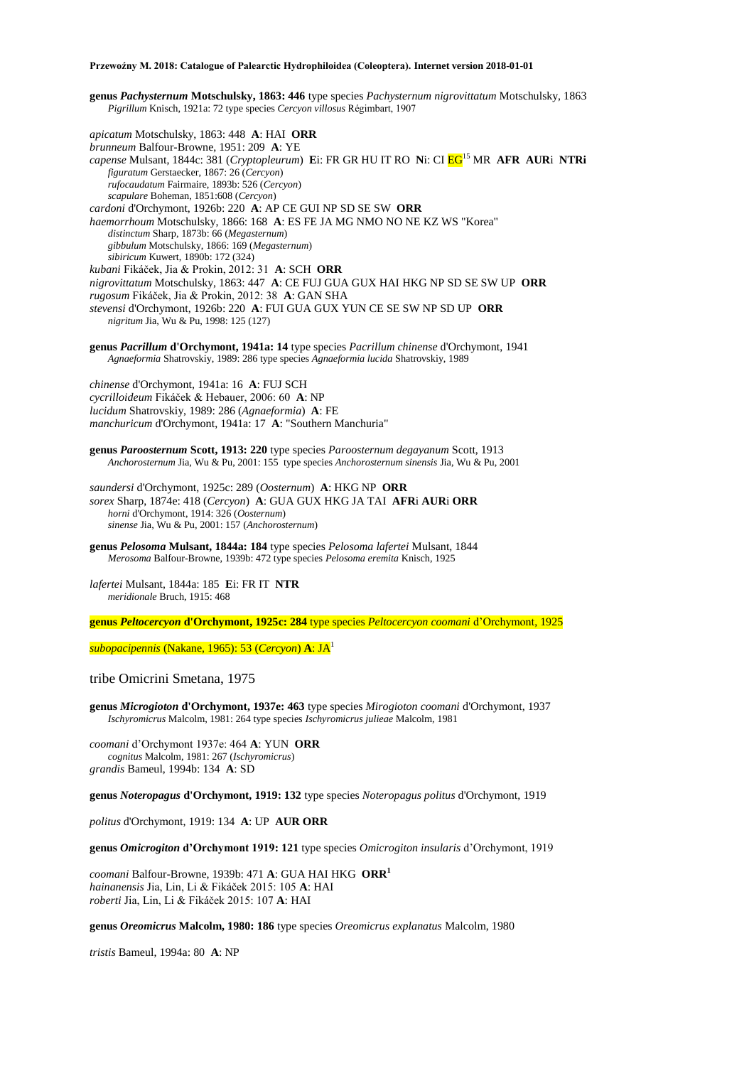**genus *Pachysternum* Motschulsky, 1863: 446** type species *Pachysternum nigrovittatum* Motschulsky, 1863
*Pigrillum* Knisch, 1921a: 72 type species *Cercyon villosus* Régimbart, 1907

*apicatum* Motschulsky, 1863: 448 **A**: HAI **ORR**
*brunneum* Balfour-Browne, 1951: 209 **A**: YE
*capense* Mulsant, 1844c: 381 (*Cryptopleurum*) **E**i: FR GR HU IT RO **N**i: CI EG[15] MR **AFR AUR**i **NTRi**
*figuratum* Gerstaecker, 1867: 26 (*Cercyon*)
*rufocaudatum* Fairmaire, 1893b: 526 (*Cercyon*)
*scapulare* Boheman, 1851:608 (*Cercyon*)
*cardoni* d'Orchymont, 1926b: 220 **A**: AP CE GUI NP SD SE SW **ORR**
*haemorrhoum* Motschulsky, 1866: 168 **A**: ES FE JA MG NMO NO NE KZ WS "Korea"
*distinctum* Sharp, 1873b: 66 (*Megasternum*)
*gibbulum* Motschulsky, 1866: 169 (*Megasternum*)
*sibiricum* Kuwert, 1890b: 172 (324)
*kubani* Fikáček, Jia & Prokin, 2012: 31 **A**: SCH **ORR**
*nigrovittatum* Motschulsky, 1863: 447 **A**: CE FUJ GUA GUX HAI HKG NP SD SE SW UP **ORR**
*rugosum* Fikáček, Jia & Prokin, 2012: 38 **A**: GAN SHA
*stevensi* d'Orchymont, 1926b: 220 **A**: FUI GUA GUX YUN CE SE SW NP SD UP **ORR**
*nigritum* Jia, Wu & Pu, 1998: 125 (127)

**genus *Pacrillum* d'Orchymont, 1941a: 14** type species *Pacrillum chinense* d'Orchymont, 1941
*Agnaeformia* Shatrovskiy, 1989: 286 type species *Agnaeformia lucida* Shatrovskiy, 1989

*chinense* d'Orchymont, 1941a: 16 **A**: FUJ SCH
*cycrilloideum* Fikáček & Hebauer, 2006: 60 **A**: NP
*lucidum* Shatrovskiy, 1989: 286 (*Agnaeformia*) **A**: FE
*manchuricum* d'Orchymont, 1941a: 17 **A**: "Southern Manchuria"

**genus *Paroosternum* Scott, 1913: 220** type species *Paroosternum degayanum* Scott, 1913
*Anchorosternum* Jia, Wu & Pu, 2001: 155 type species *Anchorosternum sinensis* Jia, Wu & Pu, 2001

*saundersi* d'Orchymont, 1925c: 289 (*Oosternum*) **A**: HKG NP **ORR**
*sorex* Sharp, 1874e: 418 (*Cercyon*) **A**: GUA GUX HKG JA TAI **AFR**i **AUR**i **ORR**
*horni* d'Orchymont, 1914: 326 (*Oosternum*)
*sinense* Jia, Wu & Pu, 2001: 157 (*Anchorosternum*)

**genus *Pelosoma* Mulsant, 1844a: 184** type species *Pelosoma lafertei* Mulsant, 1844
*Merosoma* Balfour-Browne, 1939b: 472 type species *Pelosoma eremita* Knisch, 1925

*lafertei* Mulsant, 1844a: 185 **E**i: FR IT **NTR**
*meridionale* Bruch, 1915: 468

**genus *Peltocercyon* d'Orchymont, 1925c: 284** type species *Peltocercyon coomani* d'Orchymont, 1925

*subopacipennis* (Nakane, 1965): 53 (*Cercyon*) **A**: JA[1]

## tribe Omicrini Smetana, 1975

**genus *Microgioton* d'Orchymont, 1937e: 463** type species *Mirogioton coomani* d'Orchymont, 1937
*Ischyromicrus* Malcolm, 1981: 264 type species *Ischyromicrus julieae* Malcolm, 1981

*coomani* d'Orchymont 1937e: 464 **A**: YUN **ORR**
*cognitus* Malcolm, 1981: 267 (*Ischyromicrus*)
*grandis* Bameul, 1994b: 134 **A**: SD

**genus *Noteropagus* d'Orchymont, 1919: 132** type species *Noteropagus politus* d'Orchymont, 1919

*politus* d'Orchymont, 1919: 134 **A**: UP **AUR ORR**

**genus *Omicrogiton* d'Orchymont 1919: 121** type species *Omicrogiton insularis* d'Orchymont, 1919

*coomani* Balfour-Browne, 1939b: 471 **A**: GUA HAI HKG **ORR[1]**
*hainanensis* Jia, Lin, Li & Fikáček 2015: 105 **A**: HAI
*roberti* Jia, Lin, Li & Fikáček 2015: 107 **A**: HAI

**genus *Oreomicrus* Malcolm, 1980: 186** type species *Oreomicrus explanatus* Malcolm, 1980

*tristis* Bameul, 1994a: 80 **A**: NP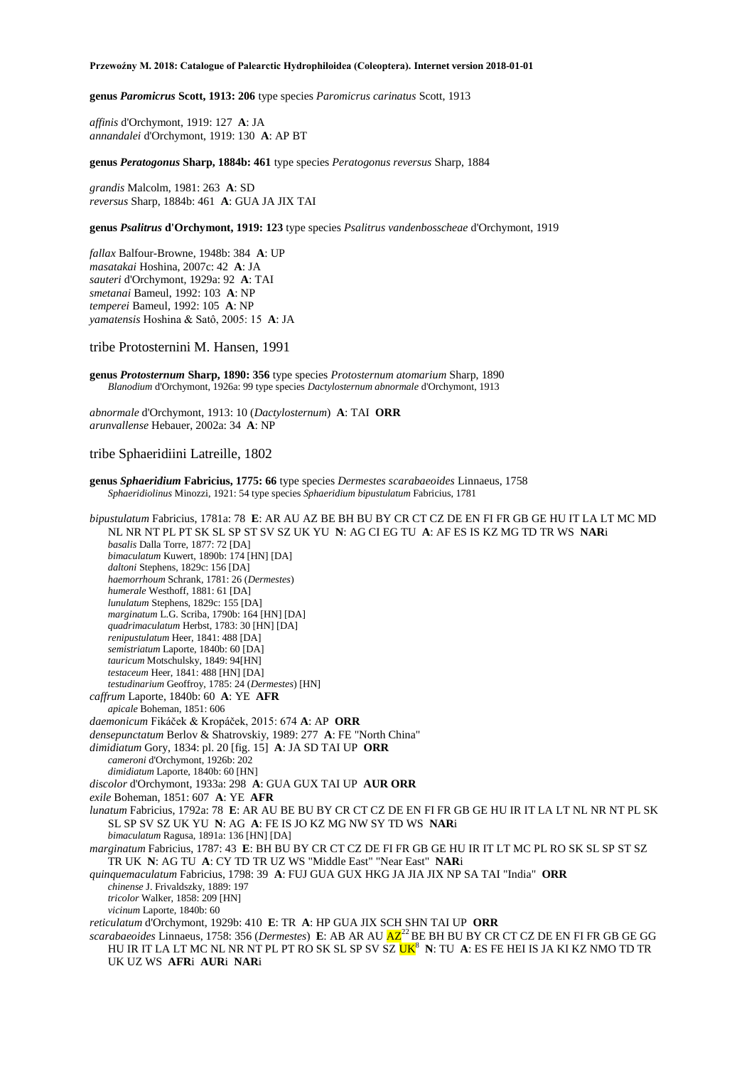**genus *Paromicrus* Scott, 1913: 206** type species *Paromicrus carinatus* Scott, 1913

*affinis* d'Orchymont, 1919: 127 **A**: JA
*annandalei* d'Orchymont, 1919: 130 **A**: AP BT

**genus *Peratogonus* Sharp, 1884b: 461** type species *Peratogonus reversus* Sharp, 1884

*grandis* Malcolm, 1981: 263 **A**: SD
*reversus* Sharp, 1884b: 461 **A**: GUA JA JIX TAI

**genus *Psalitrus* d'Orchymont, 1919: 123** type species *Psalitrus vandenbosscheae* d'Orchymont, 1919

*fallax* Balfour-Browne, 1948b: 384 **A**: UP
*masatakai* Hoshina, 2007c: 42 **A**: JA
*sauteri* d'Orchymont, 1929a: 92 **A**: TAI
*smetanai* Bameul, 1992: 103 **A**: NP
*temperei* Bameul, 1992: 105 **A**: NP
*yamatensis* Hoshina & Satô, 2005: 15 **A**: JA

## tribe Protosternini M. Hansen, 1991

**genus *Protosternum* Sharp, 1890: 356** type species *Protosternum atomarium* Sharp, 1890
*Blanodium* d'Orchymont, 1926a: 99 type species *Dactylosternum abnormale* d'Orchymont, 1913

*abnormale* d'Orchymont, 1913: 10 (*Dactylosternum*) **A**: TAI **ORR**
*arunvallense* Hebauer, 2002a: 34 **A**: NP

## tribe Sphaeridiini Latreille, 1802

**genus *Sphaeridium* Fabricius, 1775: 66** type species *Dermestes scarabaeoides* Linnaeus, 1758
*Sphaeridiolinus* Minozzi, 1921: 54 type species *Sphaeridium bipustulatum* Fabricius, 1781

*bipustulatum* Fabricius, 1781a: 78 **E**: AR AU AZ BE BH BU BY CR CT CZ DE EN FI FR GB GE HU IT LA LT MC MD NL NR NT PL PT SK SL SP ST SV SZ UK YU **N**: AG CI EG TU **A**: AF ES IS KZ MG TD TR WS **NAR**i
*basalis* Dalla Torre, 1877: 72 [DA]
*bimaculatum* Kuwert, 1890b: 174 [HN] [DA]
*daltoni* Stephens, 1829c: 156 [DA]
*haemorrhoum* Schrank, 1781: 26 (*Dermestes*)
*humerale* Westhoff, 1881: 61 [DA]
*lunulatum* Stephens, 1829c: 155 [DA]
*marginatum* L.G. Scriba, 1790b: 164 [HN] [DA]
*quadrimaculatum* Herbst, 1783: 30 [HN] [DA]
*renipustulatum* Heer, 1841: 488 [DA]
*semistriatum* Laporte, 1840b: 60 [DA]
*tauricum* Motschulsky, 1849: 94[HN]
*testaceum* Heer, 1841: 488 [HN] [DA]
*testudinarium* Geoffroy, 1785: 24 (*Dermestes*) [HN]
*caffrum* Laporte, 1840b: 60 **A**: YE **AFR**
*apicale* Boheman, 1851: 606
*daemonicum* Fikáček & Kropáček, 2015: 674 **A**: AP **ORR**
*densepunctatum* Berlov & Shatrovskiy, 1989: 277 **A**: FE "North China"
*dimidiatum* Gory, 1834: pl. 20 [fig. 15] **A**: JA SD TAI UP **ORR**
*cameroni* d'Orchymont, 1926b: 202
*dimidiatum* Laporte, 1840b: 60 [HN]
*discolor* d'Orchymont, 1933a: 298 **A**: GUA GUX TAI UP **AUR ORR**
*exile* Boheman, 1851: 607 **A**: YE **AFR**
*lunatum* Fabricius, 1792a: 78 **E**: AR AU BE BU BY CR CT CZ DE EN FI FR GB GE HU IR IT LA LT NL NR NT PL SK SL SP SV SZ UK YU **N**: AG **A**: FE IS JO KZ MG NW SY TD WS **NAR**i
*bimaculatum* Ragusa, 1891a: 136 [HN] [DA]
*marginatum* Fabricius, 1787: 43 **E**: BH BU BY CR CT CZ DE FI FR GB GE HU IR IT LT MC PL RO SK SL SP ST SZ TR UK **N**: AG TU **A**: CY TD TR UZ WS "Middle East" "Near East" **NAR**i
*quinquemaculatum* Fabricius, 1798: 39 **A**: FUJ GUA GUX HKG JA JIA JIX NP SA TAI "India" **ORR**
*chinense* J. Frivaldszky, 1889: 197
*tricolor* Walker, 1858: 209 [HN]
*vicinum* Laporte, 1840b: 60
*reticulatum* d'Orchymont, 1929b: 410 **E**: TR **A**: HP GUA JIX SCH SHN TAI UP **ORR**
*scarabaeoides* Linnaeus, 1758: 356 (*Dermestes*) **E**: AB AR AU AZ[22] BE BH BU BY CR CT CZ DE EN FI FR GB GE GG HU IR IT LA LT MC NL NR NT PL PT RO SK SL SP SV SZ UK[8] **N**: TU **A**: ES FE HEI IS JA KI KZ NMO TD TR UK UZ WS **AFR**i **AUR**i **NAR**i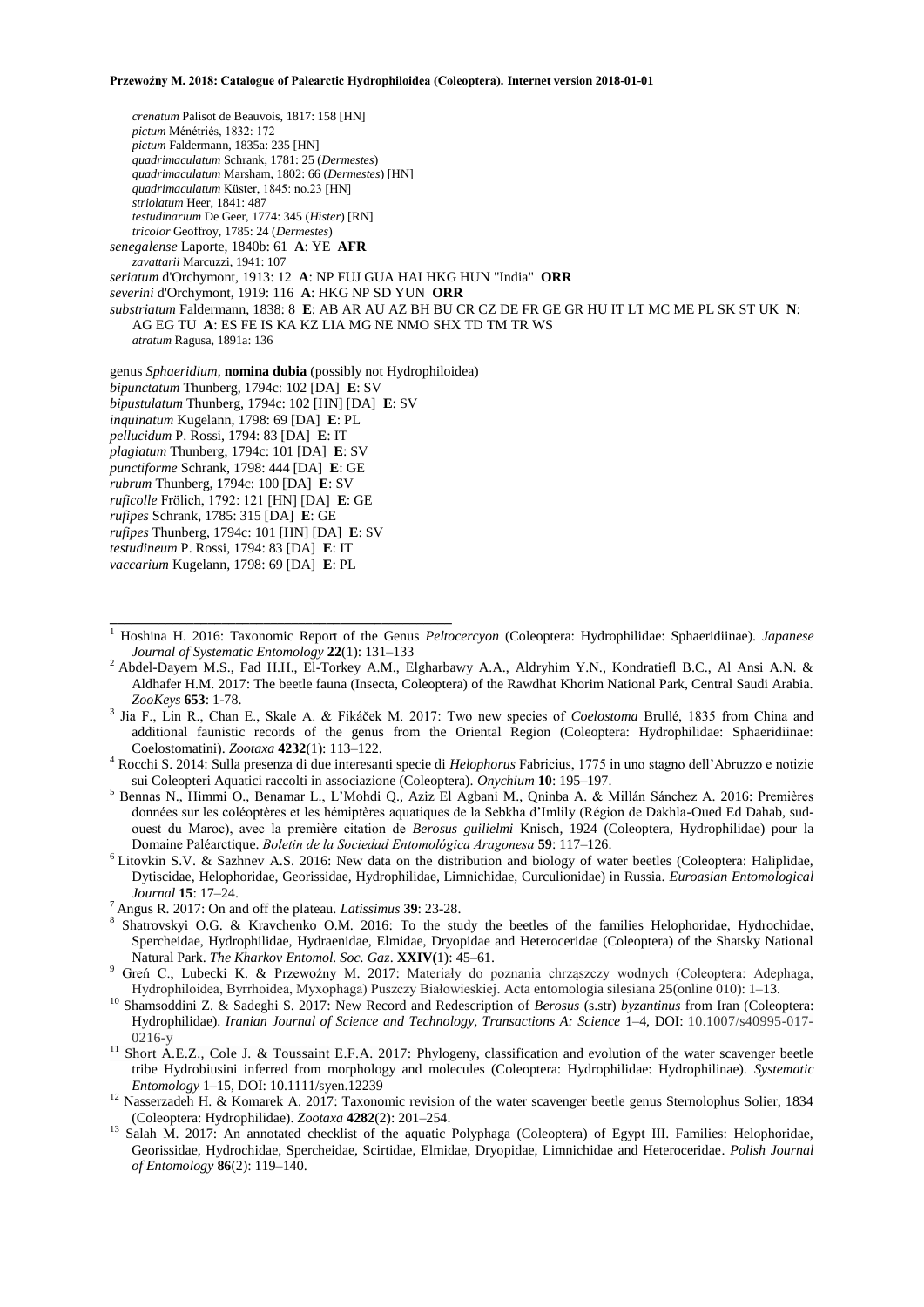*crenatum* Palisot de Beauvois, 1817: 158 [HN]
*pictum* Ménétriés, 1832: 172
*pictum* Faldermann, 1835a: 235 [HN]
*quadrimaculatum* Schrank, 1781: 25 (*Dermestes*)
*quadrimaculatum* Marsham, 1802: 66 (*Dermestes*) [HN]
*quadrimaculatum* Küster, 1845: no.23 [HN]
*striolatum* Heer, 1841: 487
*testudinarium* De Geer, 1774: 345 (*Hister*) [RN]
*tricolor* Geoffroy, 1785: 24 (*Dermestes*)

*senegalense* Laporte, 1840b: 61 **A**: YE **AFR**
*zavattarii* Marcuzzi, 1941: 107

*seriatum* d'Orchymont, 1913: 12 **A**: NP FUJ GUA HAI HKG HUN "India" **ORR**

*severini* d'Orchymont, 1919: 116 **A**: HKG NP SD YUN **ORR**

*substriatum* Faldermann, 1838: 8 **E**: AB AR AU AZ BH BU CR CZ DE FR GE GR HU IT LT MC ME PL SK ST UK **N**: AG EG TU **A**: ES FE IS KA KZ LIA MG NE NMO SHX TD TM TR WS
*atratum* Ragusa, 1891a: 136

genus *Sphaeridium*, **nomina dubia** (possibly not Hydrophiloidea)
*bipunctatum* Thunberg, 1794c: 102 [DA] **E**: SV
*bipustulatum* Thunberg, 1794c: 102 [HN] [DA] **E**: SV
*inquinatum* Kugelann, 1798: 69 [DA] **E**: PL
*pellucidum* P. Rossi, 1794: 83 [DA] **E**: IT
*plagiatum* Thunberg, 1794c: 101 [DA] **E**: SV
*punctiforme* Schrank, 1798: 444 [DA] **E**: GE
*rubrum* Thunberg, 1794c: 100 [DA] **E**: SV
*ruficolle* Frölich, 1792: 121 [HN] [DA] **E**: GE
*rufipes* Schrank, 1785: 315 [DA] **E**: GE
*rufipes* Thunberg, 1794c: 101 [HN] [DA] **E**: SV
*testudineum* P. Rossi, 1794: 83 [DA] **E**: IT
*vaccarium* Kugelann, 1798: 69 [DA] **E**: PL

---

[1] Hoshina H. 2016: Taxonomic Report of the Genus *Peltocercyon* (Coleoptera: Hydrophilidae: Sphaeridiinae). *Japanese Journal of Systematic Entomology* **22**(1): 131–133

[2] Abdel-Dayem M.S., Fad H.H., El-Torkey A.M., Elgharbawy A.A., Aldryhim Y.N., Kondratieff B.C., Al Ansi A.N. & Aldhafer H.M. 2017: The beetle fauna (Insecta, Coleoptera) of the Rawdhat Khorim National Park, Central Saudi Arabia. *ZooKeys* **653**: 1-78.

[3] Jia F., Lin R., Chan E., Skale A. & Fikáček M. 2017: Two new species of *Coelostoma* Brullé, 1835 from China and additional faunistic records of the genus from the Oriental Region (Coleoptera: Hydrophilidae: Sphaeridiinae: Coelostomatini). *Zootaxa* **4232**(1): 113–122.

[4] Rocchi S. 2014: Sulla presenza di due interessanti specie di *Helophorus* Fabricius, 1775 in uno stagno dell'Abruzzo e notizie sui Coleopteri Aquatici raccolti in associazione (Coleoptera). *Onychium* **10**: 195–197.

[5] Bennas N., Himmi O., Benamar L., L'Mohdi Q., Aziz El Agbani M., Qninba A. & Millán Sánchez A. 2016: Premières données sur les coléoptères et les hémiptères aquatiques de la Sebkha d'Imlily (Région de Dakhla-Oued Ed Dahab, sud-ouest du Maroc), avec la première citation de *Berosus guilielmi* Knisch, 1924 (Coleoptera, Hydrophilidae) pour la Domaine Paléarctique. *Boletin de la Sociedad Entomológica Aragonesa* **59**: 117–126.

[6] Litovkin S.V. & Sazhnev A.S. 2016: New data on the distribution and biology of water beetles (Coleoptera: Haliplidae, Dytiscidae, Helophoridae, Georissidae, Hydrophilidae, Limnichidae, Curculionidae) in Russia. *Euroasian Entomological Journal* **15**: 17–24.

[7] Angus R. 2017: On and off the plateau. *Latissimus* **39**: 23-28.

[8] Shatrovskyi O.G. & Kravchenko O.M. 2016: To the study the beetles of the families Helophoridae, Hydrochidae, Spercheidae, Hydrophilidae, Hydraenidae, Elmidae, Dryopidae and Heteroceridae (Coleoptera) of the Shatsky National Natural Park. *The Kharkov Entomol. Soc. Gaz*. **XXIV(**1): 45–61.

[9] Greń C., Lubecki K. & Przewoźny M. 2017: Materiały do poznania chrząszczy wodnych (Coleoptera: Adephaga, Hydrophiloidea, Byrrhoidea, Myxophaga) Puszczy Białowieskiej. Acta entomologia silesiana **25**(online 010): 1–13.

[10] Shamsoddini Z. & Sadeghi S. 2017: New Record and Redescription of *Berosus* (s.str) *byzantinus* from Iran (Coleoptera: Hydrophilidae). *Iranian Journal of Science and Technology, Transactions A: Science* 1–4, DOI: 10.1007/s40995-017-0216-y

[11] Short A.E.Z., Cole J. & Toussaint E.F.A. 2017: Phylogeny, classification and evolution of the water scavenger beetle tribe Hydrobiusini inferred from morphology and molecules (Coleoptera: Hydrophilidae: Hydrophilinae). *Systematic Entomology* 1–15, DOI: 10.1111/syen.12239

[12] Nasserzadeh H. & Komarek A. 2017: Taxonomic revision of the water scavenger beetle genus Sternolophus Solier, 1834 (Coleoptera: Hydrophilidae). *Zootaxa* **4282**(2): 201–254.

[13] Salah M. 2017: An annotated checklist of the aquatic Polyphaga (Coleoptera) of Egypt III. Families: Helophoridae, Georissidae, Hydrochidae, Spercheidae, Scirtidae, Elmidae, Dryopidae, Limnichidae and Heteroceridae. *Polish Journal of Entomology* **86**(2): 119–140.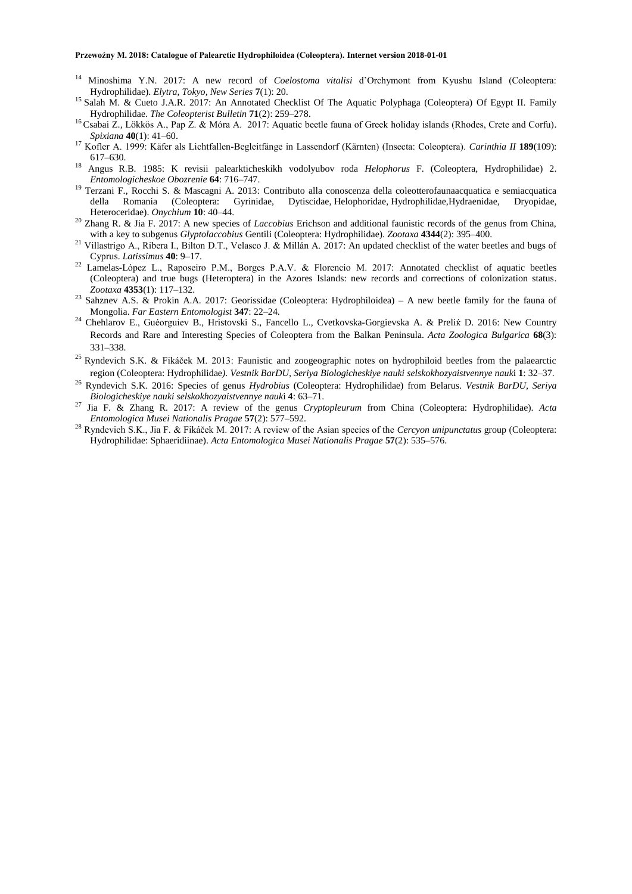[14] Minoshima Y.N. 2017: A new record of *Coelostoma vitalisi* d'Orchymont from Kyushu Island (Coleoptera: Hydrophilidae). *Elytra, Tokyo, New Series* **7**(1): 20.

[15] Salah M. & Cueto J.A.R. 2017: An Annotated Checklist Of The Aquatic Polyphaga (Coleoptera) Of Egypt II. Family Hydrophilidae. *The Coleopterist Bulletin* **71**(2): 259–278.

[16] Csabai Z., Lökkös A., Pap Z. & Móra A. 2017: Aquatic beetle fauna of Greek holiday islands (Rhodes, Crete and Corfu). *Spixiana* **40**(1): 41–60.

[17] Kofler A. 1999: Käfer als Lichtfallen-Begleitfänge in Lassendorf (Kärnten) (Insecta: Coleoptera). *Carinthia II* **189**(109): 617–630.

[18] Angus R.B. 1985: K revisii palearkticheskikh vodolyubov roda *Helophorus* F. (Coleoptera, Hydrophilidae) 2. *Entomologicheskoe Obozrenie* **64**: 716–747.

[19] Terzani F., Rocchi S. & Mascagni A. 2013: Contributo alla conoscenza della coleotterofaunaacquatica e semiacquatica della Romania (Coleoptera: Gyrinidae, Dytiscidae, Helophoridae, Hydrophilidae,Hydraenidae, Dryopidae, Heteroceridae). *Onychium* **10**: 40–44.

[20] Zhang R. & Jia F. 2017: A new species of *Laccobius* Erichson and additional faunistic records of the genus from China, with a key to subgenus *Glyptolaccobius* Gentili (Coleoptera: Hydrophilidae). *Zootaxa* **4344**(2): 395–400.

[21] Villastrigo A., Ribera I., Bilton D.T., Velasco J. & Millán A. 2017: An updated checklist of the water beetles and bugs of Cyprus. *Latissimus* **40**: 9–17.

[22] Lamelas-López L., Raposeiro P.M., Borges P.A.V. & Florencio M. 2017: Annotated checklist of aquatic beetles (Coleoptera) and true bugs (Heteroptera) in the Azores Islands: new records and corrections of colonization status. *Zootaxa* **4353**(1): 117–132.

[23] Sahznev A.S. & Prokin A.A. 2017: Georissidae (Coleoptera: Hydrophiloidea) – A new beetle family for the fauna of Mongolia. *Far Eastern Entomologist* **347**: 22–24.

[24] Chehlarov E., Guéorguiev B., Hristovski S., Fancello L., Cvetkovska-Gorgievska A. & Prelić D. 2016: New Country Records and Rare and Interesting Species of Coleoptera from the Balkan Peninsula. *Acta Zoologica Bulgarica* **68**(3): 331–338.

[25] Ryndevich S.K. & Fikáček M. 2013: Faunistic and zoogeographic notes on hydrophiloid beetles from the palaearctic region (Coleoptera: Hydrophilidae). *Vestnik BarDU, Seriya Biologicheskiye nauki selskokhozyaistvennye nauki* **1**: 32–37.

[26] Ryndevich S.K. 2016: Species of genus *Hydrobius* (Coleoptera: Hydrophilidae) from Belarus. *Vestnik BarDU, Seriya Biologicheskiye nauki selskokhozyaistvennye nauki* **4**: 63–71.

[27] Jia F. & Zhang R. 2017: A review of the genus *Cryptopleurum* from China (Coleoptera: Hydrophilidae). *Acta Entomologica Musei Nationalis Pragae* **57**(2): 577–592.

[28] Ryndevich S.K., Jia F. & Fikáček M. 2017: A review of the Asian species of the *Cercyon unipunctatus* group (Coleoptera: Hydrophilidae: Sphaeridiinae). *Acta Entomologica Musei Nationalis Pragae* **57**(2): 535–576.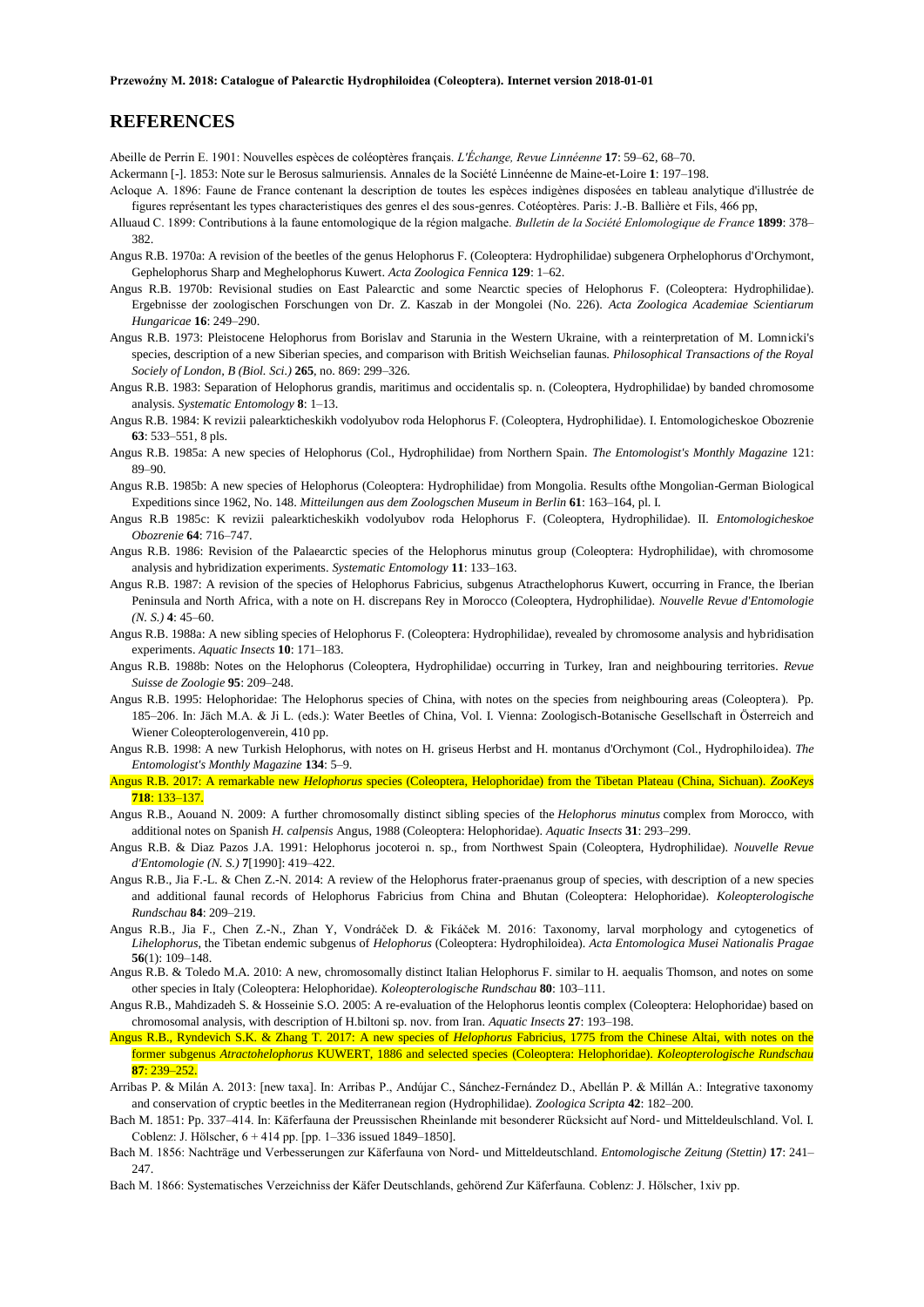## REFERENCES

Abeille de Perrin E. 1901: Nouvelles espèces de coléoptères français. *L'Échange, Revue Linnéenne* **17**: 59–62, 68–70.

Ackermann [-]. 1853: Note sur le Berosus salmuriensis. Annales de la Société Linnéenne de Maine-et-Loire **1**: 197–198.

Acloque A. 1896: Faune de France contenant la description de toutes les espèces indigènes disposées en tableau analytique d'illustrée de figures représentant les types characteristiques des genres el des sous-genres. Cotéoptères. Paris: J.-B. Ballière et Fils, 466 pp,

Alluaud C. 1899: Contributions à la faune entomologique de la région malgache. *Bulletin de la Société Enlomologique de France* **1899**: 378–382.

Angus R.B. 1970a: A revision of the beetles of the genus Helophorus F. (Coleoptera: Hydrophilidae) subgenera Orphelophorus d'Orchymont, Gephelophorus Sharp and Meghelophorus Kuwert. *Acta Zoologica Fennica* **129**: 1–62.

Angus R.B. 1970b: Revisional studies on East Palearctic and some Nearctic species of Helophorus F. (Coleoptera: Hydrophilidae). Ergebnisse der zoologischen Forschungen von Dr. Z. Kaszab in der Mongolei (No. 226). *Acta Zoologica Academiae Scientiarum Hungaricae* **16**: 249–290.

Angus R.B. 1973: Pleistocene Helophorus from Borislav and Starunia in the Western Ukraine, with a reinterpretation of M. Lomnicki's species, description of a new Siberian species, and comparison with British Weichselian faunas. *Philosophical Transactions of the Royal Sociely of London, B (Biol. Sci.)* **265**, no. 869: 299–326.

Angus R.B. 1983: Separation of Helophorus grandis, maritimus and occidentalis sp. n. (Coleoptera, Hydrophilidae) by banded chromosome analysis. *Systematic Entomology* **8**: 1–13.

Angus R.B. 1984: K revizii palearkticheskikh vodolyubov roda Helophorus F. (Coleoptera, Hydrophilidae). I. Entomologicheskoe Obozrenie **63**: 533–551, 8 pls.

Angus R.B. 1985a: A new species of Helophorus (Col., Hydrophilidae) from Northern Spain. *The Entomologist's Monthly Magazine* 121: 89–90.

Angus R.B. 1985b: A new species of Helophorus (Coleoptera: Hydrophilidae) from Mongolia. Results ofthe Mongolian-German Biological Expeditions since 1962, No. 148. *Mitteilungen aus dem Zoologschen Museum in Berlin* **61**: 163–164, pl. I.

Angus R.B 1985c: K revizii palearkticheskikh vodolyubov roda Helophorus F. (Coleoptera, Hydrophilidae). II. *Entomologicheskoe Obozrenie* **64**: 716–747.

Angus R.B. 1986: Revision of the Palaearctic species of the Helophorus minutus group (Coleoptera: Hydrophilidae), with chromosome analysis and hybridization experiments. *Systematic Entomology* **11**: 133–163.

Angus R.B. 1987: A revision of the species of Helophorus Fabricius, subgenus Atracthelophorus Kuwert, occurring in France, the Iberian Peninsula and North Africa, with a note on H. discrepans Rey in Morocco (Coleoptera, Hydrophilidae). *Nouvelle Revue d'Entomologie (N. S.)* **4**: 45–60.

Angus R.B. 1988a: A new sibling species of Helophorus F. (Coleoptera: Hydrophilidae), revealed by chromosome analysis and hybridisation experiments. *Aquatic Insects* **10**: 171–183.

Angus R.B. 1988b: Notes on the Helophorus (Coleoptera, Hydrophilidae) occurring in Turkey, Iran and neighbouring territories. *Revue Suisse de Zoologie* **95**: 209–248.

Angus R.B. 1995: Helophoridae: The Helophorus species of China, with notes on the species from neighbouring areas (Coleoptera). Pp. 185–206. In: Jäch M.A. & Ji L. (eds.): Water Beetles of China, Vol. I. Vienna: Zoologisch-Botanische Gesellschaft in Österreich and Wiener Coleopterologenverein, 410 pp.

Angus R.B. 1998: A new Turkish Helophorus, with notes on H. griseus Herbst and H. montanus d'Orchymont (Col., Hydrophiloidea). *The Entomologist's Monthly Magazine* **134**: 5–9.

Angus R.B. 2017: A remarkable new *Helophorus* species (Coleoptera, Helophoridae) from the Tibetan Plateau (China, Sichuan). *ZooKeys* **718**: 133–137.

Angus R.B., Aouand N. 2009: A further chromosomally distinct sibling species of the *Helophorus minutus* complex from Morocco, with additional notes on Spanish *H. calpensis* Angus, 1988 (Coleoptera: Helophoridae). *Aquatic Insects* **31**: 293–299.

Angus R.B. & Diaz Pazos J.A. 1991: Helophorus jocoteroi n. sp., from Northwest Spain (Coleoptera, Hydrophilidae). *Nouvelle Revue d'Entomologie (N. S.)* **7**[1990]: 419–422.

Angus R.B., Jia F.-L. & Chen Z.-N. 2014: A review of the Helophorus frater-praenanus group of species, with description of a new species and additional faunal records of Helophorus Fabricius from China and Bhutan (Coleoptera: Helophoridae). *Koleopterologische Rundschau* **84**: 209–219.

Angus R.B., Jia F., Chen Z.-N., Zhan Y, Vondráček D. & Fikáček M. 2016: Taxonomy, larval morphology and cytogenetics of *Lihelophorus*, the Tibetan endemic subgenus of *Helophorus* (Coleoptera: Hydrophiloidea). *Acta Entomologica Musei Nationalis Pragae* **56**(1): 109–148.

Angus R.B. & Toledo M.A. 2010: A new, chromosomally distinct Italian Helophorus F. similar to H. aequalis Thomson, and notes on some other species in Italy (Coleoptera: Helophoridae). *Koleopterologische Rundschau* **80**: 103–111.

Angus R.B., Mahdizadeh S. & Hosseinie S.O. 2005: A re-evaluation of the Helophorus leontis complex (Coleoptera: Helophoridae) based on chromosomal analysis, with description of H.biltoni sp. nov. from Iran. *Aquatic Insects* **27**: 193–198.

Angus R.B., Ryndevich S.K. & Zhang T. 2017: A new species of *Helophorus* Fabricius, 1775 from the Chinese Altai, with notes on the former subgenus *Atractohelophorus* KUWERT, 1886 and selected species (Coleoptera: Helophoridae). *Koleopterologische Rundschau* **87**: 239–252.

Arribas P. & Milán A. 2013: [new taxa]. In: Arribas P., Andújar C., Sánchez-Fernández D., Abellán P. & Millán A.: Integrative taxonomy and conservation of cryptic beetles in the Mediterranean region (Hydrophilidae). *Zoologica Scripta* **42**: 182–200.

Bach M. 1851: Pp. 337–414. In: Käferfauna der Preussischen Rheinlande mit besonderer Rücksicht auf Nord- und Mitteldeulschland. Vol. I. Coblenz: J. Hölscher, 6 + 414 pp. [pp. 1–336 issued 1849–1850].

Bach M. 1856: Nachträge und Verbesserungen zur Käferfauna von Nord- und Mitteldeutschland. *Entomologische Zeitung (Stettin)* **17**: 241–247.

Bach M. 1866: Systematisches Verzeichniss der Käfer Deutschlands, gehörend Zur Käferfauna. Coblenz: J. Hölscher, 1xiv pp.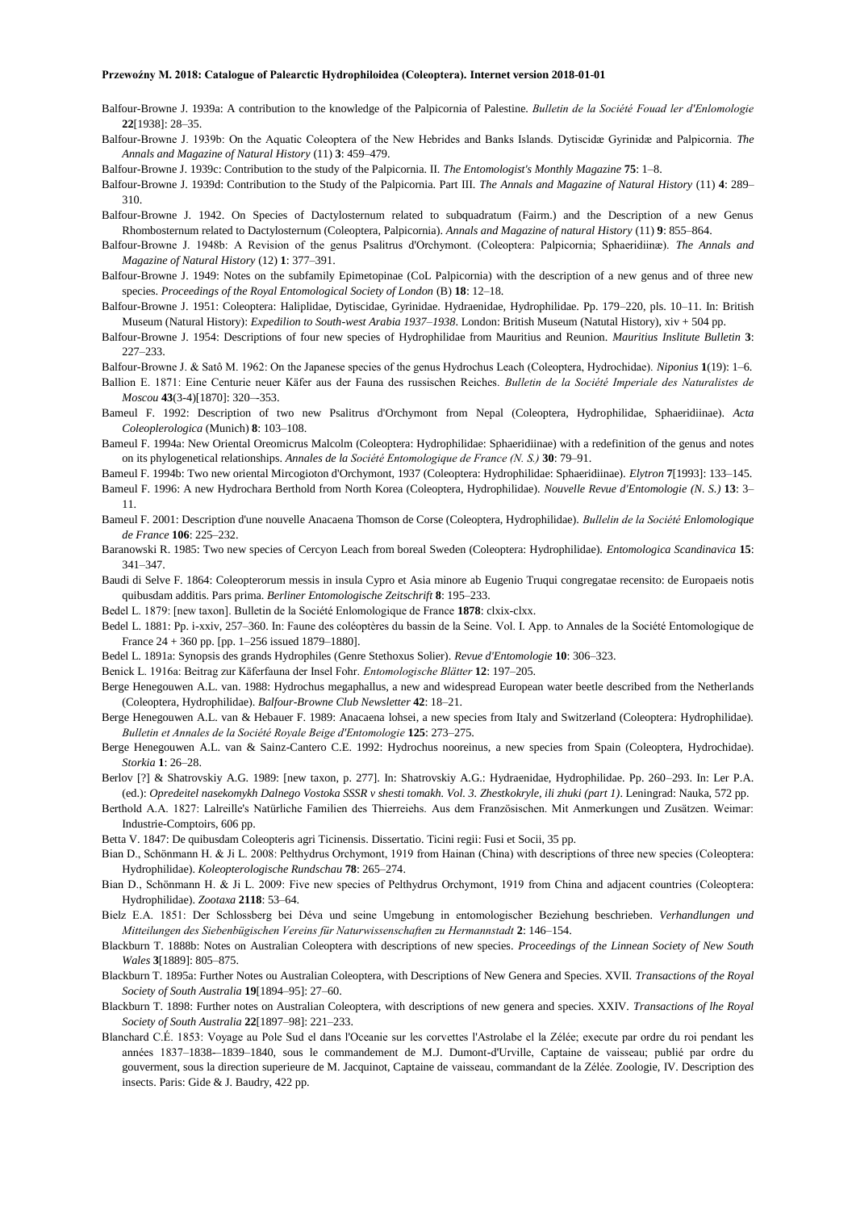Balfour-Browne J. 1939a: A contribution to the knowledge of the Palpicornia of Palestine. *Bulletin de la Société Fouad ler d'Enlomologie* **22**[1938]: 28–35.

Balfour-Browne J. 1939b: On the Aquatic Coleoptera of the New Hebrides and Banks Islands. Dytiscidæ Gyrinidæ and Palpicornia. *The Annals and Magazine of Natural History* (11) **3**: 459–479.

Balfour-Browne J. 1939c: Contribution to the study of the Palpicornia. II. *The Entomologist's Monthly Magazine* **75**: 1–8.

Balfour-Browne J. 1939d: Contribution to the Study of the Palpicornia. Part III. *The Annals and Magazine of Natural History* (11) **4**: 289–310.

Balfour-Browne J. 1942. On Species of Dactylosternum related to subquadratum (Fairm.) and the Description of a new Genus Rhombosternum related to Dactylosternum (Coleoptera, Palpicornia). *Annals and Magazine of natural History* (11) **9**: 855–864.

Balfour-Browne J. 1948b: A Revision of the genus Psalitrus d'Orchymont. (Coleoptera: Palpicornia; Sphaeridiinæ). *The Annals and Magazine of Natural History* (12) **1**: 377–391.

Balfour-Browne J. 1949: Notes on the subfamily Epimetopinae (CoL Palpicornia) with the description of a new genus and of three new species. *Proceedings of the Royal Entomological Society of London* (B) **18**: 12–18.

Balfour-Browne J. 1951: Coleoptera: Haliplidae, Dytiscidae, Gyrinidae. Hydraenidae, Hydrophilidae. Pp. 179–220, pls. 10–11. In: British Museum (Natural History): *Expedilion to South-west Arabia 1937–1938*. London: British Museum (Natutal History), xiv + 504 pp.

Balfour-Browne J. 1954: Descriptions of four new species of Hydrophilidae from Mauritius and Reunion. *Mauritius Inslitute Bulletin* **3**: 227–233.

Balfour-Browne J. & Satô M. 1962: On the Japanese species of the genus Hydrochus Leach (Coleoptera, Hydrochidae). *Niponius* **1**(19): 1–6.

Ballion E. 1871: Eine Centurie neuer Käfer aus der Fauna des russischen Reiches. *Bulletin de la Société Imperiale des Naturalistes de Moscou* **43**(3-4)[1870]: 320–-353.

Bameul F. 1992: Description of two new Psalitrus d'Orchymont from Nepal (Coleoptera, Hydrophilidae, Sphaeridiinae). *Acta Coleoplerologica* (Munich) **8**: 103–108.

Bameul F. 1994a: New Oriental Oreomicrus Malcolm (Coleoptera: Hydrophilidae: Sphaeridiinae) with a redefinition of the genus and notes on its phylogenetical relationships. *Annales de la Société Entomologique de France (N. S.)* **30**: 79–91.

Bameul F. 1994b: Two new oriental Mircogioton d'Orchymont, 1937 (Coleoptera: Hydrophilidae: Sphaeridiinae). *Elytron* **7**[1993]: 133–145.

Bameul F. 1996: A new Hydrochara Berthold from North Korea (Coleoptera, Hydrophilidae). *Nouvelle Revue d'Entomologie (N. S.)* **13**: 3–11.

Bameul F. 2001: Description d'une nouvelle Anacaena Thomson de Corse (Coleoptera, Hydrophilidae). *Bullelin de la Société Enlomologique de France* **106**: 225–232.

Baranowski R. 1985: Two new species of Cercyon Leach from boreal Sweden (Coleoptera: Hydrophilidae). *Entomologica Scandinavica* **15**: 341–347.

Baudi di Selve F. 1864: Coleopterorum messis in insula Cypro et Asia minore ab Eugenio Truqui congregatae recensito: de Europaeis notis quibusdam additis. Pars prima. *Berliner Entomologische Zeitschrift* **8**: 195–233.

Bedel L. 1879: [new taxon]. Bulletin de la Société Enlomologique de France **1878**: clxix-clxx.

Bedel L. 1881: Pp. i-xxiv, 257–360. In: Faune des coléoptères du bassin de la Seine. Vol. I. App. to Annales de la Société Entomologique de France 24 + 360 pp. [pp. 1–256 issued 1879–1880].

Bedel L. 1891a: Synopsis des grands Hydrophiles (Genre Stethoxus Solier). *Revue d'Entomologie* **10**: 306–323.

Benick L. 1916a: Beitrag zur Käferfauna der Insel Fohr. *Entomologische Blätter* **12**: 197–205.

Berge Henegouwen A.L. van. 1988: Hydrochus megaphallus, a new and widespread European water beetle described from the Netherlands (Coleoptera, Hydrophilidae). *Balfour-Browne Club Newsletter* **42**: 18–21.

Berge Henegouwen A.L. van & Hebauer F. 1989: Anacaena lohsei, a new species from Italy and Switzerland (Coleoptera: Hydrophilidae). *Bulletin et Annales de la Société Royale Beige d'Entomologie* **125**: 273–275.

Berge Henegouwen A.L. van & Sainz-Cantero C.E. 1992: Hydrochus nooreinus, a new species from Spain (Coleoptera, Hydrochidae). *Storkia* **1**: 26–28.

Berlov [?] & Shatrovskiy A.G. 1989: [new taxon, p. 277]. In: Shatrovskiy A.G.: Hydraenidae, Hydrophilidae. Pp. 260–293. In: Ler P.A. (ed.): *Opredeitel nasekomykh Dalnego Vostoka SSSR v shesti tomakh. Vol. 3. Zhestkokryle, ili zhuki (part 1)*. Leningrad: Nauka, 572 pp.

Berthold A.A. 1827: Lalreille's Natürliche Familien des Thierreihs. Aus dem Französischen. Mit Anmerkungen und Zusätzen. Weimar: Industrie-Comptoirs, 606 pp.

Betta V. 1847: De quibusdam Coleopteris agri Ticinensis. Dissertatio. Ticini regii: Fusi et Socii, 35 pp.

Bian D., Schönmann H. & Ji L. 2008: Pelthydrus Orchymont, 1919 from Hainan (China) with descriptions of three new species (Coleoptera: Hydrophilidae). *Koleopterologische Rundschau* **78**: 265–274.

Bian D., Schönmann H. & Ji L. 2009: Five new species of Pelthydrus Orchymont, 1919 from China and adjacent countries (Coleoptera: Hydrophilidae). *Zootaxa* **2118**: 53–64.

Bielz E.A. 1851: Der Schlossberg bei Déva und seine Umgebung in entomologischer Beziehung beschrieben. *Verhandlungen und Mitteilungen des Siebenbügischen Vereins für Naturwissenschaften zu Hermannstadt* **2**: 146–154.

Blackburn T. 1888b: Notes on Australian Coleoptera with descriptions of new species. *Proceedings of the Linnean Society of New South Wales* **3**[1889]: 805–875.

Blackburn T. 1895a: Further Notes ou Australian Coleoptera, with Descriptions of New Genera and Species. XVII. *Transactions of the Royal Society of South Australia* **19**[1894–95]: 27–60.

Blackburn T. 1898: Further notes on Australian Coleoptera, with descriptions of new genera and species. XXIV. *Transactions of lhe Royal Society of South Australia* **22**[1897–98]: 221–233.

Blanchard C.É. 1853: Voyage au Pole Sud el dans l'Oceanie sur les corvettes l'Astrolabe el la Zélée; execute par ordre du roi pendant les années 1837–1838-–1839–1840, sous le commandement de M.J. Dumont-d'Urville, Captaine de vaisseau; publié par ordre du gouverment, sous la direction superieure de M. Jacquinot, Captaine de vaisseau, commandant de la Zélée. Zoologie, IV. Description des insects. Paris: Gide & J. Baudry, 422 pp.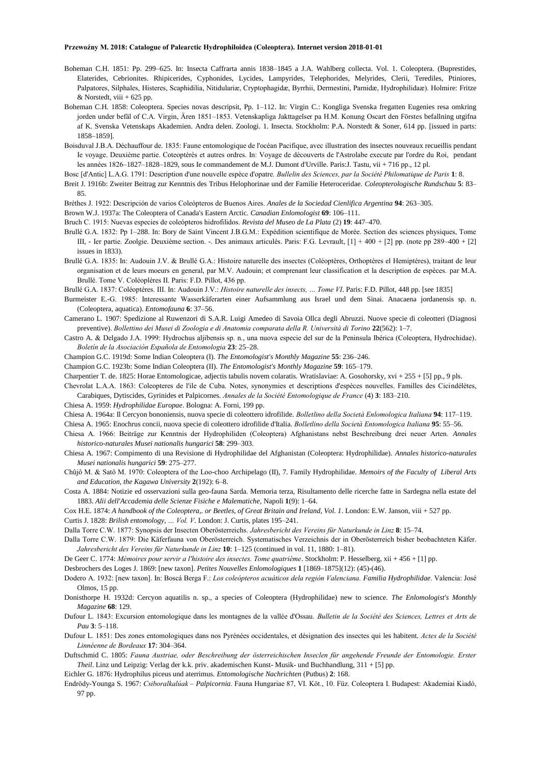Boheman C.H. 1851: Pp. 299–625. In: Insecta Caffrarta annis 1838–1845 a J.A. Wahlberg collecta. Vol. 1. Coleoptera. (Buprestides, Elaterides, Cebrionites. Rhipicerides, Cyphonides, Lycides, Lampyrides, Telephorides, Melyrides, Clerii, Terediles, Ptiniores, Palpatores, Silphales, Histeres, Scaphidilia, Nitidulariæ, Cryptophagidæ, Byrrhii, Dermestini, Parnidæ, Hydrophilidaæ). Holmire: Fritze & Norstedt, viii + 625 pp.

Boheman C.H. 1858: Coleoptera. Species novas descripsit, Pp. 1–112. In: Virgin C.: Kongliga Svenska fregatten Eugenies resa omkring jorden under befäl of C.A. Virgin, Ären 1851–1853. Vetenskapliga Jakttagelser pa H.M. Konung Oscart den Förstes befallning utgifna af K. Svenska Vetenskaps Akademien. Andra delen. Zoologi. 1. Insecta. Stockholm: P.A. Norstedt & Soner, 614 pp. [issued in parts: 1858–1859].

Boisduval J.B.A. Déchauffour de. 1835: Faune entomologique de l'océan Pacifique, avec illustration des insectes nouveaux recueillis pendant Ie voyage. Deuxième partie. Coteoptérès et autres ordres. In: Voyage de découverts de l'Astrolabe execute par l'ordre du Roi, pendant les années 1826–1827–1828–1829, sous Ie commandement de M.J. Dumont d'Urville. Paris:J. Tastu, vii + 716 pp., 12 pl.

Bosc [d'Antic] L.A.G. 1791: Description d'une nouvelle espèce d'opatre. *Bullelin des Sciences, par la Société Philomatique de Paris* **1**: 8.

Breit J. 1916b: Zweiter Beitrag zur Kenntnis des Tribus Helophorinae und der Familie Heteroceridae. *Coleopterologische Rundschau* **5**: 83–85.

Brèthes J. 1922: Descripción de varios Coleópteros de Buenos Aires. *Anales de la Sociedad Cienlifica Argentina* **94**: 263–305.

Brown W.J. 1937a: The Coleoptera of Canada's Eastern Arctic. *Canadian Enlomologist* **69**: 106–111.

Bruch C. 1915: Nuevas especies de coleópteros hidrofilidos. *Revista del Museo de La Plata* (2) **19**: 447–470.

Brullé G.A. 1832: Pp 1–288. In: Bory de Saint Vincent J.B.G.M.: Expédition scientifique de Morée. Section des sciences physiques, Tome III, - Ier partie. Zoolgie. Deuxième section. -. Des animaux articulés. Paris: F.G. Levrault, [1] + 400 + [2] pp. (note pp 289–400 + [2] issues in 1833).

Brullé G.A. 1835: In: Audouin J.V. & Brullé G.A.: Histoire naturelle des insectes (Coléoptères, Orthoptères el Hemiptères), traitant de leur organisation et de leurs moeurs en general, par M.V. Audouin; et comprenant leur classification et la description de espèces. par M.A. Brullé. Tome V. Coléoplères II. Paris: F.D. Pillot, 436 pp.

Brullé G.A. 1837: Coléoptères. III. In: Audouin J.V.: *Histoire naturelle des insects, … Tome VI*. Paris: F.D. Pillot, 448 pp. [see 1835]

Burmeister E.-G. 1985: Interessante Wasserkäferarten einer Aufsammlung aus Israel und dem Sinai. Anacaena jordanensis sp. n. (Coleoptera, aquatica). *Entomofauna* **6**: 37–56.

Camerano L. 1907: Spedizione al Ruwenzori di S.A.R. Luigi Amedeo di Savoia Ollca degli Abruzzi. Nuove specie di coleotteri (Diagnosi preventive). *Bollettino dei Musei di Zoologia e di Anatomia comparata della R. Università di Torino* **22**(562): 1–7.

Castro A. & Delgado J.A. 1999: Hydrochus aljibensis sp. n., una nueva especie del sur de la Peninsula Ibérica (Coleoptera, Hydrochidae). *Boletín de la Asociaciòn Española de Entomologia* **23**: 25–28.

Champion G.C. 1919d: Some Indian Coleoptera (I). *The Entomologist's Monthly Magazine* **55**: 236–246.

Champion G.C. 1923b: Some Indian Coleoptera (II). *The Entomologist's Monthly Magazine* **59**: 165–179.

Charpentier T. de. 1825: Horae Entomologicae, adjectis tabulis novem colaratis. Wratislaviae: A. Gosohorsky, xvi + 255 + [5] pp., 9 pls.

Chevrolat L.A.A. 1863: Coleopteres de l'ile de Cuba. Notes, synonymies et descriptions d'espèces nouvelles. Familles des Cicindélètes, Carabiques, Dytiscides, Gyrinides et Palpicornes. *Annales de la Société Entomologique de France* (4) **3**: 183–210.

Chiesa A. 1959: *Hydrophilidae Europae*. Bologna: A. Forni, 199 pp.

Chiesa A. 1964a: Il Cercyon bononiensis, nuova specie di coleottero idrofilide. *Bolletlino della Società Enlomologica Italiana* **94**: 117–119.

Chiesa A. 1965: Enochrus concii, nuova specie di coleottero idrofilide d'Italia. *Bolletlino della Società Entomologica Italiana* **95**: 55–56.

Chiesa A. 1966: Beiträge zur Kenntnis der Hydrophiliden (Coleoptera) Afghanistans nebst Beschreibung drei neuer Arten. *Annales historico-naturales Musei nationalis hungarici* **58**: 299–303.

Chiesa A. 1967: Compimento di una Revisione di Hydrophilidae del Afghanistan (Coleoptera: Hydrophilidae). *Annales historico-naturales Musei nationalis hungarici* **59**: 275–277.

Chûjô M. & Satô M. 1970: Coleoptera of the Loo-choo Archipelago (II), 7. Family Hydrophilidae. *Memoirs of the Faculty of Liberal Arts and Education, the Kagawa University* **2**(192): 6–8.

Costa A. 1884: Notizie ed osservazioni sulla geo-fauna Sarda. Memoria terza, Risultamento delle ricerche fatte in Sardegna nella estate del 1883. *Alii dell'Accademia delle Scienze Fisiche e Malematiche*, Napoli **1**(9): 1–64.

Cox H.E. 1874: *A handbook of the Coleoptera,. or Beetles, of Great Britain and Ireland, Vol. 1*. London: E.W. Janson, viii + 527 pp.

Curtis J. 1828: *Brilish entomology, … Vol. V*. London: J. Curtis, plates 195–241.

Dalla Torre C.W. 1877: Synopsis der Insecten Oberösterreichs. *Jahresbericht des Vereins für Naturkunde in Linz* **8**: 15–74.

Dalla Torre C.W. 1879: Die Käferfauna von Oberösterreich. Systematisches Verzeichnis der in Oberösterreich bisher beobachteten Käfer. *Jahresbericht des Vereins für Naturkunde in Linz* **10**: 1–125 (continued in vol. 11, 1880: 1–81).

De Geer C. 1774: *Mémoires pour servir a l'histoire des insectes. Tome quatrième*. Stockholm: P. Hesselberg, xii + 456 + [1] pp.

Desbrochers des Loges J. 1869: [new taxon]. *Petites Nouvelles Enlomologiques* **1** [1869–1875](12): (45)-(46).

Dodero A. 1932: [new taxon]. In: Boscá Berga F.: *Los coleópteros acuáticos dela región Valenciana. Familia Hydrophilidae*. Valencia: José Olmos, 15 pp.

Donisthorpe H. 1932d: Cercyon aquatilis n. sp., a species of Coleoptera (Hydrophilidae) new to science. *The Enlomologist's Monthly Magazine* **68**: 129.

Dufour L. 1843: Excursion entomologique dans les montagnes de la vallée d'Ossau. *Bulletin de la Société des Sciences, Lettres et Arts de Pau* **3**: 5–118.

Dufour L. 1851: Des zones entomologiques dans nos Pyrénées occidentales, et désignation des insectes qui les habitent. *Actes de la Société Linnéenne de Bordeaux* **17**: 304–364.

Duftschmid C. 1805: *Fauna Austriae, oder Beschreibung der österreichischen Inseclen für angehende Freunde der Entomologie. Erster Theil*. Linz und Leipzig: Verlag der k.k. priv. akademischen Kunst- Musik- und Buchhandlung, 311 + [5] pp.

Eichler G. 1876: Hydrophilus piceus und aterrimus. *Entomologische Nachrichten* (Putbus) **2**: 168.

Endrödy-Younga S. 1967: *Csiboralkalúak – Palpicornia*. Fauna Hungariae 87, VI. Köt., 10. Füz. Coleoptera I. Budapest: Akademiai Kiadó, 97 pp.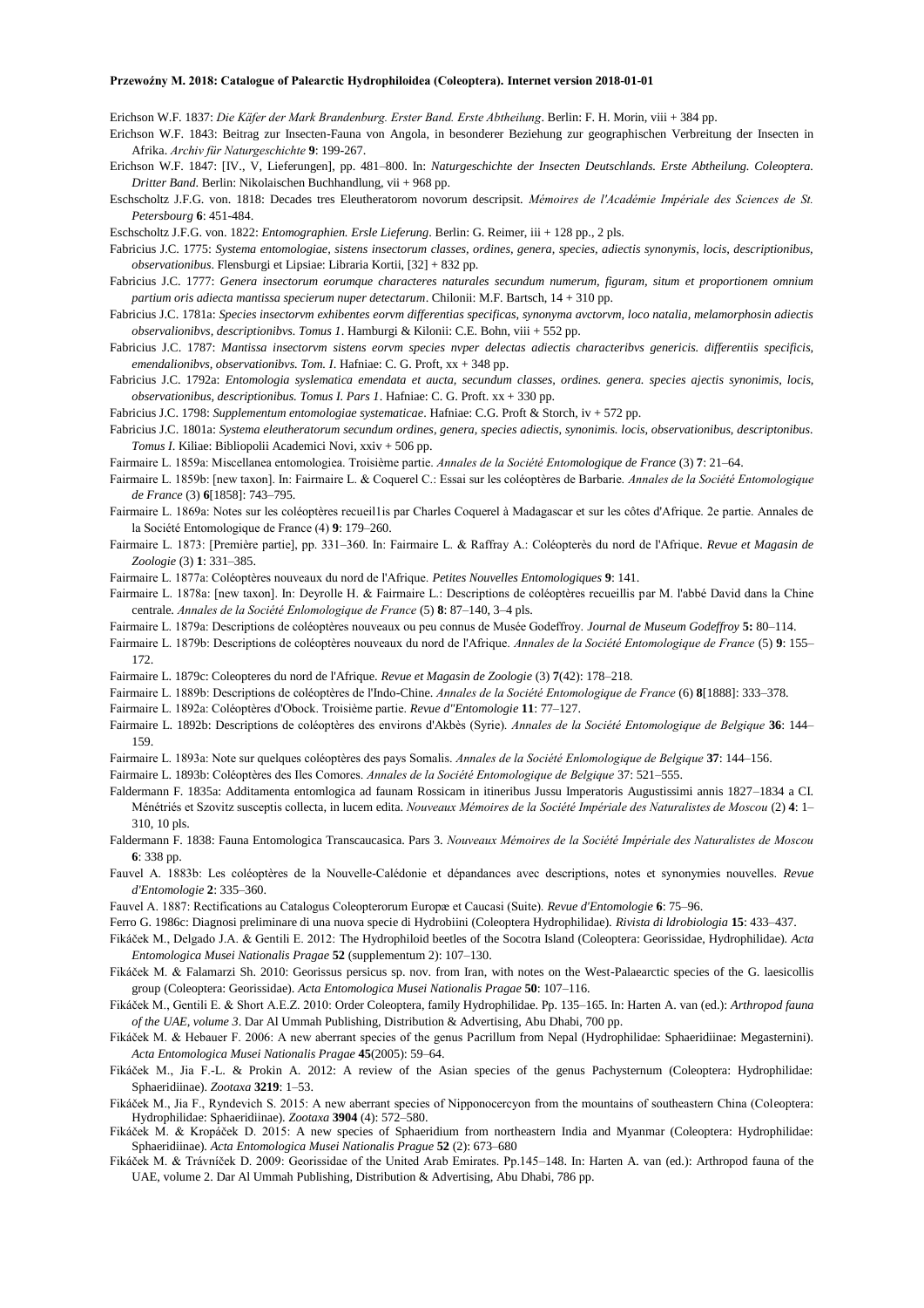Erichson W.F. 1837: *Die Käfer der Mark Brandenburg. Erster Band. Erste Abtheilung*. Berlin: F. H. Morin, viii + 384 pp.

Erichson W.F. 1843: Beitrag zur Insecten-Fauna von Angola, in besonderer Beziehung zur geographischen Verbreitung der Insecten in Afrika. *Archiv für Naturgeschichte* **9**: 199-267.

Erichson W.F. 1847: [IV., V, Lieferungen], pp. 481–800. In: *Naturgeschichte der Insecten Deutschlands. Erste Abtheilung. Coleoptera. Dritter Band*. Berlin: Nikolaischen Buchhandlung, vii + 968 pp.

Eschscholtz J.F.G. von. 1818: Decades tres Eleutheratorom novorum descripsit. *Mémoires de l'Académie Impériale des Sciences de St. Petersbourg* **6**: 451-484.

Eschscholtz J.F.G. von. 1822: *Entomographien. Ersle Lieferung*. Berlin: G. Reimer, iii + 128 pp., 2 pls.

Fabricius J.C. 1775: *Systema entomologiae, sistens insectorum classes, ordines, genera, species, adiectis synonymis, locis, descriptionibus, observationibus*. Flensburgi et Lipsiae: Libraria Kortii, [32] + 832 pp.

Fabricius J.C. 1777: *Genera insectorum eorumque characteres naturales secundum numerum, figuram, situm et proportionem omnium partium oris adiecta mantissa specierum nuper detectarum*. Chilonii: M.F. Bartsch, 14 + 310 pp.

Fabricius J.C. 1781a: *Species insectorvm exhibentes eorvm differentias specificas, synonyma avctorvm, loco natalia, melamorphosin adiectis observalionibvs, descriptionibvs. Tomus 1*. Hamburgi & Kilonii: C.E. Bohn, viii + 552 pp.

Fabricius J.C. 1787: *Mantissa insectorvm sistens eorvm species nvper delectas adiectis characteribvs genericis. differentiis specificis, emendalionibvs, observationibvs. Tom. I*. Hafniae: C. G. Proft, xx + 348 pp.

Fabricius J.C. 1792a: *Entomologia syslematica emendata et aucta, secundum classes, ordines. genera. species ajectis synonimis, locis, observationibus, descriptionibus. Tomus I. Pars 1*. Hafniae: C. G. Proft. xx + 330 pp.

Fabricius J.C. 1798: *Supplementum entomologiae systematicae*. Hafniae: C.G. Proft & Storch, iv + 572 pp.

Fabricius J.C. 1801a: *Systema eleutheratorum secundum ordines, genera, species adiectis, synonimis. locis, observationibus, descriptonibus. Tomus I*. Kiliae: Bibliopolii Academici Novi, xxiv + 506 pp.

Fairmaire L. 1859a: Miscellanea entomologiea. Troisième partie. *Annales de la Société Entomologique de France* (3) **7**: 21–64.

Fairmaire L. 1859b: [new taxon]. In: Fairmaire L. & Coquerel C.: Essai sur les coléoptères de Barbarie. *Annales de la Société Entomologique de France* (3) **6**[1858]: 743–795.

Fairmaire L. 1869a: Notes sur les coléoptères recueil1is par Charles Coquerel à Madagascar et sur les côtes d'Afrique. 2e partie. Annales de la Société Entomologique de France (4) **9**: 179–260.

Fairmaire L. 1873: [Première partie], pp. 331–360. In: Fairmaire L. & Raffray A.: Coléopterès du nord de l'Afrique. *Revue et Magasin de Zoologie* (3) **1**: 331–385.

Fairmaire L. 1877a: Coléoptères nouveaux du nord de l'Afrique. *Petites Nouvelles Entomologiques* **9**: 141.

Fairmaire L. 1878a: [new taxon]. In: Deyrolle H. & Fairmaire L.: Descriptions de coléoptères recueillis par M. l'abbé David dans la Chine centrale. *Annales de la Société Enlomologique de France* (5) **8**: 87–140, 3–4 pls.

Fairmaire L. 1879a: Descriptions de coléoptères nouveaux ou peu connus de Musée Godeffroy. *Journal de Museum Godeffroy* **5:** 80–114.

Fairmaire L. 1879b: Descriptions de coléoptères nouveaux du nord de l'Afrique. *Annales de la Société Entomologique de France* (5) **9**: 155–172.

Fairmaire L. 1879c: Coleopteres du nord de l'Afrique. *Revue et Magasin de Zoologie* (3) **7**(42): 178–218.

Fairmaire L. 1889b: Descriptions de coléoptères de l'Indo-Chine. *Annales de la Société Entomologique de France* (6) **8**[1888]: 333–378.

Fairmaire L. 1892a: Coléoptères d'Obock. Troisième partie. *Revue d"Entomologie* **11**: 77–127.

Fairmaire L. 1892b: Descriptions de coléoptères des environs d'Akbès (Syrie). *Annales de la Société Entomologique de Belgique* **36**: 144–159.

Fairmaire L. 1893a: Note sur quelques coléoptères des pays Somalis. *Annales de la Société Enlomologique de Belgique* **37**: 144–156.

Fairmaire L. 1893b: Coléoptères des Iles Comores. *Annales de la Société Entomologique de Belgique* 37: 521–555.

Faldermann F. 1835a: Additamenta entomlogica ad faunam Rossicam in itineribus Jussu Imperatoris Augustissimi annis 1827–1834 a CI. Ménétriés et Szovitz susceptis collecta, in lucem edita. *Nouveaux Mémoires de la Société Impériale des Naturalistes de Moscou* (2) **4**: 1–310, 10 pls.

Faldermann F. 1838: Fauna Entomologica Transcaucasica. Pars 3. *Nouveaux Mémoires de la Société Impériale des Naturalistes de Moscou* **6**: 338 pp.

Fauvel A. 1883b: Les coléoptères de la Nouvelle-Calédonie et dépandances avec descriptions, notes et synonymies nouvelles. *Revue d'Entomologie* **2**: 335–360.

Fauvel A. 1887: Rectifications au Catalogus Coleopterorum Europæ et Caucasi (Suite). *Revue d'Entomologie* **6**: 75–96.

Ferro G. 1986c: Diagnosi preliminare di una nuova specie di Hydrobiini (Coleoptera Hydrophilidae). *Rivista di Idrobiologia* **15**: 433–437.

Fikáček M., Delgado J.A. & Gentili E. 2012: The Hydrophiloid beetles of the Socotra Island (Coleoptera: Georissidae, Hydrophilidae). *Acta Entomologica Musei Nationalis Pragae* **52** (supplementum 2): 107–130.

Fikáček M. & Falamarzi Sh. 2010: Georissus persicus sp. nov. from Iran, with notes on the West-Palaearctic species of the G. laesicollis group (Coleoptera: Georissidae). *Acta Entomologica Musei Nationalis Pragae* **50**: 107–116.

Fikáček M., Gentili E. & Short A.E.Z. 2010: Order Coleoptera, family Hydrophilidae. Pp. 135–165. In: Harten A. van (ed.): *Arthropod fauna of the UAE, volume 3*. Dar Al Ummah Publishing, Distribution & Advertising, Abu Dhabi, 700 pp.

Fikáček M. & Hebauer F. 2006: A new aberrant species of the genus Pacrillum from Nepal (Hydrophilidae: Sphaeridiinae: Megasternini). *Acta Entomologica Musei Nationalis Pragae* **45**(2005): 59–64.

Fikáček M., Jia F.-L. & Prokin A. 2012: A review of the Asian species of the genus Pachysternum (Coleoptera: Hydrophilidae: Sphaeridiinae). *Zootaxa* **3219**: 1–53.

Fikáček M., Jia F., Ryndevich S. 2015: A new aberrant species of Nipponocercyon from the mountains of southeastern China (Coleoptera: Hydrophilidae: Sphaeridiinae). *Zootaxa* **3904** (4): 572–580.

Fikáček M. & Kropáček D. 2015: A new species of Sphaeridium from northeastern India and Myanmar (Coleoptera: Hydrophilidae: Sphaeridiinae). *Acta Entomologica Musei Nationalis Prague* **52** (2): 673–680

Fikáček M. & Trávníček D. 2009: Georissidae of the United Arab Emirates. Pp.145–148. In: Harten A. van (ed.): Arthropod fauna of the UAE, volume 2. Dar Al Ummah Publishing, Distribution & Advertising, Abu Dhabi, 786 pp.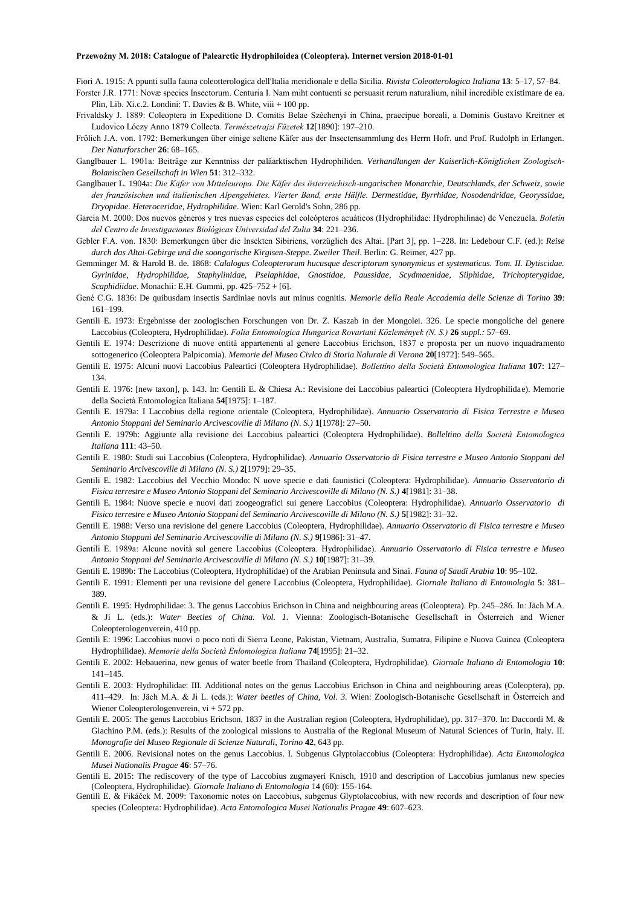Fiori A. 1915: A ppunti sulla fauna coleotterologica dell'Italia meridionale e della Sicilia. *Rivista Coleotterologica Italiana* **13**: 5–17, 57–84.

Forster J.R. 1771: Novæ species Insectorum. Centuria I. Nam miht contuenti se persuasit rerum naturalium, nihil incredible existimare de ea. Plin, Lib. Xi.c.2. Londini: T. Davies & B. White, viii + 100 pp.

Frivaldsky J. 1889: Coleoptera in Expeditione D. Comitis Belae Széchenyi in China, praecipue boreali, a Dominis Gustavo Kreitner et Ludovico Lóczy Anno 1879 Collecta. *Természetrajzi Füzetek* **12**[1890]: 197–210.

Frölich J.A. von. 1792: Bemerkungen über einige seltene Käfer aus der Insectensammlung des Herrn Hofr. und Prof. Rudolph in Erlangen. *Der Naturforscher* **26**: 68–165.

Ganglbauer L. 1901a: Beiträge zur Kenntniss der paläarktischen Hydrophiliden. *Verhandlungen der Kaiserlich-Königlichen Zoologisch-Bolanischen Gesellschaft in Wien* **51**: 312–332.

Ganglbauer L. 1904a: *Die Käfer von Mitteleuropa. Die Käfer des österreichisch-ungarischen Monarchie, Deutschlands, der Schweiz, sowie des französischen und italienischen Alpengebietes. Vierter Band, erste Hälfle. Dermestidae, Byrrhidae, Nosodendridae, Georyssidae, Dryopidae. Heteroceridae, Hydrophilidae*. Wien: Karl Gerold's Sohn, 286 pp.

García M. 2000: Dos nuevos géneros y tres nuevas especies del coleópteros acuáticos (Hydrophilidae: Hydrophilinae) de Venezuela. *Boletín del Centro de Investigaciones Biológicas Universidad del Zulia* **34**: 221–236.

Gebler F.A. von. 1830: Bemerkungen über die Insekten Sibiriens, vorzüglich des Altai. [Part 3], pp. 1–228. In: Ledebour C.F. (ed.): *Reise durch das Altai-Gebirge und die soongorische Kirgisen-Steppe. Zweiler Theil*. Berlin: G. Reimer, 427 pp.

Gemminger M. & Harold B. de. 1868: *Calalogus Coleopterorum hucusque descriptorum synonymicus et systematicus. Tom. II. Dytiscidae. Gyrinidae, Hydrophilidae, Staphylinidae, Pselaphidae, Gnostidae, Paussidae, Scydmaenidae, Silphidae, Trichopterygidae, Scaphidiidae*. Monachii: E.H. Gummi, pp. 425–752 + [6].

Gené C.G. 1836: De quibusdam insectis Sardiniae novis aut minus cognitis. *Memorie della Reale Accademia delle Scienze di Torino* **39**: 161–199.

Gentili E. 1973: Ergebnisse der zoologischen Forschungen von Dr. Z. Kaszab in der Mongolei. 326. Le specie mongoliche del genere Laccobius (Coleoptera, Hydrophilidae). *Folia Entomologica Hungarica Rovartani Közlemények (N. S.)* **26** *suppl.:* 57–69.

Gentili E. 1974: Descrizione di nuove entità appartenenti al genere Laccobius Erichson, 1837 e proposta per un nuovo inquadramento sottogenerico (Coleoptera Palpicomia). *Memorie del Museo Civlco di Storia Nalurale di Verona* **20**[1972]: 549–565.

Gentili E. 1975: Alcuni nuovi Laccobius Paleartici (Coleoptera Hydrophilidae). *Bollettino della Società Entomologica Italiana* **107**: 127–134.

Gentili E. 1976: [new taxon], p. 143. In: Gentili E. & Chiesa A.: Revisione dei Laccobius paleartici (Coleoptera Hydrophilidae). Memorie della Società Entomologica Italiana **54**[1975]: 1–187.

Gentili E. 1979a: I Laccobius della regione orientale (Coleoptera, Hydrophilidae). *Annuario Osservatorio di Fisica Terrestre e Museo Antonio Stoppani del Seminario Arcivescoville di Milano (N. S.)* **1**[1978]: 27–50.

Gentili E. 1979b: Aggiunte alla revisione dei Laccobius paleartici (Coleoptera Hydrophilidae). *Bolletino della Società Entomologica Italiana* **111**: 43–50.

Gentili E. 1980: Studi sui Laccobius (Coleoptera, Hydrophilidae). *Annuario Osservatorio di Fisica terrestre e Museo Antonio Stoppani del Seminario Arcivescoville di Milano (N. S.)* **2**[1979]: 29–35.

Gentili E. 1982: Laccobius del Vecchio Mondo: N uove specie e dati faunistici (Coleoptera: Hydrophilidae). *Annuario Osservatorio di Fisica terrestre e Museo Antonio Stoppani del Seminario Arcivescoville di Milano (N. S.)* **4**[1981]: 31–38.

Gentili E. 1984: Nuove specie e nuovi dati zoogeografici sui genere Laccobius (Coleoptera: Hydrophilidae). *Annuario Osservatorio di Fisico terrestre e Museo Antonio Stoppani del Seminario Arcivescoville di Milano (N. S.)* **5**[1982]: 31–32.

Gentili E. 1988: Verso una revisione del genere Laccobius (Coleoptera, Hydrophilidae). *Annuario Osservatorio di Fisica terrestre e Museo Antonio Stoppani del Seminario Arcivescoville di Milano (N. S.)* **9**[1986]: 31–47.

Gentili E. 1989a: Alcune novità sul genere Laccobius (Coleoptera. Hydrophilidae). *Annuario Osservatorio di Fisica terrestre e Museo Antonio Stoppani del Seminario Arcivescoville di Milano (N. S.)* **10**[1987]: 31–39.

Gentili E. 1989b: The Laccobius (Coleoptera, Hydrophilidae) of the Arabian Peninsula and Sinai. *Fauna of Saudi Arabia* **10**: 95–102.

Gentili E. 1991: Elementi per una revisione del genere Laccobius (Coleoptera, Hydrophilidae). *Giornale Italiano di Entomologia* **5**: 381–389.

Gentili E. 1995: Hydrophilidae: 3. The genus Laccobius Erichson in China and neighbouring areas (Coleoptera). Pp. 245–286. In: Jäch M.A. & Ji L. (eds.): *Water Beetles of China. Vol. 1.* Vienna: Zoologisch-Botanische Gesellschaft in Österreich and Wiener Coleopterologenverein, 410 pp.

Gentili E: 1996: Laccobius nuovi o poco noti di Sierra Leone, Pakistan, Vietnam, Australia, Sumatra, Filipine e Nuova Guinea (Coleoptera Hydrophilidae). *Memorie della Società Enlomologica Italiana* **74**[1995]: 21–32.

Gentili E. 2002: Hebauerina, new genus of water beetle from Thailand (Coleoptera, Hydrophilidae). *Giornale Italiano di Entomologia* **10**: 141–145.

Gentili E. 2003: Hydrophilidae: III. Additional notes on the genus Laccobius Erichson in China and neighbouring areas (Coleoptera), pp. 411–429. In: Jäch M.A. & Ji L. (eds.): *Water beetles of China, Vol. 3*. Wien: Zoologisch-Botanische Gesellschaft in Österreich and Wiener Coleopterologenverein, vi + 572 pp.

Gentili E. 2005: The genus Laccobius Erichson, 1837 in the Australian region (Coleoptera, Hydrophilidae), pp. 317–370. In: Daccordi M. & Giachino P.M. (eds.): Results of the zoological missions to Australia of the Regional Museum of Natural Sciences of Turin, Italy. II. *Monografie del Museo Regionale di Scienze Naturali, Torino* **42**, 643 pp.

Gentili E. 2006. Revisional notes on the genus Laccobius. I. Subgenus Glyptolaccobius (Coleoptera: Hydrophilidae). *Acta Entomologica Musei Nationalis Pragae* **46**: 57–76.

Gentili E. 2015: The rediscovery of the type of Laccobius zugmayeri Knisch, 1910 and description of Laccobius jumlanus new species (Coleoptera, Hydrophilidae). *Giornale Italiano di Entomologia* 14 (60): 155-164.

Gentili E. & Fikáček M. 2009: Taxonomic notes on Laccobius, subgenus Glyptolaccobius, with new records and description of four new species (Coleoptera: Hydrophilidae). *Acta Entomologica Musei Nationalis Pragae* **49**: 607–623.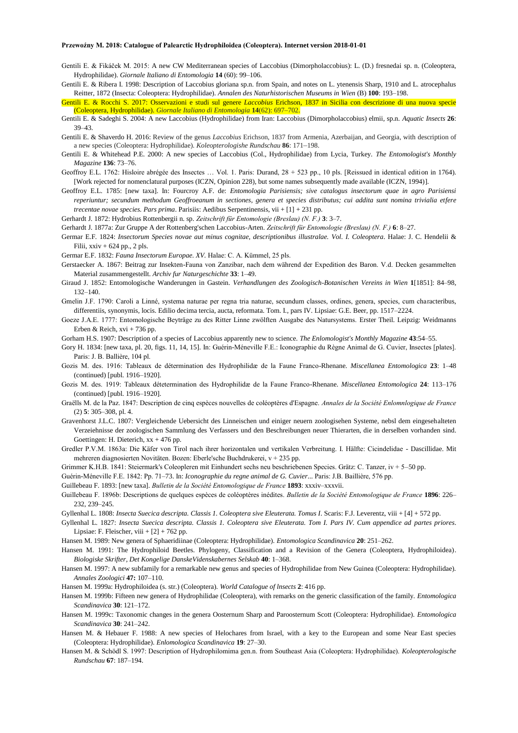Gentili E. & Fikáček M. 2015: A new CW Mediterranean species of Laccobius (Dimorpholaccobius): L. (D.) fresnedai sp. n. (Coleoptera, Hydrophilidae). *Giornale Italiano di Entomologia* **14** (60): 99–106.

Gentili E. & Ribera I. 1998: Description of Laccobius gloriana sp.n. from Spain, and notes on L. ytenensis Sharp, 1910 and L. atrocephalus Reitter, 1872 (Insecta: Coleoptera: Hydrophilidae). *Annalen des Naturhistorischen Museums in Wien* (B) **100**: 193–198.

Gentili E. & Rocchi S. 2017: Osservazioni e studi sul genere *Laccobius* Erichson, 1837 in Sicilia con descrizione di una nuova specie (Coleoptera, Hydrophilidae). *Giornale Italiano di Entomologia* **14**(62): 697–702.

Gentili E. & Sadeghi S. 2004: A new Laccobius (Hydrophilidae) from Iran: Laccobius (Dimorpholaccobius) elmii, sp.n. *Aquatic Insects* **26**: 39–43.

Gentili E. & Shaverdo H. 2016: Review of the genus *Laccobius* Erichson, 1837 from Armenia, Azerbaijan, and Georgia, with description of a new species (Coleoptera: Hydrophilidae). *Koleopterologische Rundschau* **86**: 171–198.

Gentili E. & Whitehead P.E. 2000: A new species of Laccobius (Col., Hydrophilidae) from Lycia, Turkey. *The Entomologist's Monthly Magazine* **136**: 73–76.

Geoffroy E.L. 1762: Hisloire abrégée des Insectes … Vol. 1. Paris: Durand, 28 + 523 pp., 10 pls. [Reissued in identical edition in 1764). [Work rejected for nomenclatural purposes (ICZN, Opinion 228), but some names subsequently made available (ICZN, 1994)].

Geoffroy E.L. 1785: [new taxa]. In: Fourcroy A.F. de: *Entomologia Parisiensis; sive catalogus insectorum quae in agro Parisiensi reperiuntur; secundum methodum Geoffroeanum in sectiones, genera et species distributus; cui addita sunt nomina trivialia etfere trecentae novae species. Pars prima*. Parisiis: Aedibus Serpentinensis, vii + [1] + 231 pp.

Gerhardt J. 1872: Hydrobius Rottenbergii n. sp. *Zeitschrift für Entomologie (Breslau) (N. F.)* **3**: 3–7.

Gerhardt J. 1877a: Zur Gruppe A der Rottenberg'schen Laccobius-Arten. *Zeitschrift für Entomologie (Breslau) (N. F.)* **6**: 8–27.

Germar E.F. 1824: *Insectorum Species novae aut minus cognitae, descriptionibus illustralae. Vol. I. Coleoptera*. Halae: J. C. Hendelii & Filii, xxiv + 624 pp., 2 pls.

Germar E.F. 1832: *Fauna Insectorum Europae. XV*. Halae: C. A. Kümmel, 25 pls.

Gerstaecker A. 1867: Beitrag zur Insekten-Fauna von Zanzibar, nach dem während der Expedition des Baron. V.d. Decken gesammelten Material zusammengestellt. *Archiv fur Naturgeschichte* **33**: 1–49.

Giraud J. 1852: Entomologische Wanderungen in Gastein. *Verhandlungen des Zoologisch-Botanischen Vereins in Wien* **1**[1851]: 84–98, 132–140.

Gmelin J.F. 1790: Caroli a Linné, systema naturae per regna tria naturae, secundum classes, ordines, genera, species, cum characteribus, differentiis, synonymis, locis. Edilio decima tercia, aucta, reformata. Tom. I., pars IV. Lipsiae: G.E. Beer, pp. 1517–2224.

Goeze J.A.E. 1777: Entomologische Beyträge zu des Ritter Linne zwölften Ausgabe des Natursystems. Erster Theil. Leipzig: Weidmanns Erben & Reich, xvi + 736 pp.

Gorham H.S. 1907: Description of a species of Laccobius apparently new to science. *The Enlomologist's Monthly Magazine* **43**:54–55.

Gory H. 1834: [new taxa, pl. 20, figs. 11, 14, 15]. In: Guérin-Méneville F.E.: Iconographie du Règne Animal de G. Cuvier, Insectes [plates]. Paris: J. B. Ballière, 104 pl.

Gozis M. des. 1916: Tableaux de détermination des Hydrophilidæ de la Faune Franco-Rhenane. *Miscellanea Entomologica* **23**: 1–48 (continued) [publ. 1916–1920].

Gozis M. des. 1919: Tableaux détetermination des Hydrophilidæ de la Faune Franco-Rhenane. *Miscellanea Entomologica* **24**: 113–176 (continued) [publ. 1916–1920].

Graëlls M. de la Paz. 1847: Description de cinq espèces nouvelles de coléoptères d'Espagne. *Annales de la Société Enlomnlogique de France* (2) **5**: 305–308, pl. 4.

Gravenhorst J.L.C. 1807: Vergleichende Uebersicht des Linneischen und einiger neuern zoologisehen Systeme, nebsl dem eingesehalteten Verzeiehnisse der zoologischen Sammlung des Verfassers und den Beschreibungen neuer Thierarten, die in derselben vorhanden sind. Goettingen: H. Dieterich, xx + 476 pp.

Gredler P.V.M. 1863a: Die Käfer von Tirol nach ihrer horizontalen und vertikalen Verbreitung. I. Hälfte: Cicindelidae - Dascillidae. Mit mehreren diagnosierten Novitäten. Bozen: Eberle'sche Buchdrukerei, v + 235 pp.

Grimmer K.H.B. 1841: Steiermark's Coleopleren mit Einhundert sechs neu beschriebenen Species. Grätz: C. Tanzer, iv + 5–50 pp.

Guérin-Méneville F.E. 1842: Pp. 71–73. In: *Iconographie du regne animal de G. Cuvier*... Paris: J.B. Baillière, 576 pp.

Guillebeau F. 1893: [new taxa]. *Bulletin de la Société Entomologique de France* **1893**: xxxiv–xxxvii.

Guillebeau F. 1896b: Descriptions de quelques espèces de coléoptères inédites. *Bulletin de la Société Entomologique de France* **1896**: 226–232, 239–245.

Gyllenhal L. 1808: *Insecta Suecica descripta. Classis 1. Coleoptera sive Eleuterata. Tomus I*. Scaris: F.J. Leverentz, viii + [4] + 572 pp.

Gyllenhal L. 1827: *Insecta Suecica descripta. Classis 1. Coleoptera sive Eleuterata. Tom I. Pars IV. Cum appendice ad partes priores*. Lipsiae: F. Fleischer, viii + [2] + 762 pp.

Hansen M. 1989: New genera of Sphaeridiinae (Coleoptera: Hydrophilidae). *Entomologica Scandinavica* **20**: 251–262.

Hansen M. 1991: The Hydrophiloid Beetles. Phylogeny, Classification and a Revision of the Genera (Coleoptera, Hydrophiloidea). *Biologiske Skrifter, Det Kongelige DanskeVidenskabernes Selskab* **40**: 1–368.

Hansen M. 1997: A new subfamily for a remarkable new genus and species of Hydrophilidae from New Guinea (Coleoptera: Hydrophilidae). *Annales Zoologici* **47:** 107–110.

Hansen M. 1999a: Hydrophiloidea (s. str.) (Coleoptera). *World Catalogue of lnsects* **2**: 416 pp.

Hansen M. 1999b: Fifteen new genera of Hydrophilidae (Coleoptera), with remarks on the generic classification of the family. *Entomologica Scandinavica* **30**: 121–172.

Hansen M. 1999c: Taxonomic changes in the genera Oosternum Sharp and Paroosternum Scott (Coleoptera: Hydrophilidae). *Entomologica Scandinavica* **30**: 241–242.

Hansen M. & Hebauer F. 1988: A new species of Helochares from Israel, with a key to the European and some Near East species (Coleoptera: Hydrophilidae). *Enlomologica Scandinavica* **19**: 27–30.

Hansen M. & Schödl S. 1997: Description of Hydrophilomima gen.n. from Southeast Asia (Coleoptera: Hydrophilidae). *Koleopterologische Rundschau* **67**: 187–194.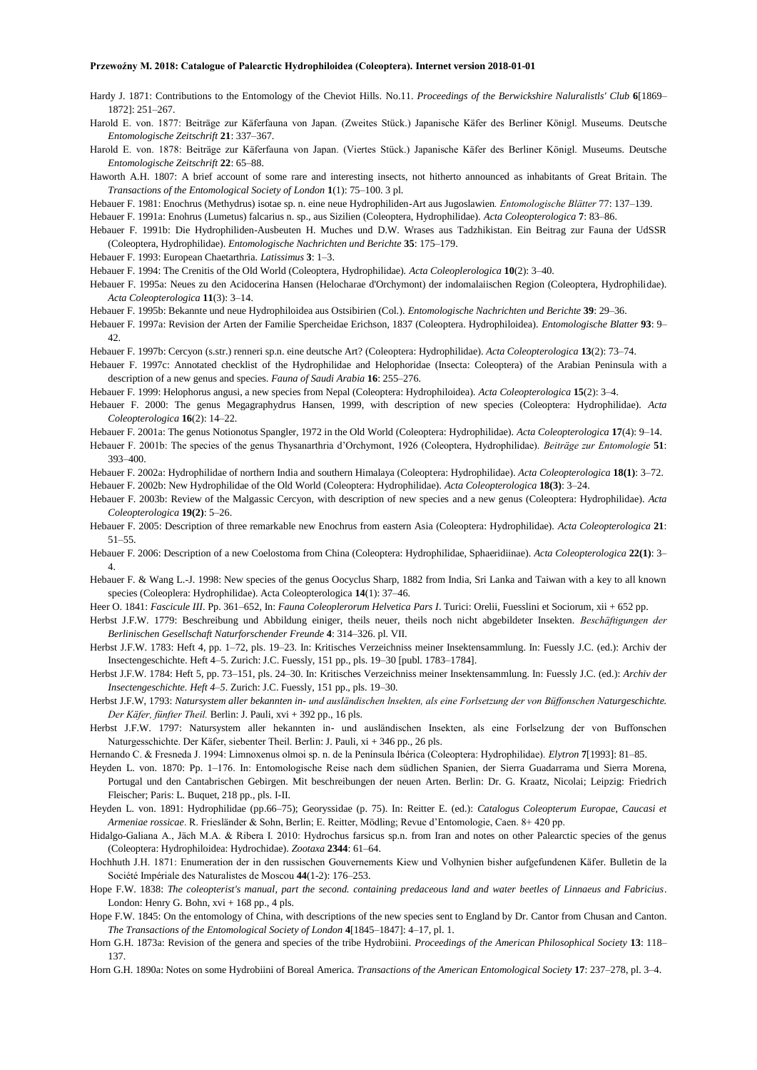Hardy J. 1871: Contributions to the Entomology of the Cheviot Hills. No.11. *Proceedings of the Berwickshire Naluralistls' Club* **6**[1869–1872]: 251–267.

Harold E. von. 1877: Beiträge zur Käferfauna von Japan. (Zweites Stück.) Japanische Käfer des Berliner Königl. Museums. Deutsche *Entomologische Zeitschrift* **21**: 337–367.

Harold E. von. 1878: Beiträge zur Käferfauna von Japan. (Viertes Stück.) Japanische Käfer des Berliner Königl. Museums. Deutsche *Entomologische Zeitschrift* **22**: 65–88.

Haworth A.H. 1807: A brief account of some rare and interesting insects, not hitherto announced as inhabitants of Great Britain. The *Transactions of the Entomological Society of London* **1**(1): 75–100. 3 pl.

Hebauer F. 1981: Enochrus (Methydrus) isotae sp. n. eine neue Hydrophiliden-Art aus Jugoslawien. *Entomologische Blätter* 77: 137–139.

Hebauer F. 1991a: Enohrus (Lumetus) falcarius n. sp., aus Sizilien (Coleoptera, Hydrophilidae). *Acta Coleopterologica* **7**: 83–86.

Hebauer F. 1991b: Die Hydrophiliden-Ausbeuten H. Muches und D.W. Wrases aus Tadzhikistan. Ein Beitrag zur Fauna der UdSSR (Coleoptera, Hydrophilidae). *Entomologische Nachrichten und Berichte* **35**: 175–179.

Hebauer F. 1993: European Chaetarthria. *Latissimus* **3**: 1–3.

Hebauer F. 1994: The Crenitis of the Old World (Coleoptera, Hydrophilidae). *Acta Coleoplerologica* **10**(2): 3–40.

Hebauer F. 1995a: Neues zu den Acidocerina Hansen (Helocharae d'Orchymont) der indomalaiischen Region (Coleoptera, Hydrophilidae). *Acta Coleopterologica* **11**(3): 3–14.

Hebauer F. 1995b: Bekannte und neue Hydrophiloidea aus Ostsibirien (Col.). *Entomologische Nachrichten und Berichte* **39**: 29–36.

Hebauer F. 1997a: Revision der Arten der Familie Spercheidae Erichson, 1837 (Coleoptera. Hydrophiloidea). *Entomologische Blatter* **93**: 9–42.

Hebauer F. 1997b: Cercyon (s.str.) renneri sp.n. eine deutsche Art? (Coleoptera: Hydrophilidae). *Acta Coleopterologica* **13**(2): 73–74.

Hebauer F. 1997c: Annotated checklist of the Hydrophilidae and Helophoridae (Insecta: Coleoptera) of the Arabian Peninsula with a description of a new genus and species. *Fauna of Saudi Arabia* **16**: 255–276.

Hebauer F. 1999: Helophorus angusi, a new species from Nepal (Coleoptera: Hydrophiloidea). *Acta Coleopterologica* **15**(2): 3–4.

Hebauer F. 2000: The genus Megagraphydrus Hansen, 1999, with description of new species (Coleoptera: Hydrophilidae). *Acta Coleopterologica* **16**(2): 14–22.

Hebauer F. 2001a: The genus Notionotus Spangler, 1972 in the Old World (Coleoptera: Hydrophilidae). *Acta Coleopterologica* **17**(4): 9–14.

Hebauer F. 2001b: The species of the genus Thysanarthria d'Orchymont, 1926 (Coleoptera, Hydrophilidae). *Beiträge zur Entomologie* **51**: 393–400.

Hebauer F. 2002a: Hydrophilidae of northern India and southern Himalaya (Coleoptera: Hydrophilidae). *Acta Coleopterologica* **18(1)**: 3–72.

Hebauer F. 2002b: New Hydrophilidae of the Old World (Coleoptera: Hydrophilidae). *Acta Coleopterologica* **18(3)**: 3–24.

Hebauer F. 2003b: Review of the Malgassic Cercyon, with description of new species and a new genus (Coleoptera: Hydrophilidae). *Acta Coleopterologica* **19(2)**: 5–26.

Hebauer F. 2005: Description of three remarkable new Enochrus from eastern Asia (Coleoptera: Hydrophilidae). *Acta Coleopterologica* **21**: 51–55.

Hebauer F. 2006: Description of a new Coelostoma from China (Coleoptera: Hydrophilidae, Sphaeridiinae). *Acta Coleopterologica* **22(1)**: 3–4.

Hebauer F. & Wang L.-J. 1998: New species of the genus Oocyclus Sharp, 1882 from India, Sri Lanka and Taiwan with a key to all known species (Coleoplera: Hydrophilidae). Acta Coleopterologica **14**(1): 37–46.

Heer O. 1841: *Fascicule III*. Pp. 361–652, In: *Fauna Coleoplerorum Helvetica Pars I*. Turici: Orelii, Fuesslini et Sociorum, xii + 652 pp.

Herbst J.F.W. 1779: Beschreibung und Abbildung einiger, theils neuer, theils noch nicht abgebildeter Insekten. *Beschäftigungen der Berlinischen Gesellschaft Naturforschender Freunde* **4**: 314–326. pl. VII.

Herbst J.F.W. 1783: Heft 4, pp. 1–72, pls. 19–23. In: Kritisches Verzeichniss meiner Insektensammlung. In: Fuessly J.C. (ed.): Archiv der Insectengeschichte. Heft 4–5. Zurich: J.C. Fuessly, 151 pp., pls. 19–30 [publ. 1783–1784].

Herbst J.F.W. 1784: Heft 5, pp. 73–151, pls. 24–30. In: Kritisches Verzeichniss meiner Insektensammlung. In: Fuessly J.C. (ed.): *Archiv der Insectengeschichte. Heft 4–5*. Zurich: J.C. Fuessly, 151 pp., pls. 19–30.

Herbst J.F.W, 1793: *Natursystem aller bekannten in- und ausländischen lnsekten, als eine Forlsetzung der von Büffonschen Naturgeschichte. Der Käfer, fünfter Theil.* Berlin: J. Pauli, xvi + 392 pp., 16 pls.

Herbst J.F.W. 1797: Natursystem aller hekannten in- und ausländischen Insekten, als eine Forlselzung der von Buffonschen Naturgesschichte. Der Käfer, siebenter Theil. Berlin: J. Pauli, xi + 346 pp., 26 pls.

Hernando C. & Fresneda J. 1994: Limnoxenus olmoi sp. n. de la Península Ibérica (Coleoptera: Hydrophilidae). *Elytron* **7**[1993]: 81–85.

Heyden L. von. 1870: Pp. 1–176. In: Entomologische Reise nach dem südlichen Spanien, der Sierra Guadarrama und Sierra Morena, Portugal und den Cantabrischen Gebirgen. Mit beschreibungen der neuen Arten. Berlin: Dr. G. Kraatz, Nicolai; Leipzig: Friedrich Fleischer; Paris: L. Buquet, 218 pp., pls. I-II.

Heyden L. von. 1891: Hydrophilidae (pp.66–75); Georyssidae (p. 75). In: Reitter E. (ed.): *Catalogus Coleopterum Europae, Caucasi et Armeniae rossicae*. R. Friesländer & Sohn, Berlin; E. Reitter, Mödling; Revue d'Entomologie, Caen. 8+ 420 pp.

Hidalgo-Galiana A., Jäch M.A. & Ribera I. 2010: Hydrochus farsicus sp.n. from Iran and notes on other Palearctic species of the genus (Coleoptera: Hydrophiloidea: Hydrochidae). *Zootaxa* **2344**: 61–64.

Hochhuth J.H. 1871: Enumeration der in den russischen Gouvernements Kiew und Volhynien bisher aufgefundenen Käfer. Bulletin de la Société Impériale des Naturalistes de Moscou **44**(1-2): 176–253.

Hope F.W. 1838: *The coleopterist's manual, part the second. containing predaceous land and water beetles of Linnaeus and Fabricius*. London: Henry G. Bohn, xvi + 168 pp., 4 pls.

Hope F.W. 1845: On the entomology of China, with descriptions of the new species sent to England by Dr. Cantor from Chusan and Canton. *The Transactions of the Entomological Society of London* **4**[1845–1847]: 4–17, pl. 1.

Horn G.H. 1873a: Revision of the genera and species of the tribe Hydrobiini. *Proceedings of the American Philosophical Society* **13**: 118–137.

Horn G.H. 1890a: Notes on some Hydrobiini of Boreal America. *Transactions of the American Entomological Society* **17**: 237–278, pl. 3–4.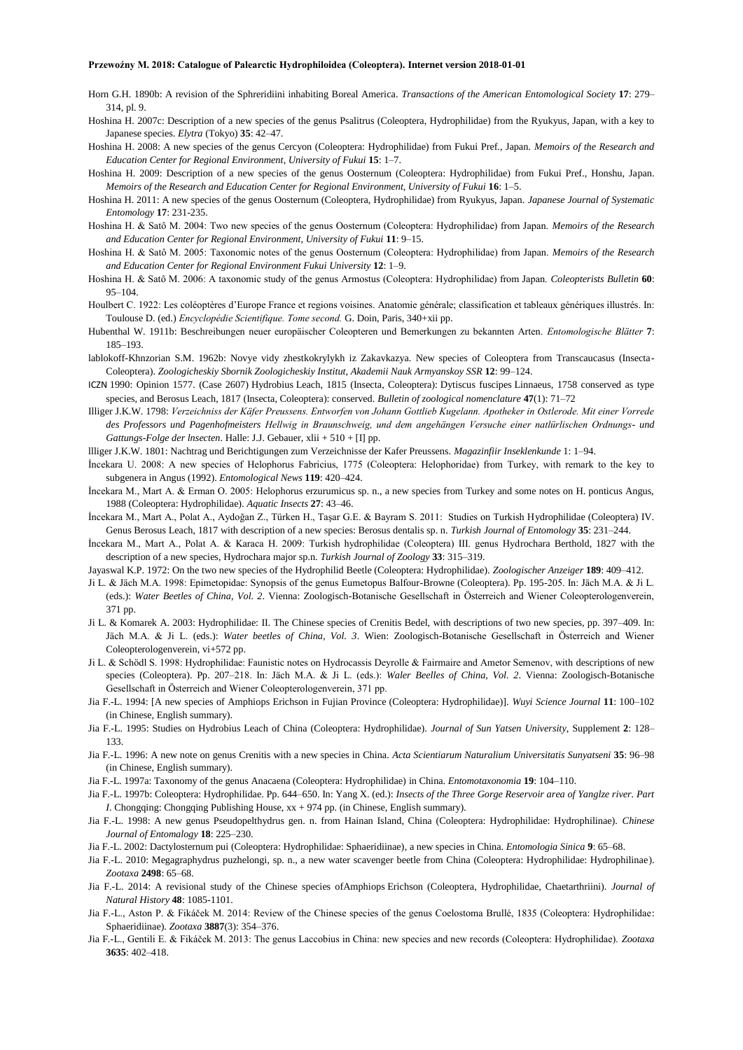Horn G.H. 1890b: A revision of the Sphreridiini inhabiting Boreal America. *Transactions of the American Entomological Society* **17**: 279–314, pl. 9.

Hoshina H. 2007c: Description of a new species of the genus Psalitrus (Coleoptera, Hydrophilidae) from the Ryukyus, Japan, with a key to Japanese species. *Elytra* (Tokyo) **35**: 42–47.

Hoshina H. 2008: A new species of the genus Cercyon (Coleoptera: Hydrophilidae) from Fukui Pref., Japan. *Memoirs of the Research and Education Center for Regional Environment, University of Fukui* **15**: 1–7.

Hoshina H. 2009: Description of a new species of the genus Oosternum (Coleoptera: Hydrophilidae) from Fukui Pref., Honshu, Japan. *Memoirs of the Research and Education Center for Regional Environment, University of Fukui* **16**: 1–5.

Hoshina H. 2011: A new species of the genus Oosternum (Coleoptera, Hydrophilidae) from Ryukyus, Japan. *Japanese Journal of Systematic Entomology* **17**: 231-235.

Hoshina H. & Satô M. 2004: Two new species of the genus Oosternum (Coleoptera: Hydrophilidae) from Japan. *Memoirs of the Research and Education Center for Regional Environment, University of Fukui* **11**: 9–15.

Hoshina H. & Satô M. 2005: Taxonomic notes of the genus Oosternum (Coleoptera: Hydrophilidae) from Japan. *Memoirs of the Research and Education Center for Regional Environment Fukui University* **12**: 1–9.

Hoshina H. & Satô M. 2006: A taxonomic study of the genus Armostus (Coleoptera: Hydrophilidae) from Japan. *Coleopterists Bulletin* **60**: 95–104.

Houlbert C. 1922: Les coléoptères d'Europe France et regions voisines. Anatomie générale; classification et tableaux génériques illustrés. In: Toulouse D. (ed.) *Encyclopédie Scientifique. Tome second.* G. Doin, Paris, 340+xii pp.

Hubenthal W. 1911b: Beschreibungen neuer europäischer Coleopteren und Bemerkungen zu bekannten Arten. *Entomologische Blätter* **7**: 185–193.

lablokoff-Khnzorian S.M. 1962b: Novye vidy zhestkokrylykh iz Zakavkazya. New species of Coleoptera from Transcaucasus (Insecta-Coleoptera). *Zoologicheskiy Sbornik Zoologicheskiy Institut, Akademii Nauk Armyanskoy SSR* **12**: 99–124.

ICZN 1990: Opinion 1577. (Case 2607) Hydrobius Leach, 1815 (Insecta, Coleoptera): Dytiscus fuscipes Linnaeus, 1758 conserved as type species, and Berosus Leach, 1817 (Insecta, Coleoptera): conserved. *Bulletin of zoological nomenclature* **47**(1): 71–72

Illiger J.K.W. 1798: *Verzeichniss der Käfer Preussens. Entworfen von Johann Gottlieb Kugelann. Apotheker in Ostlerode. Mit einer Vorrede des Professors und Pagenhofmeisters Hellwig in Braunschweig, und dem angehängen Versuche einer natlürlischen Ordnungs- und Gattungs-Folge der lnsecten*. Halle: J.J. Gebauer, xlii + 510 + [I] pp.

llliger J.K.W. 1801: Nachtrag und Berichtigungen zum Verzeichnisse der Kafer Preussens. *Magazinfiir Inseklenkunde* 1: 1–94.

İncekara U. 2008: A new species of Helophorus Fabricius, 1775 (Coleoptera: Helophoridae) from Turkey, with remark to the key to subgenera in Angus (1992). *Entomological News* **119**: 420–424.

İncekara M., Mart A. & Erman O. 2005: Helophorus erzurumicus sp. n., a new species from Turkey and some notes on H. ponticus Angus, 1988 (Coleoptera: Hydrophilidae). *Aquatic Insects* **27**: 43–46.

İncekara M., Mart A., Polat A., Aydoğan Z., Türken H., Taşar G.E. & Bayram S. 2011: Studies on Turkish Hydrophilidae (Coleoptera) IV. Genus Berosus Leach, 1817 with description of a new species: Berosus dentalis sp. n. *Turkish Journal of Entomology* **35**: 231–244.

İncekara M., Mart A., Polat A. & Karaca H. 2009: Turkish hydrophilidae (Coleoptera) III. genus Hydrochara Berthold, 1827 with the description of a new species, Hydrochara major sp.n. *Turkish Journal of Zoology* **33**: 315–319.

Jayaswal K.P. 1972: On the two new species of the Hydrophilid Beetle (Coleoptera: Hydrophilidae). *Zoologischer Anzeiger* **189**: 409–412.

Ji L. & Jäch M.A. 1998: Epimetopidae: Synopsis of the genus Eumetopus Balfour-Browne (Coleoptera). Pp. 195-205. In: Jäch M.A. & Ji L. (eds.): *Water Beetles of China, Vol. 2*. Vienna: Zoologisch-Botanische Gesellschaft in Österreich and Wiener Coleopterologenverein, 371 pp.

Ji L. & Komarek A. 2003: Hydrophilidae: II. The Chinese species of Crenitis Bedel, with descriptions of two new species, pp. 397–409. In: Jäch M.A. & Ji L. (eds.): *Water beetles of China, Vol. 3*. Wien: Zoologisch-Botanische Gesellschaft in Österreich and Wiener Coleopterologenverein, vi+572 pp.

Ji L. & Schödl S. 1998: Hydrophilidae: Faunistic notes on Hydrocassis Deyrolle & Fairmaire and Ametor Semenov, with descriptions of new species (Coleoptera). Pp. 207–218. In: Jäch M.A. & Ji L. (eds.): *Waler Beelles of China, Vol. 2*. Vienna: Zoologisch-Botanische Gesellschaft in Österreich and Wiener Coleopterologenverein, 371 pp.

Jia F.-L. 1994: [A new species of Amphiops Erichson in Fujian Province (Coleoptera: Hydrophilidae)]. *Wuyi Science Journal* **11**: 100–102 (in Chinese, English summary).

Jia F.-L. 1995: Studies on Hydrobius Leach of China (Coleoptera: Hydrophilidae). *Journal of Sun Yatsen University*, Supplement **2**: 128–133.

Jia F.-L. 1996: A new note on genus Crenitis with a new species in China. *Acta Scientiarum Naturalium Universitatis Sunyatseni* **35**: 96–98 (in Chinese, English summary).

Jia F.-L. 1997a: Taxonomy of the genus Anacaena (Coleoptera: Hydrophilidae) in China. *Entomotaxonomia* **19**: 104–110.

Jia F.-L. 1997b: Coleoptera: Hydrophilidae. Pp. 644–650. In: Yang X. (ed.): *Insects of the Three Gorge Reservoir area of Yanglze river. Part I*. Chongqing: Chongqing Publishing House, xx + 974 pp. (in Chinese, English summary).

Jia F.-L. 1998: A new genus Pseudopelthydrus gen. n. from Hainan Island, China (Coleoptera: Hydrophilidae: Hydrophilinae). *Chinese Journal of Entomology* **18**: 225–230.

Jia F.-L. 2002: Dactylosternum pui (Coleoptera: Hydrophilidae: Sphaeridiinae), a new species in China. *Entomologia Sinica* **9**: 65–68.

Jia F.-L. 2010: Megagraphydrus puzhelongi, sp. n., a new water scavenger beetle from China (Coleoptera: Hydrophilidae: Hydrophilinae). *Zootaxa* **2498**: 65–68.

Jia F.-L. 2014: A revisional study of the Chinese species ofAmphiops Erichson (Coleoptera, Hydrophilidae, Chaetarthriini). *Journal of Natural History* **48**: 1085-1101.

Jia F.-L., Aston P. & Fikáček M. 2014: Review of the Chinese species of the genus Coelostoma Brullé, 1835 (Coleoptera: Hydrophilidae: Sphaeridiinae). *Zootaxa* **3887**(3): 354–376.

Jia F.-L., Gentili E. & Fikáček M. 2013: The genus Laccobius in China: new species and new records (Coleoptera: Hydrophilidae). *Zootaxa* **3635**: 402–418.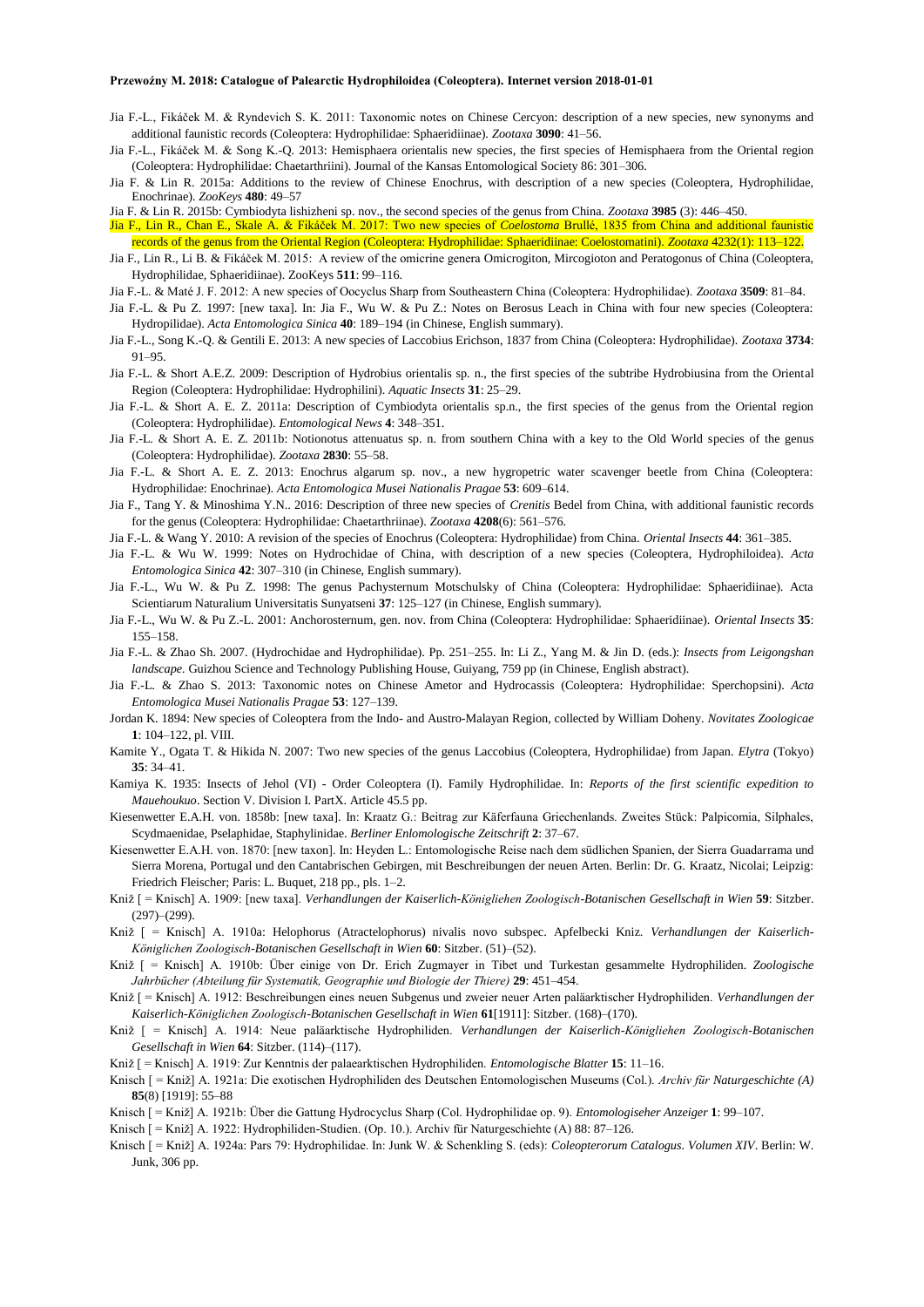Jia F.-L., Fikáček M. & Ryndevich S. K. 2011: Taxonomic notes on Chinese Cercyon: description of a new species, new synonyms and additional faunistic records (Coleoptera: Hydrophilidae: Sphaeridiinae). *Zootaxa* **3090**: 41–56.

Jia F.-L., Fikáček M. & Song K.-Q. 2013: Hemisphaera orientalis new species, the first species of Hemisphaera from the Oriental region (Coleoptera: Hydrophilidae: Chaetarthriini). Journal of the Kansas Entomological Society 86: 301–306.

Jia F. & Lin R. 2015a: Additions to the review of Chinese Enochrus, with description of a new species (Coleoptera, Hydrophilidae, Enochrinae). *ZooKeys* **480**: 49–57

Jia F. & Lin R. 2015b: Cymbiodyta lishizheni sp. nov., the second species of the genus from China. *Zootaxa* **3985** (3): 446–450.

Jia F., Lin R., Chan E., Skale A. & Fikáček M. 2017: Two new species of *Coelostoma* Brullé, 1835 from China and additional faunistic records of the genus from the Oriental Region (Coleoptera: Hydrophilidae: Sphaeridiinae: Coelostomatini). *Zootaxa* 4232(1): 113–122.

Jia F., Lin R., Li B. & Fikáček M. 2015: A review of the omicrine genera Omicrogiton, Mircogioton and Peratogonus of China (Coleoptera, Hydrophilidae, Sphaeridiinae). ZooKeys **511**: 99–116.

Jia F.-L. & Maté J. F. 2012: A new species of Oocyclus Sharp from Southeastern China (Coleoptera: Hydrophilidae). *Zootaxa* **3509**: 81–84.

Jia F.-L. & Pu Z. 1997: [new taxa]. In: Jia F., Wu W. & Pu Z.: Notes on Berosus Leach in China with four new species (Coleoptera: Hydropilidae). *Acta Entomologica Sinica* **40**: 189–194 (in Chinese, English summary).

Jia F.-L., Song K.-Q. & Gentili E. 2013: A new species of Laccobius Erichson, 1837 from China (Coleoptera: Hydrophilidae). *Zootaxa* **3734**: 91–95.

Jia F.-L. & Short A.E.Z. 2009: Description of Hydrobius orientalis sp. n., the first species of the subtribe Hydrobiusina from the Oriental Region (Coleoptera: Hydrophilidae: Hydrophilini). *Aquatic Insects* **31**: 25–29.

Jia F.-L. & Short A. E. Z. 2011a: Description of Cymbiodyta orientalis sp.n., the first species of the genus from the Oriental region (Coleoptera: Hydrophilidae). *Entomological News* **4**: 348–351.

Jia F.-L. & Short A. E. Z. 2011b: Notionotus attenuatus sp. n. from southern China with a key to the Old World species of the genus (Coleoptera: Hydrophilidae). *Zootaxa* **2830**: 55–58.

Jia F.-L. & Short A. E. Z. 2013: Enochrus algarum sp. nov., a new hygropetric water scavenger beetle from China (Coleoptera: Hydrophilidae: Enochrinae). *Acta Entomologica Musei Nationalis Pragae* **53**: 609–614.

Jia F., Tang Y. & Minoshima Y.N.. 2016: Description of three new species of *Crenitis* Bedel from China, with additional faunistic records for the genus (Coleoptera: Hydrophilidae: Chaetarthriinae). *Zootaxa* **4208**(6): 561–576.

Jia F.-L. & Wang Y. 2010: A revision of the species of Enochrus (Coleoptera: Hydrophilidae) from China. *Oriental Insects* **44**: 361–385.

Jia F.-L. & Wu W. 1999: Notes on Hydrochidae of China, with description of a new species (Coleoptera, Hydrophiloidea). *Acta Entomologica Sinica* **42**: 307–310 (in Chinese, English summary).

Jia F.-L., Wu W. & Pu Z. 1998: The genus Pachysternum Motschulsky of China (Coleoptera: Hydrophilidae: Sphaeridiinae). Acta Scientiarum Naturalium Universitatis Sunyatseni **37**: 125–127 (in Chinese, English summary).

Jia F.-L., Wu W. & Pu Z.-L. 2001: Anchorosternum, gen. nov. from China (Coleoptera: Hydrophilidae: Sphaeridiinae). *Oriental Insects* **35**: 155–158.

Jia F.-L. & Zhao Sh. 2007. (Hydrochidae and Hydrophilidae). Pp. 251–255. In: Li Z., Yang M. & Jin D. (eds.): *Insects from Leigongshan landscape*. Guizhou Science and Technology Publishing House, Guiyang, 759 pp (in Chinese, English abstract).

Jia F.-L. & Zhao S. 2013: Taxonomic notes on Chinese Ametor and Hydrocassis (Coleoptera: Hydrophilidae: Sperchopsini). *Acta Entomologica Musei Nationalis Pragae* **53**: 127–139.

Jordan K. 1894: New species of Coleoptera from the Indo- and Austro-Malayan Region, collected by William Doheny. *Novitates Zoologicae* **1**: 104–122, pl. VIII.

Kamite Y., Ogata T. & Hikida N. 2007: Two new species of the genus Laccobius (Coleoptera, Hydrophilidae) from Japan. *Elytra* (Tokyo) **35**: 34–41.

Kamiya K. 1935: Insects of Jehol (VI) - Order Coleoptera (I). Family Hydrophilidae. In: *Reports of the first scientific expedition to Mauehoukuo*. Section V. Division I. PartX. Article 45.5 pp.

Kiesenwetter E.A.H. von. 1858b: [new taxa]. In: Kraatz G.: Beitrag zur Käferfauna Griechenlands. Zweites Stück: Palpicomia, Silphales, Scydmaenidae, Pselaphidae, Staphylinidae. *Berliner Enlomologische Zeitschrift* **2**: 37–67.

Kiesenwetter E.A.H. von. 1870: [new taxon]. In: Heyden L.: Entomologische Reise nach dem südlichen Spanien, der Sierra Guadarrama und Sierra Morena, Portugal und den Cantabrischen Gebirgen, mit Beschreibungen der neuen Arten. Berlin: Dr. G. Kraatz, Nicolai; Leipzig: Friedrich Fleischer; Paris: L. Buquet, 218 pp., pls. 1–2.

Kniž [ = Knisch] A. 1909: [new taxa]. *Verhandlungen der Kaiserlich-Königliehen Zoologisch-Botanischen Gesellschaft in Wien* **59**: Sitzber. (297)–(299).

Kniž [ = Knisch] A. 1910a: Helophorus (Atractelophorus) nivalis novo subspec. Apfelbecki Kniz. *Verhandlungen der Kaiserlich-Königlichen Zoologisch-Botanischen Gesellschaft in Wien* **60**: Sitzber. (51)–(52).

Kniž [ = Knisch] A. 1910b: Über einige von Dr. Erich Zugmayer in Tibet und Turkestan gesammelte Hydrophiliden. *Zoologische Jahrbücher (Abteilung für Systematik, Geographie und Biologie der Thiere)* **29**: 451–454.

Kniž [ = Knisch] A. 1912: Beschreibungen eines neuen Subgenus und zweier neuer Arten paläarktischer Hydrophiliden. *Verhandlungen der Kaiserlich-Königlichen Zoologisch-Botanischen Gesellschaft in Wien* **61**[1911]: Sitzber. (168)–(170).

Kniž [ = Knisch] A. 1914: Neue paläarktische Hydrophiliden. *Verhandlungen der Kaiserlich-Königliehen Zoologisch-Botanischen Gesellschaft in Wien* **64**: Sitzber. (114)–(117).

Kniž [ = Knisch] A. 1919: Zur Kenntnis der palaearktischen Hydrophiliden. *Entomologische Blatter* **15**: 11–16.

Knisch [ = Kniž] A. 1921a: Die exotischen Hydrophiliden des Deutschen Entomologischen Museums (Col.). *Archiv für Naturgeschichte (A)* **85**(8) [1919]: 55–88

Knisch [ = Kniž] A. 1921b: Über die Gattung Hydrocyclus Sharp (Col. Hydrophilidae op. 9). *Entomologiseher Anzeiger* **1**: 99–107.

Knisch [ = Kniž] A. 1922: Hydrophiliden-Studien. (Op. 10.). Archiv für Naturgeschichte (A) 88: 87–126.

Knisch [ = Kniž] A. 1924a: Pars 79: Hydrophilidae. In: Junk W. & Schenkling S. (eds): *Coleopterorum Catalogus. Volumen XIV*. Berlin: W. Junk, 306 pp.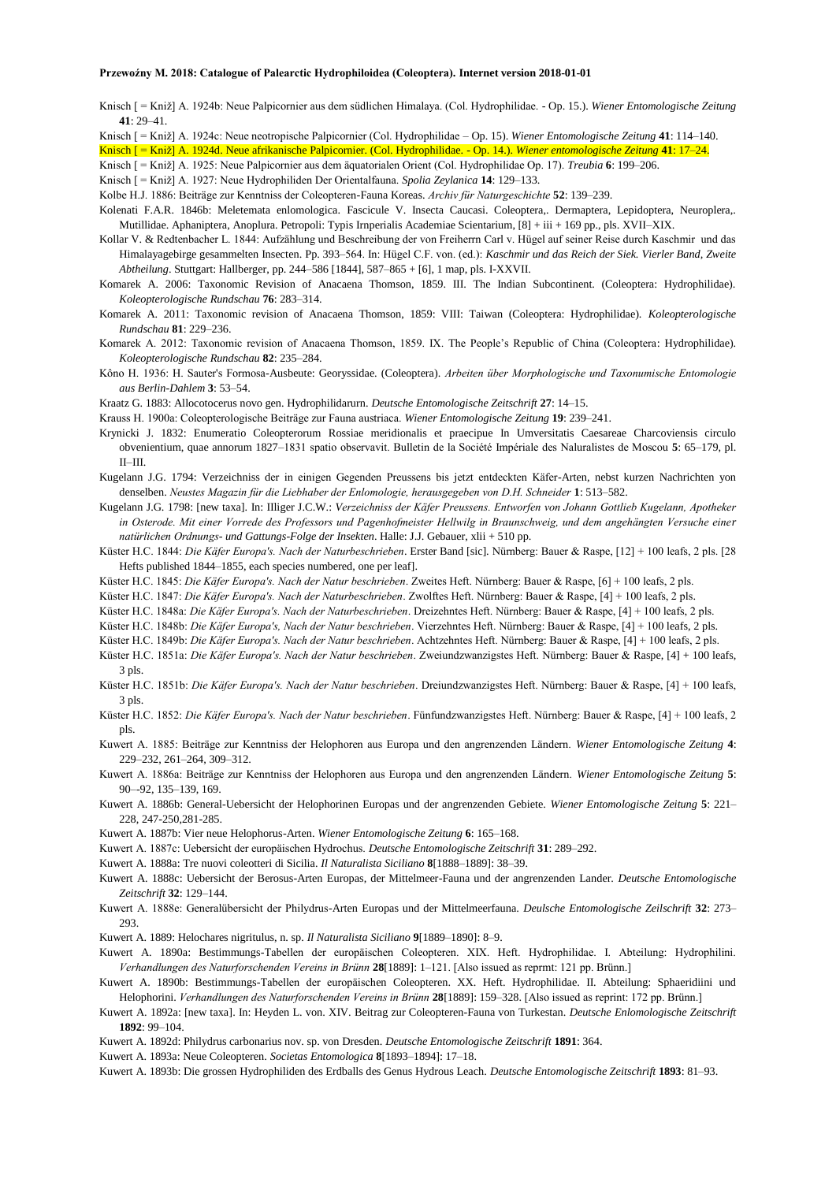Knisch [ = Kniž] A. 1924b: Neue Palpicornier aus dem südlichen Himalaya. (Col. Hydrophilidae. - Op. 15.). *Wiener Entomologische Zeitung* **41**: 29–41.

Knisch [ = Kniž] A. 1924c: Neue neotropische Palpicornier (Col. Hydrophilidae – Op. 15). *Wiener Entomologische Zeitung* **41**: 114–140.

Knisch [ = Kniž] A. 1924d. Neue afrikanische Palpicornier. (Col. Hydrophilidae. - Op. 14.). *Wiener entomologische Zeitung* **41**: 17–24.

Knisch [ = Kniž] A. 1925: Neue Palpicornier aus dem äquatorialen Orient (Col. Hydrophilidae Op. 17). *Treubia* **6**: 199–206.

Knisch [ = Kniž] A. 1927: Neue Hydrophiliden Der Orientalfauna. *Spolia Zeylanica* **14**: 129–133.

Kolbe H.J. 1886: Beiträge zur Kenntniss der Coleopteren-Fauna Koreas. *Archiv für Naturgeschichte* **52**: 139–239.

Kolenati F.A.R. 1846b: Meletemata enlomologica. Fascicule V. Insecta Caucasi. Coleoptera,. Dermaptera, Lepidoptera, Neuroplera,. Mutillidae. Aphaniptera, Anoplura. Petropoli: Typis Irnperialis Academiae Scientarium, [8] + iii + 169 pp., pls. XVII–XIX.

Kollar V. & Redtenbacher L. 1844: Aufzählung und Beschreibung der von Freiherrn Carl v. Hügel auf seiner Reise durch Kaschmir und das Himalayagebirge gesammelten Insecten. Pp. 393–564. In: Hügel C.F. von. (ed.): *Kaschmir und das Reich der Siek. Vierler Band, Zweite Abtheilung*. Stuttgart: Hallberger, pp. 244–586 [1844], 587–865 + [6], 1 map, pls. I-XXVII.

Komarek A. 2006: Taxonomic Revision of Anacaena Thomson, 1859. III. The Indian Subcontinent. (Coleoptera: Hydrophilidae). *Koleopterologische Rundschau* **76**: 283–314.

Komarek A. 2011: Taxonomic revision of Anacaena Thomson, 1859: VIII: Taiwan (Coleoptera: Hydrophilidae). *Koleopterologische Rundschau* **81**: 229–236.

Komarek A. 2012: Taxonomic revision of Anacaena Thomson, 1859. IX. The People's Republic of China (Coleoptera: Hydrophilidae). *Koleopterologische Rundschau* **82**: 235–284.

Kôno H. 1936: H. Sauter's Formosa-Ausbeute: Georyssidae. (Coleoptera). *Arbeiten über Morphologische und Taxonumische Entomologie aus Berlin-Dahlem* **3**: 53–54.

Kraatz G. 1883: Allocotocerus novo gen. Hydrophilidarum. *Deutsche Entomologische Zeitschrift* **27**: 14–15.

Krauss H. 1900a: Coleopterologische Beiträge zur Fauna austriaca. *Wiener Entomologische Zeitung* **19**: 239–241.

Krynicki J. 1832: Enumeratio Coleopterorum Rossiae meridionalis et praecipue In Umversitatis Caesareae Charcoviensis circulo obvenientium, quae annorum 1827–1831 spatio observavit. Bulletin de la Société Impériale des Naluralistes de Moscou **5**: 65–179, pl. II–III.

Kugelann J.G. 1794: Verzeichniss der in einigen Gegenden Preussens bis jetzt entdeckten Käfer-Arten, nebst kurzen Nachrichten von denselben. *Neustes Magazin für die Liebhaber der Enlomologie, herausgegeben von D.H. Schneider* **1**: 513–582.

Kugelann J.G. 1798: [new taxa]. In: Illiger J.C.W.: *Verzeichniss der Käfer Preussens. Entworfen von Johann Gottlieb Kugelann, Apotheker in Osterode. Mit einer Vorrede des Professors und Pagenhofmeister Hellwilg in Braunschweig, und dem angehängten Versuche einer natürlichen Ordnungs- und Gattungs-Folge der Insekten*. Halle: J.J. Gebauer, xlii + 510 pp.

Küster H.C. 1844: *Die Käfer Europa's. Nach der Naturbeschrieben*. Erster Band [sic]. Nürnberg: Bauer & Raspe, [12] + 100 leafs, 2 pls. [28 Hefts published 1844–1855, each species numbered, one per leaf].

Küster H.C. 1845: *Die Käfer Europa's. Nach der Natur beschrieben*. Zweites Heft. Nürnberg: Bauer & Raspe, [6] + 100 leafs, 2 pls.

Küster H.C. 1847: *Die Käfer Europa's. Nach der Naturbeschrieben*. Zwolftes Heft. Nürnberg: Bauer & Raspe, [4] + 100 leafs, 2 pls.

Küster H.C. 1848a: *Die Käfer Europa's. Nach der Naturbeschrieben*. Dreizehntes Heft. Nürnberg: Bauer & Raspe, [4] + 100 leafs, 2 pls.

Küster H.C. 1848b: *Die Käfer Europa's, Nach der Natur beschrieben*. Vierzehntes Heft. Nürnberg: Bauer & Raspe, [4] + 100 leafs, 2 pls.

Küster H.C. 1849b: *Die Käfer Europa's. Nach der Natur beschrieben*. Achtzehntes Heft. Nürnberg: Bauer & Raspe, [4] + 100 leafs, 2 pls.

Küster H.C. 1851a: *Die Käfer Europa's. Nach der Natur beschrieben*. Zweiundzwanzigstes Heft. Nürnberg: Bauer & Raspe, [4] + 100 leafs, 3 pls.

Küster H.C. 1851b: *Die Käfer Europa's. Nach der Natur beschrieben*. Dreiundzwanzigstes Heft. Nürnberg: Bauer & Raspe, [4] + 100 leafs, 3 pls.

Küster H.C. 1852: *Die Käfer Europa's. Nach der Natur beschrieben*. Fünfundzwanzigstes Heft. Nürnberg: Bauer & Raspe, [4] + 100 leafs, 2 pls.

Kuwert A. 1885: Beiträge zur Kenntniss der Helophoren aus Europa und den angrenzenden Ländern. *Wiener Entomologische Zeitung* **4**: 229–232, 261–264, 309–312.

Kuwert A. 1886a: Beiträge zur Kenntniss der Helophoren aus Europa und den angrenzenden Ländern. *Wiener Entomologische Zeitung* **5**: 90–-92, 135–139, 169.

Kuwert A. 1886b: General-Uebersicht der Helophorinen Europas und der angrenzenden Gebiete. *Wiener Entomologische Zeitung* **5**: 221–228, 247-250,281-285.

Kuwert A. 1887b: Vier neue Helophorus-Arten. *Wiener Entomologische Zeitung* **6**: 165–168.

Kuwert A. 1887c: Uebersicht der europäischen Hydrochus. *Deutsche Entomologische Zeitschrift* **31**: 289–292.

Kuwert A. 1888a: Tre nuovi coleotteri di Sicilia. *Il Naturalista Siciliano* **8**[1888–1889]: 38–39.

Kuwert A. 1888c: Uebersicht der Berosus-Arten Europas, der Mittelmeer-Fauna und der angrenzenden Lander. *Deutsche Entomologische Zeitschrift* **32**: 129–144.

Kuwert A. 1888e: Generalübersicht der Philydrus-Arten Europas und der Mittelmeerfauna. *Deulsche Entomologische Zeilschrift* **32**: 273–293.

Kuwert A. 1889: Helochares nigritulus, n. sp. *Il Naturalista Siciliano* **9**[1889–1890]: 8–9.

Kuwert A. 1890a: Bestimmungs-Tabellen der europäischen Coleopteren. XIX. Heft. Hydrophilidae. I. Abteilung: Hydrophilini. *Verhandlungen des Naturforschenden Vereins in Brünn* **28**[1889]: 1–121. [Also issued as reprmt: 121 pp. Brünn.]

Kuwert A. 1890b: Bestimmungs-Tabellen der europäischen Coleopteren. XX. Heft. Hydrophilidae. II. Abteilung: Sphaeridiini und Helophorini. *Verhandlungen des Naturforschenden Vereins in Brünn* **28**[1889]: 159–328. [Also issued as reprint: 172 pp. Brünn.]

Kuwert A. 1892a: [new taxa]. In: Heyden L. von. XIV. Beitrag zur Coleopteren-Fauna von Turkestan. *Deutsche Enlomologische Zeitschrift* **1892**: 99–104.

Kuwert A. 1892d: Philydrus carbonarius nov. sp. von Dresden. *Deutsche Entomologische Zeitschrift* **1891**: 364.

Kuwert A. 1893a: Neue Coleopteren. *Societas Entomologica* **8**[1893–1894]: 17–18.

Kuwert A. 1893b: Die grossen Hydrophiliden des Erdballs des Genus Hydrous Leach. *Deutsche Entomologische Zeitschrift* **1893**: 81–93.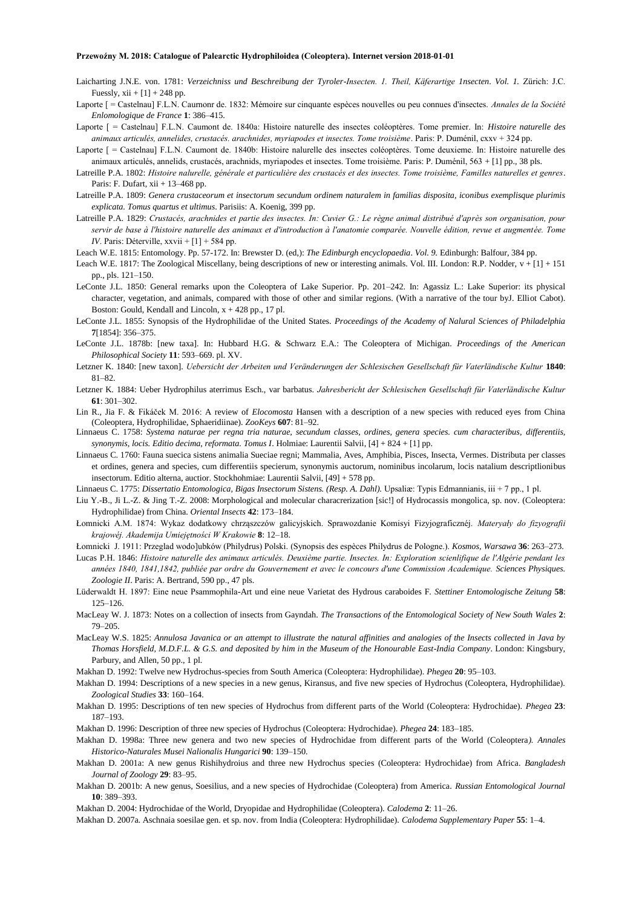Laicharting J.N.E. von. 1781: *Verzeichniss und Beschreibung der Tyroler-Insecten. 1. Theil, Käferartige 1nsecten. Vol. 1.* Zürich: J.C. Fuessly, xii + [1] + 248 pp.

Laporte [ = Castelnau] F.L.N. Caumonr de. 1832: Mémoire sur cinquante espèces nouvelles ou peu connues d'insectes. *Annales de la Société Enlomologique de France* **1**: 386–415.

Laporte [ = Castelnau] F.L.N. Caumont de. 1840a: Histoire naturelle des insectes coléoptères. Tome premier. In: *Histoire naturelle des animaux articulés, annelides, crustacés. arachnides, myriapodes et insectes. Tome troisième*. Paris: P. Duménil, cxxv + 324 pp.

Laporte [ = Castelnau] F.L.N. Caumont de. 1840b: Histoire nalurelle des insectes coléoptères. Tome deuxieme. In: Histoire naturelle des animaux articulés, annelids, crustacés, arachnids, myriapodes et insectes. Tome troisième. Paris: P. Duménil, 563 + [1] pp., 38 pls.

Latreille P.A. 1802: *Histoire nalurelle, générale et particulière des crustacés et des insectes. Tome troisième, Familles naturelles et genres*. Paris: F. Dufart, xii + 13–468 pp.

Latreille P.A. 1809: *Genera crustaceorum et insectorum secundum ordinem naturalem in familias disposita, iconibus exemplisque plurimis explicata. Tomus quartus et ultimus*. Parisiis: A. Koenig, 399 pp.

Latreille P.A. 1829: *Crustacés, arachnides et partie des insectes. In: Cuvier G.: Le règne animal distribué d'après son organisation, pour servir de base à l'histoire naturelle des animaux et d'introduction à l'anatomie comparée. Nouvelle édition, revue et augmentée. Tome IV*. Paris: Déterville, xxvii + [1] + 584 pp.

Leach W.E. 1815: Entomology. Pp. 57-172. In: Brewster D. (ed,): *The Edinburgh encyclopaedia*. *Vol. 9.* Edinburgh: Balfour, 384 pp.

Leach W.E. 1817: The Zoological Miscellany, being descriptions of new or interesting animals. Vol. III. London: R.P. Nodder, v + [1] + 151 pp., pls. 121–150.

LeConte J.L. 1850: General remarks upon the Coleoptera of Lake Superior. Pp. 201–242. In: Agassiz L.: Lake Superior: its physical character, vegetation, and animals, compared with those of other and similar regions. (With a narrative of the tour byJ. Elliot Cabot). Boston: Gould, Kendall and Lincoln, x + 428 pp., 17 pl.

LeConte J.L. 1855: Synopsis of the Hydrophilidae of the United States. *Proceedings of the Academy of Nalural Sciences of Philadelphia* **7**[1854]: 356–375.

LeConte J.L. 1878b: [new taxa]. In: Hubbard H.G. & Schwarz E.A.: The Coleoptera of Michigan. *Proceedings of the American Philosophical Society* **11**: 593–669. pl. XV.

Letzner K. 1840: [new taxon]. *Uebersicht der Arbeiten und Veränderungen der Schlesischen Gesellschaft für Vaterländische Kultur* **1840**: 81–82.

Letzner K. 1884: Ueber Hydrophilus aterrimus Esch., var barbatus. *Jahresbericht der Schlesischen Gesellschaft für Vaterländische Kultur* **61**: 301–302.

Lin R., Jia F. & Fikáček M. 2016: A review of *Elocomosta* Hansen with a description of a new species with reduced eyes from China (Coleoptera, Hydrophilidae, Sphaeridiinae). *ZooKeys* **607**: 81–92.

Linnaeus C. 1758: *Systema naturae per regna tria naturae, secundum classes, ordines, genera species. cum characteribus, differentiis, synonymis, locis. Editio decima, reformata. Tomus I*. Holmiae: Laurentii Salvii, [4] + 824 + [1] pp.

Linnaeus C. 1760: Fauna suecica sistens animalia Sueciae regni; Mammalia, Aves, Amphibia, Pisces, Insecta, Vermes. Distributa per classes et ordines, genera and species, cum differentiis specierum, synonymis auctorum, nominibus incolarum, locis natalium descriptlionibus insectorum. Editio alterna, auctior. Stockhohmiae: Laurentii Salvii, [49] + 578 pp.

Linnaeus C. 1775: *Dissertatio Entomologica, Bigas Insectorum Sistens. (Resp. A. Dahl).* Upsaliæ: Typis Edmannianis, iii + 7 pp., 1 pl.

Liu Y.-B., Ji L.-Z. & Jing T.-Z. 2008: Morphological and molecular characrerization [sic!] of Hydrocassis mongolica, sp. nov. (Coleoptera: Hydrophilidae) from China. *Oriental Insects* **42**: 173–184.

Łomnicki A.M. 1874: Wykaz dodatkowy chrząszczów galicyjskich. Sprawozdanie Komisyi Fizyjograficznéj. *Materyały do fizyografii krajowéj. Akademija Umiejętności W Krakowie* **8**: 12–18.

Łomnicki J. 1911: Przeglad wodo]ubków (Philydrus) Polski. (Synopsis des espèces Philydrus de Pologne.). *Kosmos, Warsawa* **36**: 263–273.

Lucas P.H. 1846: *Histoire naturelle des animaux articulés. Deuxième partie. Insectes. In: Exploration scienlifique de l'Algérie pendant les années 1840, 1841,1842, publiée par ordre du Gouvernement et avec le concours d'une Commission Academique. Sciences Physiques. Zoologie II*. Paris: A. Bertrand, 590 pp., 47 pls.

Lüderwaldt H. 1897: Eine neue Psammophila-Art und eine neue Varietat des Hydrous caraboides F. *Stettiner Entomologische Zeitung* **58**: 125–126.

MacLeay W. J. 1873: Notes on a collection of insects from Gayndah. *The Transactions of the Entomological Society of New South Wales* **2**: 79–205.

MacLeay W.S. 1825: *Annulosa Javanica or an attempt to illustrate the natural affinities and analogies of the Insects collected in Java by Thomas Horsfield, M.D.F.L. & G.S. and deposited by him in the Museum of the Honourable East-India Company*. London: Kingsbury, Parbury, and Allen, 50 pp., 1 pl.

Makhan D. 1992: Twelve new Hydrochus-species from South America (Coleoptera: Hydrophilidae). *Phegea* **20**: 95–103.

Makhan D. 1994: Descriptions of a new species in a new genus, Kiransus, and five new species of Hydrochus (Coleoptera, Hydrophilidae). *Zoological Studies* **33**: 160–164.

Makhan D. 1995: Descriptions of ten new species of Hydrochus from different parts of the World (Coleoptera: Hydrochidae). *Phegea* **23**: 187–193.

Makhan D. 1996: Description of three new species of Hydrochus (Coleoptera: Hydrochidae). *Phegea* **24**: 183–185.

Makhan D. 1998a: Three new genera and two new species of Hydrochidae from different parts of the World (Coleoptera*). Annales Historico-Naturales Musei Nalionalis Hungarici* **90**: 139–150.

Makhan D. 2001a: A new genus Rishihydroius and three new Hydrochus species (Coleoptera: Hydrochidae) from Africa. *Bangladesh Journal of Zoology* **29**: 83–95.

Makhan D. 2001b: A new genus, Soesilius, and a new species of Hydrochidae (Coleoptera) from America. *Russian Entomological Journal* **10**: 389–393.

Makhan D. 2004: Hydrochidae of the World, Dryopidae and Hydrophilidae (Coleoptera)*. Calodema* **2**: 11–26.

Makhan D. 2007a. Aschnaia soesilae gen. et sp. nov. from India (Coleoptera: Hydrophilidae). *Calodema Supplementary Paper* **55**: 1–4.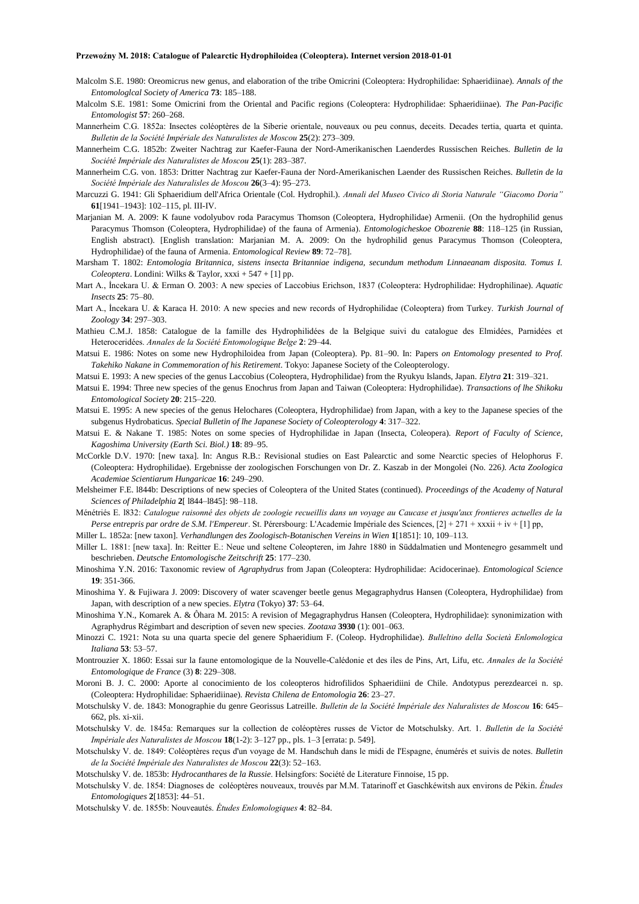Malcolm S.E. 1980: Oreomicrus new genus, and elaboration of the tribe Omicrini (Coleoptera: Hydrophilidae: Sphaeridiinae). *Annals of the Entomologlcal Society of America* **73**: 185–188.

Malcolm S.E. 1981: Some Omicrini from the Oriental and Pacific regions (Coleoptera: Hydrophilidae: Sphaeridiinae). *The Pan-Pacific Entomologist* **57**: 260–268.

Mannerheim C.G. 1852a: Insectes coléoptères de la Siberie orientale, nouveaux ou peu connus, deceits. Decades tertia, quarta et quinta. *Bulletin de la Société Impériale des Naturalistes de Moscou* **25**(2): 273–309.

Mannerheim C.G. 1852b: Zweiter Nachtrag zur Kaefer-Fauna der Nord-Amerikanischen Laenderdes Russischen Reiches. *Bulletin de la Société Impériale des Naturalistes de Moscou* **25**(1): 283–387.

Mannerheim C.G. von. 1853: Dritter Nachtrag zur Kaefer-Fauna der Nord-Amerikanischen Laender des Russischen Reiches. *Bulletin de la Société Impériale des Naturalisles de Moscou* **26**(3–4): 95–273.

Marcuzzi G. 1941: Gli Sphaeridium dell'Africa Orientale (Col. Hydrophil.). *Annali del Museo Civico di Storia Naturale "Giacomo Doria"* **61**[1941–1943]: 102–115, pl. III-IV.

Marjanian M. A. 2009: K faune vodolyubov roda Paracymus Thomson (Coleoptera, Hydrophilidae) Armenii. (On the hydrophilid genus Paracymus Thomson (Coleoptera, Hydrophilidae) of the fauna of Armenia). *Entomologicheskoe Obozrenie* **88**: 118–125 (in Russian, English abstract). [English translation: Marjanian M. A. 2009: On the hydrophilid genus Paracymus Thomson (Coleoptera, Hydrophilidae) of the fauna of Armenia. *Entomological Review* **89**: 72–78].

Marsham T. 1802: *Entomologia Britannica, sistens insecta Britanniae indigena, secundum methodum Linnaeanam disposita. Tomus I. Coleoptera*. Londini: Wilks & Taylor, xxxi + 547 + [1] pp.

Mart A., İncekara U. & Erman O. 2003: A new species of Laccobius Erichson, 1837 (Coleoptera: Hydrophilidae: Hydrophilinae). *Aquatic Insects* **25**: 75–80.

Mart A., İncekara U. & Karaca H. 2010: A new species and new records of Hydrophilidae (Coleoptera) from Turkey. *Turkish Journal of Zoology* **34**: 297–303.

Mathieu C.M.J. 1858: Catalogue de la famille des Hydrophilidées de la Belgique suivi du catalogue des Elmidées, Parnidées et Heteroceridées. *Annales de la Société Entomologique Belge* **2**: 29–44.

Matsui E. 1986: Notes on some new Hydrophiloidea from Japan (Coleoptera). Pp. 81–90. In: Papers *on Entomology presented to Prof. Takehiko Nakane in Commemoration of his Retirement*. Tokyo: Japanese Society of the Coleopterology.

Matsui E. 1993: A new species of the genus Laccobius (Coleoptera, Hydrophilidae) from the Ryukyu Islands, Japan. *Elytra* **21**: 319–321.

Matsui E. 1994: Three new species of the genus Enochrus from Japan and Taiwan (Coleoptera: Hydrophilidae). *Transactions of lhe Shikoku Entomological Society* **20**: 215–220.

Matsui E. 1995: A new species of the genus Helochares (Coleoptera, Hydrophilidae) from Japan, with a key to the Japanese species of the subgenus Hydrobaticus. *Special Bulletin of lhe Japanese Society of Coleopterology* **4**: 317–322.

Matsui E. & Nakane T. 1985: Notes on some species of Hydrophilidae in Japan (Insecta, Coleopera). *Report of Faculty of Science, Kagoshima University (Earth Sci. Biol.)* **18**: 89–95.

McCorkle D.V. 1970: [new taxa]. In: Angus R.B.: Revisional studies on East Palearctic and some Nearctic species of Helophorus F. (Coleoptera: Hydrophilidae). Ergebnisse der zoologischen Forschungen von Dr. Z. Kaszab in der Mongolei (No. 226*). Acta Zoologica Academiae Scientiarum Hungaricae* **16**: 249–290.

Melsheimer F.E. l844b: Descriptions of new species of Coleoptera of the United States (continued). *Proceedings of the Academy of Natural Sciences of Philadelphia* **2**[ l844–l845]: 98–118.

Ménétriés E. l832: *Catalogue raisonné des objets de zoologie recueillis dans un voyage au Caucase et jusqu'aux frontieres actuelles de la Perse entrepris par ordre de S.M. l'Empereur*. St. Pérersbourg: L'Academie Impériale des Sciences, [2] + 271 + xxxii + iv + [1] pp,

Miller L. 1852a: [new taxon]. *Verhandlungen des Zoologisch-Botanischen Vereins in Wien* **1**[1851]: 10, 109–113.

Miller L. 1881: [new taxa]. In: Reitter E.: Neue und seltene Coleopteren, im Jahre 1880 in Süddalmatien und Montenegro gesammelt und beschrieben. *Deutsche Entomologische Zeitschrift* **25**: 177–230.

Minoshima Y.N. 2016: Taxonomic review of *Agraphydrus* from Japan (Coleoptera: Hydrophilidae: Acidocerinae). *Entomological Science* **19**: 351-366.

Minoshima Y. & Fujiwara J. 2009: Discovery of water scavenger beetle genus Megagraphydrus Hansen (Coleoptera, Hydrophilidae) from Japan, with description of a new species. *Elytra* (Tokyo) **37**: 53–64.

Minoshima Y.N., Komarek A. & Ôhara M. 2015: A revision of Megagraphydrus Hansen (Coleoptera, Hydrophilidae): synonimization with Agraphydrus Régimbart and description of seven new species. *Zootaxa* **3930** (1): 001–063.

Minozzi C. 1921: Nota su una quarta specie del genere Sphaeridium F. (Coleop. Hydrophilidae). *Bulleltino della Società Enlomologica Italiana* **53**: 53–57.

Montrouzier X. 1860: Essai sur la faune entomologique de la Nouvelle-Calédonie et des íles de Pins, Art, Lifu, etc. *Annales de la Société Entomologique de France* (3) **8**: 229–308.

Moroni B. J. C. 2000: Aporte al conocimiento de los coleopteros hidrofilidos Sphaeridiini de Chile. Andotypus perezdearcei n. sp. (Coleoptera: Hydrophilidae: Sphaeridiinae). *Revista Chilena de Entomologia* **26**: 23–27.

Motschulsky V. de. 1843: Monographie du genre Georissus Latreille. *Bulletin de la Société Impériale des Naluralistes de Moscou* **16**: 645–662, pls. xi-xii.

Motschulsky V. de. 1845a: Remarques sur la collection de coléoptères russes de Victor de Motschulsky. Art. 1. *Bulletin de la Société Impériale des Naturalistes de Moscou* **18**(1-2): 3–127 pp., pls. 1–3 [errata: p. 549].

Motschulsky V. de. 1849: Coléoptères reçus d'un voyage de M. Handschuh dans le midi de l'Espagne, énumérés et suivis de notes. *Bulletin de la Société Impériale des Naturalistes de Moscou* **22**(3): 52–163.

Motschulsky V. de. 1853b: *Hydrocanthares de la Russie*. Helsingfors: Société de Literature Finnoise, 15 pp.

Motschulsky V. de. 1854: Diagnoses de coléoptères nouveaux, trouvés par M.M. Tatarinoff et Gaschkéwitsh aux environs de Pékin. *Études Entomologiques* **2**[1853]: 44–51.

Motschulsky V. de. 1855b: Nouveautés. *Études Enlomologiques* **4**: 82–84.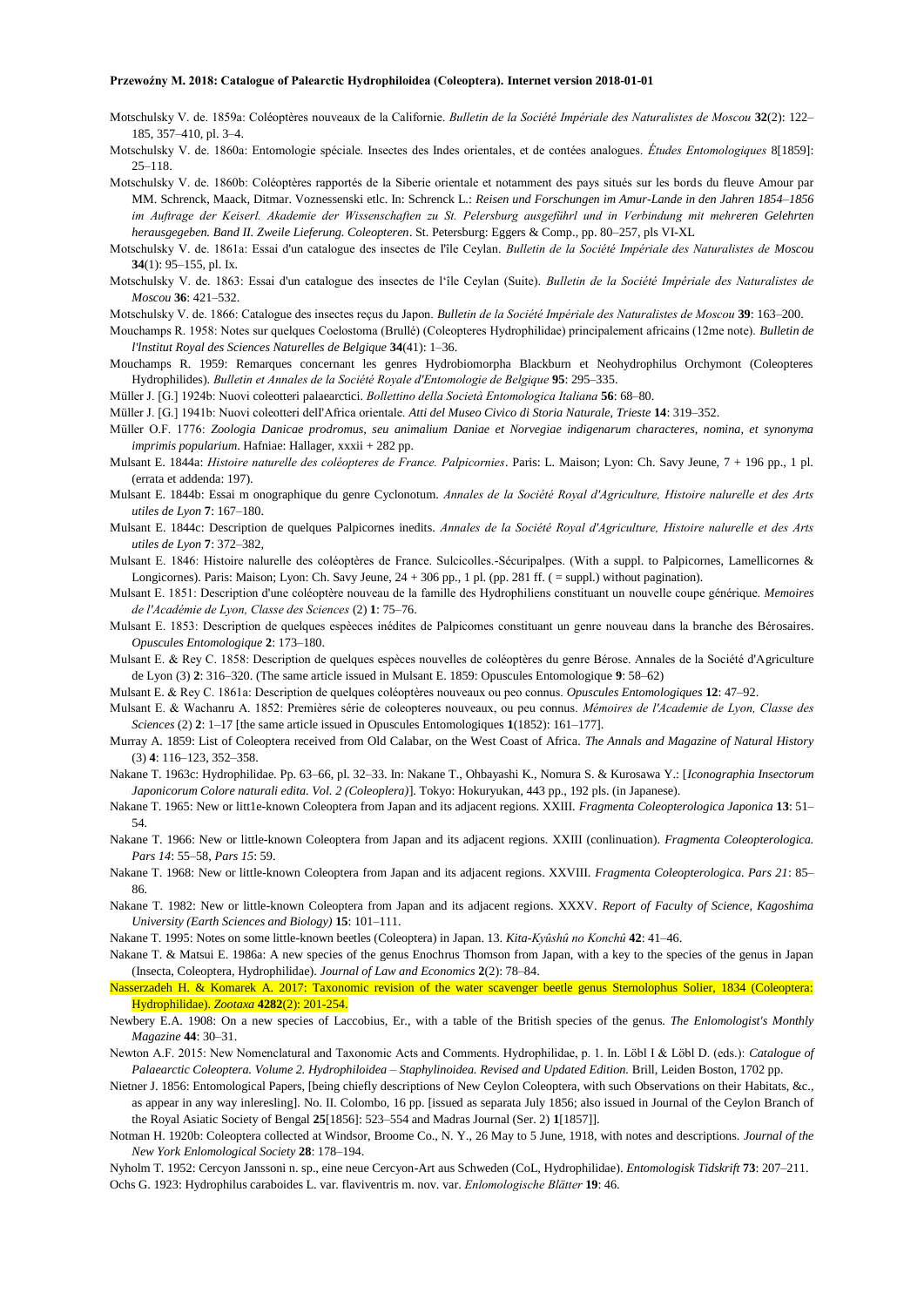Motschulsky V. de. 1859a: Coléoptères nouveaux de la Californie. *Bulletin de la Société Impériale des Naturalistes de Moscou* **32**(2): 122–185, 357–410, pl. 3–4.

Motschulsky V. de. 1860a: Entomologie spéciale. Insectes des Indes orientales, et de contées analogues. *Études Entomologiques* 8[1859]: 25–118.

Motschulsky V. de. 1860b: Coléoptères rapportés de la Siberie orientale et notamment des pays situés sur les bords du fleuve Amour par MM. Schrenck, Maack, Ditmar. Voznessenski etlc. In: Schrenck L.: *Reisen und Forschungen im Amur-Lande in den Jahren 1854–1856 im Auftrage der Keiserl. Akademie der Wissenschaften zu St. Pelersburg ausgeführl und in Verbindung mit mehreren Gelehrten herausgegeben. Band II. Zweile Lieferung. Coleopteren*. St. Petersburg: Eggers & Comp., pp. 80–257, pls VI-XL

Motschulsky V. de. 1861a: Essai d'un catalogue des insectes de l'île Ceylan. *Bulletin de la Société Impériale des Naturalistes de Moscou* **34**(1): 95–155, pl. Ix.

Motschulsky V. de. 1863: Essai d'un catalogue des insectes de l'île Ceylan (Suite). *Bulletin de la Société Impériale des Naturalistes de Moscou* **36**: 421–532.

Motschulsky V. de. 1866: Catalogue des insectes reçus du Japon. *Bulletin de la Société Impériale des Naturalistes de Moscou* **39**: 163–200.

Mouchamps R. 1958: Notes sur quelques Coelostoma (Brullé) (Coleopteres Hydrophilidae) principalement africains (12me note). *Bulletin de l'Institut Royal des Sciences Naturelles de Belgique* **34**(41): 1–36.

Mouchamps R. 1959: Remarques concernant les genres Hydrobiomorpha Blackburn et Neohydrophilus Orchymont (Coleopteres Hydrophilides). *Bulletin et Annales de la Société Royale d'Entomologie de Belgique* **95**: 295–335.

Müller J. [G.] 1924b: Nuovi coleotteri palaearctici. *Bollettino della Società Entomologica Italiana* **56**: 68–80.

Müller J. [G.] 1941b: Nuovi coleotteri dell'Africa orientale. *Atti del Museo Civico di Storia Naturale, Trieste* **14**: 319–352.

Müller O.F. 1776: *Zoologia Danicae prodromus, seu animalium Daniae et Norvegiae indigenarum characteres, nomina, et synonyma imprimis popularium*. Hafniae: Hallager, xxxii + 282 pp.

Mulsant E. 1844a: *Histoire naturelle des coléopteres de France. Palpicornies*. Paris: L. Maison; Lyon: Ch. Savy Jeune, 7 + 196 pp., 1 pl. (errata et addenda: 197).

Mulsant E. 1844b: Essai m onographique du genre Cyclonotum. *Annales de la Société Royal d'Agriculture, Histoire nalurelle et des Arts utiles de Lyon* **7**: 167–180.

Mulsant E. 1844c: Description de quelques Palpicornes inedits. *Annales de la Société Royal d'Agriculture, Histoire nalurelle et des Arts utiles de Lyon* **7**: 372–382,

Mulsant E. 1846: Histoire nalurelle des coléoptères de France. Sulcicolles.-Sécuripalpes. (With a suppl. to Palpicornes, Lamellicornes & Longicornes). Paris: Maison; Lyon: Ch. Savy Jeune, 24 + 306 pp., 1 pl. (pp. 281 ff. ( = suppl.) without pagination).

Mulsant E. 1851: Description d'une coléoptère nouveau de la famille des Hydrophiliens constituant un nouvelle coupe générique. *Memoires de l'Académie de Lyon, Classe des Sciences* (2) **1**: 75–76.

Mulsant E. 1853: Description de quelques espèeces inédites de Palpicomes constituant un genre nouveau dans la branche des Bérosaires. *Opuscules Entomologique* **2**: 173–180.

Mulsant E. & Rey C. 1858: Description de quelques espèces nouvelles de coléoptères du genre Bérose. Annales de la Société d'Agriculture de Lyon (3) **2**: 316–320. (The same article issued in Mulsant E. 1859: Opuscules Entomologique **9**: 58–62)

Mulsant E. & Rey C. 1861a: Description de quelques coléoptères nouveaux ou peo connus. *Opuscules Entomologiques* **12**: 47–92.

Mulsant E. & Wachanru A. 1852: Premières série de coleopteres nouveaux, ou peu connus. *Mémoires de l'Academie de Lyon, Classe des Sciences* (2) **2**: 1–17 [the same article issued in Opuscules Entomologiques **1**(1852): 161–177].

Murray A. 1859: List of Coleoptera received from Old Calabar, on the West Coast of Africa. *The Annals and Magazine of Natural History* (3) **4**: 116–123, 352–358.

Nakane T. 1963c: Hydrophilidae. Pp. 63–66, pl. 32–33. In: Nakane T., Ohbayashi K., Nomura S. & Kurosawa Y.: [*Iconographia Insectorum Japonicorum Colore naturali edita. Vol. 2 (Coleoptera)*]. Tokyo: Hokuryukan, 443 pp., 192 pls. (in Japanese).

Nakane T. 1965: New or litt1e-known Coleoptera from Japan and its adjacent regions. XXIII. *Fragmenta Coleopterologica Japonica* **13**: 51–54.

Nakane T. 1966: New or little-known Coleoptera from Japan and its adjacent regions. XXIII (conlinuation). *Fragmenta Coleopterologica. Pars 14*: 55–58, *Pars 15*: 59.

Nakane T. 1968: New or little-known Coleoptera from Japan and its adjacent regions. XXVIII. *Fragmenta Coleopterologica. Pars 21*: 85–86.

Nakane T. 1982: New or little-known Coleoptera from Japan and its adjacent regions. XXXV. *Report of Faculty of Science, Kagoshima University (Earth Sciences and Biology)* **15**: 101–111.

Nakane T. 1995: Notes on some little-known beetles (Coleoptera) in Japan. 13. *Kita-Kyûshû no Konchû* **42**: 41–46.

Nakane T. & Matsui E. 1986a: A new species of the genus Enochrus Thomson from Japan, with a key to the species of the genus in Japan (Insecta, Coleoptera, Hydrophilidae). *Journal of Law and Economics* **2**(2): 78–84.

Nasserzadeh H. & Komarek A. 2017: Taxonomic revision of the water scavenger beetle genus Sternolophus Solier, 1834 (Coleoptera: Hydrophilidae). *Zootaxa* **4282**(2): 201-254.

Newbery E.A. 1908: On a new species of Laccobius, Er., with a table of the British species of the genus. *The Enlomologist's Monthly Magazine* **44**: 30–31.

Newton A.F. 2015: New Nomenclatural and Taxonomic Acts and Comments. Hydrophilidae, p. 1. In. Löbl I & Löbl D. (eds.): *Catalogue of Palaearctic Coleoptera. Volume 2. Hydrophiloidea – Staphylinoidea. Revised and Updated Edition.* Brill, Leiden Boston, 1702 pp.

Nietner J. 1856: Entomological Papers, [being chiefly descriptions of New Ceylon Coleoptera, with such Observations on their Habitats, &c., as appear in any way inleresling]. No. II. Colombo, 16 pp. [issued as separata July 1856; also issued in Journal of the Ceylon Branch of the Royal Asiatic Society of Bengal **25**[1856]: 523–554 and Madras Journal (Ser. 2) **1**[1857]].

Notman H. 1920b: Coleoptera collected at Windsor, Broome Co., N. Y., 26 May to 5 June, 1918, with notes and descriptions. *Journal of the New York Enlomological Society* **28**: 178–194.

Nyholm T. 1952: Cercyon Janssoni n. sp., eine neue Cercyon-Art aus Schweden (CoL, Hydrophilidae). *Entomologisk Tidskrift* **73**: 207–211.

Ochs G. 1923: Hydrophilus caraboides L. var. flaviventris m. nov. var. *Enlomologische Blätter* **19**: 46.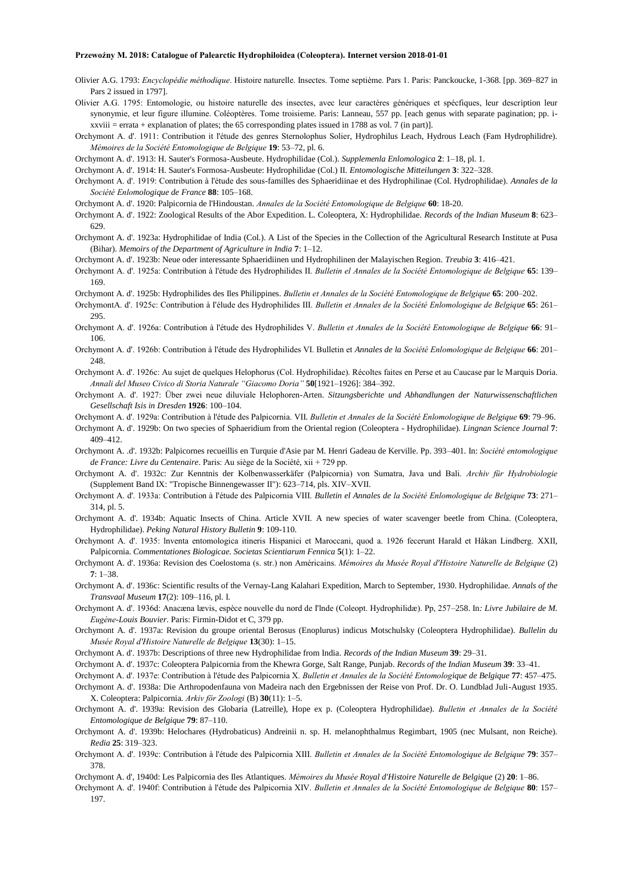Olivier A.G. 1793: *Encyclopédie méthodique*. Histoire naturelle. Insectes. Tome septième. Pars 1. Paris: Panckoucke, 1-368. [pp. 369–827 in Pars 2 issued in 1797].

Olivier A.G. 1795: Entomologie, ou histoire naturelle des insectes, avec leur caractères génériques et spécfiques, leur description leur synonymie, et leur figure illumine. Coléoptères. Tome troisieme. Paris: Lanneau, 557 pp. [each genus with separate pagination; pp. i-xxviii = errata + explanation of plates; the 65 corresponding plates issued in 1788 as vol. 7 (in part)].

Orchymont A. d'. 1911: Contribution it l'étude des genres Sternolophus Solier, Hydrophilus Leach, Hydrous Leach (Fam Hydrophilidre). *Mémoires de la Société Entomologique de Belgique* **19**: 53–72, pl. 6.

Orchymont A. d'. 1913: H. Sauter's Formosa-Ausbeute. Hydrophilidae (Col.). *Supplemenla Enlomologica* **2**: 1–18, pl. 1.

Orchymont A. d'. 1914: H. Sauter's Formosa-Ausbeute: Hydrophilidae (Col.) II. *Entomologische Mitteilungen* **3**: 322–328.

Orchymont A. d'. 1919: Contribution à l'étude des sous-familles des Sphaeridiinae et des Hydrophilinae (Col. Hydrophilidae). *Annales de la Société Enlomologique de France* **88**: 105–168.

Orchymont A. d'. 1920: Palpicornia de l'Hindoustan. *Annales de la Société Entomologique de Belgique* **60**: 18-20.

Orchymont A. d'. 1922: Zoological Results of the Abor Expedition. L. Coleoptera, X: Hydrophilidae. *Records of the Indian Museum* **8**: 623–629.

Orchymont A. d'. 1923a: Hydrophilidae of India (Col.). A List of the Species in the Collection of the Agricultural Research Institute at Pusa (Bihar). *Memoirs of the Department of Agriculture in India* **7**: 1–12.

Orchymont A. d'. 1923b: Neue oder interessante Sphaeridiinen und Hydrophilinen der Malayischen Region. *Treubia* **3**: 416–421.

Orchymont A. d'. 1925a: Contribution à l'étude des Hydrophilides II. *Bulletin el Annales de la Société Entomologique de Belgique* **65**: 139–169.

Orchymont A. d'. 1925b: Hydrophilides des Iles Philippines. *Bulletin et Annales de la Société Entomologique de Belgique* **65**: 200–202.

OrchymontA. d'. 1925c: Contribution à l'élude des Hydrophilides III. *Bulletin et Annales de la Société Enlomologique de Belgique* **65**: 261–295.

Orchymont A. d'. 1926a: Contribution à l'étude des Hydrophilides V. *Bulletin et Annales de la Société Entomologique de Belgique* **66**: 91–106.

Orchymont A. d'. 1926b: Contribution à l'étude des Hydrophilides VI. Bulletin et *Annales de la Société Enlomologique de Belgique* **66**: 201–248.

Orchymont A. d'. 1926c: Au sujet de quelques Helophorus (Col. Hydrophilidae). Récoltes faites en Perse et au Caucase par le Marquis Doria. *Annali del Museo Civico di Storia Naturale "Giacomo Doria"* **50**[1921–1926]: 384–392.

Orchymont A. d'. 1927: Über zwei neue diluviale Helophoren-Arten. *Sitzungsberichte und Abhandlungen der Naturwissenschaftlichen Gesellschaft Isis in Dresden* **1926**: 100–104.

Orchymont A. d'. 1929a: Contribution à l'étude des Palpicornia. VII. *Bulletin et Annales de la Société Enlomologique de Belgique* **69**: 79–96.

Orchymont A. d'. 1929b: On two species of Sphaeridium from the Oriental region (Coleoptera - Hydrophilidae). *Lingnan Science Journal* **7**: 409–412.

Orchymont A. .d'. 1932b: Palpicornes recueillis en Turquie d'Asie par M. Henri Gadeau de Kerville. Pp. 393–401. In: *Société entomologique de France: Livre du Centenaire*. Paris: Au siège de la Société, xii + 729 pp.

Orchymont A. d'. 1932c: Zur Kenntnis der Kolbenwasserkäfer (Palpicornia) von Sumatra, Java und Bali. *Archiv für Hydrobiologie* (Supplement Band IX: "Tropische Binnengewasser II"): 623–714, pls. XIV–XVII.

Orchymont A. d'. 1933a: Contribution à l'étude des Palpicornia VIII. *Bulletin el Annales de la Société Enlomologique de Belgique* **73**: 271–314, pl. 5.

Orchymont A. d'. 1934b: Aquatic Insects of China. Article XVII. A new species of water scavenger beetle from China. (Coleoptera, Hydrophilidae). *Peking Natural History Bulletin* **9**: 109-110.

Orchymont A. d'. 1935: lnventa entomologica itineris Hispanici et Maroccani, quod a. 1926 fecerunt Harald et Håkan Lindberg. XXII, Palpicornia. *Commentationes Biologicae. Societas Scientiarum Fennica* **5**(1): 1–22.

Orchymont A. d'. 1936a: Revision des Coelostoma (s. str.) non Américains. *Mémoires du Musée Royal d'Histoire Naturelle de Belgique* (2) **7**: 1–38.

Orchymont A. d'. 1936c: Scientific results of the Vernay-Lang Kalahari Expedition, March to September, 1930. Hydrophilidae. *Annals of the Transvaal Museum* **17**(2): 109–116, pl. I.

Orchymont A. d'. 1936d: Anacæna lævis, espèce nouvelle du nord de I'lnde (Coleopt. Hydrophilidæ). Pp, 257–258. In*: Livre Jubilaire de M. Eugène-Louis Bouvier*. Paris: Firmin-Didot et C, 379 pp.

Orchymont A. d'. 1937a: Revision du groupe oriental Berosus (Enoplurus) indicus Motschulsky (Coleoptera Hydrophilidae). *Bullelin du Musée Royal d'Histoire Naturelle de Belgique* **13**(30): 1–15.

Orchymont A. d'. 1937b: Descriptions of three new Hydrophilidae from India. *Records of the Indian Museum* **39**: 29–31.

Orchymont A. d'. 1937c: Coleoptera Palpicornia from the Khewra Gorge, Salt Range, Punjab. *Records of the Indian Museum* **39**: 33–41.

Orchymont A. d'. 1937e: Contribution à l'étude des Palpicornia X. *Bulletin et Annales de la Société Entomologique de Belgique* **77**: 457–475.

Orchymont A. d'. 1938a: Die Arthropodenfauna von Madeira nach den Ergebnissen der Reise von Prof. Dr. O. Lundblad Juli-August 1935. X. Coleoptera: Palpicornia. *Arkiv för Zoologi* (B) **30**(11): 1–5.

Orchymont A. d'. 1939a: Revision des Globaria (Latreille), Hope ex p. (Coleoptera Hydrophilidae). *Bulletin et Annales de la Société Entomologique de Belgique* **79**: 87–110.

Orchymont A. d'. 1939b: Helochares (Hydrobaticus) Andreinii n. sp. H. melanophthalmus Regimbart, 1905 (nec Mulsant, non Reiche). *Redia* **25**: 319–323.

Orchymont A. d'. 1939c: Contribution à l'étude des Palpicornia XIII. *Bulletin et Annales de la Société Entomologique de Belgique* **79**: 357–378.

Orchymont A. d', 1940d: Les Palpicornia des Iles Atlantiques. *Mémoires du Musée Royal d'Histoire Naturelle de Belgique* (2) **20**: 1–86.

Orchymont A. d'. 1940f: Contribution à l'étude des Palpicornia XIV. *Bulletin et Annales de la Société Entomologique de Belgique* **80**: 157–197.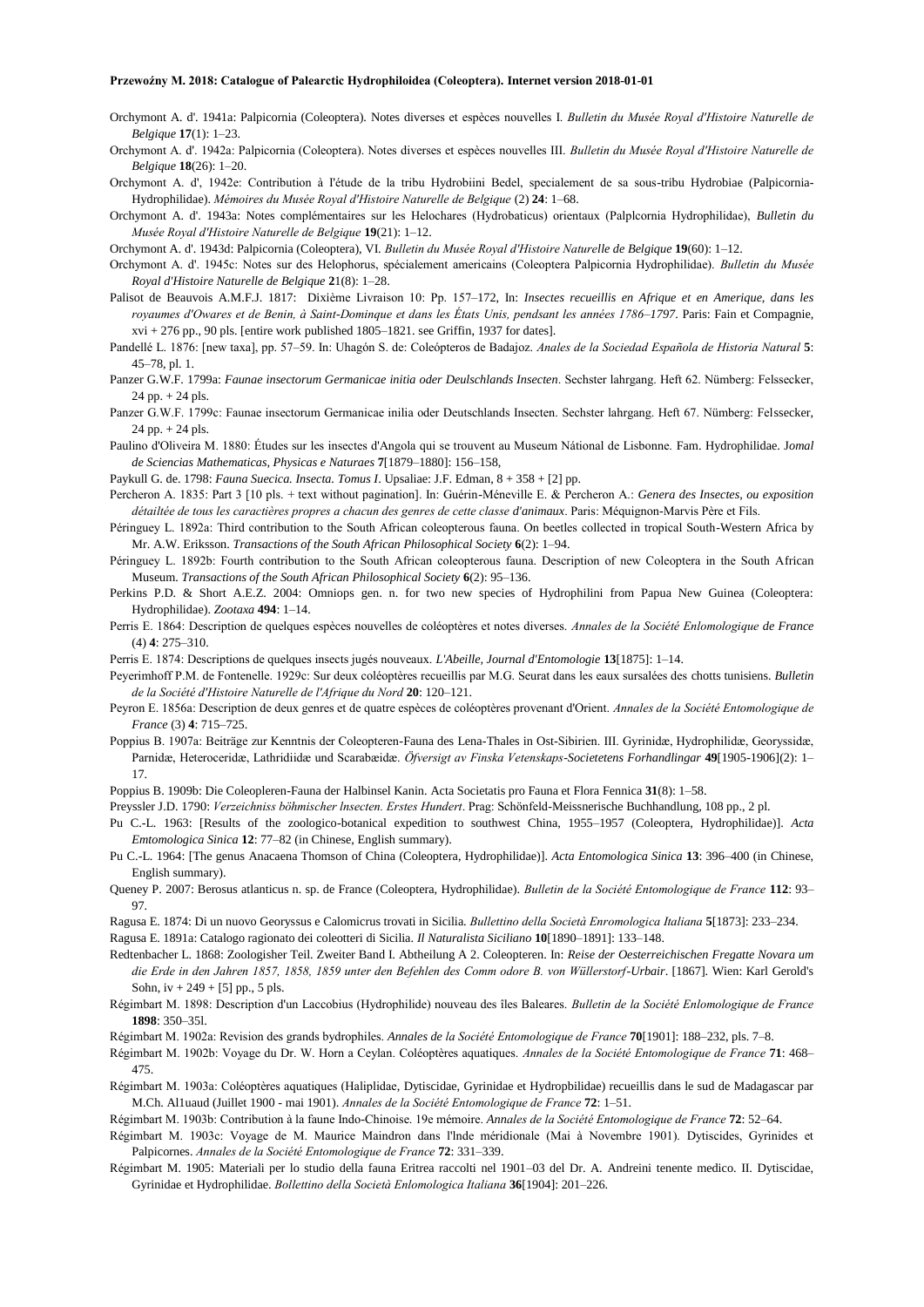Orchymont A. d'. 1941a: Palpicornia (Coleoptera). Notes diverses et espèces nouvelles I. *Bulletin du Musée Royal d'Histoire Naturelle de Belgique* **17**(1): 1–23.

Orchymont A. d'. 1942a: Palpicornia (Coleoptera). Notes diverses et espèces nouvelles III. *Bulletin du Musée Royal d'Histoire Naturelle de Belgique* **18**(26): 1–20.

Orchymont A. d', 1942e: Contribution à l'étude de la tribu Hydrobiini Bedel, specialement de sa sous-tribu Hydrobiae (Palpicornia-Hydrophilidae). *Mémoires du Musée Royal d'Histoire Naturelle de Belgique* (2) **24**: 1–68.

Orchymont A. d'. 1943a: Notes complémentaires sur les Helochares (Hydrobaticus) orientaux (Palplcornia Hydrophilidae), *Bulletin du Musée Royal d'Histoire Naturelle de Belgique* **19**(21): 1–12.

Orchymont A. d'. 1943d: Palpicornia (Coleoptera), VI. *Bulletin du Musée Royal d'Histoire Naturelle de Belgique* **19**(60): 1–12.

Orchymont A. d'. 1945c: Notes sur des Helophorus, spécialement americains (Coleoptera Palpicornia Hydrophilidae). *Bulletin du Musée Royal d'Histoire Naturelle de Belgique* **2**1(8): 1–28.

Palisot de Beauvois A.M.F.J. 1817: Dixième Livraison 10: Pp. 157–172, In: *Insectes recueillis en Afrique et en Amerique, dans les royaumes d'Owares et de Benin, à Saint-Domingue et dans les États Unis, pendsant les années 1786–1797*. Paris: Fain et Compagnie, xvi + 276 pp., 90 pls. [entire work published 1805–1821. see Griffin, 1937 for dates].

Pandellé L. 1876: [new taxa], pp. 57–59. In: Uhagón S. de: Coleópteros de Badajoz. *Anales de la Sociedad Española de Historia Natural* **5**: 45–78, pl. 1.

Panzer G.W.F. 1799a: *Faunae insectorum Germanicae initia oder Deulschlands Insecten*. Sechster lahrgang. Heft 62. Nümberg: Felssecker, 24 pp. + 24 pls.

Panzer G.W.F. 1799c: Faunae insectorum Germanicae inilia oder Deutschlands Insecten. Sechster lahrgang. Heft 67. Nümberg: Felssecker, 24 pp. + 24 pls.

Paulino d'Oliveira M. 1880: Études sur les insectes d'Angola qui se trouvent au Museum Nátional de Lisbonne. Fam. Hydrophilidae. J*omal de Sciencias Mathematicas, Physicas e Naturaes* **7**[1879–1880]: 156–158,

Paykull G. de. 1798: *Fauna Suecica. Insecta. Tomus I*. Upsaliae: J.F. Edman, 8 + 358 + [2] pp.

Percheron A. 1835: Part 3 [10 pls. + text without pagination]. In: Guérin-Méneville E. & Percheron A.: *Genera des Insectes, ou exposition détailtée de tous les caractières propres a chacun des genres de cette classe d'animaux*. Paris: Méquignon-Marvis Père et Fils.

Péringuey L. 1892a: Third contribution to the South African coleopterous fauna. On beetles collected in tropical South-Western Africa by Mr. A.W. Eriksson. *Transactions of the South African Philosophical Society* **6**(2): 1–94.

Péringuey L. 1892b: Fourth contribution to the South African coleopterous fauna. Description of new Coleoptera in the South African Museum. *Transactions of the South African Philosophical Society* **6**(2): 95–136.

Perkins P.D. & Short A.E.Z. 2004: Omniops gen. n. for two new species of Hydrophilini from Papua New Guinea (Coleoptera: Hydrophilidae). *Zootaxa* **494**: 1–14.

Perris E. 1864: Description de quelques espèces nouvelles de coléoptères et notes diverses. *Annales de la Société Enlomologique de France* (4) **4**: 275–310.

Perris E. 1874: Descriptions de quelques insects jugés nouveaux. *L'Abeille, Journal d'Entomologie* **13**[1875]: 1–14.

Peyerimhoff P.M. de Fontenelle. 1929c: Sur deux coléoptères recueillis par M.G. Seurat dans les eaux sursalées des chotts tunisiens. *Bulletin de la Société d'Histoire Naturelle de l'Afrique du Nord* **20**: 120–121.

Peyron E. 1856a: Description de deux genres et de quatre espèces de coléoptères provenant d'Orient. *Annales de la Société Entomologique de France* (3) **4**: 715–725.

Poppius B. 1907a: Beiträge zur Kenntnis der Coleopteren-Fauna des Lena-Thales in Ost-Sibirien. III. Gyrinidæ, Hydrophilidæ, Georyssidæ, Parnidæ, Heteroceridæ, Lathridiidæ und Scarabæidæ. *Öfversigt av Finska Vetenskaps-Societetens Forhandlingar* **49**[1905-1906](2): 1–17.

Poppius B. 1909b: Die Coleopleren-Fauna der Halbinsel Kanin. Acta Societatis pro Fauna et Flora Fennica **31**(8): 1–58.

Preyssler J.D. 1790: *Verzeichniss böhmischer lnsecten. Erstes Hundert*. Prag: Schönfeld-Meissnerische Buchhandlung, 108 pp., 2 pl.

Pu C.-L. 1963: [Results of the zoologico-botanical expedition to southwest China, 1955–1957 (Coleoptera, Hydrophilidae)]. *Acta Emtomologica Sinica* **12**: 77–82 (in Chinese, English summary).

Pu C.-L. 1964: [The genus Anacaena Thomson of China (Coleoptera, Hydrophilidae)]. *Acta Entomologica Sinica* **13**: 396–400 (in Chinese, English summary).

Queney P. 2007: Berosus atlanticus n. sp. de France (Coleoptera, Hydrophilidae). *Bulletin de la Société Entomologique de France* **112**: 93–97.

Ragusa E. 1874: Di un nuovo Georyssus e Calomicrus trovati in Sicilia. *Bullettino della Società Enromologica Italiana* **5**[1873]: 233–234.

Ragusa E. 1891a: Catalogo ragionato dei coleotteri di Sicilia. *Il Naturalista Siciliano* **10**[1890–1891]: 133–148.

Redtenbacher L. 1868: Zoologisher Teil. Zweiter Band I. Abtheilung A 2. Coleopteren. In: *Reise der Oesterreichischen Fregatte Novara um die Erde in den Jahren 1857, 1858, 1859 unter den Befehlen des Comm odore B. von Wüllerstorf-Urbair*. [1867]. Wien: Karl Gerold's Sohn, iv + 249 + [5] pp., 5 pls.

Régimbart M. 1898: Description d'un Laccobius (Hydrophilide) nouveau des îles Baleares. *Bulletin de la Société Enlomologique de France* **1898**: 350–35l.

Régimbart M. 1902a: Revision des grands bydrophiles. *Annales de la Société Entomologique de France* **70**[1901]: 188–232, pls. 7–8.

Régimbart M. 1902b: Voyage du Dr. W. Horn a Ceylan. Coléoptères aquatiques. *Annales de la Société Entomologique de France* **71**: 468–475.

Régimbart M. 1903a: Coléoptères aquatiques (Haliplidae, Dytiscidae, Gyrinidae et Hydropbilidae) recueillis dans le sud de Madagascar par M.Ch. Al1uaud (Juillet 1900 - mai 1901). *Annales de la Société Entomologique de France* **72**: 1–51.

Régimbart M. 1903b: Contribution à la faune Indo-Chinoise. 19e mémoire. *Annales de la Société Entomologique de France* **72**: 52–64.

Régimbart M. 1903c: Voyage de M. Maurice Maindron dans l'lnde méridionale (Mai à Novembre 1901). Dytiscides, Gyrinides et Palpicornes. *Annales de la Société Entomologique de France* **72**: 331–339.

Régimbart M. 1905: Materiali per lo studio della fauna Eritrea raccolti nel 1901–03 del Dr. A. Andreini tenente medico. II. Dytiscidae, Gyrinidae et Hydrophilidae. *Bollettino della Società Enlomologica Italiana* **36**[1904]: 201–226.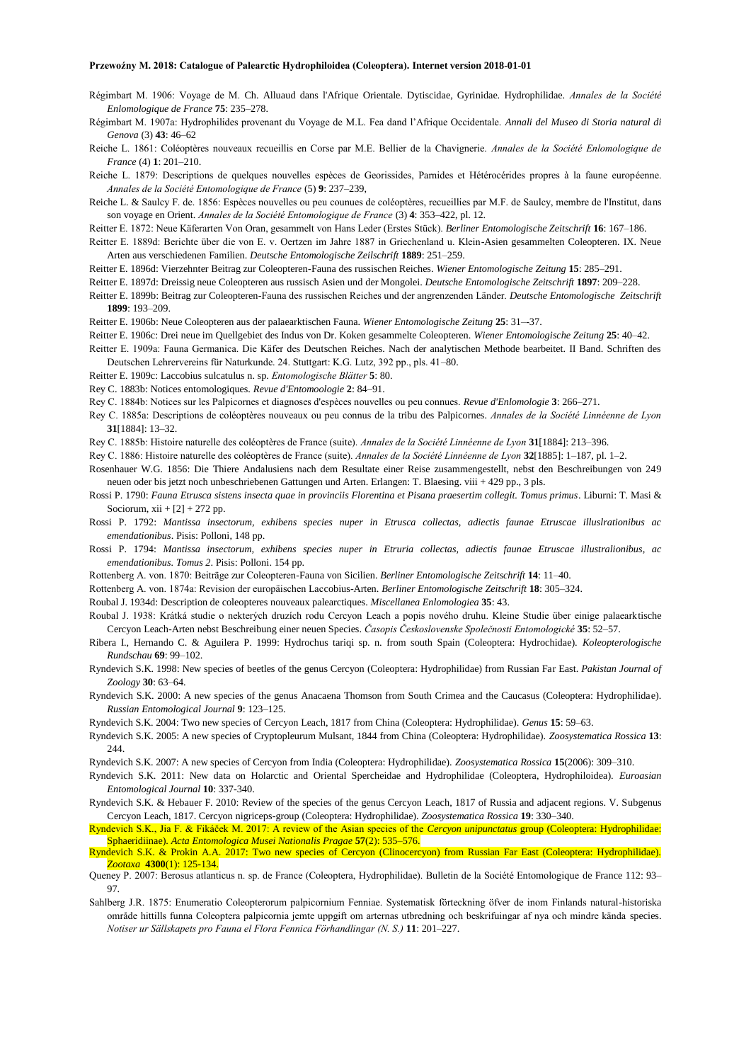Régimbart M. 1906: Voyage de M. Ch. Alluaud dans l'Afrique Orientale. Dytiscidae, Gyrinidae. Hydrophilidae. *Annales de la Société Enlomologique de France* **75**: 235–278.

Régimbart M. 1907a: Hydrophilides provenant du Voyage de M.L. Fea dand l'Afrique Occidentale. *Annali del Museo di Storia natural di Genova* (3) **43**: 46–62

Reiche L. 1861: Coléoptères nouveaux recueillis en Corse par M.E. Bellier de la Chavignerie. *Annales de la Société Enlomologique de France* (4) **1**: 201–210.

Reiche L. 1879: Descriptions de quelques nouvelles espèces de Georissides, Parnides et Hétérocérides propres à la faune européenne. *Annales de la Société Entomologique de France* (5) **9**: 237–239,

Reiche L. & Saulcy F. de. 1856: Espèces nouvelles ou peu counues de coléoptères, recueillies par M.F. de Saulcy, membre de l'Institut, dans son voyage en Orient. *Annales de la Société Entomologique de France* (3) **4**: 353–422, pl. 12.

Reitter E. 1872: Neue Käferarten Von Oran, gesammelt von Hans Leder (Erstes Stück). *Berliner Entomologische Zeitschrift* **16**: 167–186.

Reitter E. 1889d: Berichte über die von E. v. Oertzen im Jahre 1887 in Griechenland u. Klein-Asien gesammelten Coleopteren. IX. Neue Arten aus verschiedenen Familien. *Deutsche Entomologische Zeilschrift* **1889**: 251–259.

Reitter E. 1896d: Vierzehnter Beitrag zur Coleopteren-Fauna des russischen Reiches. *Wiener Entomologische Zeitung* **15**: 285–291.

Reitter E. 1897d: Dreissig neue Coleopteren aus russisch Asien und der Mongolei. *Deutsche Entomologische Zeitschrift* **1897**: 209–228.

Reitter E. 1899b: Beitrag zur Coleopteren-Fauna des russischen Reiches und der angrenzenden Länder. *Deutsche Entomologische Zeitschrift* **1899**: 193–209.

Reitter E. 1906b: Neue Coleopteren aus der palaearktischen Fauna. *Wiener Entomologische Zeitung* **25**: 31–-37.

Reitter E. 1906c: Drei neue im Quellgebiet des Indus von Dr. Koken gesammelte Coleopteren. *Wiener Entomologische Zeitung* **25**: 40–42.

Reitter E. 1909a: Fauna Germanica. Die Käfer des Deutschen Reiches. Nach der analytischen Methode bearbeitet. II Band. Schriften des Deutschen Lehrervereins für Naturkunde. 24. Stuttgart: K.G. Lutz, 392 pp., pls. 41–80.

Reitter E. 1909c: Laccobius sulcatulus n. sp. *Entomologische Blätter* **5**: 80.

Rey C. 1883b: Notices entomologiques. *Revue d'Entomoologie* **2**: 84–91.

Rey C. 1884b: Notices sur les Palpicornes et diagnoses d'espèces nouvelles ou peu connues. *Revue d'Enlomologie* **3**: 266–271.

Rey C. 1885a: Descriptions de coléoptères nouveaux ou peu connus de la tribu des Palpicornes. *Annales de la Société Linnéenne de Lyon* **31**[1884]: 13–32.

Rey C. 1885b: Histoire naturelle des coléoptères de France (suite). *Annales de la Société Linnéenne de Lyon* **31**[1884]: 213–396.

Rey C. 1886: Histoire naturelle des coléoptères de France (suite). *Annales de la Société Linnéenne de Lyon* **32**[1885]: 1–187, pl. 1–2.

Rosenhauer W.G. 1856: Die Thiere Andalusiens nach dem Resultate einer Reise zusammengestellt, nebst den Beschreibungen von 249 neuen oder bis jetzt noch unbeschriebenen Gattungen und Arten. Erlangen: T. Blaesing. viii + 429 pp., 3 pls.

Rossi P. 1790: *Fauna Etrusca sistens insecta quae in provinciis Florentina et Pisana praesertim collegit. Tomus primus*. Liburni: T. Masi & Sociorum, xii + [2] + 272 pp.

Rossi P. 1792: *Mantissa insectorum, exhibens species nuper in Etrusca collectas, adiectis faunae Etruscae illuslrationibus ac emendationibus*. Pisis: Polloni, 148 pp.

Rossi P. 1794: *Mantissa insectorum, exhibens species nuper in Etruria collectas, adiectis faunae Etruscae illustralionibus, ac emendationibus. Tomus 2*. Pisis: Polloni. 154 pp.

Rottenberg A. von. 1870: Beiträge zur Coleopteren-Fauna von Sicilien. *Berliner Entomologische Zeitschrift* **14**: 11–40.

Rottenberg A. von. 1874a: Revision der europäischen Laccobius-Arten. *Berliner Entomologische Zeitschrift* **18**: 305–324.

Roubal J. 1934d: Description de coleopteres nouveaux palearctiques. *Miscellanea Enlomologiea* **35**: 43.

Roubal J. 1938: Krátká studie o nekterých druzích rodu Cercyon Leach a popis nového druhu. Kleine Studie über einige palaearktische Cercyon Leach-Arten nebst Beschreibung einer neuen Species. *Časopis Československe Společnosti Entomologické* **35**: 52–57.

Ribera I., Hernando C. & Aguilera P. 1999: Hydrochus tariqi sp. n. from south Spain (Coleoptera: Hydrochidae). *Koleopterologische Rundschau* **69**: 99–102.

Ryndevich S.K. 1998: New species of beetles of the genus Cercyon (Coleoptera: Hydrophilidae) from Russian Far East. *Pakistan Journal of Zoology* **30**: 63–64.

Ryndevich S.K. 2000: A new species of the genus Anacaena Thomson from South Crimea and the Caucasus (Coleoptera: Hydrophilidae). *Russian Entomological Journal* **9**: 123–125.

Ryndevich S.K. 2004: Two new species of Cercyon Leach, 1817 from China (Coleoptera: Hydrophilidae). *Genus* **15**: 59–63.

Ryndevich S.K. 2005: A new species of Cryptopleurum Mulsant, 1844 from China (Coleoptera: Hydrophilidae). *Zoosystematica Rossica* **13**: 244.

Ryndevich S.K. 2007: A new species of Cercyon from India (Coleoptera: Hydrophilidae). *Zoosystematica Rossica* **15**(2006): 309–310.

Ryndevich S.K. 2011: New data on Holarctic and Oriental Spercheidae and Hydrophilidae (Coleoptera, Hydrophiloidea). *Euroasian Entomological Journal* **10**: 337-340.

Ryndevich S.K. & Hebauer F. 2010: Review of the species of the genus Cercyon Leach, 1817 of Russia and adjacent regions. V. Subgenus Cercyon Leach, 1817. Cercyon nigriceps-group (Coleoptera: Hydrophilidae). *Zoosystematica Rossica* **19**: 330–340.

Ryndevich S.K., Jia F. & Fikáček M. 2017: A review of the Asian species of the *Cercyon unipunctatus* group (Coleoptera: Hydrophilidae: Sphaeridiinae). *Acta Entomologica Musei Nationalis Pragae* **57**(2): 535–576.

Ryndevich S.K. & Prokin A.A. 2017: Two new species of Cercyon (Clinocercyon) from Russian Far East (Coleoptera: Hydrophilidae). *Zootaxa* **4300**(1): 125-134.

Queney P. 2007: Berosus atlanticus n. sp. de France (Coleoptera, Hydrophilidae). Bulletin de la Société Entomologique de France 112: 93–97.

Sahlberg J.R. 1875: Enumeratio Coleopterorum palpicornium Fenniae. Systematisk förteckning öfver de inom Finlands natural-historiska område hittills funna Coleoptera palpicornia jemte uppgift om arternas utbredning och beskrifuingar af nya och mindre kända species. *Notiser ur Sällskapets pro Fauna el Flora Fennica Förhandlingar (N. S.)* **11**: 201–227.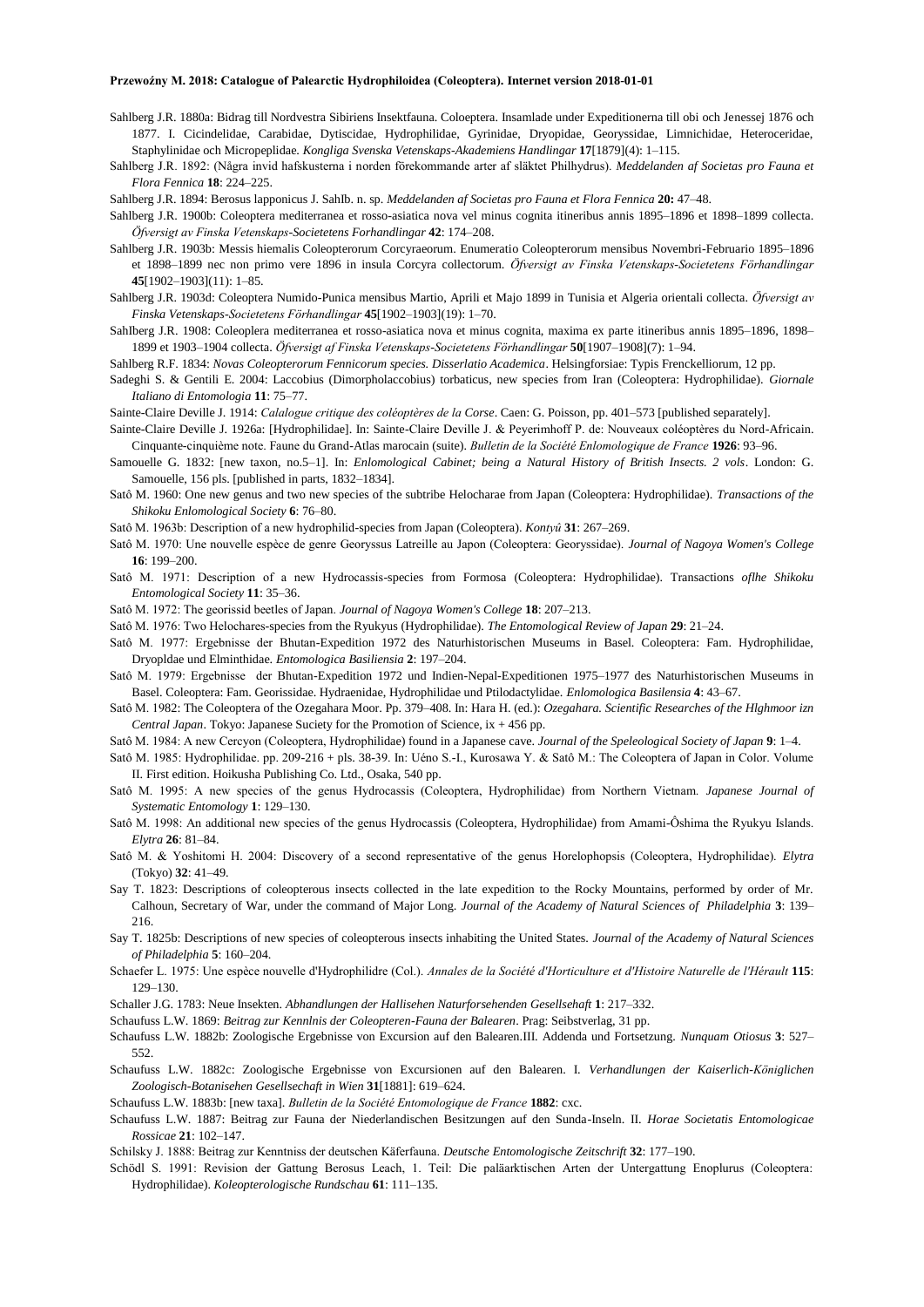Sahlberg J.R. 1880a: Bidrag till Nordvestra Sibiriens Insektfauna. Coloeptera. Insamlade under Expeditionerna till obi och Jenessej 1876 och 1877. I. Cicindelidae, Carabidae, Dytiscidae, Hydrophilidae, Gyrinidae, Dryopidae, Georyssidae, Limnichidae, Heteroceridae, Staphylinidae och Micropeplidae. *Kongliga Svenska Vetenskaps-Akademiens Handlingar* **17**[1879](4): 1–115.

Sahlberg J.R. 1892: (Några invid hafskusterna i norden förekommande arter af släktet Philhydrus). *Meddelanden af Societas pro Fauna et Flora Fennica* **18**: 224–225.

Sahlberg J.R. 1894: Berosus lapponicus J. SahIb. n. sp. *Meddelanden af Societas pro Fauna et Flora Fennica* **20:** 47–48.

Sahlberg J.R. 1900b: Coleoptera mediterranea et rosso-asiatica nova vel minus cognita itineribus annis 1895–1896 et 1898–1899 collecta. *Öfversigt av Finska Vetenskaps-Societetens Forhandlingar* **42**: 174–208.

Sahlberg J.R. 1903b: Messis hiemalis Coleopterorum Corcyraeorum. Enumeratio Coleopterorum mensibus Novembri-Februario 1895–1896 et 1898–1899 nec non primo vere 1896 in insula Corcyra collectorum. *Öfversigt av Finska Vetenskaps-Societetens Förhandlingar* **45**[1902–1903](11): 1–85.

Sahlberg J.R. 1903d: Coleoptera Numido-Punica mensibus Martio, Aprili et Majo 1899 in Tunisia et Algeria orientali collecta. *Öfversigt av Finska Vetenskaps-Societetens Förhandlingar* **45**[1902–1903](19): 1–70.

SahIberg J.R. 1908: Coleoplera mediterranea et rosso-asiatica nova et minus cognita, maxima ex parte itineribus annis 1895–1896, 1898–1899 et 1903–1904 collecta. *Öfversigt af Finska Vetenskaps-Societetens Förhandlingar* **50**[1907–1908](7): 1–94.

Sahlberg R.F. 1834: *Novas Coleopterorum Fennicorum species. Disserlatio Academica*. Helsingforsiae: Typis Frenckelliorum, 12 pp.

Sadeghi S. & Gentili E. 2004: Laccobius (Dimorpholaccobius) torbaticus, new species from Iran (Coleoptera: Hydrophilidae). *Giornale Italiano di Entomologia* **11**: 75–77.

Sainte-Claire Deville J. 1914: *Calalogue critique des coléoptères de la Corse*. Caen: G. Poisson, pp. 401–573 [published separately].

Sainte-Claire Deville J. 1926a: [Hydrophilidae]. In: Sainte-Claire Deville J. & Peyerimhoff P. de: Nouveaux coléoptères du Nord-Africain. Cinquante-cinquième note. Faune du Grand-Atlas marocain (suite). *Bulletin de la Société Enlomologique de France* **1926**: 93–96.

Samouelle G. 1832: [new taxon, no.5–1]. In: *Enlomological Cabinet; being a Natural History of British Insects. 2 vols*. London: G. Samouelle, 156 pls. [published in parts, 1832–1834].

Satô M. 1960: One new genus and two new species of the subtribe Helocharae from Japan (Coleoptera: Hydrophilidae). *Transactions of the Shikoku Enlomological Society* **6**: 76–80.

Satô M. 1963b: Description of a new hydrophilid-species from Japan (Coleoptera). *Kontyû* **31**: 267–269.

Satô M. 1970: Une nouvelle espèce de genre Georyssus Latreille au Japon (Coleoptera: Georyssidae). *Journal of Nagoya Women's College* **16**: 199–200.

Satô M. 1971: Description of a new Hydrocassis-species from Formosa (Coleoptera: Hydrophilidae). Transactions *oflhe Shikoku Entomological Society* **11**: 35–36.

Satô M. 1972: The georissid beetles of Japan. *Journal of Nagoya Women's College* **18**: 207–213.

Satô M. 1976: Two Helochares-species from the Ryukyus (Hydrophilidae). *The Entomological Review of Japan* **29**: 21–24.

Satô M. 1977: Ergebnisse der Bhutan-Expedition 1972 des Naturhistorischen Museums in Basel. Coleoptera: Fam. Hydrophilidae, Dryopldae und Elminthidae. *Entomologica Basiliensia* **2**: 197–204.

Satô M. 1979: Ergebnisse der Bhutan-Expedition 1972 und Indien-Nepal-Expeditionen 1975–1977 des Naturhistorischen Museums in Basel. Coleoptera: Fam. Georissidae. Hydraenidae, Hydrophilidae und Ptilodactylidae. *Enlomologica Basilensia* **4**: 43–67.

Satô M. 1982: The Coleoptera of the Ozegahara Moor. Pp. 379–408. In: Hara H. (ed.): *Ozegahara. Scientific Researches of the Hlghmoor izn Central Japan*. Tokyo: Japanese Suciety for the Promotion of Science, ix + 456 pp.

Satô M. 1984: A new Cercyon (Coleoptera, Hydrophilidae) found in a Japanese cave. *Journal of the Speleological Society of Japan* **9**: 1–4.

Satô M. 1985: Hydrophilidae. pp. 209-216 + pls. 38-39. In: Uéno S.-I., Kurosawa Y. & Satô M.: The Coleoptera of Japan in Color. Volume II. First edition. Hoikusha Publishing Co. Ltd., Osaka, 540 pp.

Satô M. 1995: A new species of the genus Hydrocassis (Coleoptera, Hydrophilidae) from Northern Vietnam. *Japanese Journal of Systematic Entomology* **1**: 129–130.

Satô M. 1998: An additional new species of the genus Hydrocassis (Coleoptera, Hydrophilidae) from Amami-Ôshima the Ryukyu Islands. *Elytra* **26**: 81–84.

Satô M. & Yoshitomi H. 2004: Discovery of a second representative of the genus Horelophopsis (Coleoptera, Hydrophilidae). *Elytra* (Tokyo) **32**: 41–49.

Say T. 1823: Descriptions of coleopterous insects collected in the late expedition to the Rocky Mountains, performed by order of Mr. Calhoun, Secretary of War, under the command of Major Long. *Journal of the Academy of Natural Sciences of Philadelphia* **3**: 139–216.

Say T. 1825b: Descriptions of new species of coleopterous insects inhabiting the United States. *Journal of the Academy of Natural Sciences of Philadelphia* **5**: 160–204.

Schaefer L. 1975: Une espèce nouvelle d'Hydrophilidre (Col.). *Annales de la Société d'Horticulture et d'Histoire Naturelle de l'Hérault* **115**: 129–130.

Schaller J.G. 1783: Neue Insekten. *Abhandlungen der Hallisehen Naturforsehenden Gesellsehaft* **1**: 217–332.

Schaufuss L.W. 1869: *Beitrag zur Kennlnis der Coleopteren-Fauna der Balearen*. Prag: Seibstverlag, 31 pp.

Schaufuss L.W. 1882b: Zoologische Ergebnisse von Excursion auf den Balearen.III. Addenda und Fortsetzung. *Nunquam Otiosus* **3**: 527–552.

Schaufuss L.W. 1882c: Zoologische Ergebnisse von Excursionen auf den Balearen. I. *Verhandlungen der Kaiserlich-Königlichen Zoologisch-Botanisehen Gesellsechaft in Wien* **31**[1881]: 619–624.

Schaufuss L.W. 1883b: [new taxa]. *Bulletin de la Société Entomologique de France* **1882**: cxc.

Schaufuss L.W. 1887: Beitrag zur Fauna der Niederlandischen Besitzungen auf den Sunda-Inseln. II. *Horae Societatis Entomologicae Rossicae* **21**: 102–147.

Schilsky J. 1888: Beitrag zur Kenntniss der deutschen Käferfauna. *Deutsche Entomologische Zeitschrift* **32**: 177–190.

Schödl S. 1991: Revision der Gattung Berosus Leach, 1. Teil: Die paläarktischen Arten der Untergattung Enoplurus (Coleoptera: Hydrophilidae). *Koleopterologische Rundschau* **61**: 111–135.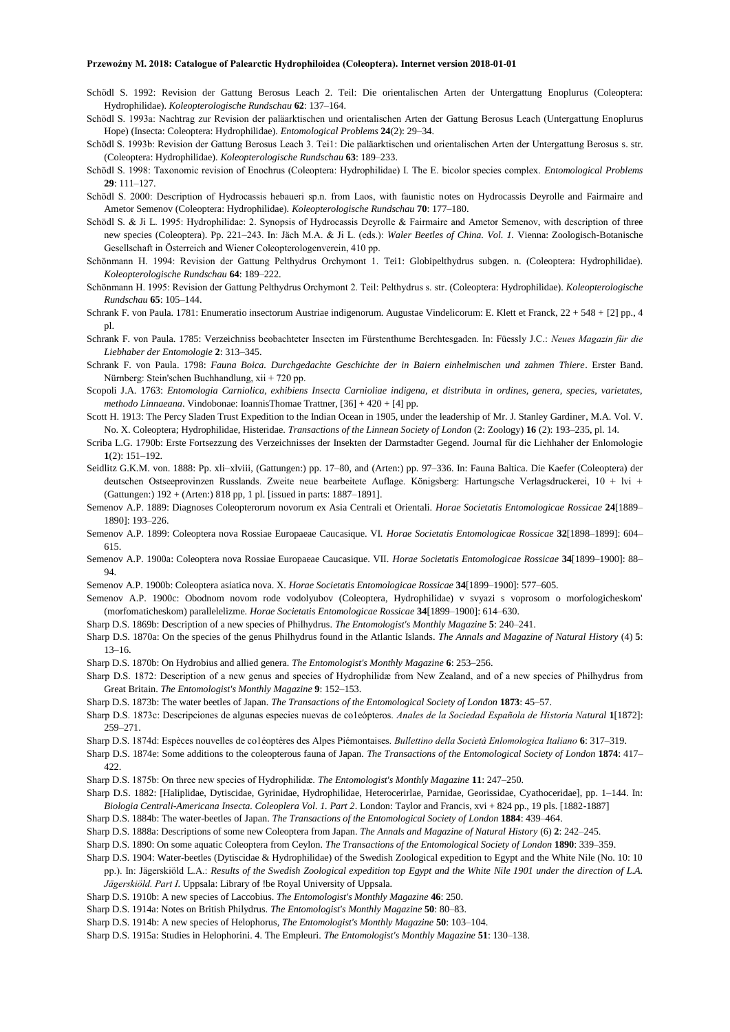Schödl S. 1992: Revision der Gattung Berosus Leach 2. Teil: Die orientalischen Arten der Untergattung Enoplurus (Coleoptera: Hydrophilidae). *Koleopterologische Rundschau* **62**: 137–164.

Schödl S. 1993a: Nachtrag zur Revision der paläarktischen und orientalischen Arten der Gattung Berosus Leach (Untergattung Enoplurus Hope) (Insecta: Coleoptera: Hydrophilidae). *Entomological Problems* **24**(2): 29–34.

Schödl S. 1993b: Revision der Gattung Berosus Leach 3. Tei1: Die paläarktischen und orientalischen Arten der Untergattung Berosus s. str. (Coleoptera: Hydrophilidae). *Koleopterologische Rundschau* **63**: 189–233.

Schödl S. 1998: Taxonomic revision of Enochrus (Coleoptera: Hydrophilidae) I. The E. bicolor species complex. *Entomological Problems* **29**: 111–127.

Schödl S. 2000: Description of Hydrocassis hebaueri sp.n. from Laos, with faunistic notes on Hydrocassis Deyrolle and Fairmaire and Ametor Semenov (Coleoptera: Hydrophilidae). *Koleopterologische Rundschau* **70**: 177–180.

Schödl S. & Ji L. 1995: Hydrophilidae: 2. Synopsis of Hydrocassis Deyrolle & Fairmaire and Ametor Semenov, with description of three new species (Coleoptera). Pp. 221–243. In: Jäch M.A. & Ji L. (eds.): *Waler Beetles of China. Vol. 1.* Vienna: Zoologisch-Botanische Gesellschaft in Österreich and Wiener Coleopterologenverein, 410 pp.

Schönmann H. 1994: Revision der Gattung Pelthydrus Orchymont 1. Tei1: Globipelthydrus subgen. n. (Coleoptera: Hydrophilidae). *Koleopterologische Rundschau* **64**: 189–222.

Schönmann H. 1995: Revision der Gattung Pelthydrus Orchymont 2. Teil: Pelthydrus s. str. (Coleoptera: Hydrophilidae). *Koleopterologische Rundschau* **65**: 105–144.

Schrank F. von Paula. 1781: Enumeratio insectorum Austriae indigenorum. Augustae Vindelicorum: E. Klett et Franck, 22 + 548 + [2] pp., 4 pl.

Schrank F. von Paula. 1785: Verzeichniss beobachteter Insecten im Fürstenthume Berchtesgaden. In: Füessly J.C.: *Neues Magazin für die Liebhaber der Entomologie* **2**: 313–345.

Schrank F. von Paula. 1798: *Fauna Boica. Durchgedachte Geschichte der in Baiern einhelmischen und zahmen Thiere*. Erster Band. Nürnberg: Stein'schen Buchhandlung, xii + 720 pp.

Scopoli J.A. 1763: *Entomologia Carniolica, exhibiens Insecta Carnioliae indigena, et distributa in ordines, genera, species, varietates, methodo Linnaeana*. Vindobonae: IoannisThomae Trattner, [36] + 420 + [4] pp.

Scott H. 1913: The Percy Sladen Trust Expedition to the Indian Ocean in 1905, under the leadership of Mr. J. Stanley Gardiner, M.A. Vol. V. No. X. Coleoptera; Hydrophilidae, Histeridae. *Transactions of the Linnean Society of London* (2: Zoology) **16** (2): 193–235, pl. 14.

Scriba L.G. 1790b: Erste Fortsezzung des Verzeichnisses der Insekten der Darmstadter Gegend. Journal für die Liehhaber der Enlomologie **1**(2): 151–192.

Seidlitz G.K.M. von. 1888: Pp. xli–xlviii, (Gattungen:) pp. 17–80, and (Arten:) pp. 97–336. In: Fauna Baltica. Die Kaefer (Coleoptera) der deutschen Ostseeprovinzen Russlands. Zweite neue bearbeitete Auflage. Königsberg: Hartungsche Verlagsdruckerei, 10 + lvi + (Gattungen:) 192 + (Arten:) 818 pp, 1 pl. [issued in parts: 1887–1891].

Semenov A.P. 1889: Diagnoses Coleopterorum novorum ex Asia Centrali et Orientali. *Horae Societatis Entomologicae Rossicae* **24**[1889–1890]: 193–226.

Semenov A.P. 1899: Coleoptera nova Rossiae Europaeae Caucasique. VI. *Horae Societatis Entomologicae Rossicae* **32**[1898–1899]: 604–615.

Semenov A.P. 1900a: Coleoptera nova Rossiae Europaeae Caucasique. VII. *Horae Societatis Entomologicae Rossicae* **34**[1899–1900]: 88–94.

Semenov A.P. 1900b: Coleoptera asiatica nova. X. *Horae Societatis Entomologicae Rossicae* **34**[1899–1900]: 577–605.

Semenov A.P. 1900c: Obodnom novom rode vodolyubov (Coleoptera, Hydrophilidae) v svyazi s voprosom o morfologicheskom' (morfomaticheskom) parallelelizme. *Horae Societatis Entomologicae Rossicae* **34**[1899–1900]: 614–630.

Sharp D.S. 1869b: Description of a new species of Philhydrus. *The Entomologist's Monthly Magazine* **5**: 240–241.

Sharp D.S. 1870a: On the species of the genus Philhydrus found in the Atlantic Islands. *The Annals and Magazine of Natural History* (4) **5**: 13–16.

Sharp D.S. 1870b: On Hydrobius and allied genera. *The Entomologist's Monthly Magazine* **6**: 253–256.

Sharp D.S. 1872: Description of a new genus and species of Hydrophilidæ from New Zealand, and of a new species of Philhydrus from Great Britain. *The Entomologist's Monthly Magazine* **9**: 152–153.

Sharp D.S. 1873b: The water beetles of Japan. *The Transactions of the Entomological Society of London* **1873**: 45–57.

Sharp D.S. 1873c: Descripciones de algunas especies nuevas de co1eópteros. *Anales de la Sociedad Española de Historia Natural* **1**[1872]: 259–271.

Sharp D.S. 1874d: Espèces nouvelles de co1éoptères des Alpes Piémontaises. *Bullettino della Società Enlomologica Italiano* **6**: 317–319.

Sharp D.S. 1874e: Some additions to the coleopterous fauna of Japan. *The Transactions of the Entomological Society of London* **1874**: 417–422.

Sharp D.S. 1875b: On three new species of Hydrophilidæ. *The Entomologist's Monthly Magazine* **11**: 247–250.

Sharp D.S. 1882: [Haliplidae, Dytiscidae, Gyrinidae, Hydrophilidae, Heterocerirlae, Parnidae, Georissidae, Cyathoceridae], pp. 1–144. In: *Biologia Centrali-Americana Insecta. Coleoplera Vol. 1. Part 2*. London: Taylor and Francis, xvi + 824 pp., 19 pls. [1882-1887]

Sharp D.S. 1884b: The water-beetles of Japan. *The Transactions of the Entomological Society of London* **1884**: 439–464.

Sharp D.S. 1888a: Descriptions of some new Coleoptera from Japan. *The Annals and Magazine of Natural History* (6) **2**: 242–245.

Sharp D.S. 1890: On some aquatic Coleoptera from Ceylon. *The Transactions of the Entomological Society of London* **1890**: 339–359.

Sharp D.S. 1904: Water-beetles (Dytiscidae & Hydrophilidae) of the Swedish Zoological expedition to Egypt and the White Nile (No. 10: 10 pp.). In: Jägerskiöld L.A.: *Results of the Swedish Zoological expedition top Egypt and the White Nile 1901 under the direction of L.A. Jägerskiöld. Part I*. Uppsala: Library of !be Royal University of Uppsala.

Sharp D.S. 1910b: A new species of Laccobius. *The Entomologist's Monthly Magazine* **46**: 250.

Sharp D.S. 1914a: Notes on British Philydrus. *The Entomologist's Monthly Magazine* **50**: 80–83.

Sharp D.S. 1914b: A new species of Helophorus, *The Entomologist's Monthly Magazine* **50**: 103–104.

Sharp D.S. 1915a: Studies in Helophorini. 4. The Empleuri. *The Entomologist's Monthly Magazine* **51**: 130–138.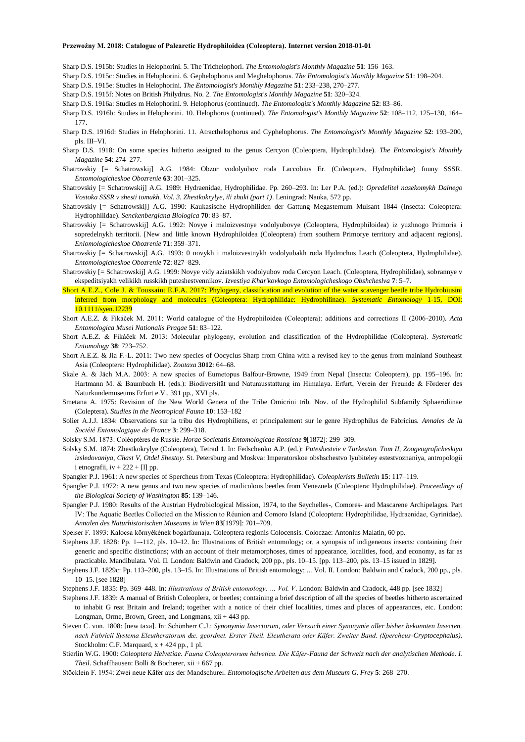Sharp D.S. 1915b: Studies in Helophorini. 5. The Trichelophori. *The Entomologist's Monthly Magazine* **51**: 156–163.

Sharp D.S. 1915c: Studies in Helophorini. 6. Gephelophorus and Meghelophorus. *The Entomologist's Monthly Magazine* **51**: 198–204.

Sharp D.S. 1915e: Studies in Helophorini. *The Entomologist's Monthly Magazine* **51**: 233–238, 270–277.

Sharp D.S. 1915f: Notes on British Philydrus. No. 2. *The Entomologist's Monthly Magazine* **51**: 320–324.

Sharp D.S. 1916a: Studies m Helophorini. 9. Helophorus (continued). *The Entomologist's Monthly Magazine* **52**: 83–86.

Sharp D.S. 1916b: Studies in Helophorini. 10. Helophorus (continued). *The Entomologist's Monthly Magazine* **52**: 108–112, 125–130, 164–177.

Sharp D.S. 1916d: Studies in Helophorini. 11. Atracthelophorus and Cyphelophorus. *The Entomologist's Monthly Magazine* **52**: 193–200, pls. III–VI.

Sharp D.S. 1918: On some species hitherto assigned to the genus Cercyon (Coleoptera, Hydrophilidae). *The Entomologist's Monthly Magazine* **54**: 274–277.

Shatrovskiy [= Schatrowskij] A.G. 1984: Obzor vodolyubov roda Laccobius Er. (Coleoptera, Hydrophilidae) fauny SSSR. *Entomologicheskoe Obozrenie* **63**: 301–325.

Shatrovskiy [= Schatrowskij] A.G. 1989: Hydraenidae, Hydrophilidae. Pp. 260–293. In: Ler P.A. (ed.): *Opredelitel nasekomykh Dalnego Vostoka SSSR v shesti tomakh. Vol. 3. Zhestkokrylye, ili zhuki (part 1)*. Leningrad: Nauka, 572 pp.

Shatrovskiy [= Schatrowskij] A.G. 1990: Kaukasische Hydrophiliden der Gattung Megasternum Mulsant 1844 (Insecta: Coleoptera: Hydrophilidae). *Senckenbergiana Biologica* **70**: 83–87.

Shatrovskiy [= Schatrowskij] A.G. 1992: Novye i maloizvestnye vodolyubovye (Coleoptera, Hydrophiloidea) iz yuzhnogo Primoria i sopredelnykh territorii. [New and little known Hydrophiloidea (Coleoptera) from southern Primorye territory and adjacent regions]. *Enlomologicheskoe Obozrenie* **71**: 359–371.

Shatrovskiy [= Schatrowskij] A.G. 1993: 0 novykh i maloizvestnykh vodolyubakh roda Hydrochus Leach (Coleoptera, Hydrophilidae). *Entomologicheskoe Obozrenie* **72**: 827–829.

Shatrovskiy [= Schatrowskij] A.G. 1999: Novye vidy aziatskikh vodolyubov roda Cercyon Leach. (Coleoptera, Hydrophilidae), sobrannye v ekspeditsiyakh velikikh russkikh puteshestvennikov. *Izvestiya Khar'kovkogo Entomologicheskogo Obshcheslva* **7**: 5–7.

Short A.E.Z., Cole J. & Toussaint E.F.A. 2017: Phylogeny, classification and evolution of the water scavenger beetle tribe Hydrobiusini inferred from morphology and molecules (Coleoptera: Hydrophilidae: Hydrophilinae). *Systematic Entomology* 1-15, DOI: 10.1111/syen.12239

Short A.E.Z. & Fikáček M. 2011: World catalogue of the Hydrophiloidea (Coleoptera): additions and corrections II (2006-2010). *Acta Entomologica Musei Nationalis Pragae* **51**: 83–122.

Short A.E.Z. & Fikáček M. 2013: Molecular phylogeny, evolution and classification of the Hydrophilidae (Coleoptera). *Systematic Entomology* **38**: 723–752.

Short A.E.Z. & Jia F.-L. 2011: Two new species of Oocyclus Sharp from China with a revised key to the genus from mainland Southeast Asia (Coleoptera: Hydrophilidae). *Zootaxa* **3012**: 64–68.

Skale A. & Jäch M.A. 2003: A new species of Eumetopus Balfour-Browne, 1949 from Nepal (Insecta: Coleoptera), pp. 195–196. In: Hartmann M. & Baumbach H. (eds.): Biodiversität und Naturausstattung im Himalaya. Erfurt, Verein der Freunde & Förderer des Naturkundemuseums Erfurt e.V., 391 pp., XVI pls.

Smetana A. 1975: Revision of the New World Genera of the Tribe Omicrini trib. Nov. of the Hydrophilid Subfamily Sphaeridiinae (Coleptera). *Studies in the Neotropical Fauna* **10**: 153–182

Solier A.J.J. 1834: Observations sur la tribu des Hydrophiliens, et principalement sur le genre Hydrophilus de Fabricius. *Annales de la Société Entomologique de France* **3**: 299–318.

Solsky S.M. 1873: Coléoptères de Russie. *Horae Societatis Entomologicae Rossicae* **9**[1872]: 299–309.

Solsky S.M. 1874: Zhestkokrylye (Coleoptera), Tetrad 1. In: Fedschenko A.P. (ed.): *Puteshestvie v Turkestan. Tom II, Zoogeograficheskiya izsledovaniya, Chast V, Otdel Shestoy*. St. Petersburg and Moskva: Imperatorskoe obshschestvo lyubiteley estestvoznaniya, antropologii i etnografii, iv + 222 + [I] pp.

Spangler P.J. 1961: A new species of Spercheus from Texas (Coleoptera: Hydrophilidae). *Coleoplerists Bulletin* **15**: 117–119.

Spangler P.J. 1972: A new genus and two new species of madicolous beetles from Venezuela (Coleoptera: Hydrophilidae). *Proceedings of the Biological Society of Washington* **85**: 139–146.

Spangler P.J. 1980: Results of the Austrian Hydrobiological Mission, 1974, to the Seychelles-, Comores- and Mascarene Archipelagos. Part IV: The Aquatic Beetles Collected on the Mission to Réunion and Comoro Island (Coleoptera: Hydrophilidae, Hydraenidae, Gyrinidae). *Annalen des Naturhistorischen Museums in Wien* **83**[1979]: 701–709.

Speiser F. 1893: Kalocsa környékének bogárfaunaja. Coleoptera regionis Colocensis. Coloczae: Antonius Malatin, 60 pp.

Stephens J.F. 1828: Pp. 1–-112, pls. 10–12. In: Illustrations of British entomology; or, a synopsis of indigeneous insects: containing their generic and specific distinctions; with an account of their metamorphoses, times of appearance, localities, food, and economy, as far as practicable. Mandibulata. Vol. II. London: Baldwin and Cradock, 200 pp., pls. 10–15. [pp. 113–200, pls. 13–15 issued in 1829].

Stephens J.F. 1829c: Pp. 113–200, pls. 13–15. In: Illustrations of British entomology; ... Vol. II. London: Baldwin and Cradock, 200 pp., pls. 10–15. [see 1828]

Stephens J.F. 1835: Pp. 369–448. In: *Illustrations of British entomology; ... Vol. V*. London: Baldwin and Cradock, 448 pp. [see 1832]

Stephens J.F. 1839: A manual of British Coleoplera, or beetles; containing a brief description of all the species of beetles hitherto ascertained to inhabit G reat Britain and Ireland; together with a notice of their chief localities, times and places of appearances, etc. London: Longman, Orme, Brown, Green, and Longmans, xii + 443 pp.

Steven C. von. 1808: [new taxa]. In: Schönherr C.J.: *Synonymia Insectorum, oder Versuch einer Synonymie aller bisher bekannten Insecten. nach Fabricii Systema Eleutheratorum &c. geordnet. Erster Theil. Eleutherata oder Käfer. Zweiter Band. (Spercheus-Cryptocephalus)*. Stockholm: C.F. Marquard, x + 424 pp., 1 pl.

Stierlin W.G. 1900: *Coleoptera Helvetiae. Fauna Coleopterorum helvetica. Die Käfer-Fauna der Schweiz nach der analytischen Methode. I. Theil*. Schaffhausen: Bolli & Bocherer, xii + 667 pp.

Stöcklein F. 1954: Zwei neue Käfer aus der Mandschurei. *Entomologische Arbeiten aus dem Museum G. Frey* **5**: 268–270.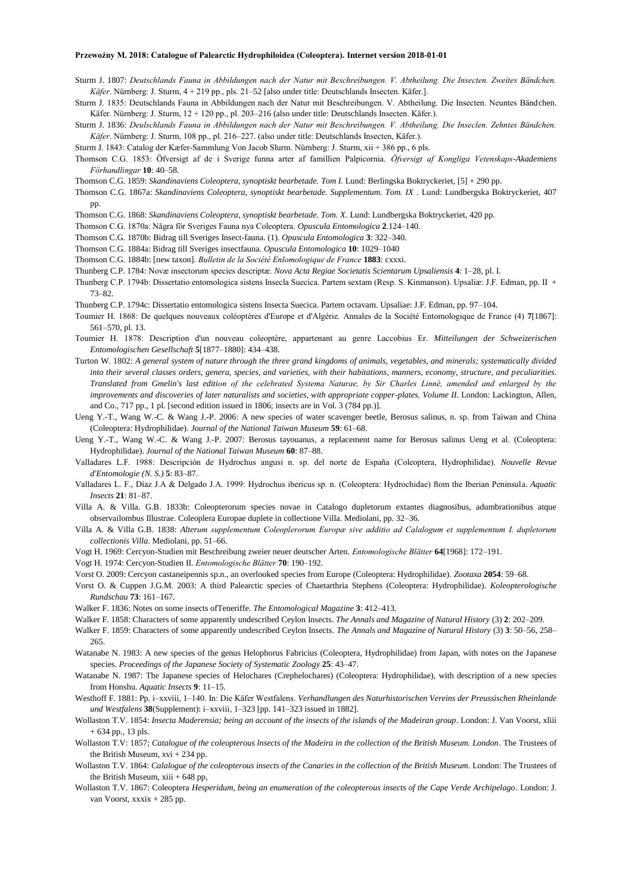Sturm J. 1807: *Deutschlands Fauna in Abbildungen nach der Natur mit Beschreibungen. V. Abtheilung. Die Insecten. Zweites Bändchen. Käfer*. Nürnberg: J. Sturm, 4 + 219 pp., pls. 21–52 [also under title: Deutschlands Insecten. Käfer.].

Sturm J. 1835: Deutschlands Fauna in Abbildungen nach der Natur mit Beschreibungen. V. Abtheilung. Die Insecten. Neuntes Bändchen. Käfer. Nürnberg: J. Sturm, 12 + 120 pp., pl. 203–216 (also under title: Deutschlands Insecten. Käfer.).

Sturm J. 1836: *Deulschlands Fauna in Abbildungen nach der Natur mit Beschreibungen. V. Abtheilung. Die Inseclen. Zehntes Bändchen. Käfer*. Nürnberg: J. Sturm, 108 pp., pl. 216–227. (also under title: Deutschlands Insecten, Käfer.).

Sturm J. 1843: Catalog der Kæfer-Sammlung Von Jacob Slurm. Nürnberg: J. Sturm, xii + 386 pp., 6 pls.

Thomson C.G. 1853: Öfversigt af de i Sverige funna arter af familien Palpicornia. *Öfversigt af Kongliga Vetenskaps-Akademiens Förhandlingar* **10**: 40–58.

Thomson C.G. 1859: *Skandinaviens Coleoptera, synoptiskt bearbetade. Tom I.* Lund: Berlingska Boktryckeriet, [5] + 290 pp.

Thomson C.G. 1867a: *Skandinaviens Coleoptera, synoptiskt bearbetade. Supplementum. Tom. IX* . Lund: Lundbergska Boktryckeriet, 407 pp.

Thomson C.G. 1868: *Skandinaviens Coleoptera, synoptiskt bearbetade. Tom. X*. Lund: Lundbergska Boktryckeriet, 420 pp.

Thomson C.G. 1870a: Några för Sveriges Fauna nya Coleoptera. *Opuscula Entomologica* **2**.124–140.

Thomson C.G. 1870b: Bidrag till Sveriges Insect-fauna. (1). *Opuscula Entomologica* **3**: 322–340.

Thomson C.G. 1884a: Bidrag till Sveriges insectfauna. *Opuscula Entomologica* **10**: 1029–1040

Thomson C.G. 1884b: [new taxon]. *Bulletin de la Société Enlomologique de France* **1883**: cxxxi.

Thunberg C.P. 1784: Novæ insectorum species descriptæ. *Nova Acta Regiae Societatis Scientarum Upsaliensis* **4**: 1–28, pl. I.

Thunberg C.P. 1794b: Dissertatio entomologica sistens Insecla Suecica. Partem sextam (Resp. S. Kinmanson). Upsaliæ: J.F. Edman, pp. II + 73–82.

Thunberg C.P. 1794c: Dissertatio entomologica sistens Insecta Suecica. Partem octavam. Upsaliae: J.F. Edman, pp. 97–104.

Toumier H. 1868: De quelques nouveaux coléoptères d'Europe et d'Algérie. Annales de la Société Entomologique de France (4) **7**[1867]: 561–570, pl. 13.

Toumier H. 1878: Description d'un nouveau coleoptère, appartenant au genre Laccobius Er. *Mitteilungen der Schweizerischen Entomologischen Gesellschaft* **5**[1877–1880]: 434–438.

Turton W. 1802: *A general system of nature through the three grand kingdoms of animals, vegetables, and minerals; systematically divided into their several classes orders, genera, species, and varieties, with their habitations, manners, economy, structure, and peculiarities. Translated from Gmelin's last edition of the celebrated Systema Naturae, by Sir Charles Linné, amended and enlarged by the improvements and discoveries of later naturalists and societies, with appropriate copper-plates. Volume II*. London: Lackington, Allen, and Co., 717 pp., 1 pl. [second edition issued in 1806; insects are in Vol. 3 (784 pp.)].

Ueng Y.-T., Wang W.-C. & Wang J.-P. 2006: A new species of water scavenger beetle, Berosus salinus, n. sp. from Taiwan and China (Coleoptera: Hydrophilidae). *Journal of the National Taiwan Museum* **59**: 61–68.

Ueng Y.-T., Wang W.-C. & Wang J.-P. 2007: Berosus tayouanus, a replacement name for Berosus salinus Ueng et al. (Coleoptera: Hydrophilidae). *Journal of the National Taiwan Museum* **60**: 87–88.

Valladares L.F. 1988: Descripción de Hydrochus angusi n. sp. del norte de España (Coleoptera, Hydrophilidae). *Nouvelle Revue d'Entomologie (N. S.)* **5**: 83–87.

Valladares L. F., Díaz J.A & Delgado J.A. 1999: Hydrochus ibericus sp. n. (Coleoptera: Hydrochidae) ftom the Iberian Peninsula. *Aquatic Insects* **21**: 81–87.

Villa A. & Villa. G.B. 1833b: Coleopterorum species novae in Catalogo dupletorum extantes diagnosibus, adumbrationibus atque observailombus Illustrae. Coleoplera Europae duplete in collectione Villa. Mediolani, pp. 32–36.

Villa A. & Villa G.B. 1838: *Alterum supplementum Coleoplerorum Europæ sive additio ad Calalogum et supplementum I. dupletorum collectionis Villa.* Mediolani, pp. 51–66.

Vogt H. 1969: Cercyon-Studien mit Beschreibung zweier neuer deutscher Arten. *Entomologische Blätter* **64**[1968]: 172–191.

Vogt H. 1974: Cercyon-Studien II. *Entomologische Blätter* **70**: 190–192.

Vorst O. 2009: Cercyon castaneipennis sp.n., an overlooked species from Europe (Coleoptera: Hydrophilidae). *Zootaxa* **2054**: 59–68.

Vorst O. & Cuppen J.G.M. 2003: A third Palearctic species of Chaetarthria Stephens (Coleoptera: Hydrophilidae). *Koleopterologische Rundschau* **73**: 161–167.

Walker F. 1836: Notes on some insects ofTeneriffe. *The Entomological Magazine* **3**: 412–413.

Walker F. 1858: Characters of some apparently undescribed Ceylon Insects. *The Annals and Magazine of Natural History* (3) **2**: 202–209.

Walker F. 1859: Characters of some apparently undescribed Ceylon Insects. *The Annals and Magazine of Natural History* (3) **3**: 50–56, 258–265.

Watanabe N. 1983: A new species of the genus Helophorus Fabricius (Coleoptera, Hydrophilidae) from Japan, with notes on the Japanese species. *Proceedings of the Japanese Society of Systematic Zoology* **25**: 43–47.

Watanabe N. 1987: The Japanese species of Helochares (Crephelochares) (Coleoptera: Hydrophilidae), with description of a new species from Honshu. *Aquatic Insects* **9**: 11–15.

Westhoff F. 1881: Pp. i–xxviii, 1–140. In: Die Käfer Westfalens. *Verhandlungen des Naturhistorischen Vereins der Preussischen Rheinlande und Westfalens* **38**(Supplement): i–xxviii, 1–323 [pp. 141–323 issued in 1882].

Wollaston T.V. 1854: *Insecta Maderensia; being an account of the insects of the islands of the Madeiran group*. London: J. Van Voorst, xliii + 634 pp., 13 pls.

Wollaston T.V: 1857; *Catalogue of the coleopterous lnsects of the Madeira in the collection of the British Museum. London*. The Trustees of the British Museum, xvi + 234 pp.

Wollaston T.V. 1864: *Calalogue of the coleopterous insects of the Canaries in the collection of the British Museum*. London: The Trustees of the British Museum, xiii + 648 pp,

Wollaston T.V. 1867: Coleoptera *Hesperidum, being an enumeration of the coleopterous insects of the Cape Verde Archipelago*. London: J. van Voorst, xxxix + 285 pp.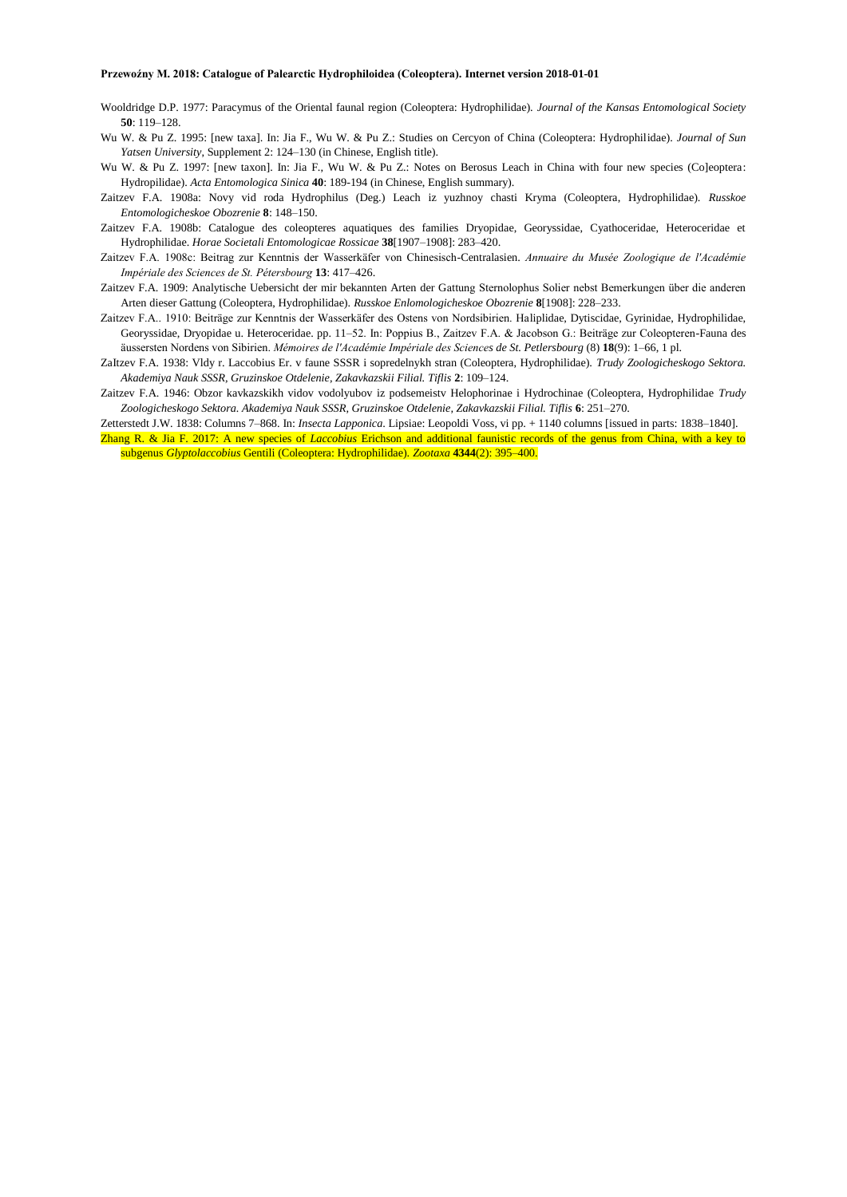Wooldridge D.P. 1977: Paracymus of the Oriental faunal region (Coleoptera: Hydrophilidae). *Journal of the Kansas Entomological Society* **50**: 119–128.

Wu W. & Pu Z. 1995: [new taxa]. In: Jia F., Wu W. & Pu Z.: Studies on Cercyon of China (Coleoptera: Hydrophilidae). *Journal of Sun Yatsen University*, Supplement 2: 124–130 (in Chinese, English title).

Wu W. & Pu Z. 1997: [new taxon]. In: Jia F., Wu W. & Pu Z.: Notes on Berosus Leach in China with four new species (Co]eoptera: Hydropilidae). *Acta Entomologica Sinica* **40**: 189-194 (in Chinese, English summary).

Zaitzev F.A. 1908a: Novy vid roda Hydrophilus (Deg.) Leach iz yuzhnoy chasti Kryma (Coleoptera, Hydrophilidae). *Russkoe Entomologicheskoe Obozrenie* **8**: 148–150.

Zaitzev F.A. 1908b: Catalogue des coleopteres aquatiques des families Dryopidae, Georyssidae, Cyathoceridae, Heteroceridae et Hydrophilidae. *Horae Societali Entomologicae Rossicae* **38**[1907–1908]: 283–420.

Zaitzev F.A. 1908c: Beitrag zur Kenntnis der Wasserkäfer von Chinesisch-Centralasien. *Annuaire du Musée Zoologique de l'Académie Impériale des Sciences de St. Pétersbourg* **13**: 417–426.

Zaitzev F.A. 1909: Analytische Uebersicht der mir bekannten Arten der Gattung Sternolophus Solier nebst Bemerkungen über die anderen Arten dieser Gattung (Coleoptera, Hydrophilidae). *Russkoe Enlomologicheskoe Obozrenie* **8**[1908]: 228–233.

Zaitzev F.A.. 1910: Beiträge zur Kenntnis der Wasserkäfer des Ostens von Nordsibirien. Haliplidae, Dytiscidae, Gyrinidae, Hydrophilidae, Georyssidae, Dryopidae u. Heteroceridae. pp. 11–52. In: Poppius B., Zaitzev F.A. & Jacobson G.: Beiträge zur Coleopteren-Fauna des äussersten Nordens von Sibirien. *Mémoires de l'Académie Impériale des Sciences de St. Petlersbourg* (8) **18**(9): 1–66, 1 pl.

ZaItzev F.A. 1938: VIdy r. Laccobius Er. v faune SSSR i sopredelnykh stran (Coleoptera, Hydrophilidae). *Trudy Zoologicheskogo Sektora. Akademiya Nauk SSSR, Gruzinskoe Otdelenie, Zakavkazskii Filial. Tiflis* **2**: 109–124.

Zaitzev F.A. 1946: Obzor kavkazskikh vidov vodolyubov iz podsemeistv Helophorinae i Hydrochinae (Coleoptera, Hydrophilidae *Trudy Zoologicheskogo Sektora. Akademiya Nauk SSSR, Gruzinskoe Otdelenie, Zakavkazskii Filial. Tiflis* **6**: 251–270.

Zetterstedt J.W. 1838: Columns 7–868. In: *Insecta Lapponica*. Lipsiae: Leopoldi Voss, vi pp. + 1140 columns [issued in parts: 1838–1840].

Zhang R. & Jia F. 2017: A new species of *Laccobius* Erichson and additional faunistic records of the genus from China, with a key to subgenus *Glyptolaccobius* Gentili (Coleoptera: Hydrophilidae). *Zootaxa* **4344**(2): 395–400.